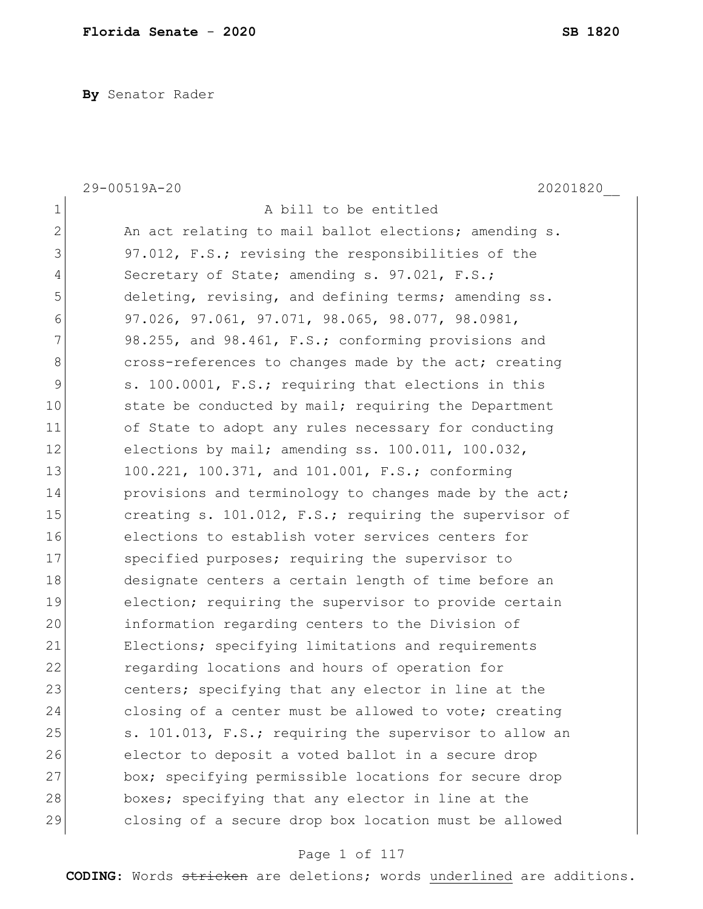**By** Senator Rader

29-00519A-20 20201820__

A bill to be entitled

An act relating to mail ballot elections; amending s. 97.012, F.S.; revising the responsibilities of the Secretary of State; amending s. 97.021, F.S.; deleting, revising, and defining terms; amending ss. 97.026, 97.061, 97.071, 98.065, 98.077, 98.0981, 98.255, and 98.461, F.S.; conforming provisions and cross-references to changes made by the act; creating s. 100.0001, F.S.; requiring that elections in this state be conducted by mail; requiring the Department of State to adopt any rules necessary for conducting elections by mail; amending ss. 100.011, 100.032, 100.221, 100.371, and 101.001, F.S.; conforming provisions and terminology to changes made by the act; creating s. 101.012, F.S.; requiring the supervisor of elections to establish voter services centers for specified purposes; requiring the supervisor to designate centers a certain length of time before an election; requiring the supervisor to provide certain information regarding centers to the Division of Elections; specifying limitations and requirements regarding locations and hours of operation for centers; specifying that any elector in line at the closing of a center must be allowed to vote; creating s. 101.013, F.S.; requiring the supervisor to allow an elector to deposit a voted ballot in a secure drop box; specifying permissible locations for secure drop boxes; specifying that any elector in line at the closing of a secure drop box location must be allowed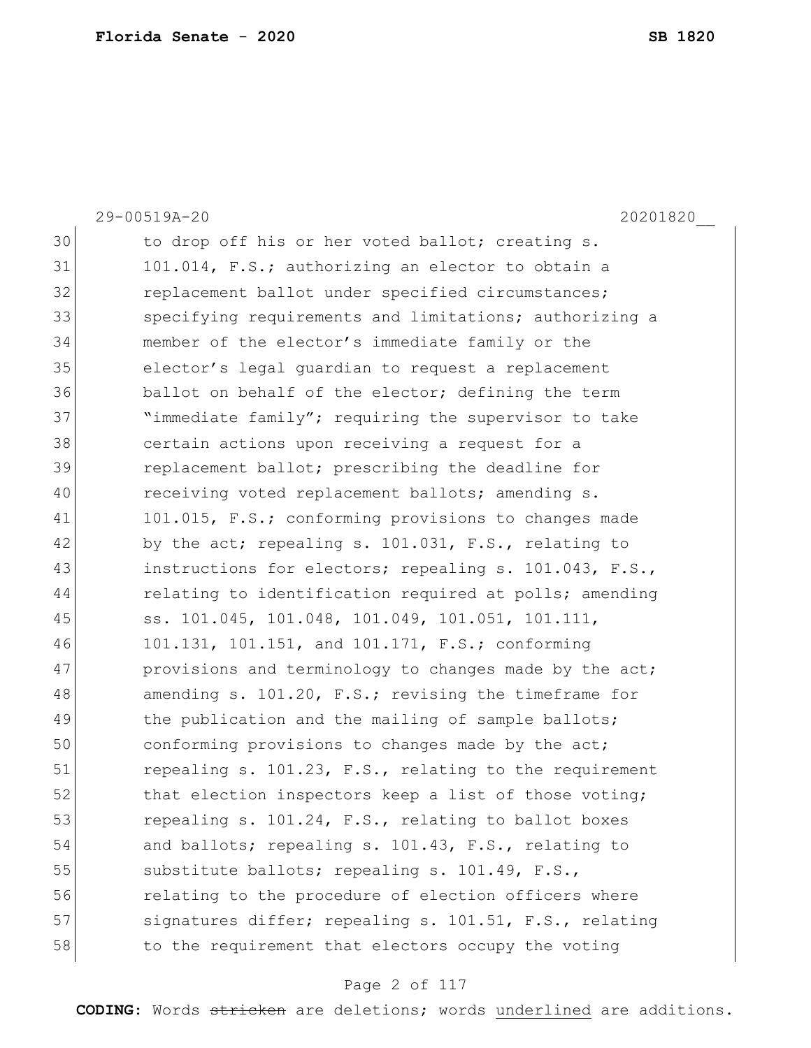29-00519A-20 20201820__

30 to drop off his or her voted ballot; creating s.
31 101.014, F.S.; authorizing an elector to obtain a
32 replacement ballot under specified circumstances;
33 specifying requirements and limitations; authorizing a
34 member of the elector's immediate family or the
35 elector's legal guardian to request a replacement
36 ballot on behalf of the elector; defining the term
37 "immediate family"; requiring the supervisor to take
38 certain actions upon receiving a request for a
39 replacement ballot; prescribing the deadline for
40 receiving voted replacement ballots; amending s.
41 101.015, F.S.; conforming provisions to changes made
42 by the act; repealing s. 101.031, F.S., relating to
43 instructions for electors; repealing s. 101.043, F.S.,
44 relating to identification required at polls; amending
45 ss. 101.045, 101.048, 101.049, 101.051, 101.111,
46 101.131, 101.151, and 101.171, F.S.; conforming
47 provisions and terminology to changes made by the act;
48 amending s. 101.20, F.S.; revising the timeframe for
49 the publication and the mailing of sample ballots;
50 conforming provisions to changes made by the act;
51 repealing s. 101.23, F.S., relating to the requirement
52 that election inspectors keep a list of those voting;
53 repealing s. 101.24, F.S., relating to ballot boxes
54 and ballots; repealing s. 101.43, F.S., relating to
55 substitute ballots; repealing s. 101.49, F.S.,
56 relating to the procedure of election officers where
57 signatures differ; repealing s. 101.51, F.S., relating
58 to the requirement that electors occupy the voting

**CODING:** Words ~~stricken~~ are deletions; words <u>underlined</u> are additions.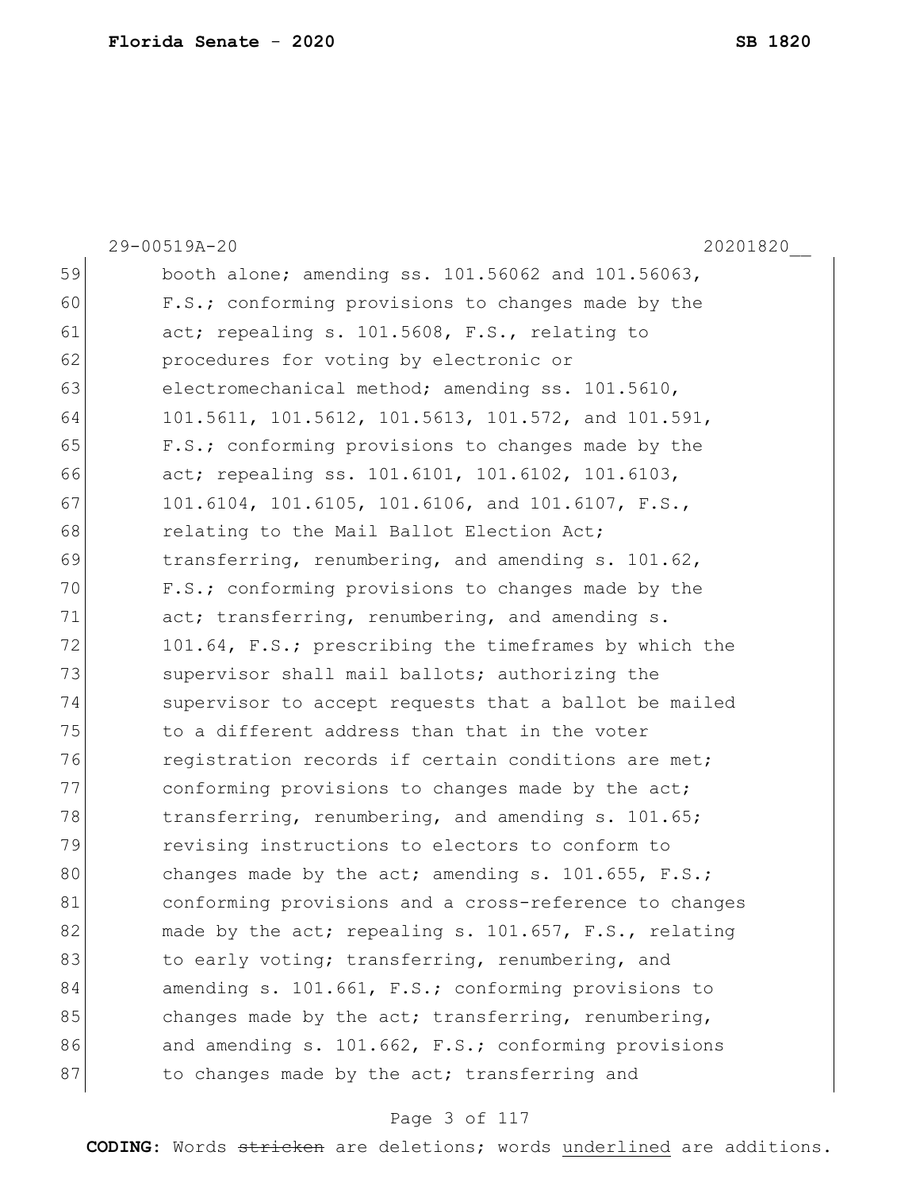29-00519A-20 20201820__

59 booth alone; amending ss. 101.56062 and 101.56063,
60 F.S.; conforming provisions to changes made by the
61 act; repealing s. 101.5608, F.S., relating to
62 procedures for voting by electronic or
63 electromechanical method; amending ss. 101.5610,
64 101.5611, 101.5612, 101.5613, 101.572, and 101.591,
65 F.S.; conforming provisions to changes made by the
66 act; repealing ss. 101.6101, 101.6102, 101.6103,
67 101.6104, 101.6105, 101.6106, and 101.6107, F.S.,
68 relating to the Mail Ballot Election Act;
69 transferring, renumbering, and amending s. 101.62,
70 F.S.; conforming provisions to changes made by the
71 act; transferring, renumbering, and amending s.
72 101.64, F.S.; prescribing the timeframes by which the
73 supervisor shall mail ballots; authorizing the
74 supervisor to accept requests that a ballot be mailed
75 to a different address than that in the voter
76 registration records if certain conditions are met;
77 conforming provisions to changes made by the act;
78 transferring, renumbering, and amending s. 101.65;
79 revising instructions to electors to conform to
80 changes made by the act; amending s. 101.655, F.S.;
81 conforming provisions and a cross-reference to changes
82 made by the act; repealing s. 101.657, F.S., relating
83 to early voting; transferring, renumbering, and
84 amending s. 101.661, F.S.; conforming provisions to
85 changes made by the act; transferring, renumbering,
86 and amending s. 101.662, F.S.; conforming provisions
87 to changes made by the act; transferring and

**CODING:** Words ~~stricken~~ are deletions; words <u>underlined</u> are additions.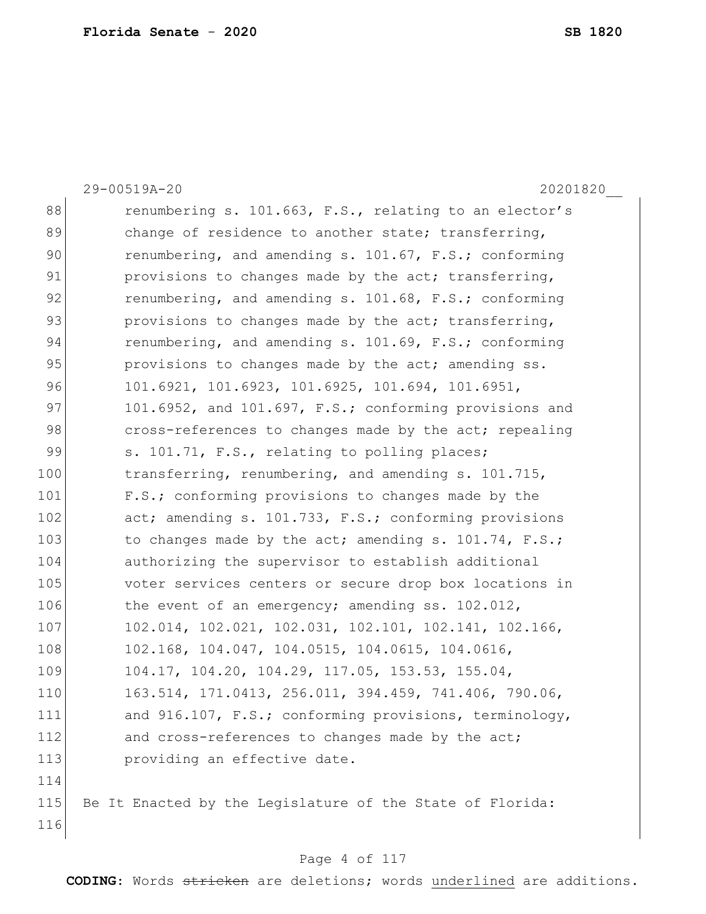renumbering s. 101.663, F.S., relating to an elector's change of residence to another state; transferring, renumbering, and amending s. 101.67, F.S.; conforming provisions to changes made by the act; transferring, renumbering, and amending s. 101.68, F.S.; conforming provisions to changes made by the act; transferring, renumbering, and amending s. 101.69, F.S.; conforming provisions to changes made by the act; amending ss. 101.6921, 101.6923, 101.6925, 101.694, 101.6951, 101.6952, and 101.697, F.S.; conforming provisions and cross-references to changes made by the act; repealing s. 101.71, F.S., relating to polling places; transferring, renumbering, and amending s. 101.715, F.S.; conforming provisions to changes made by the act; amending s. 101.733, F.S.; conforming provisions to changes made by the act; amending s. 101.74, F.S.; authorizing the supervisor to establish additional voter services centers or secure drop box locations in the event of an emergency; amending ss. 102.012, 102.014, 102.021, 102.031, 102.101, 102.141, 102.166, 102.168, 104.047, 104.0515, 104.0615, 104.0616, 104.17, 104.20, 104.29, 117.05, 153.53, 155.04, 163.514, 171.0413, 256.011, 394.459, 741.406, 790.06, and 916.107, F.S.; conforming provisions, terminology, and cross-references to changes made by the act; providing an effective date.

Be It Enacted by the Legislature of the State of Florida: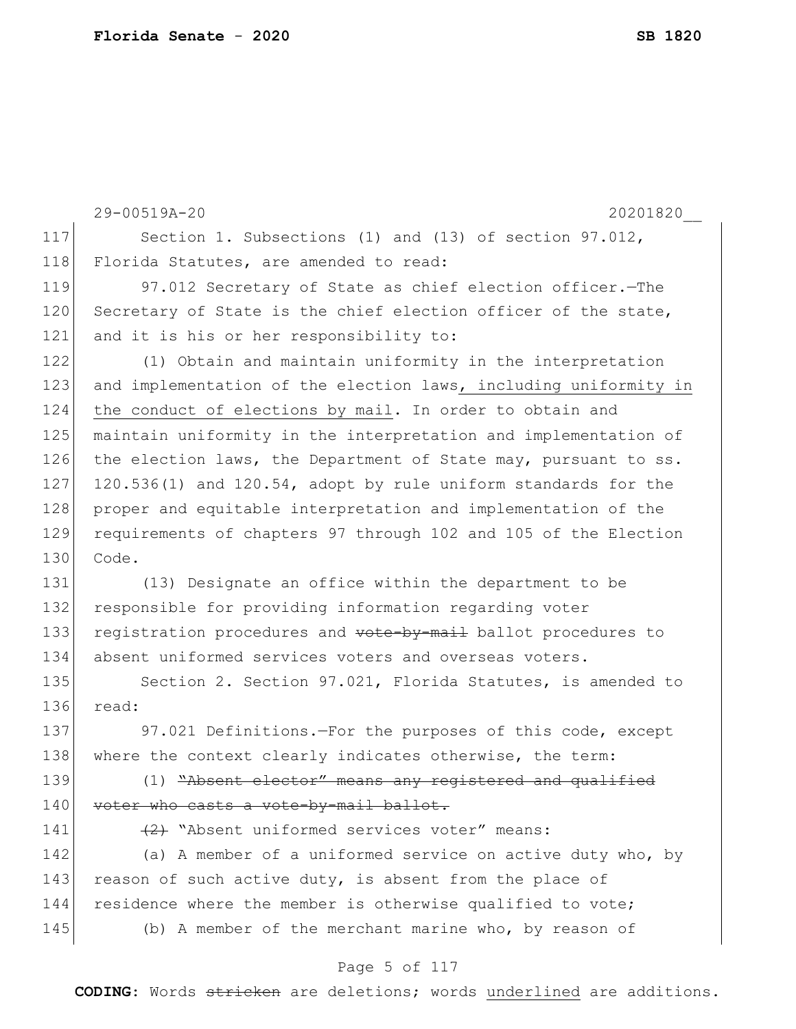Section 1. Subsections (1) and (13) of section 97.012, Florida Statutes, are amended to read:

97.012 Secretary of State as chief election officer.—The Secretary of State is the chief election officer of the state, and it is his or her responsibility to:

(1) Obtain and maintain uniformity in the interpretation and implementation of the election laws<u>, including uniformity in the conduct of elections by mail</u>. In order to obtain and maintain uniformity in the interpretation and implementation of the election laws, the Department of State may, pursuant to ss. 120.536(1) and 120.54, adopt by rule uniform standards for the proper and equitable interpretation and implementation of the requirements of chapters 97 through 102 and 105 of the Election Code.

(13) Designate an office within the department to be responsible for providing information regarding voter registration procedures and ~~vote-by-mail~~ ballot procedures to absent uniformed services voters and overseas voters.

Section 2. Section 97.021, Florida Statutes, is amended to read:

97.021 Definitions.—For the purposes of this code, except where the context clearly indicates otherwise, the term:

(1) ~~"Absent elector" means any registered and qualified voter who casts a vote-by-mail ballot.~~

~~(2)~~ "Absent uniformed services voter" means:

(a) A member of a uniformed service on active duty who, by reason of such active duty, is absent from the place of residence where the member is otherwise qualified to vote;

(b) A member of the merchant marine who, by reason of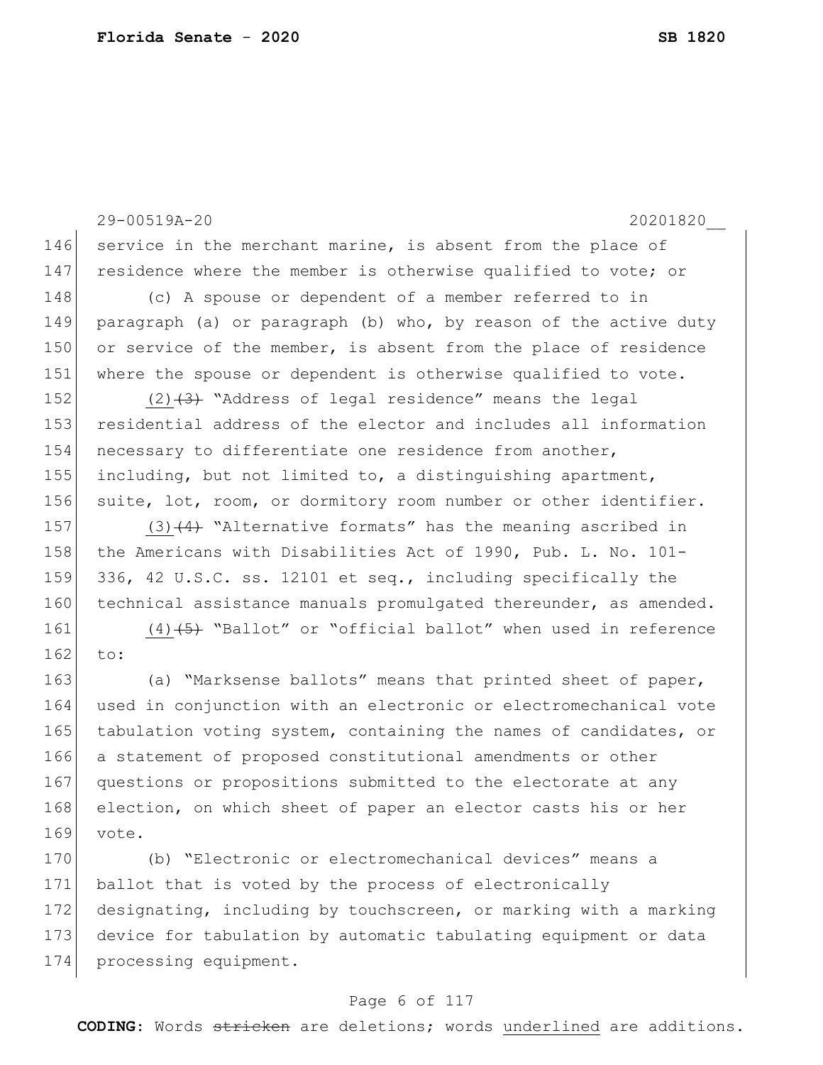service in the merchant marine, is absent from the place of residence where the member is otherwise qualified to vote; or

(c) A spouse or dependent of a member referred to in paragraph (a) or paragraph (b) who, by reason of the active duty or service of the member, is absent from the place of residence where the spouse or dependent is otherwise qualified to vote.

<u>(2)</u>~~(3)~~ "Address of legal residence" means the legal residential address of the elector and includes all information necessary to differentiate one residence from another, including, but not limited to, a distinguishing apartment, suite, lot, room, or dormitory room number or other identifier.

<u>(3)</u>~~(4)~~ "Alternative formats" has the meaning ascribed in the Americans with Disabilities Act of 1990, Pub. L. No. 101-336, 42 U.S.C. ss. 12101 et seq., including specifically the technical assistance manuals promulgated thereunder, as amended.

<u>(4)</u>~~(5)~~ "Ballot" or "official ballot" when used in reference to:

(a) "Marksense ballots" means that printed sheet of paper, used in conjunction with an electronic or electromechanical vote tabulation voting system, containing the names of candidates, or a statement of proposed constitutional amendments or other questions or propositions submitted to the electorate at any election, on which sheet of paper an elector casts his or her vote.

(b) "Electronic or electromechanical devices" means a ballot that is voted by the process of electronically designating, including by touchscreen, or marking with a marking device for tabulation by automatic tabulating equipment or data processing equipment.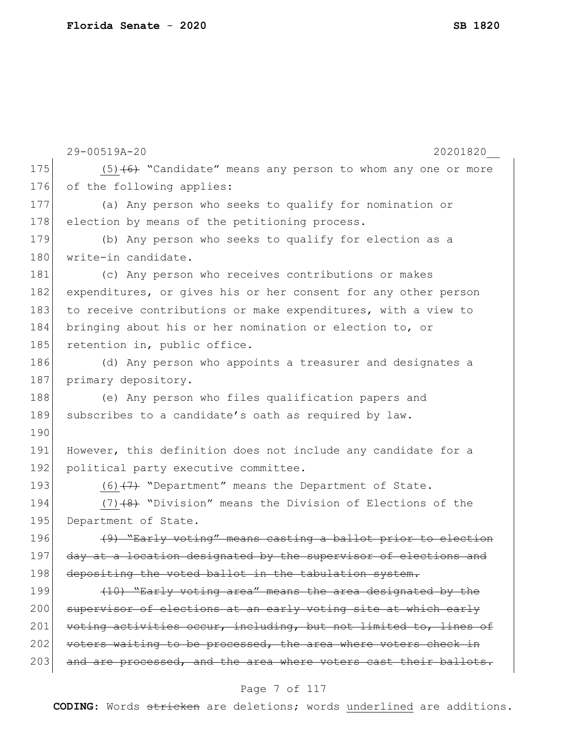(5)~~(6)~~ "Candidate" means any person to whom any one or more of the following applies:

(a) Any person who seeks to qualify for nomination or election by means of the petitioning process.

(b) Any person who seeks to qualify for election as a write-in candidate.

(c) Any person who receives contributions or makes expenditures, or gives his or her consent for any other person to receive contributions or make expenditures, with a view to bringing about his or her nomination or election to, or retention in, public office.

(d) Any person who appoints a treasurer and designates a primary depository.

(e) Any person who files qualification papers and subscribes to a candidate's oath as required by law.

However, this definition does not include any candidate for a political party executive committee.

(6)~~(7)~~ "Department" means the Department of State.

(7)~~(8)~~ "Division" means the Division of Elections of the Department of State.

~~(9) "Early voting" means casting a ballot prior to election day at a location designated by the supervisor of elections and depositing the voted ballot in the tabulation system.~~

~~(10) "Early voting area" means the area designated by the supervisor of elections at an early voting site at which early voting activities occur, including, but not limited to, lines of voters waiting to be processed, the area where voters check in and are processed, and the area where voters cast their ballots.~~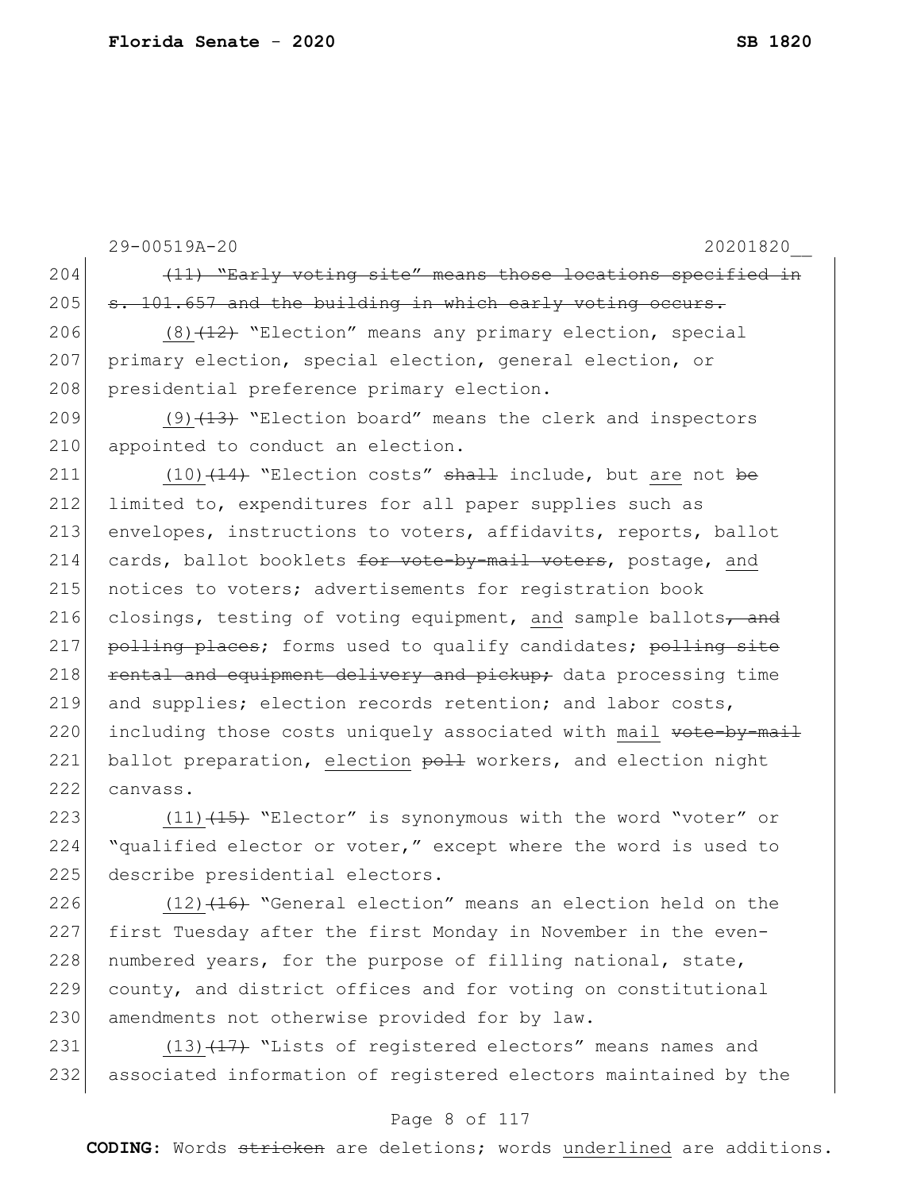~~(11) "Early voting site" means those locations specified in s. 101.657 and the building in which early voting occurs.~~

(8)~~(12)~~ "Election" means any primary election, special primary election, special election, general election, or presidential preference primary election.

(9)~~(13)~~ "Election board" means the clerk and inspectors appointed to conduct an election.

(10)~~(14)~~ "Election costs" ~~shall~~ include, but are not ~~be~~ limited to, expenditures for all paper supplies such as envelopes, instructions to voters, affidavits, reports, ballot cards, ballot booklets ~~for vote-by-mail voters~~, postage, and notices to voters; advertisements for registration book closings, testing of voting equipment, and sample ballots~~, and polling places~~; forms used to qualify candidates; ~~polling site rental and equipment delivery and pickup;~~ data processing time and supplies; election records retention; and labor costs, including those costs uniquely associated with mail ~~vote-by-mail~~ ballot preparation, election ~~poll~~ workers, and election night canvass.

(11)~~(15)~~ "Elector" is synonymous with the word "voter" or "qualified elector or voter," except where the word is used to describe presidential electors.

(12)~~(16)~~ "General election" means an election held on the first Tuesday after the first Monday in November in the even-numbered years, for the purpose of filling national, state, county, and district offices and for voting on constitutional amendments not otherwise provided for by law.

(13)~~(17)~~ "Lists of registered electors" means names and associated information of registered electors maintained by the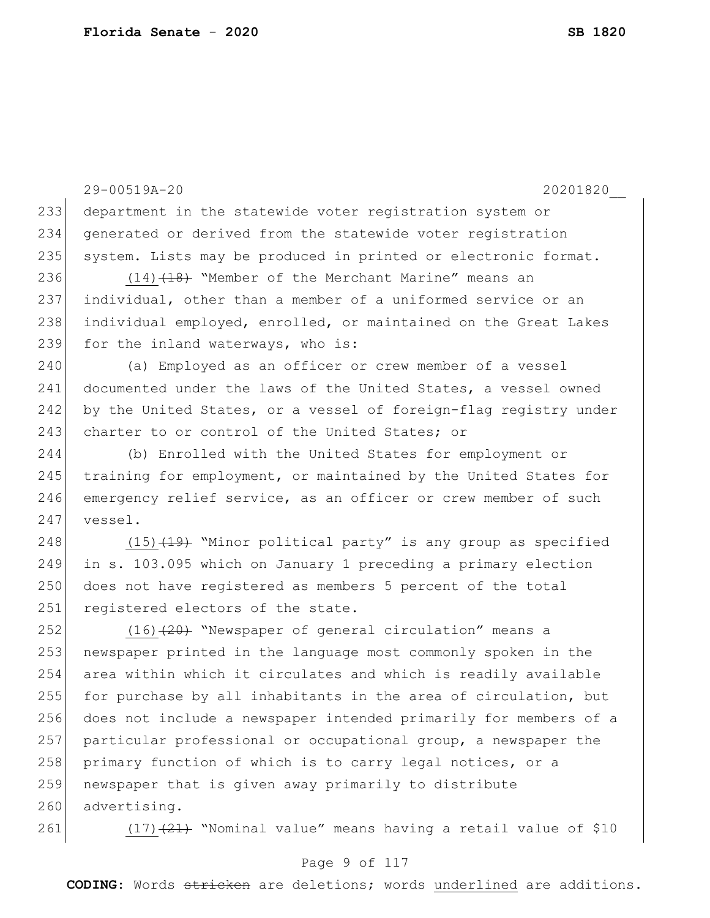department in the statewide voter registration system or generated or derived from the statewide voter registration system. Lists may be produced in printed or electronic format.

(14) ~~(18)~~ "Member of the Merchant Marine" means an individual, other than a member of a uniformed service or an individual employed, enrolled, or maintained on the Great Lakes for the inland waterways, who is:

(a) Employed as an officer or crew member of a vessel documented under the laws of the United States, a vessel owned by the United States, or a vessel of foreign-flag registry under charter to or control of the United States; or

(b) Enrolled with the United States for employment or training for employment, or maintained by the United States for emergency relief service, as an officer or crew member of such vessel.

(15) ~~(19)~~ "Minor political party" is any group as specified in s. 103.095 which on January 1 preceding a primary election does not have registered as members 5 percent of the total registered electors of the state.

(16) ~~(20)~~ "Newspaper of general circulation" means a newspaper printed in the language most commonly spoken in the area within which it circulates and which is readily available for purchase by all inhabitants in the area of circulation, but does not include a newspaper intended primarily for members of a particular professional or occupational group, a newspaper the primary function of which is to carry legal notices, or a newspaper that is given away primarily to distribute advertising.

(17) ~~(21)~~ "Nominal value" means having a retail value of $10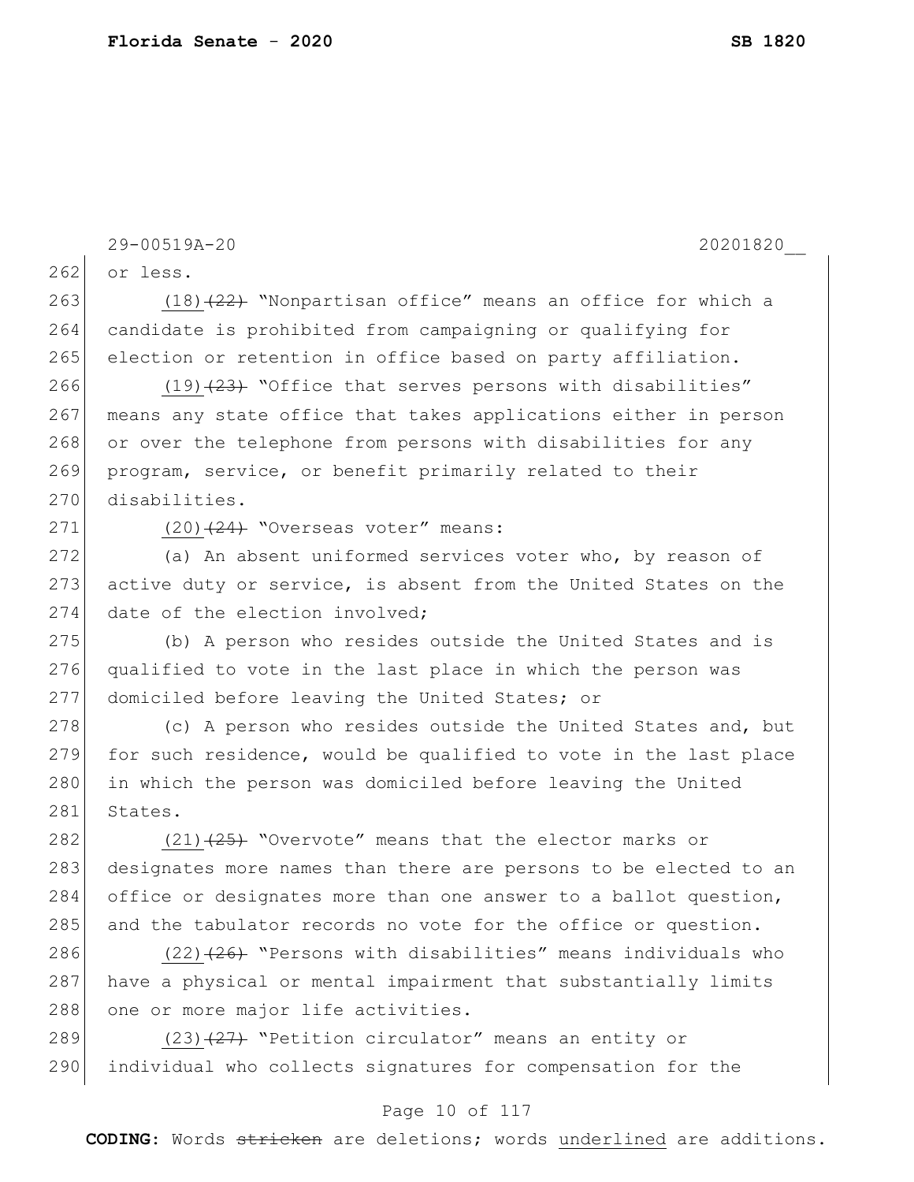or less.

(18) ~~(22)~~ "Nonpartisan office" means an office for which a candidate is prohibited from campaigning or qualifying for election or retention in office based on party affiliation.

(19) ~~(23)~~ "Office that serves persons with disabilities" means any state office that takes applications either in person or over the telephone from persons with disabilities for any program, service, or benefit primarily related to their disabilities.

(20) ~~(24)~~ "Overseas voter" means:

(a) An absent uniformed services voter who, by reason of active duty or service, is absent from the United States on the date of the election involved;

(b) A person who resides outside the United States and is qualified to vote in the last place in which the person was domiciled before leaving the United States; or

(c) A person who resides outside the United States and, but for such residence, would be qualified to vote in the last place in which the person was domiciled before leaving the United States.

(21) ~~(25)~~ "Overvote" means that the elector marks or designates more names than there are persons to be elected to an office or designates more than one answer to a ballot question, and the tabulator records no vote for the office or question.

(22) ~~(26)~~ "Persons with disabilities" means individuals who have a physical or mental impairment that substantially limits one or more major life activities.

(23) ~~(27)~~ "Petition circulator" means an entity or individual who collects signatures for compensation for the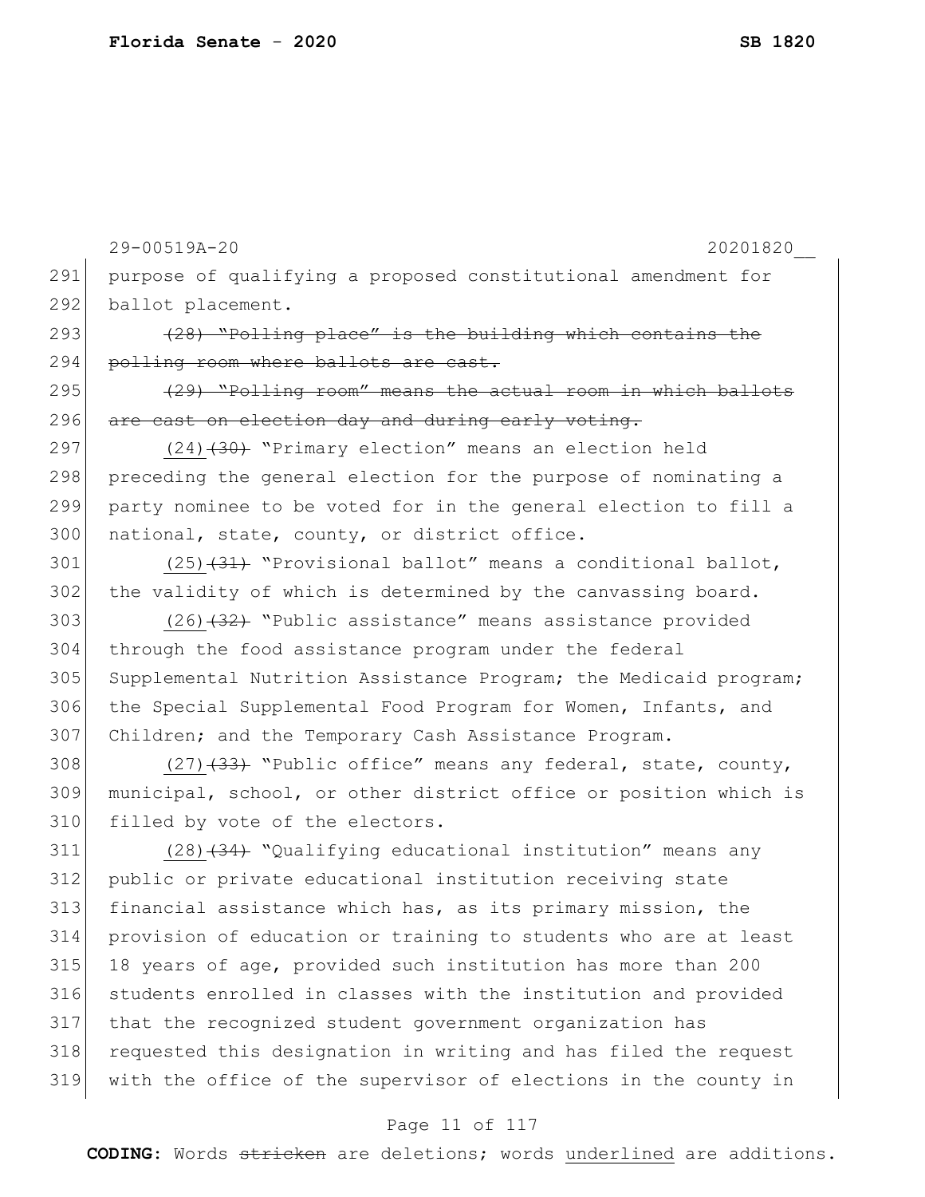purpose of qualifying a proposed constitutional amendment for ballot placement.

~~(28) "Polling place" is the building which contains the polling room where ballots are cast.~~

~~(29) "Polling room" means the actual room in which ballots are cast on election day and during early voting.~~

<u>(24)</u>~~(30)~~ "Primary election" means an election held preceding the general election for the purpose of nominating a party nominee to be voted for in the general election to fill a national, state, county, or district office.

<u>(25)</u>~~(31)~~ "Provisional ballot" means a conditional ballot, the validity of which is determined by the canvassing board.

<u>(26)</u>~~(32)~~ "Public assistance" means assistance provided through the food assistance program under the federal Supplemental Nutrition Assistance Program; the Medicaid program; the Special Supplemental Food Program for Women, Infants, and Children; and the Temporary Cash Assistance Program.

<u>(27)</u>~~(33)~~ "Public office" means any federal, state, county, municipal, school, or other district office or position which is filled by vote of the electors.

<u>(28)</u>~~(34)~~ "Qualifying educational institution" means any public or private educational institution receiving state financial assistance which has, as its primary mission, the provision of education or training to students who are at least 18 years of age, provided such institution has more than 200 students enrolled in classes with the institution and provided that the recognized student government organization has requested this designation in writing and has filed the request with the office of the supervisor of elections in the county in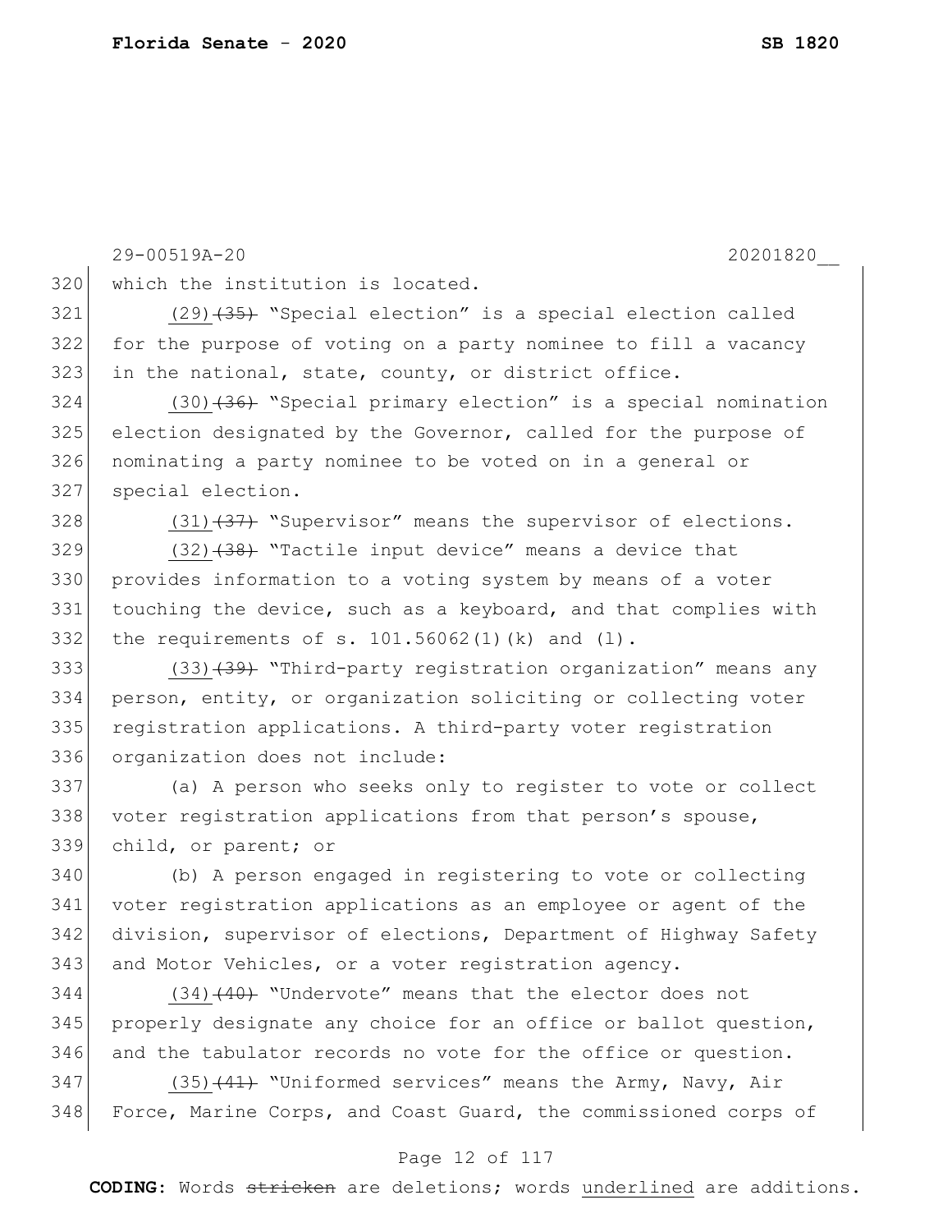which the institution is located.

(29) ~~(35)~~ "Special election" is a special election called for the purpose of voting on a party nominee to fill a vacancy in the national, state, county, or district office.

(30) ~~(36)~~ "Special primary election" is a special nomination election designated by the Governor, called for the purpose of nominating a party nominee to be voted on in a general or special election.

(31) ~~(37)~~ "Supervisor" means the supervisor of elections.

(32) ~~(38)~~ "Tactile input device" means a device that provides information to a voting system by means of a voter touching the device, such as a keyboard, and that complies with the requirements of s. 101.56062(1)(k) and (l).

(33) ~~(39)~~ "Third-party registration organization" means any person, entity, or organization soliciting or collecting voter registration applications. A third-party voter registration organization does not include:

(a) A person who seeks only to register to vote or collect voter registration applications from that person's spouse, child, or parent; or

(b) A person engaged in registering to vote or collecting voter registration applications as an employee or agent of the division, supervisor of elections, Department of Highway Safety and Motor Vehicles, or a voter registration agency.

(34) ~~(40)~~ "Undervote" means that the elector does not properly designate any choice for an office or ballot question, and the tabulator records no vote for the office or question.

(35) ~~(41)~~ "Uniformed services" means the Army, Navy, Air Force, Marine Corps, and Coast Guard, the commissioned corps of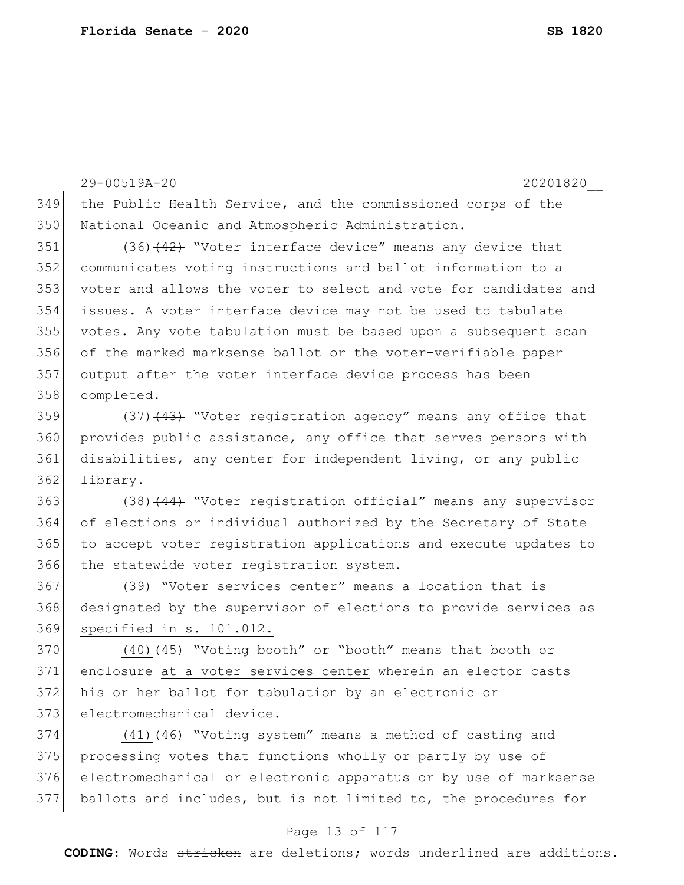the Public Health Service, and the commissioned corps of the National Oceanic and Atmospheric Administration.

(36)~~(42)~~ "Voter interface device" means any device that communicates voting instructions and ballot information to a voter and allows the voter to select and vote for candidates and issues. A voter interface device may not be used to tabulate votes. Any vote tabulation must be based upon a subsequent scan of the marked marksense ballot or the voter-verifiable paper output after the voter interface device process has been completed.

(37)~~(43)~~ "Voter registration agency" means any office that provides public assistance, any office that serves persons with disabilities, any center for independent living, or any public library.

(38)~~(44)~~ "Voter registration official" means any supervisor of elections or individual authorized by the Secretary of State to accept voter registration applications and execute updates to the statewide voter registration system.

<u>(39) "Voter services center" means a location that is designated by the supervisor of elections to provide services as specified in s. 101.012.</u>

(40)~~(45)~~ "Voting booth" or "booth" means that booth or enclosure <u>at a voter services center</u> wherein an elector casts his or her ballot for tabulation by an electronic or electromechanical device.

(41)~~(46)~~ "Voting system" means a method of casting and processing votes that functions wholly or partly by use of electromechanical or electronic apparatus or by use of marksense ballots and includes, but is not limited to, the procedures for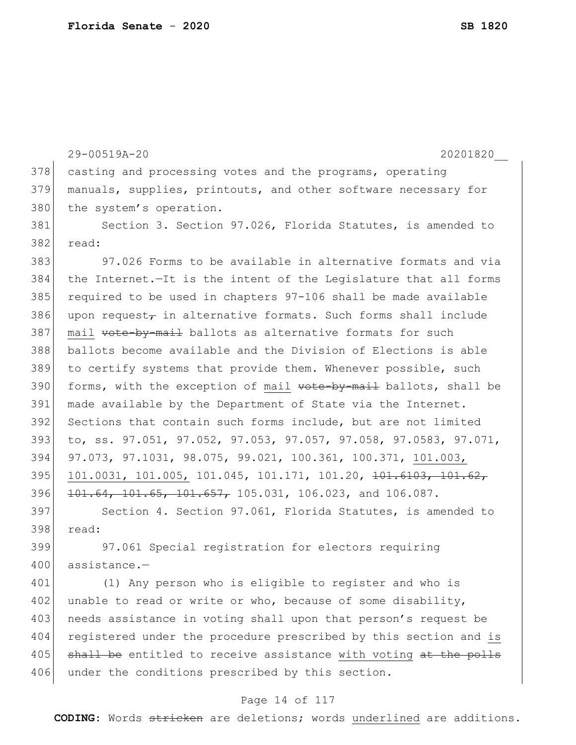casting and processing votes and the programs, operating manuals, supplies, printouts, and other software necessary for the system's operation.

Section 3. Section 97.026, Florida Statutes, is amended to read:

97.026 Forms to be available in alternative formats and via the Internet.—It is the intent of the Legislature that all forms required to be used in chapters 97-106 shall be made available upon request~~,~~ in alternative formats. Such forms shall include <u>mail</u> ~~vote-by-mail~~ ballots as alternative formats for such ballots become available and the Division of Elections is able to certify systems that provide them. Whenever possible, such forms, with the exception of <u>mail</u> ~~vote-by-mail~~ ballots, shall be made available by the Department of State via the Internet. Sections that contain such forms include, but are not limited to, ss. 97.051, 97.052, 97.053, 97.057, 97.058, 97.0583, 97.071, 97.073, 97.1031, 98.075, 99.021, 100.361, 100.371, <u>101.003, 101.0031, 101.005,</u> 101.045, 101.171, 101.20, ~~101.6103, 101.62, 101.64, 101.65, 101.657,~~ 105.031, 106.023, and 106.087.

Section 4. Section 97.061, Florida Statutes, is amended to read:

97.061 Special registration for electors requiring assistance.—

(1) Any person who is eligible to register and who is unable to read or write or who, because of some disability, needs assistance in voting shall upon that person's request be registered under the procedure prescribed by this section and <u>is</u> ~~shall be~~ entitled to receive assistance <u>with voting</u> ~~at the polls~~ under the conditions prescribed by this section.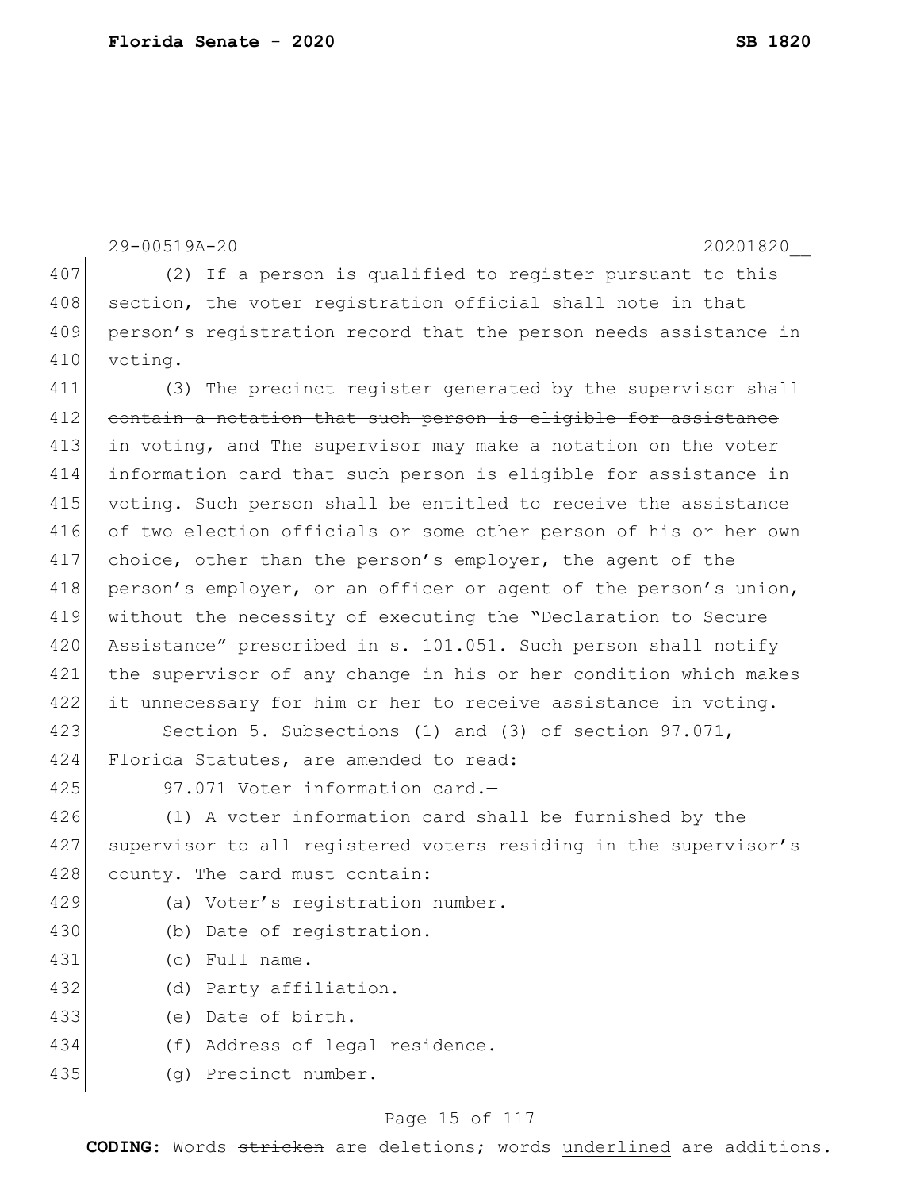(2) If a person is qualified to register pursuant to this section, the voter registration official shall note in that person's registration record that the person needs assistance in voting.

(3) ~~The precinct register generated by the supervisor shall contain a notation that such person is eligible for assistance in voting, and~~ The supervisor may make a notation on the voter information card that such person is eligible for assistance in voting. Such person shall be entitled to receive the assistance of two election officials or some other person of his or her own choice, other than the person's employer, the agent of the person's employer, or an officer or agent of the person's union, without the necessity of executing the "Declaration to Secure Assistance" prescribed in s. 101.051. Such person shall notify the supervisor of any change in his or her condition which makes it unnecessary for him or her to receive assistance in voting.

Section 5. Subsections (1) and (3) of section 97.071, Florida Statutes, are amended to read:

97.071 Voter information card.—

(1) A voter information card shall be furnished by the supervisor to all registered voters residing in the supervisor's county. The card must contain:

(a) Voter's registration number.

(b) Date of registration.

(c) Full name.

(d) Party affiliation.

(e) Date of birth.

(f) Address of legal residence.

(g) Precinct number.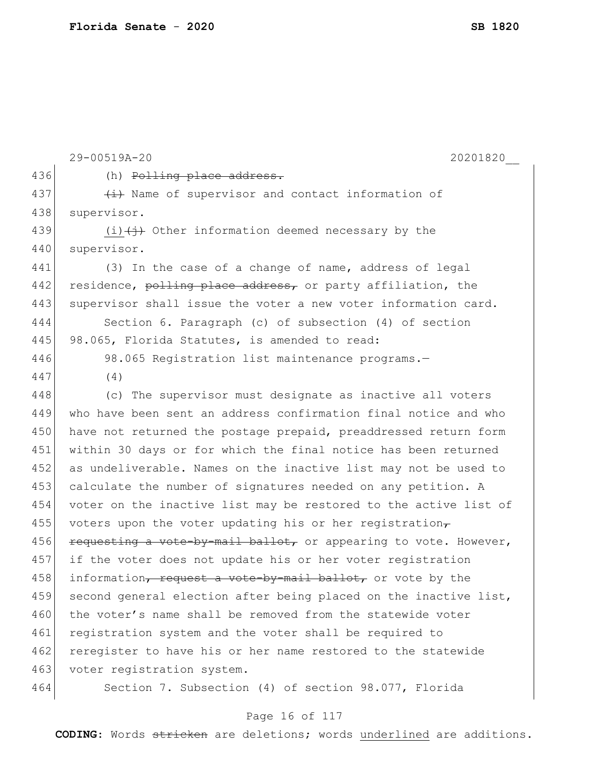(h) ~~Polling place address.~~

~~(i)~~ Name of supervisor and contact information of supervisor.

<u>(i)</u>~~(j)~~ Other information deemed necessary by the supervisor.

(3) In the case of a change of name, address of legal residence, ~~polling place address,~~ or party affiliation, the supervisor shall issue the voter a new voter information card.

Section 6. Paragraph (c) of subsection (4) of section 98.065, Florida Statutes, is amended to read:

98.065 Registration list maintenance programs.—

(4)

(c) The supervisor must designate as inactive all voters who have been sent an address confirmation final notice and who have not returned the postage prepaid, preaddressed return form within 30 days or for which the final notice has been returned as undeliverable. Names on the inactive list may not be used to calculate the number of signatures needed on any petition. A voter on the inactive list may be restored to the active list of voters upon the voter updating his or her registration~~, requesting a vote-by-mail ballot,~~ or appearing to vote. However, if the voter does not update his or her voter registration information~~, request a vote-by-mail ballot,~~ or vote by the second general election after being placed on the inactive list, the voter's name shall be removed from the statewide voter registration system and the voter shall be required to reregister to have his or her name restored to the statewide voter registration system.

Section 7. Subsection (4) of section 98.077, Florida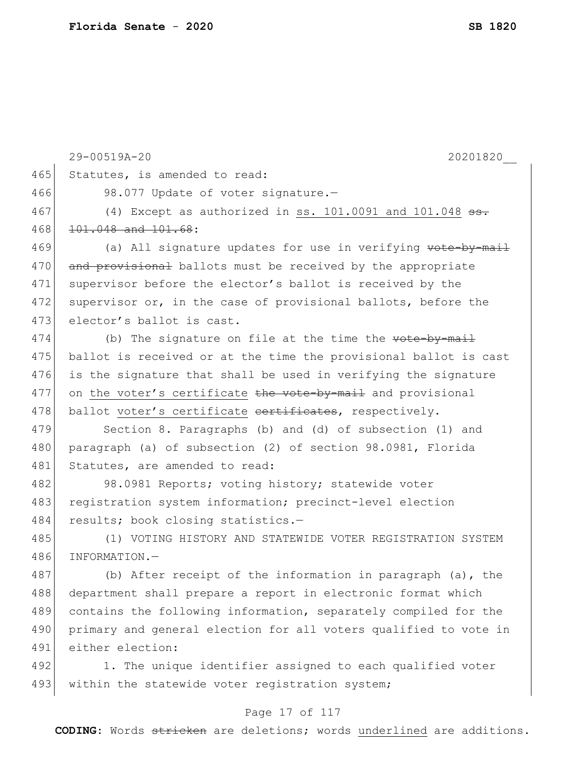Statutes, is amended to read:

98.077 Update of voter signature.—

(4) Except as authorized in <u>ss. 101.0091 and 101.048</u> ~~ss. 101.048 and 101.68~~:

(a) All signature updates for use in verifying ~~vote-by-mail and provisional~~ ballots must be received by the appropriate supervisor before the elector's ballot is received by the supervisor or, in the case of provisional ballots, before the elector's ballot is cast.

(b) The signature on file at the time the ~~vote-by-mail~~ ballot is received or at the time the provisional ballot is cast is the signature that shall be used in verifying the signature on <u>the voter's certificate</u> ~~the vote-by-mail~~ and provisional ballot <u>voter's certificate</u> ~~certificates~~, respectively.

Section 8. Paragraphs (b) and (d) of subsection (1) and paragraph (a) of subsection (2) of section 98.0981, Florida Statutes, are amended to read:

98.0981 Reports; voting history; statewide voter registration system information; precinct-level election results; book closing statistics.—

(1) VOTING HISTORY AND STATEWIDE VOTER REGISTRATION SYSTEM INFORMATION.—

(b) After receipt of the information in paragraph (a), the department shall prepare a report in electronic format which contains the following information, separately compiled for the primary and general election for all voters qualified to vote in either election:

1. The unique identifier assigned to each qualified voter within the statewide voter registration system;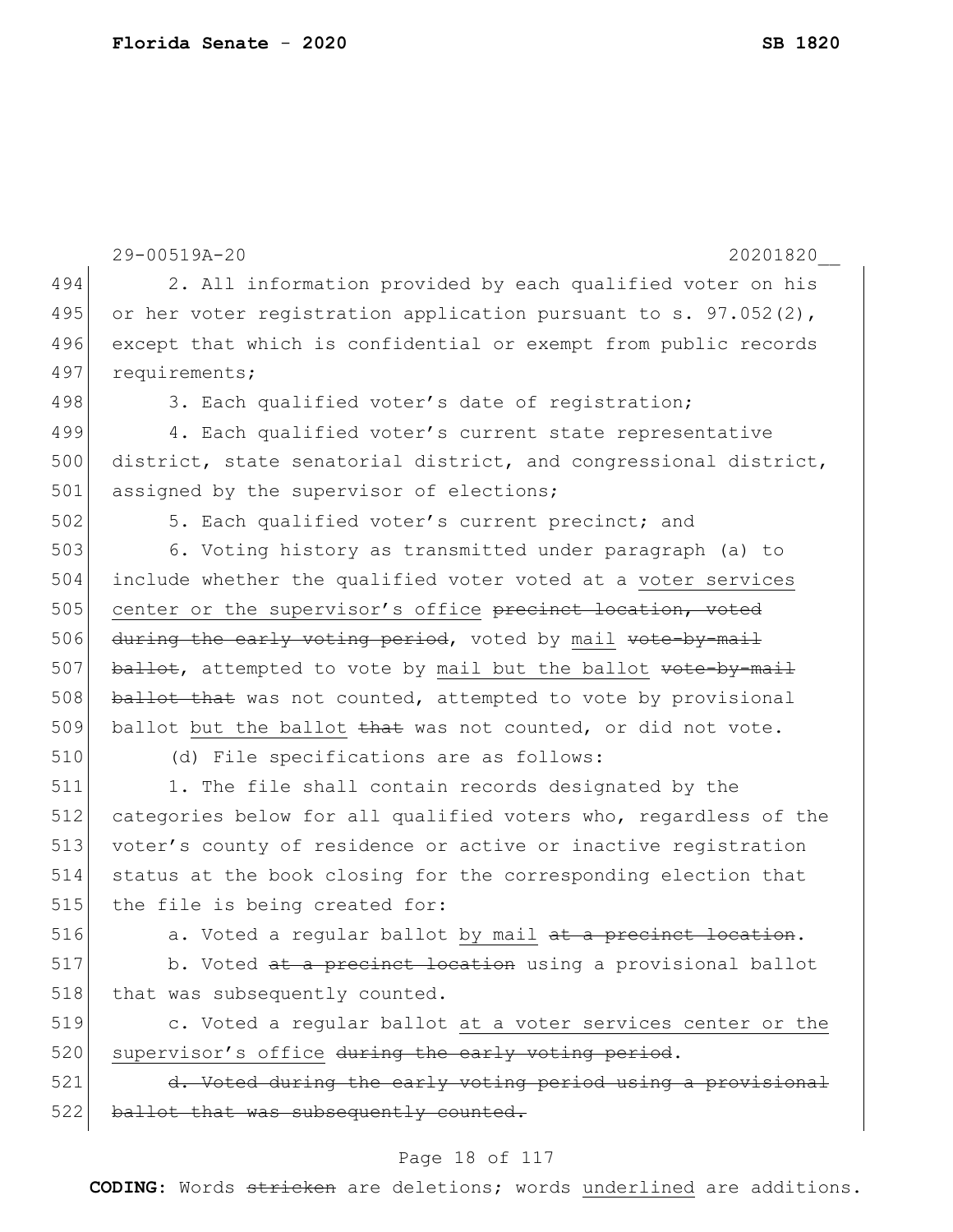2. All information provided by each qualified voter on his or her voter registration application pursuant to s. 97.052(2), except that which is confidential or exempt from public records requirements;

3. Each qualified voter's date of registration;

4. Each qualified voter's current state representative district, state senatorial district, and congressional district, assigned by the supervisor of elections;

5. Each qualified voter's current precinct; and

6. Voting history as transmitted under paragraph (a) to include whether the qualified voter voted at a <u>voter services center or the supervisor's office</u> ~~precinct location, voted during the early voting period~~, voted by <u>mail</u> ~~vote-by-mail ballot~~, attempted to vote by <u>mail but the ballot</u> ~~vote-by-mail ballot that~~ was not counted, attempted to vote by provisional ballot <u>but the ballot</u> ~~that~~ was not counted, or did not vote.

(d) File specifications are as follows:

1. The file shall contain records designated by the categories below for all qualified voters who, regardless of the voter's county of residence or active or inactive registration status at the book closing for the corresponding election that the file is being created for:

a. Voted a regular ballot <u>by mail</u> ~~at a precinct location~~.

b. Voted ~~at a precinct location~~ using a provisional ballot that was subsequently counted.

c. Voted a regular ballot <u>at a voter services center or the supervisor's office</u> ~~during the early voting period~~.

~~d. Voted during the early voting period using a provisional ballot that was subsequently counted.~~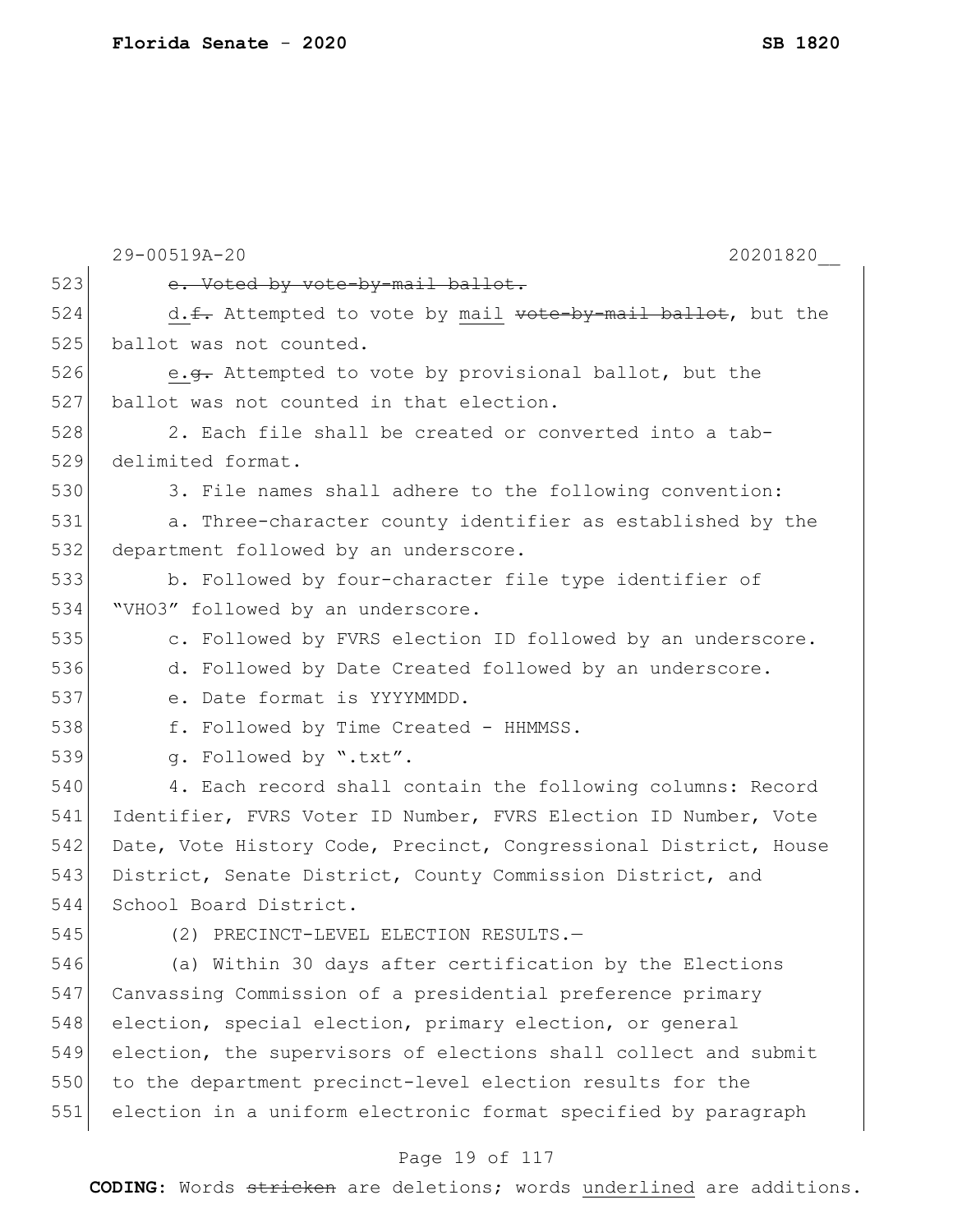29-00519A-20 20201820__

523 ~~e. Voted by vote-by-mail ballot.~~

524 d.~~f.~~ Attempted to vote by <u>mail</u> ~~vote-by-mail ballot~~, but the
525 ballot was not counted.

526 <u>e.</u>~~g.~~ Attempted to vote by provisional ballot, but the
527 ballot was not counted in that election.

528 2. Each file shall be created or converted into a tab-
529 delimited format.

530 3. File names shall adhere to the following convention:

531 a. Three-character county identifier as established by the
532 department followed by an underscore.

533 b. Followed by four-character file type identifier of
534 "VHO3" followed by an underscore.

535 c. Followed by FVRS election ID followed by an underscore.

536 d. Followed by Date Created followed by an underscore.

537 e. Date format is YYYYMMDD.

538 f. Followed by Time Created - HHMMSS.

539 g. Followed by ".txt".

540 4. Each record shall contain the following columns: Record
541 Identifier, FVRS Voter ID Number, FVRS Election ID Number, Vote
542 Date, Vote History Code, Precinct, Congressional District, House
543 District, Senate District, County Commission District, and
544 School Board District.

545 (2) PRECINCT-LEVEL ELECTION RESULTS.—

546 (a) Within 30 days after certification by the Elections
547 Canvassing Commission of a presidential preference primary
548 election, special election, primary election, or general
549 election, the supervisors of elections shall collect and submit
550 to the department precinct-level election results for the
551 election in a uniform electronic format specified by paragraph

**CODING:** Words ~~stricken~~ are deletions; words <u>underlined</u> are additions.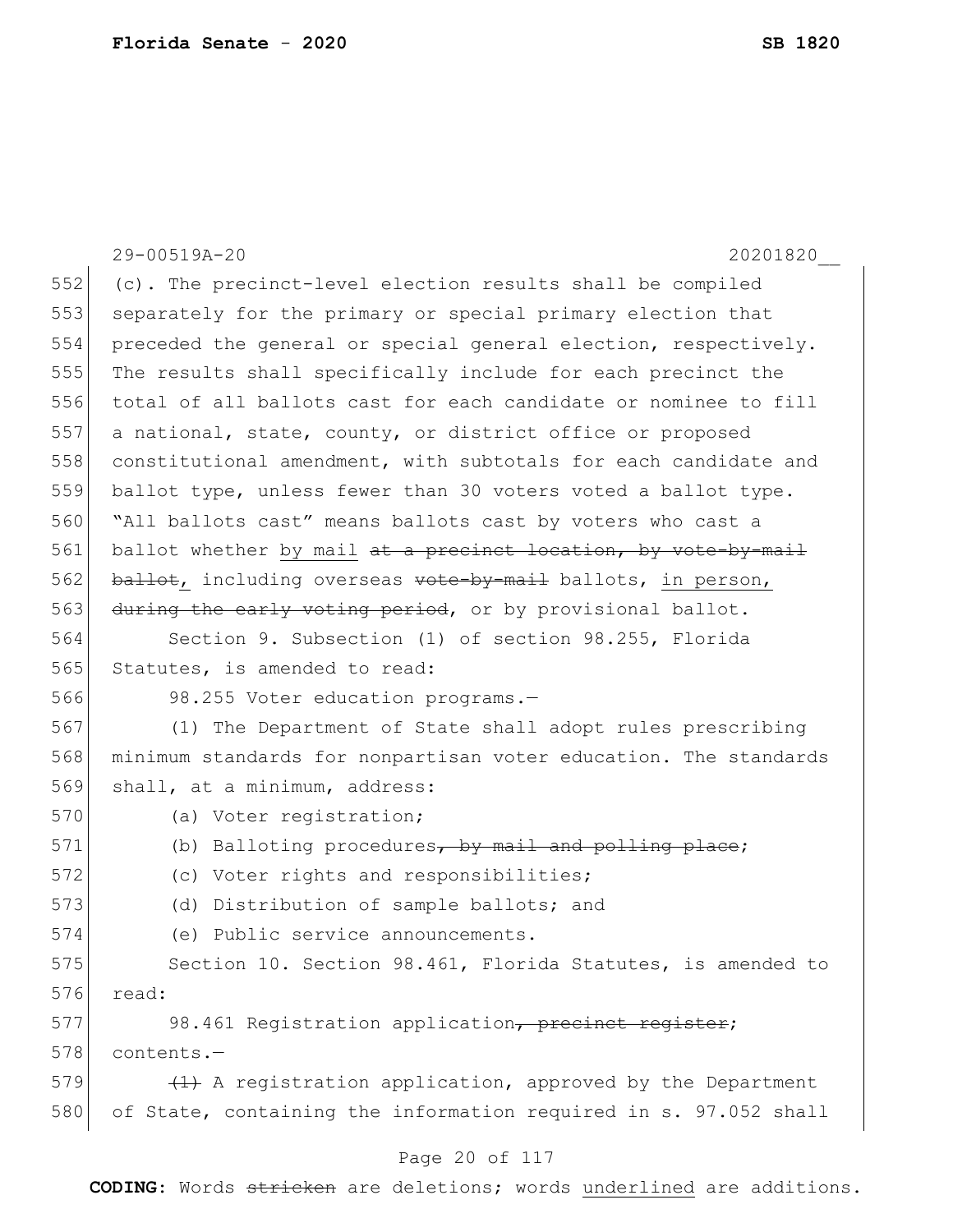(c). The precinct-level election results shall be compiled separately for the primary or special primary election that preceded the general or special general election, respectively. The results shall specifically include for each precinct the total of all ballots cast for each candidate or nominee to fill a national, state, county, or district office or proposed constitutional amendment, with subtotals for each candidate and ballot type, unless fewer than 30 voters voted a ballot type. "All ballots cast" means ballots cast by voters who cast a ballot whether <u>by mail</u> ~~at a precinct location, by vote-by-mail ballot~~, including overseas ~~vote-by-mail~~ ballots, <u>in person,</u> ~~during the early voting period~~, or by provisional ballot.

Section 9. Subsection (1) of section 98.255, Florida Statutes, is amended to read:

98.255 Voter education programs.—

(1) The Department of State shall adopt rules prescribing minimum standards for nonpartisan voter education. The standards shall, at a minimum, address:

(a) Voter registration;

(b) Balloting procedures~~, by mail and polling place~~;

(c) Voter rights and responsibilities;

(d) Distribution of sample ballots; and

(e) Public service announcements.

Section 10. Section 98.461, Florida Statutes, is amended to read:

98.461 Registration application~~, precinct register~~; contents.—

~~(1)~~ A registration application, approved by the Department of State, containing the information required in s. 97.052 shall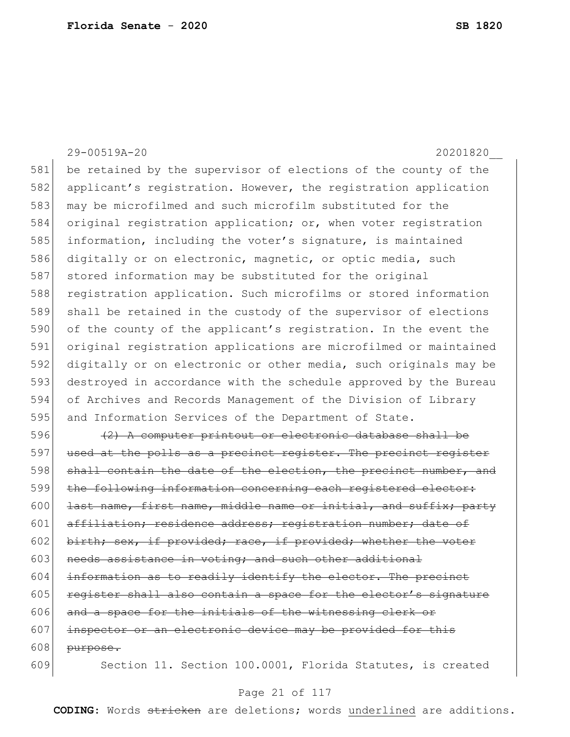be retained by the supervisor of elections of the county of the applicant's registration. However, the registration application may be microfilmed and such microfilm substituted for the original registration application; or, when voter registration information, including the voter's signature, is maintained digitally or on electronic, magnetic, or optic media, such stored information may be substituted for the original registration application. Such microfilms or stored information shall be retained in the custody of the supervisor of elections of the county of the applicant's registration. In the event the original registration applications are microfilmed or maintained digitally or on electronic or other media, such originals may be destroyed in accordance with the schedule approved by the Bureau of Archives and Records Management of the Division of Library and Information Services of the Department of State.

~~(2) A computer printout or electronic database shall be used at the polls as a precinct register. The precinct register shall contain the date of the election, the precinct number, and the following information concerning each registered elector: last name, first name, middle name or initial, and suffix; party affiliation; residence address; registration number; date of birth; sex, if provided; race, if provided; whether the voter needs assistance in voting; and such other additional information as to readily identify the elector. The precinct register shall also contain a space for the elector's signature and a space for the initials of the witnessing clerk or inspector or an electronic device may be provided for this purpose.~~

Section 11. Section 100.0001, Florida Statutes, is created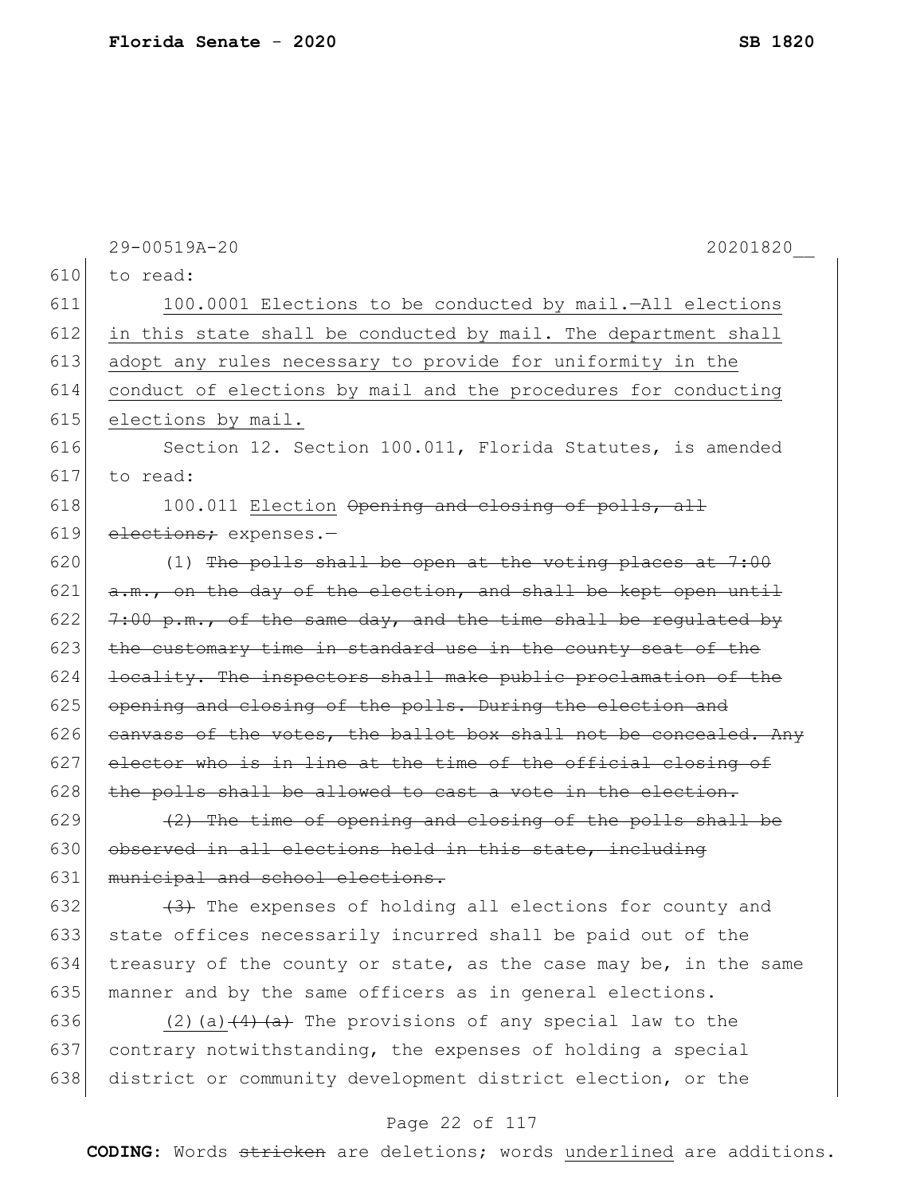to read:

<u>100.0001 Elections to be conducted by mail.—All elections in this state shall be conducted by mail. The department shall adopt any rules necessary to provide for uniformity in the conduct of elections by mail and the procedures for conducting elections by mail.</u>

Section 12. Section 100.011, Florida Statutes, is amended to read:

100.011 <u>Election</u> ~~Opening and closing of polls, all elections;~~ expenses.—

(1) ~~The polls shall be open at the voting places at 7:00 a.m., on the day of the election, and shall be kept open until 7:00 p.m., of the same day, and the time shall be regulated by the customary time in standard use in the county seat of the locality. The inspectors shall make public proclamation of the opening and closing of the polls. During the election and canvass of the votes, the ballot box shall not be concealed. Any elector who is in line at the time of the official closing of the polls shall be allowed to cast a vote in the election.~~

~~(2) The time of opening and closing of the polls shall be observed in all elections held in this state, including municipal and school elections.~~

~~(3)~~ The expenses of holding all elections for county and state offices necessarily incurred shall be paid out of the treasury of the county or state, as the case may be, in the same manner and by the same officers as in general elections.

<u>(2)(a)</u>~~(4)(a)~~ The provisions of any special law to the contrary notwithstanding, the expenses of holding a special district or community development district election, or the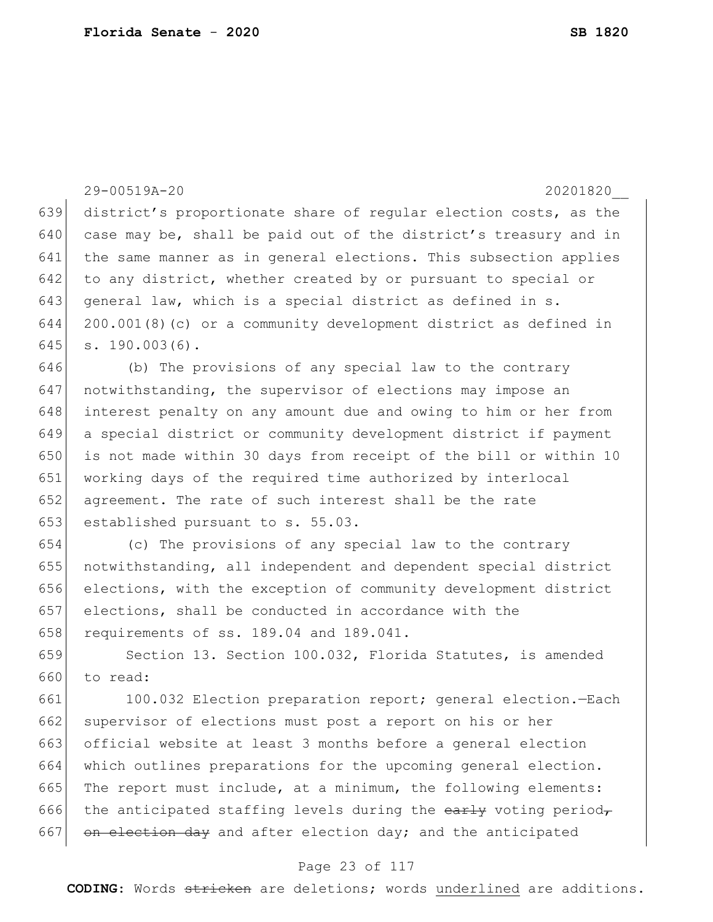district's proportionate share of regular election costs, as the case may be, shall be paid out of the district's treasury and in the same manner as in general elections. This subsection applies to any district, whether created by or pursuant to special or general law, which is a special district as defined in s. 200.001(8)(c) or a community development district as defined in s. 190.003(6).

(b) The provisions of any special law to the contrary notwithstanding, the supervisor of elections may impose an interest penalty on any amount due and owing to him or her from a special district or community development district if payment is not made within 30 days from receipt of the bill or within 10 working days of the required time authorized by interlocal agreement. The rate of such interest shall be the rate established pursuant to s. 55.03.

(c) The provisions of any special law to the contrary notwithstanding, all independent and dependent special district elections, with the exception of community development district elections, shall be conducted in accordance with the requirements of ss. 189.04 and 189.041.

Section 13. Section 100.032, Florida Statutes, is amended to read:

100.032 Election preparation report; general election.—Each supervisor of elections must post a report on his or her official website at least 3 months before a general election which outlines preparations for the upcoming general election. The report must include, at a minimum, the following elements: the anticipated staffing levels during the ~~early~~ voting period~~, on election day~~ and after election day; and the anticipated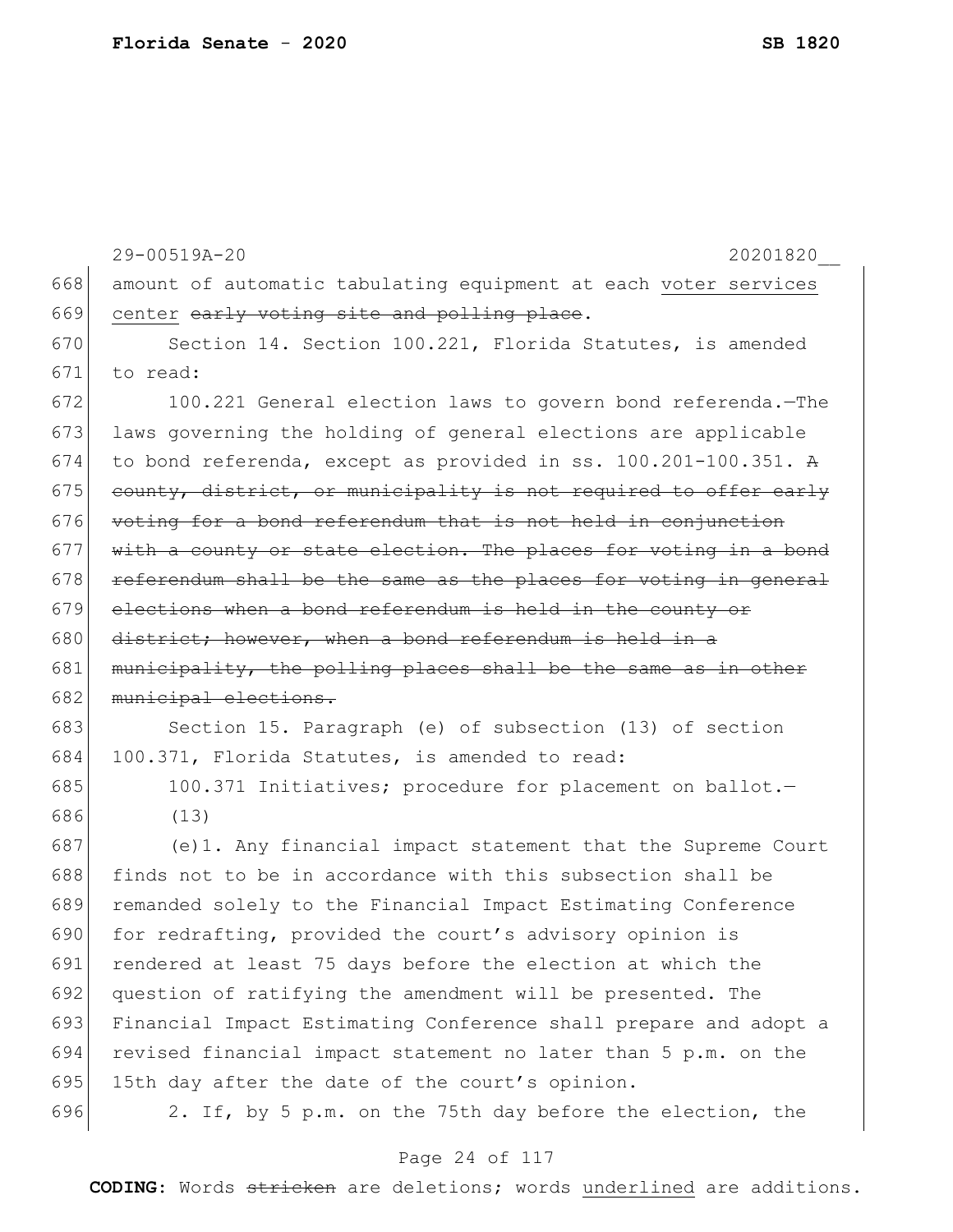amount of automatic tabulating equipment at each <u>voter services center</u> ~~early voting site and polling place~~.

Section 14. Section 100.221, Florida Statutes, is amended to read:

100.221 General election laws to govern bond referenda.—The laws governing the holding of general elections are applicable to bond referenda, except as provided in ss. 100.201-100.351. ~~A county, district, or municipality is not required to offer early voting for a bond referendum that is not held in conjunction with a county or state election. The places for voting in a bond referendum shall be the same as the places for voting in general elections when a bond referendum is held in the county or district; however, when a bond referendum is held in a municipality, the polling places shall be the same as in other municipal elections.~~

Section 15. Paragraph (e) of subsection (13) of section 100.371, Florida Statutes, is amended to read:

100.371 Initiatives; procedure for placement on ballot.—

(13)

(e)1. Any financial impact statement that the Supreme Court finds not to be in accordance with this subsection shall be remanded solely to the Financial Impact Estimating Conference for redrafting, provided the court's advisory opinion is rendered at least 75 days before the election at which the question of ratifying the amendment will be presented. The Financial Impact Estimating Conference shall prepare and adopt a revised financial impact statement no later than 5 p.m. on the 15th day after the date of the court's opinion.

2. If, by 5 p.m. on the 75th day before the election, the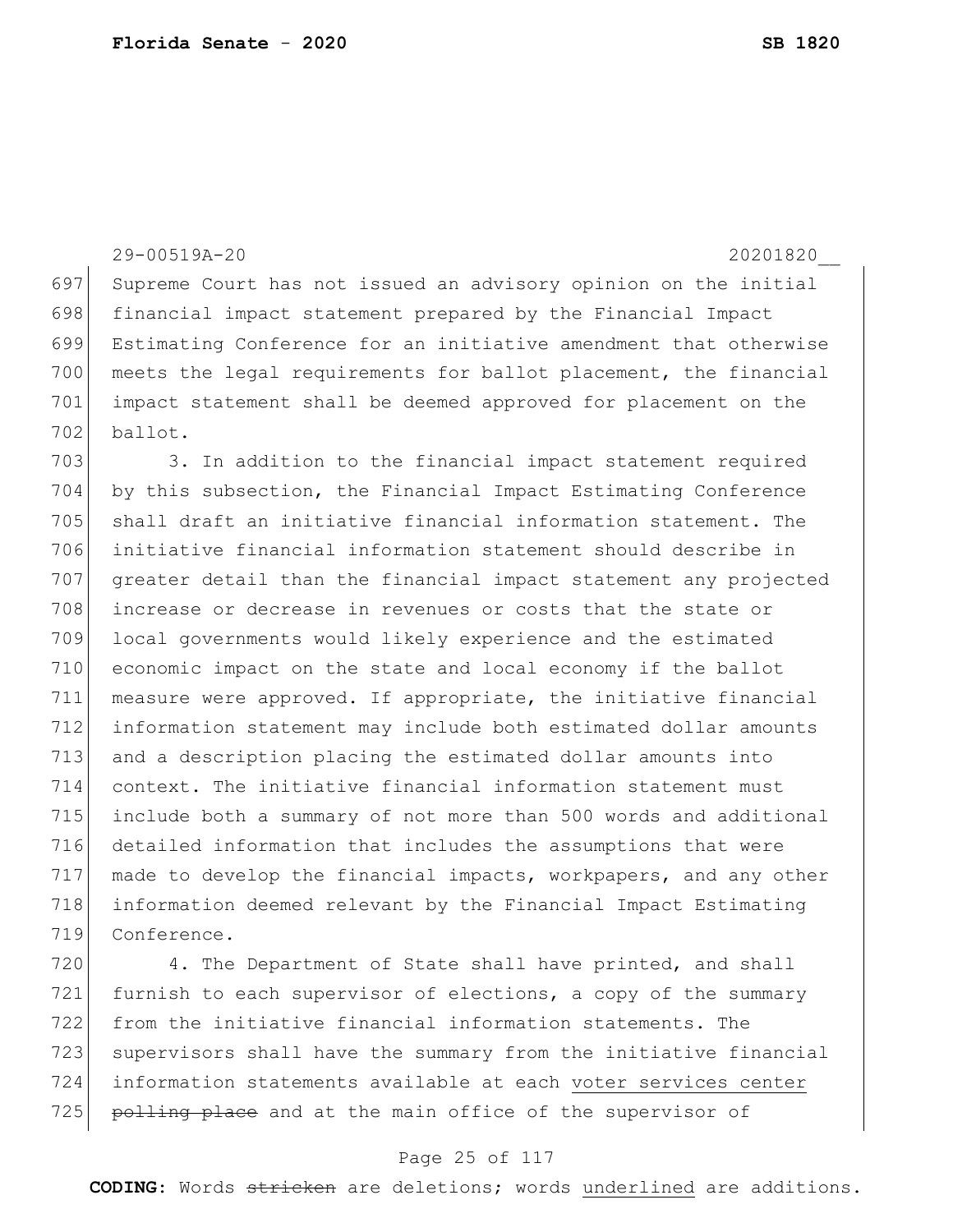Supreme Court has not issued an advisory opinion on the initial financial impact statement prepared by the Financial Impact Estimating Conference for an initiative amendment that otherwise meets the legal requirements for ballot placement, the financial impact statement shall be deemed approved for placement on the ballot.

3. In addition to the financial impact statement required by this subsection, the Financial Impact Estimating Conference shall draft an initiative financial information statement. The initiative financial information statement should describe in greater detail than the financial impact statement any projected increase or decrease in revenues or costs that the state or local governments would likely experience and the estimated economic impact on the state and local economy if the ballot measure were approved. If appropriate, the initiative financial information statement may include both estimated dollar amounts and a description placing the estimated dollar amounts into context. The initiative financial information statement must include both a summary of not more than 500 words and additional detailed information that includes the assumptions that were made to develop the financial impacts, workpapers, and any other information deemed relevant by the Financial Impact Estimating Conference.

4. The Department of State shall have printed, and shall furnish to each supervisor of elections, a copy of the summary from the initiative financial information statements. The supervisors shall have the summary from the initiative financial information statements available at each <u>voter services center</u> ~~polling place~~ and at the main office of the supervisor of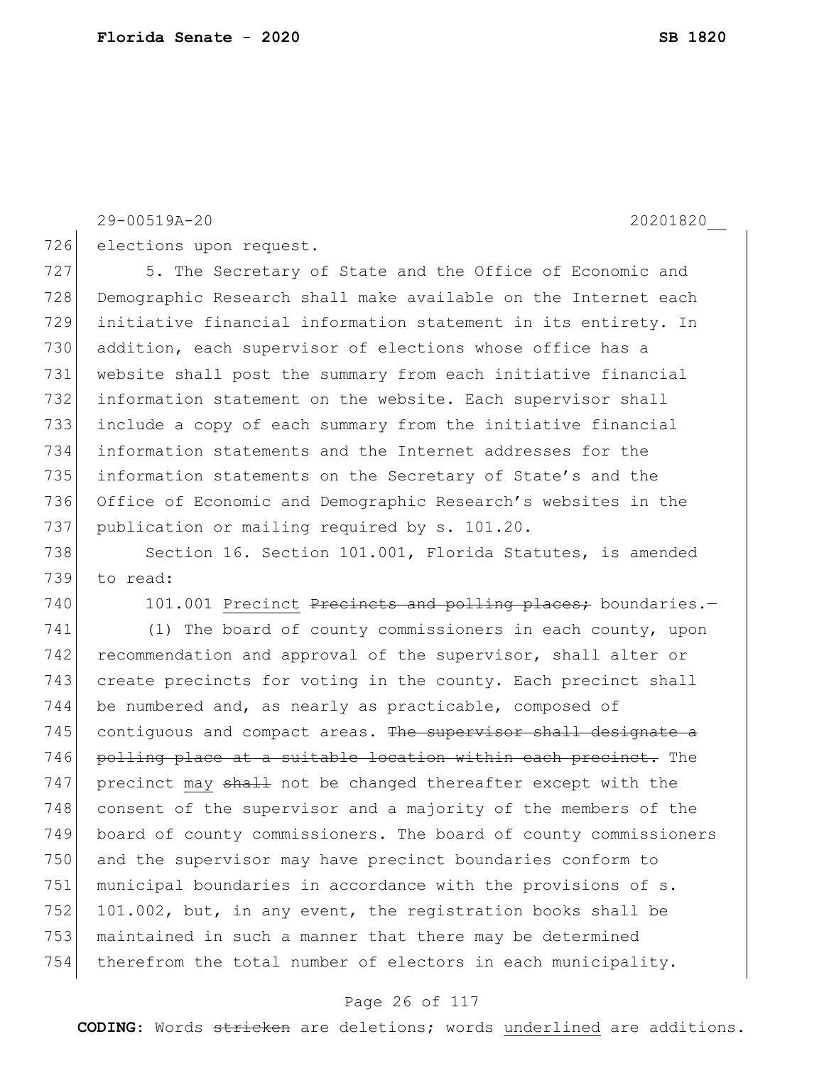elections upon request.

5. The Secretary of State and the Office of Economic and Demographic Research shall make available on the Internet each initiative financial information statement in its entirety. In addition, each supervisor of elections whose office has a website shall post the summary from each initiative financial information statement on the website. Each supervisor shall include a copy of each summary from the initiative financial information statements and the Internet addresses for the information statements on the Secretary of State's and the Office of Economic and Demographic Research's websites in the publication or mailing required by s. 101.20.

Section 16. Section 101.001, Florida Statutes, is amended to read:

101.001 <u>Precinct</u> ~~Precincts and polling places;~~ boundaries.—

(1) The board of county commissioners in each county, upon recommendation and approval of the supervisor, shall alter or create precincts for voting in the county. Each precinct shall be numbered and, as nearly as practicable, composed of contiguous and compact areas. ~~The supervisor shall designate a polling place at a suitable location within each precinct.~~ The precinct <u>may</u> ~~shall~~ not be changed thereafter except with the consent of the supervisor and a majority of the members of the board of county commissioners. The board of county commissioners and the supervisor may have precinct boundaries conform to municipal boundaries in accordance with the provisions of s. 101.002, but, in any event, the registration books shall be maintained in such a manner that there may be determined therefrom the total number of electors in each municipality.

**CODING:** Words ~~stricken~~ are deletions; words <u>underlined</u> are additions.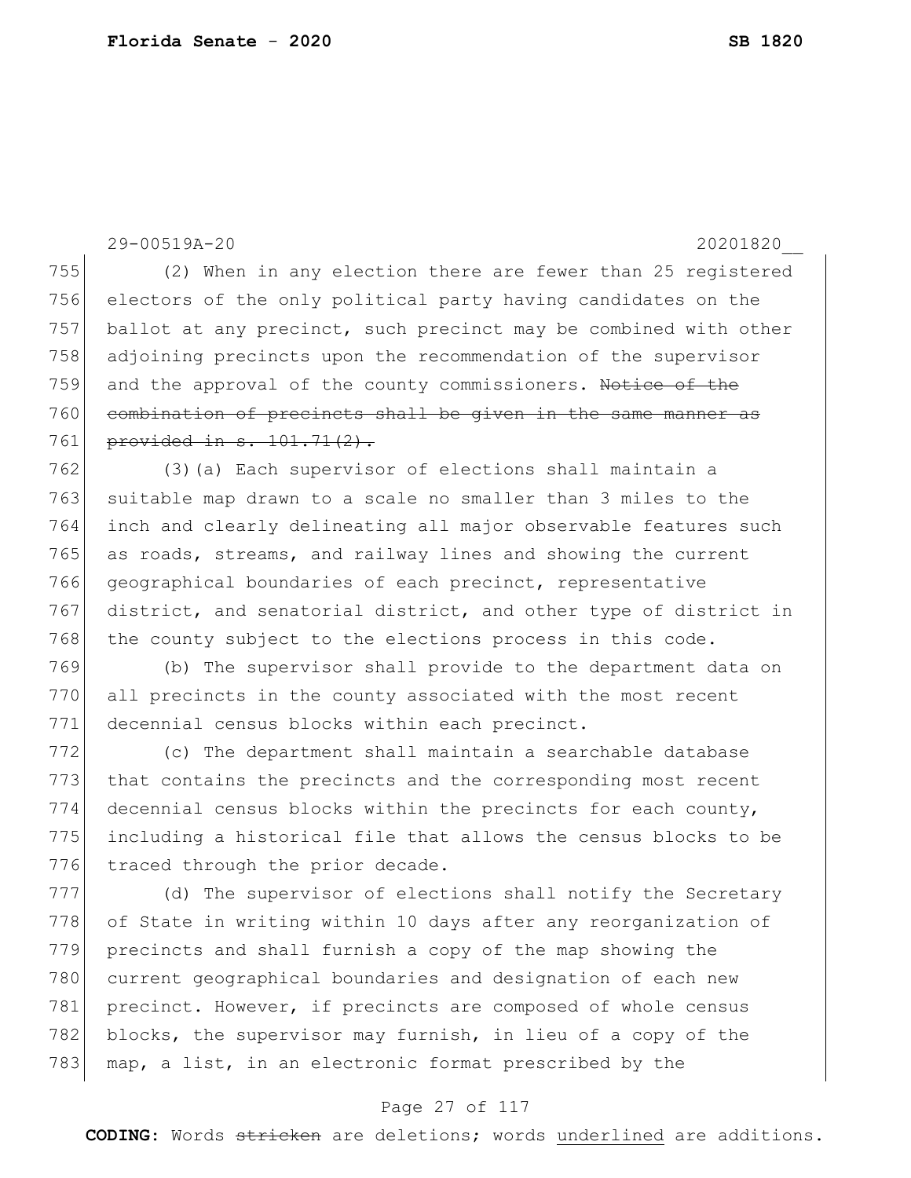(2) When in any election there are fewer than 25 registered electors of the only political party having candidates on the ballot at any precinct, such precinct may be combined with other adjoining precincts upon the recommendation of the supervisor and the approval of the county commissioners. ~~Notice of the combination of precincts shall be given in the same manner as provided in s. 101.71(2).~~

(3)(a) Each supervisor of elections shall maintain a suitable map drawn to a scale no smaller than 3 miles to the inch and clearly delineating all major observable features such as roads, streams, and railway lines and showing the current geographical boundaries of each precinct, representative district, and senatorial district, and other type of district in the county subject to the elections process in this code.

(b) The supervisor shall provide to the department data on all precincts in the county associated with the most recent decennial census blocks within each precinct.

(c) The department shall maintain a searchable database that contains the precincts and the corresponding most recent decennial census blocks within the precincts for each county, including a historical file that allows the census blocks to be traced through the prior decade.

(d) The supervisor of elections shall notify the Secretary of State in writing within 10 days after any reorganization of precincts and shall furnish a copy of the map showing the current geographical boundaries and designation of each new precinct. However, if precincts are composed of whole census blocks, the supervisor may furnish, in lieu of a copy of the map, a list, in an electronic format prescribed by the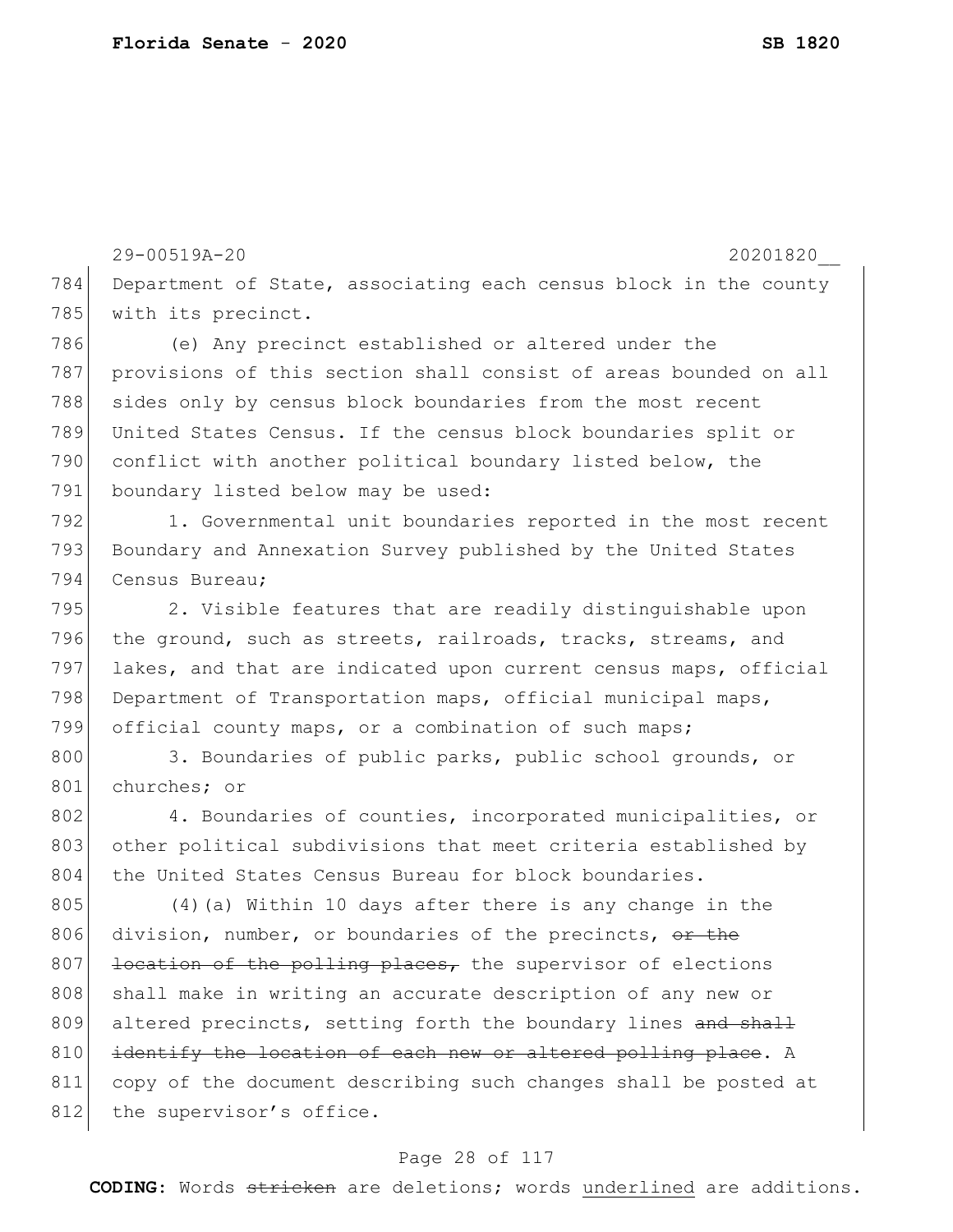Department of State, associating each census block in the county with its precinct.

(e) Any precinct established or altered under the provisions of this section shall consist of areas bounded on all sides only by census block boundaries from the most recent United States Census. If the census block boundaries split or conflict with another political boundary listed below, the boundary listed below may be used:

1. Governmental unit boundaries reported in the most recent Boundary and Annexation Survey published by the United States Census Bureau;

2. Visible features that are readily distinguishable upon the ground, such as streets, railroads, tracks, streams, and lakes, and that are indicated upon current census maps, official Department of Transportation maps, official municipal maps, official county maps, or a combination of such maps;

3. Boundaries of public parks, public school grounds, or churches; or

4. Boundaries of counties, incorporated municipalities, or other political subdivisions that meet criteria established by the United States Census Bureau for block boundaries.

(4)(a) Within 10 days after there is any change in the division, number, or boundaries of the precincts, ~~or the location of the polling places,~~ the supervisor of elections shall make in writing an accurate description of any new or altered precincts, setting forth the boundary lines ~~and shall identify the location of each new or altered polling place~~. A copy of the document describing such changes shall be posted at the supervisor's office.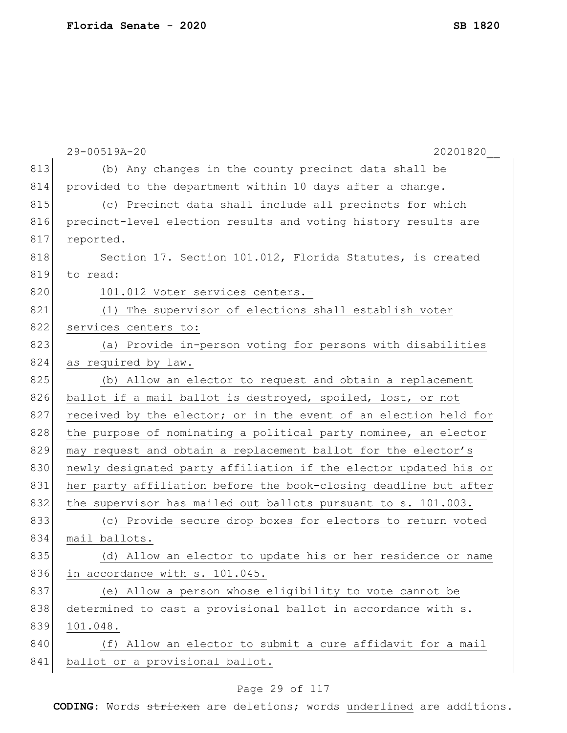29-00519A-20 20201820__

(b) Any changes in the county precinct data shall be provided to the department within 10 days after a change.

(c) Precinct data shall include all precincts for which precinct-level election results and voting history results are reported.

Section 17. Section 101.012, Florida Statutes, is created to read:

101.012 Voter services centers.—

(1) The supervisor of elections shall establish voter services centers to:

(a) Provide in-person voting for persons with disabilities as required by law.

(b) Allow an elector to request and obtain a replacement ballot if a mail ballot is destroyed, spoiled, lost, or not received by the elector; or in the event of an election held for the purpose of nominating a political party nominee, an elector may request and obtain a replacement ballot for the elector's newly designated party affiliation if the elector updated his or her party affiliation before the book-closing deadline but after the supervisor has mailed out ballots pursuant to s. 101.003.

(c) Provide secure drop boxes for electors to return voted mail ballots.

(d) Allow an elector to update his or her residence or name in accordance with s. 101.045.

(e) Allow a person whose eligibility to vote cannot be determined to cast a provisional ballot in accordance with s. 101.048.

(f) Allow an elector to submit a cure affidavit for a mail ballot or a provisional ballot.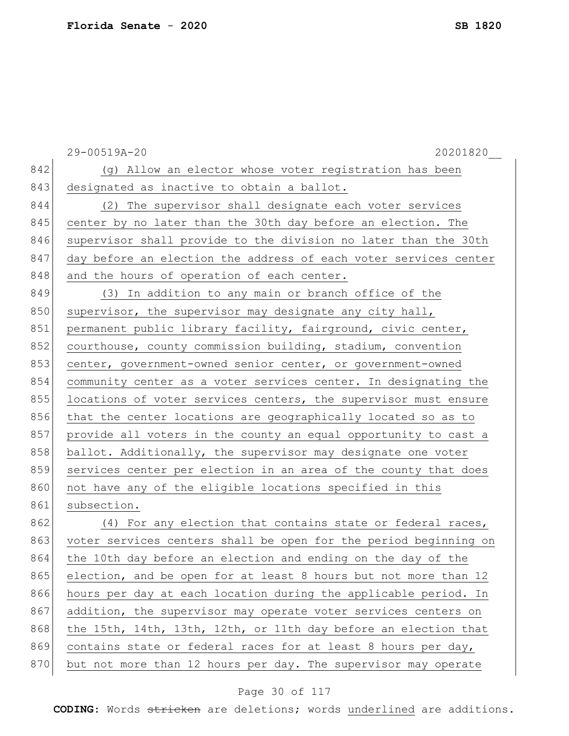(g) Allow an elector whose voter registration has been designated as inactive to obtain a ballot.

(2) The supervisor shall designate each voter services center by no later than the 30th day before an election. The supervisor shall provide to the division no later than the 30th day before an election the address of each voter services center and the hours of operation of each center.

(3) In addition to any main or branch office of the supervisor, the supervisor may designate any city hall, permanent public library facility, fairground, civic center, courthouse, county commission building, stadium, convention center, government-owned senior center, or government-owned community center as a voter services center. In designating the locations of voter services centers, the supervisor must ensure that the center locations are geographically located so as to provide all voters in the county an equal opportunity to cast a ballot. Additionally, the supervisor may designate one voter services center per election in an area of the county that does not have any of the eligible locations specified in this subsection.

(4) For any election that contains state or federal races, voter services centers shall be open for the period beginning on the 10th day before an election and ending on the day of the election, and be open for at least 8 hours but not more than 12 hours per day at each location during the applicable period. In addition, the supervisor may operate voter services centers on the 15th, 14th, 13th, 12th, or 11th day before an election that contains state or federal races for at least 8 hours per day, but not more than 12 hours per day. The supervisor may operate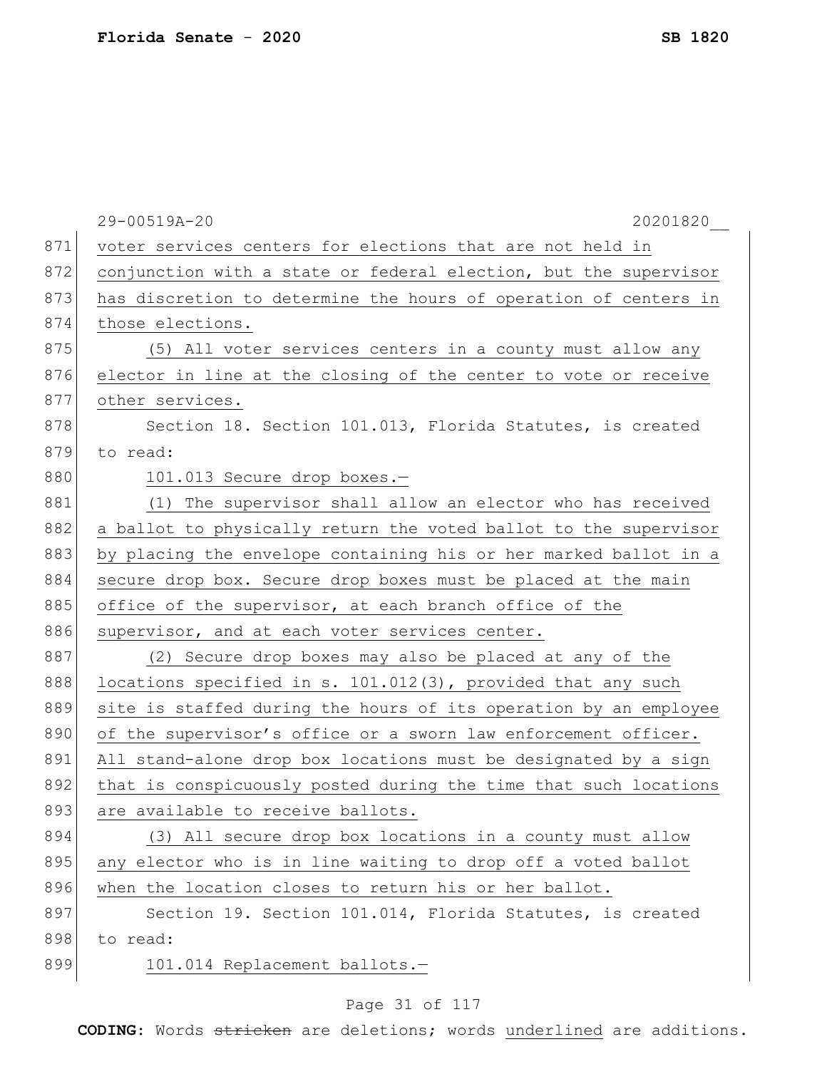voter services centers for elections that are not held in conjunction with a state or federal election, but the supervisor has discretion to determine the hours of operation of centers in those elections.

(5) All voter services centers in a county must allow any elector in line at the closing of the center to vote or receive other services.

Section 18. Section 101.013, Florida Statutes, is created to read:

101.013 Secure drop boxes.—

(1) The supervisor shall allow an elector who has received a ballot to physically return the voted ballot to the supervisor by placing the envelope containing his or her marked ballot in a secure drop box. Secure drop boxes must be placed at the main office of the supervisor, at each branch office of the supervisor, and at each voter services center.

(2) Secure drop boxes may also be placed at any of the locations specified in s. 101.012(3), provided that any such site is staffed during the hours of its operation by an employee of the supervisor's office or a sworn law enforcement officer. All stand-alone drop box locations must be designated by a sign that is conspicuously posted during the time that such locations are available to receive ballots.

(3) All secure drop box locations in a county must allow any elector who is in line waiting to drop off a voted ballot when the location closes to return his or her ballot.

Section 19. Section 101.014, Florida Statutes, is created to read:

101.014 Replacement ballots.—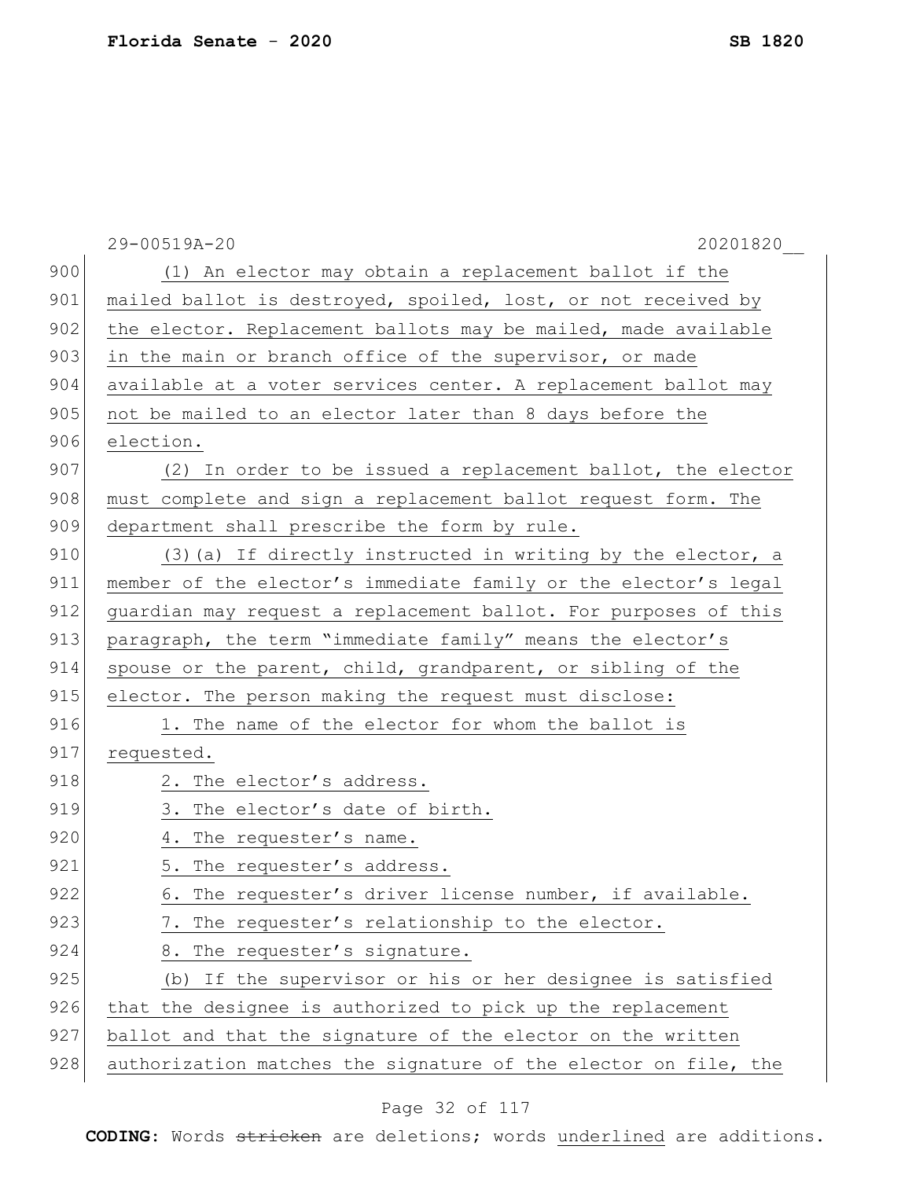(1) An elector may obtain a replacement ballot if the mailed ballot is destroyed, spoiled, lost, or not received by the elector. Replacement ballots may be mailed, made available in the main or branch office of the supervisor, or made available at a voter services center. A replacement ballot may not be mailed to an elector later than 8 days before the election.

(2) In order to be issued a replacement ballot, the elector must complete and sign a replacement ballot request form. The department shall prescribe the form by rule.

(3)(a) If directly instructed in writing by the elector, a member of the elector's immediate family or the elector's legal guardian may request a replacement ballot. For purposes of this paragraph, the term "immediate family" means the elector's spouse or the parent, child, grandparent, or sibling of the elector. The person making the request must disclose:

1. The name of the elector for whom the ballot is requested.
2. The elector's address.
3. The elector's date of birth.
4. The requester's name.
5. The requester's address.
6. The requester's driver license number, if available.
7. The requester's relationship to the elector.
8. The requester's signature.

(b) If the supervisor or his or her designee is satisfied that the designee is authorized to pick up the replacement ballot and that the signature of the elector on the written authorization matches the signature of the elector on file, the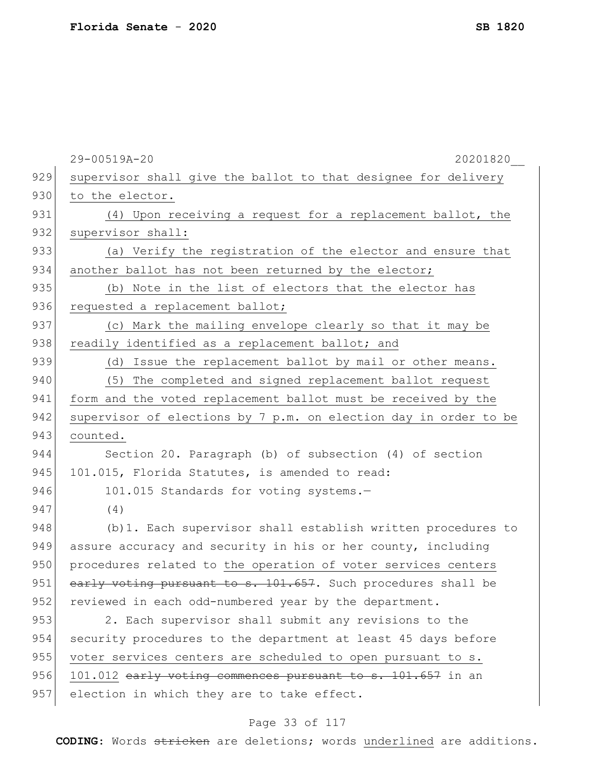supervisor shall give the ballot to that designee for delivery to the elector.

<u>(4) Upon receiving a request for a replacement ballot, the supervisor shall:</u>

<u>(a) Verify the registration of the elector and ensure that another ballot has not been returned by the elector;</u>

<u>(b) Note in the list of electors that the elector has requested a replacement ballot;</u>

<u>(c) Mark the mailing envelope clearly so that it may be readily identified as a replacement ballot; and</u>

<u>(d) Issue the replacement ballot by mail or other means.</u>

<u>(5) The completed and signed replacement ballot request form and the voted replacement ballot must be received by the supervisor of elections by 7 p.m. on election day in order to be counted.</u>

Section 20. Paragraph (b) of subsection (4) of section 101.015, Florida Statutes, is amended to read:

101.015 Standards for voting systems.—

(4)

(b)1. Each supervisor shall establish written procedures to assure accuracy and security in his or her county, including procedures related to <u>the operation of voter services centers</u> ~~early voting pursuant to s. 101.657~~. Such procedures shall be reviewed in each odd-numbered year by the department.

2. Each supervisor shall submit any revisions to the security procedures to the department at least 45 days before <u>voter services centers are scheduled to open pursuant to s. 101.012</u> ~~early voting commences pursuant to s. 101.657~~ in an election in which they are to take effect.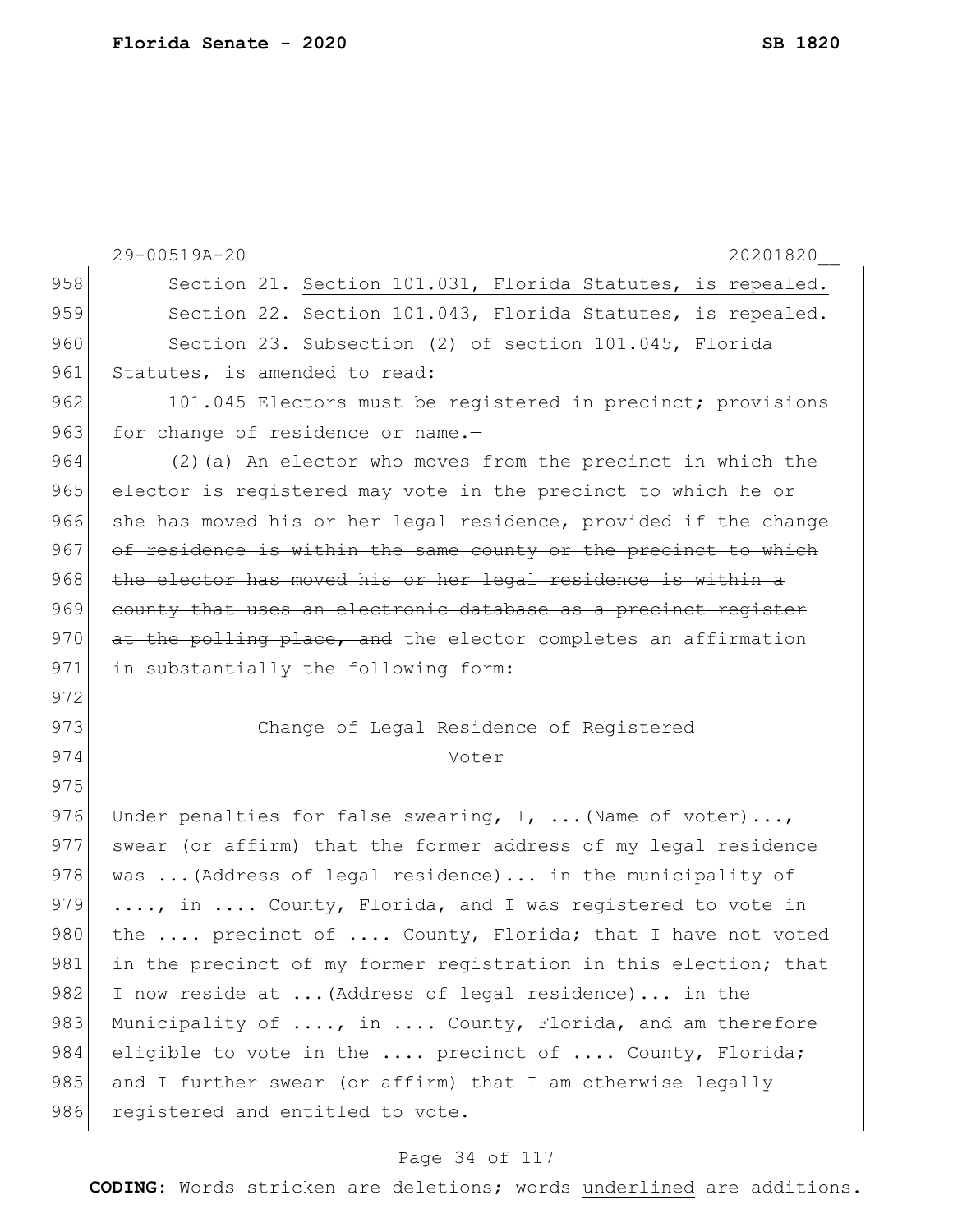Section 21. Section 101.031, Florida Statutes, is repealed.

Section 22. Section 101.043, Florida Statutes, is repealed.

Section 23. Subsection (2) of section 101.045, Florida Statutes, is amended to read:

101.045 Electors must be registered in precinct; provisions for change of residence or name.—

(2)(a) An elector who moves from the precinct in which the elector is registered may vote in the precinct to which he or she has moved his or her legal residence, provided ~~if the change of residence is within the same county or the precinct to which the elector has moved his or her legal residence is within a county that uses an electronic database as a precinct register at the polling place, and~~ the elector completes an affirmation in substantially the following form:

Change of Legal Residence of Registered Voter

Under penalties for false swearing, I, ...(Name of voter)..., swear (or affirm) that the former address of my legal residence was ...(Address of legal residence)... in the municipality of ...., in .... County, Florida, and I was registered to vote in the .... precinct of .... County, Florida; that I have not voted in the precinct of my former registration in this election; that I now reside at ...(Address of legal residence)... in the Municipality of ...., in .... County, Florida, and am therefore eligible to vote in the .... precinct of .... County, Florida; and I further swear (or affirm) that I am otherwise legally registered and entitled to vote.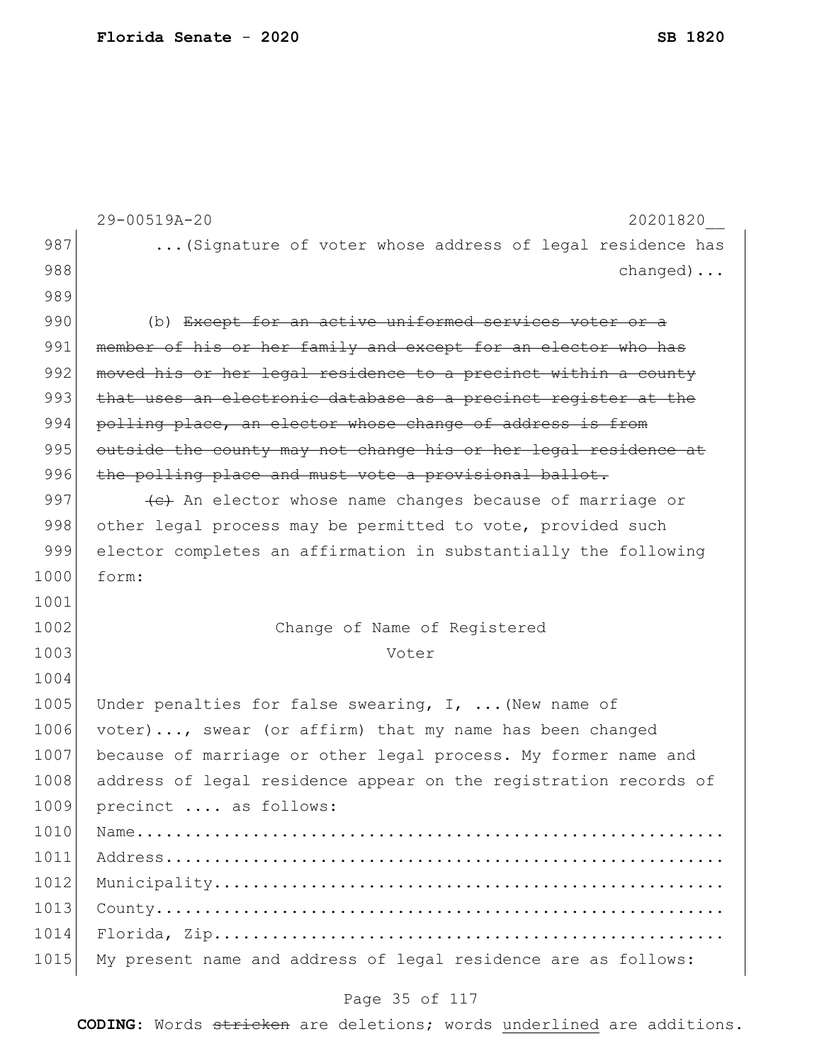...(Signature of voter whose address of legal residence has changed)...

(b) ~~Except for an active uniformed services voter or a member of his or her family and except for an elector who has moved his or her legal residence to a precinct within a county that uses an electronic database as a precinct register at the polling place, an elector whose change of address is from outside the county may not change his or her legal residence at the polling place and must vote a provisional ballot.~~

~~(c)~~ An elector whose name changes because of marriage or other legal process may be permitted to vote, provided such elector completes an affirmation in substantially the following form:

Change of Name of Registered Voter

Under penalties for false swearing, I, ...(New name of voter)..., swear (or affirm) that my name has been changed because of marriage or other legal process. My former name and address of legal residence appear on the registration records of precinct .... as follows:

Name........................................................

Address.....................................................

Municipality................................................

County......................................................

Florida, Zip................................................

My present name and address of legal residence are as follows: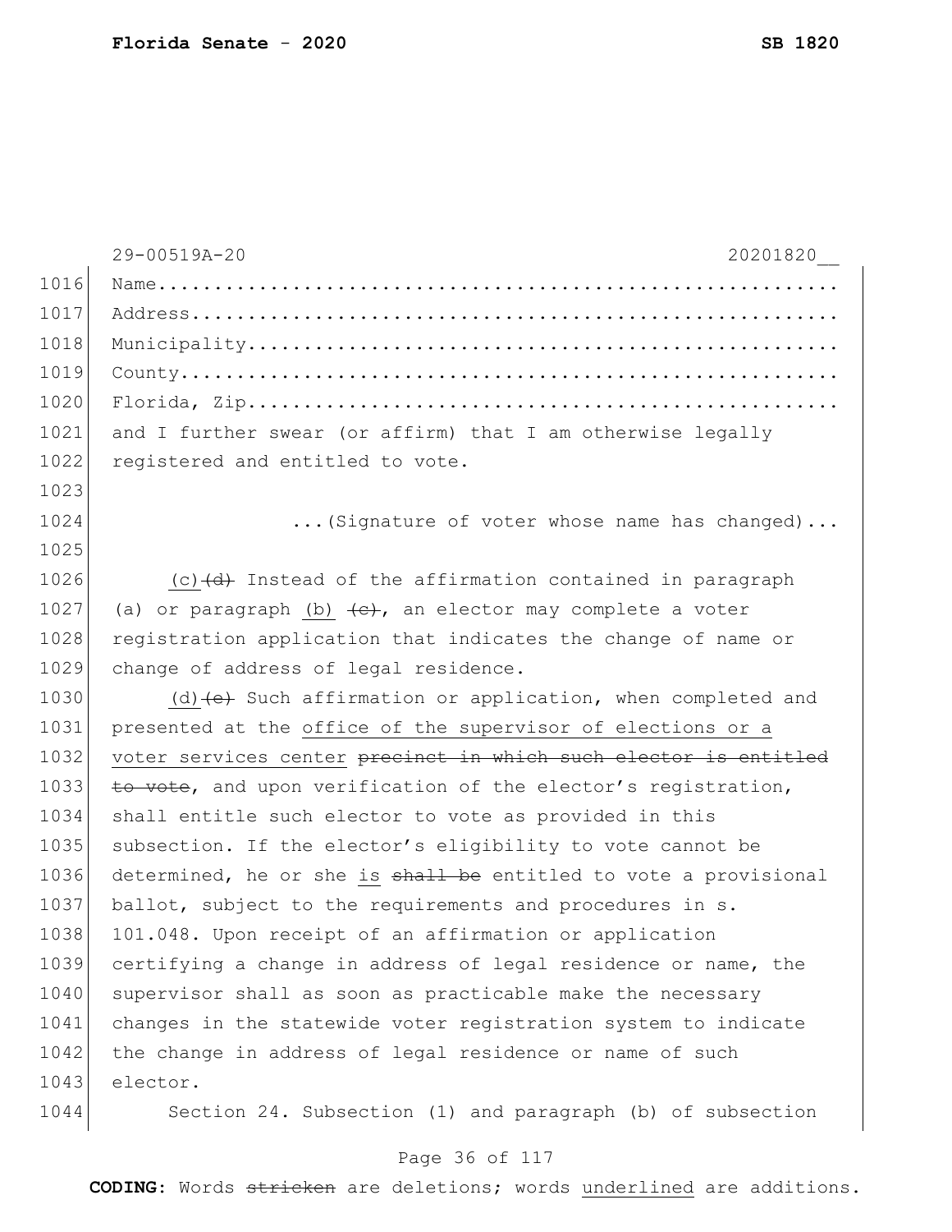Name.......................................................

Address....................................................

Municipality...............................................

County.....................................................

Florida, Zip...............................................

and I further swear (or affirm) that I am otherwise legally registered and entitled to vote.

...(Signature of voter whose name has changed)...

(c) ~~(d)~~ Instead of the affirmation contained in paragraph (a) or paragraph (b) ~~(c)~~, an elector may complete a voter registration application that indicates the change of name or change of address of legal residence.

(d) ~~(e)~~ Such affirmation or application, when completed and presented at the office of the supervisor of elections or a voter services center ~~precinct in which such elector is entitled to vote~~, and upon verification of the elector's registration, shall entitle such elector to vote as provided in this subsection. If the elector's eligibility to vote cannot be determined, he or she is ~~shall be~~ entitled to vote a provisional ballot, subject to the requirements and procedures in s. 101.048. Upon receipt of an affirmation or application certifying a change in address of legal residence or name, the supervisor shall as soon as practicable make the necessary changes in the statewide voter registration system to indicate the change in address of legal residence or name of such elector.

Section 24. Subsection (1) and paragraph (b) of subsection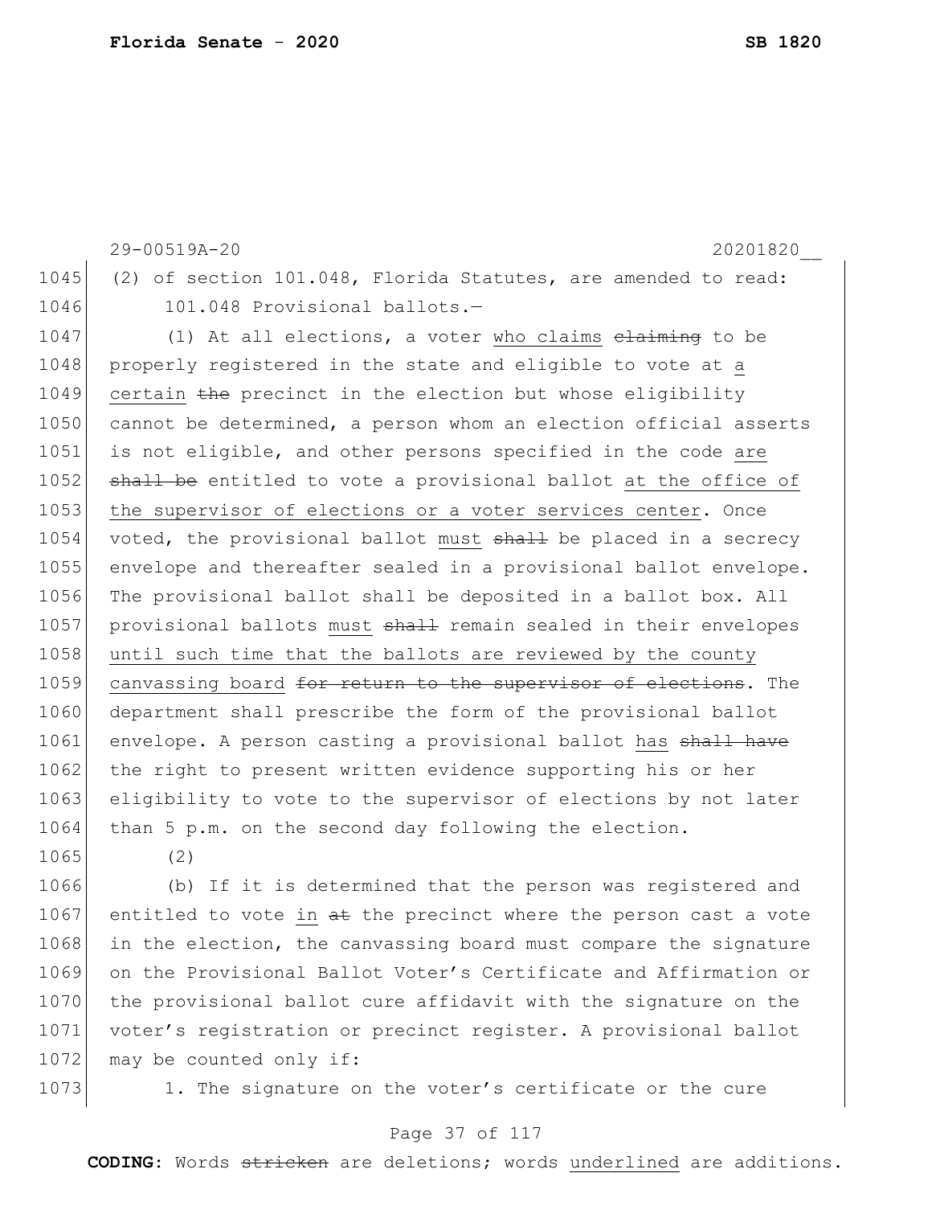(2) of section 101.048, Florida Statutes, are amended to read:

101.048 Provisional ballots.—

(1) At all elections, a voter <u>who claims</u> ~~claiming~~ to be properly registered in the state and eligible to vote at <u>a certain</u> ~~the~~ precinct in the election but whose eligibility cannot be determined, a person whom an election official asserts is not eligible, and other persons specified in the code <u>are</u> ~~shall be~~ entitled to vote a provisional ballot <u>at the office of the supervisor of elections or a voter services center</u>. Once voted, the provisional ballot <u>must</u> ~~shall~~ be placed in a secrecy envelope and thereafter sealed in a provisional ballot envelope. The provisional ballot shall be deposited in a ballot box. All provisional ballots <u>must</u> ~~shall~~ remain sealed in their envelopes <u>until such time that the ballots are reviewed by the county canvassing board</u> ~~for return to the supervisor of elections~~. The department shall prescribe the form of the provisional ballot envelope. A person casting a provisional ballot <u>has</u> ~~shall have~~ the right to present written evidence supporting his or her eligibility to vote to the supervisor of elections by not later than 5 p.m. on the second day following the election.

(2)

(b) If it is determined that the person was registered and entitled to vote <u>in</u> ~~at~~ the precinct where the person cast a vote in the election, the canvassing board must compare the signature on the Provisional Ballot Voter's Certificate and Affirmation or the provisional ballot cure affidavit with the signature on the voter's registration or precinct register. A provisional ballot may be counted only if:

1. The signature on the voter's certificate or the cure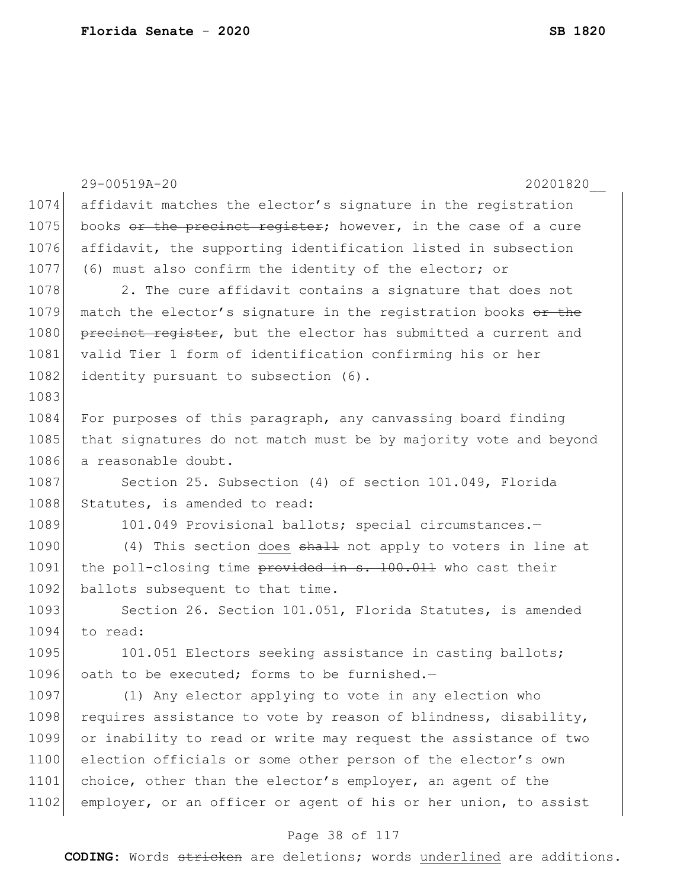affidavit matches the elector's signature in the registration books ~~or the precinct register~~; however, in the case of a cure affidavit, the supporting identification listed in subsection (6) must also confirm the identity of the elector; or

2. The cure affidavit contains a signature that does not match the elector's signature in the registration books ~~or the precinct register~~, but the elector has submitted a current and valid Tier 1 form of identification confirming his or her identity pursuant to subsection (6).

For purposes of this paragraph, any canvassing board finding that signatures do not match must be by majority vote and beyond a reasonable doubt.

Section 25. Subsection (4) of section 101.049, Florida Statutes, is amended to read:

101.049 Provisional ballots; special circumstances.—

(4) This section <u>does</u> ~~shall~~ not apply to voters in line at the poll-closing time ~~provided in s. 100.011~~ who cast their ballots subsequent to that time.

Section 26. Section 101.051, Florida Statutes, is amended to read:

101.051 Electors seeking assistance in casting ballots; oath to be executed; forms to be furnished.—

(1) Any elector applying to vote in any election who requires assistance to vote by reason of blindness, disability, or inability to read or write may request the assistance of two election officials or some other person of the elector's own choice, other than the elector's employer, an agent of the employer, or an officer or agent of his or her union, to assist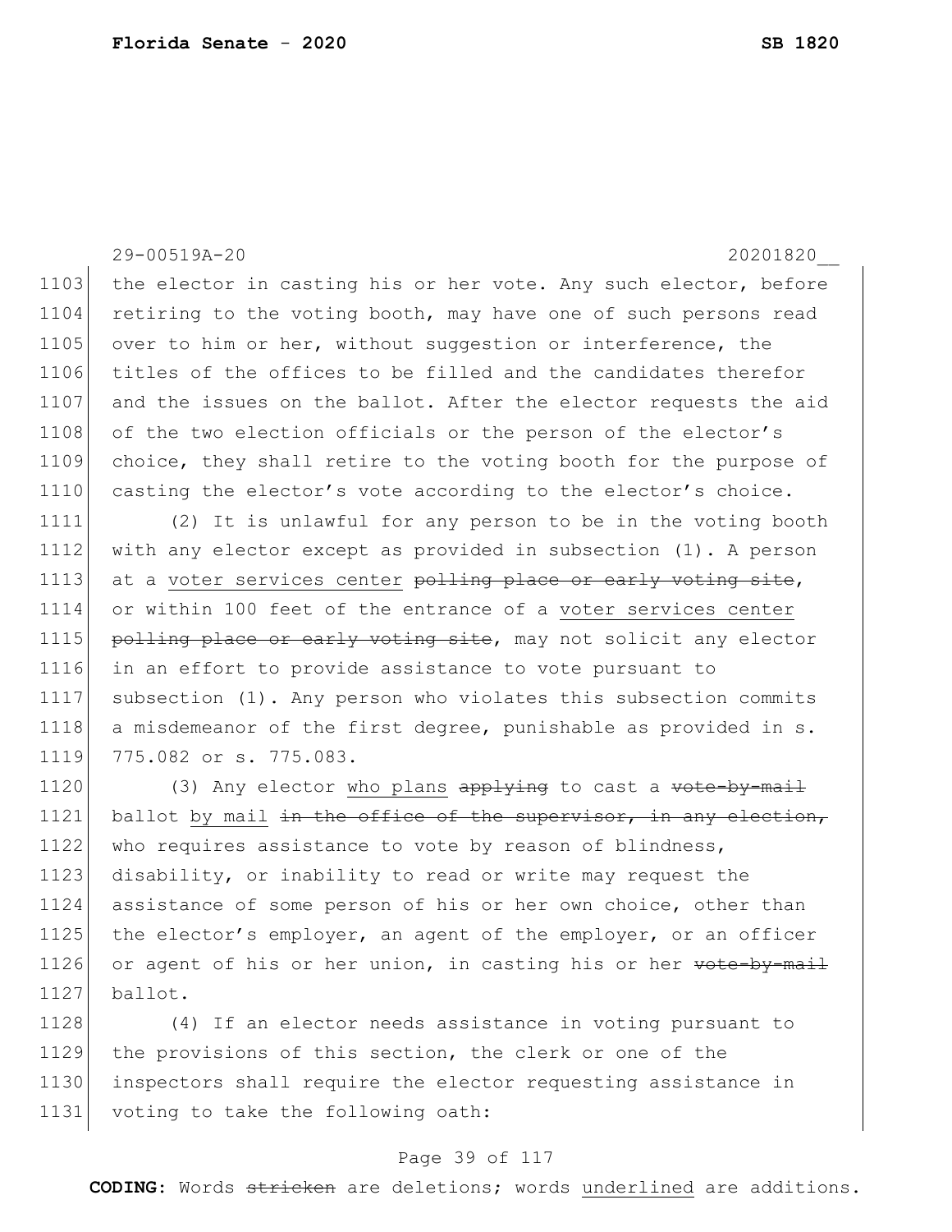the elector in casting his or her vote. Any such elector, before retiring to the voting booth, may have one of such persons read over to him or her, without suggestion or interference, the titles of the offices to be filled and the candidates therefor and the issues on the ballot. After the elector requests the aid of the two election officials or the person of the elector's choice, they shall retire to the voting booth for the purpose of casting the elector's vote according to the elector's choice.

(2) It is unlawful for any person to be in the voting booth with any elector except as provided in subsection (1). A person at a <u>voter services center</u> ~~polling place or early voting site~~, or within 100 feet of the entrance of a <u>voter services center</u> ~~polling place or early voting site~~, may not solicit any elector in an effort to provide assistance to vote pursuant to subsection (1). Any person who violates this subsection commits a misdemeanor of the first degree, punishable as provided in s. 775.082 or s. 775.083.

(3) Any elector <u>who plans</u> ~~applying~~ to cast a ~~vote-by-mail~~ ballot <u>by mail</u> ~~in the office of the supervisor, in any election,~~ who requires assistance to vote by reason of blindness, disability, or inability to read or write may request the assistance of some person of his or her own choice, other than the elector's employer, an agent of the employer, or an officer or agent of his or her union, in casting his or her ~~vote-by-mail~~ ballot.

(4) If an elector needs assistance in voting pursuant to the provisions of this section, the clerk or one of the inspectors shall require the elector requesting assistance in voting to take the following oath: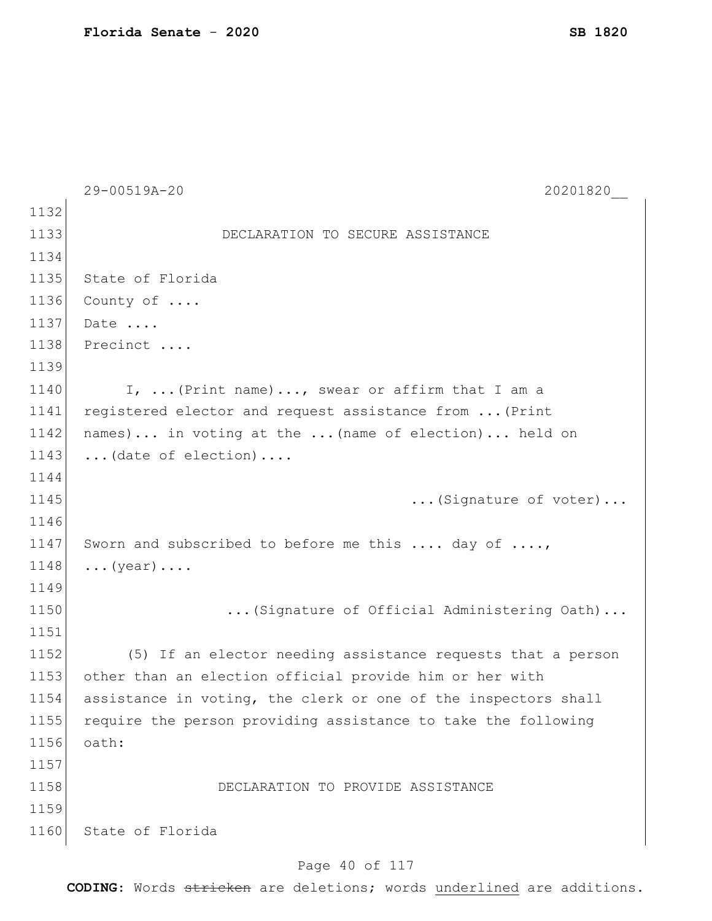DECLARATION TO SECURE ASSISTANCE

State of Florida
County of ....
Date ....
Precinct ....

I, ...(Print name)..., swear or affirm that I am a registered elector and request assistance from ...(Print names)... in voting at the ...(name of election)... held on ...(date of election)....

...(Signature of voter)...

Sworn and subscribed to before me this .... day of ...., ...(year)....

...(Signature of Official Administering Oath)...

(5) If an elector needing assistance requests that a person other than an election official provide him or her with assistance in voting, the clerk or one of the inspectors shall require the person providing assistance to take the following oath:

DECLARATION TO PROVIDE ASSISTANCE

State of Florida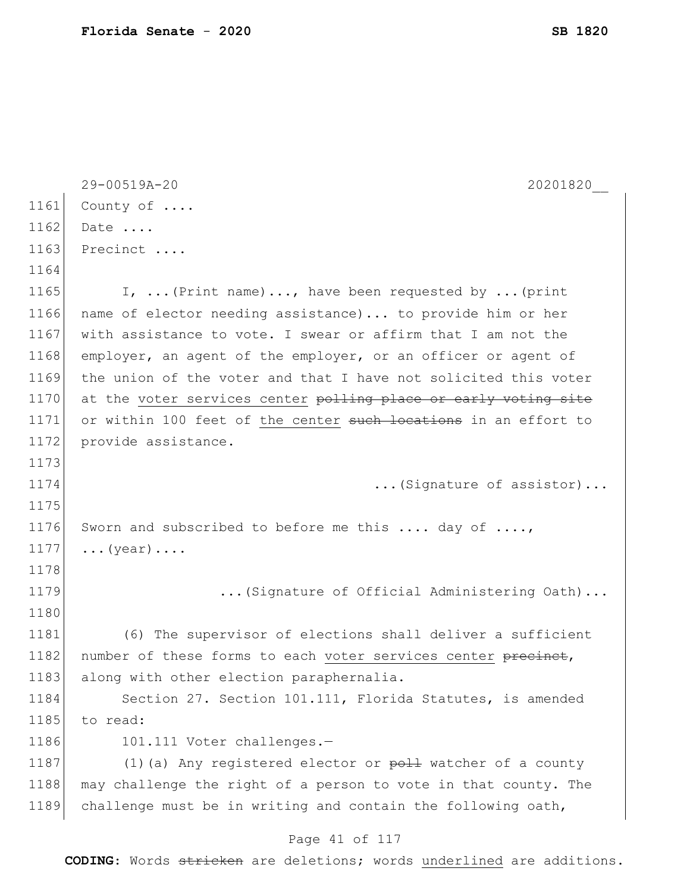County of ....

Date ....

Precinct ....

I, ...(Print name)..., have been requested by ...(print name of elector needing assistance)... to provide him or her with assistance to vote. I swear or affirm that I am not the employer, an agent of the employer, or an officer or agent of the union of the voter and that I have not solicited this voter at the <u>voter services center</u> ~~polling place or early voting site~~ or within 100 feet of <u>the center</u> ~~such locations~~ in an effort to provide assistance.

...(Signature of assistor)...

Sworn and subscribed to before me this .... day of ...., ...(year)....

...(Signature of Official Administering Oath)...

(6) The supervisor of elections shall deliver a sufficient number of these forms to each <u>voter services center</u> ~~precinct~~, along with other election paraphernalia.

Section 27. Section 101.111, Florida Statutes, is amended to read:

101.111 Voter challenges.—

(1)(a) Any registered elector or ~~poll~~ watcher of a county may challenge the right of a person to vote in that county. The challenge must be in writing and contain the following oath,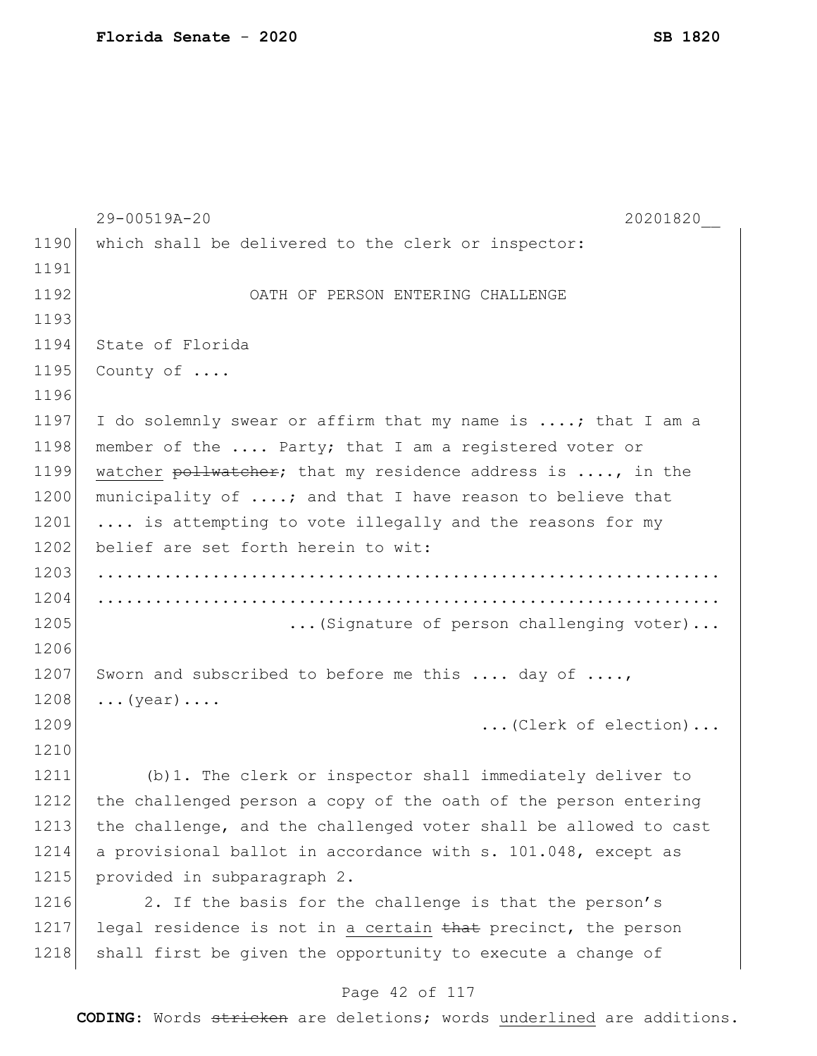which shall be delivered to the clerk or inspector:

OATH OF PERSON ENTERING CHALLENGE

State of Florida
County of ....

I do solemnly swear or affirm that my name is ....; that I am a member of the .... Party; that I am a registered voter or <u>watcher</u> ~~pollwatcher~~; that my residence address is ...., in the municipality of ....; and that I have reason to believe that .... is attempting to vote illegally and the reasons for my belief are set forth herein to wit:

................................................................
................................................................

...(Signature of person challenging voter)...

Sworn and subscribed to before me this .... day of ...., ...(year)....

...(Clerk of election)...

(b)1. The clerk or inspector shall immediately deliver to the challenged person a copy of the oath of the person entering the challenge, and the challenged voter shall be allowed to cast a provisional ballot in accordance with s. 101.048, except as provided in subparagraph 2.

2. If the basis for the challenge is that the person's legal residence is not in <u>a certain</u> ~~that~~ precinct, the person shall first be given the opportunity to execute a change of

**CODING:** Words ~~stricken~~ are deletions; words <u>underlined</u> are additions.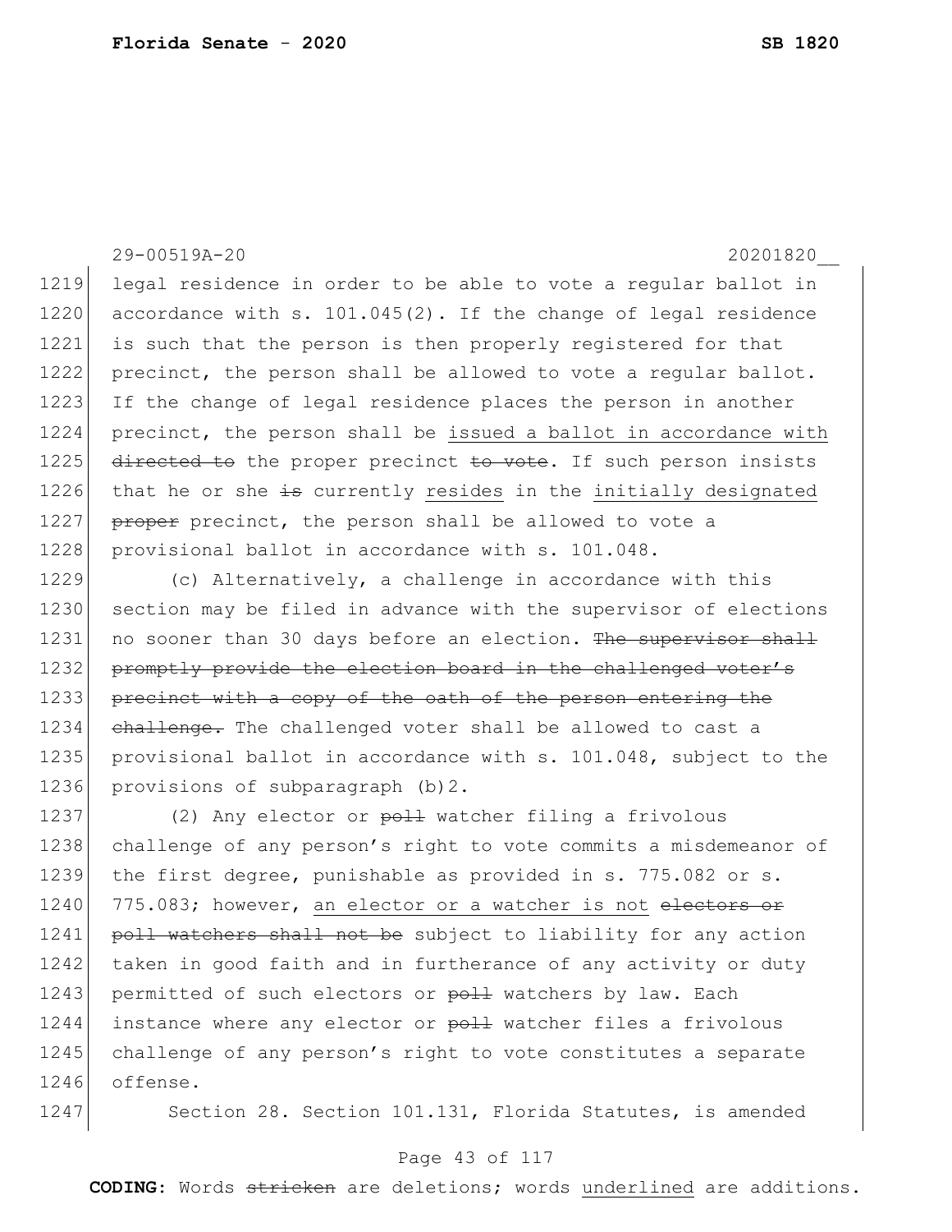legal residence in order to be able to vote a regular ballot in accordance with s. 101.045(2). If the change of legal residence is such that the person is then properly registered for that precinct, the person shall be allowed to vote a regular ballot. If the change of legal residence places the person in another precinct, the person shall be <u>issued a ballot in accordance with</u> ~~directed to~~ the proper precinct ~~to vote~~. If such person insists that he or she ~~is~~ currently <u>resides</u> in the <u>initially designated</u> ~~proper~~ precinct, the person shall be allowed to vote a provisional ballot in accordance with s. 101.048.

(c) Alternatively, a challenge in accordance with this section may be filed in advance with the supervisor of elections no sooner than 30 days before an election. ~~The supervisor shall promptly provide the election board in the challenged voter's precinct with a copy of the oath of the person entering the challenge.~~ The challenged voter shall be allowed to cast a provisional ballot in accordance with s. 101.048, subject to the provisions of subparagraph (b)2.

(2) Any elector or ~~poll~~ watcher filing a frivolous challenge of any person's right to vote commits a misdemeanor of the first degree, punishable as provided in s. 775.082 or s. 775.083; however, <u>an elector or a watcher is not</u> ~~electors or poll watchers shall not be~~ subject to liability for any action taken in good faith and in furtherance of any activity or duty permitted of such electors or ~~poll~~ watchers by law. Each instance where any elector or ~~poll~~ watcher files a frivolous challenge of any person's right to vote constitutes a separate offense.

Section 28. Section 101.131, Florida Statutes, is amended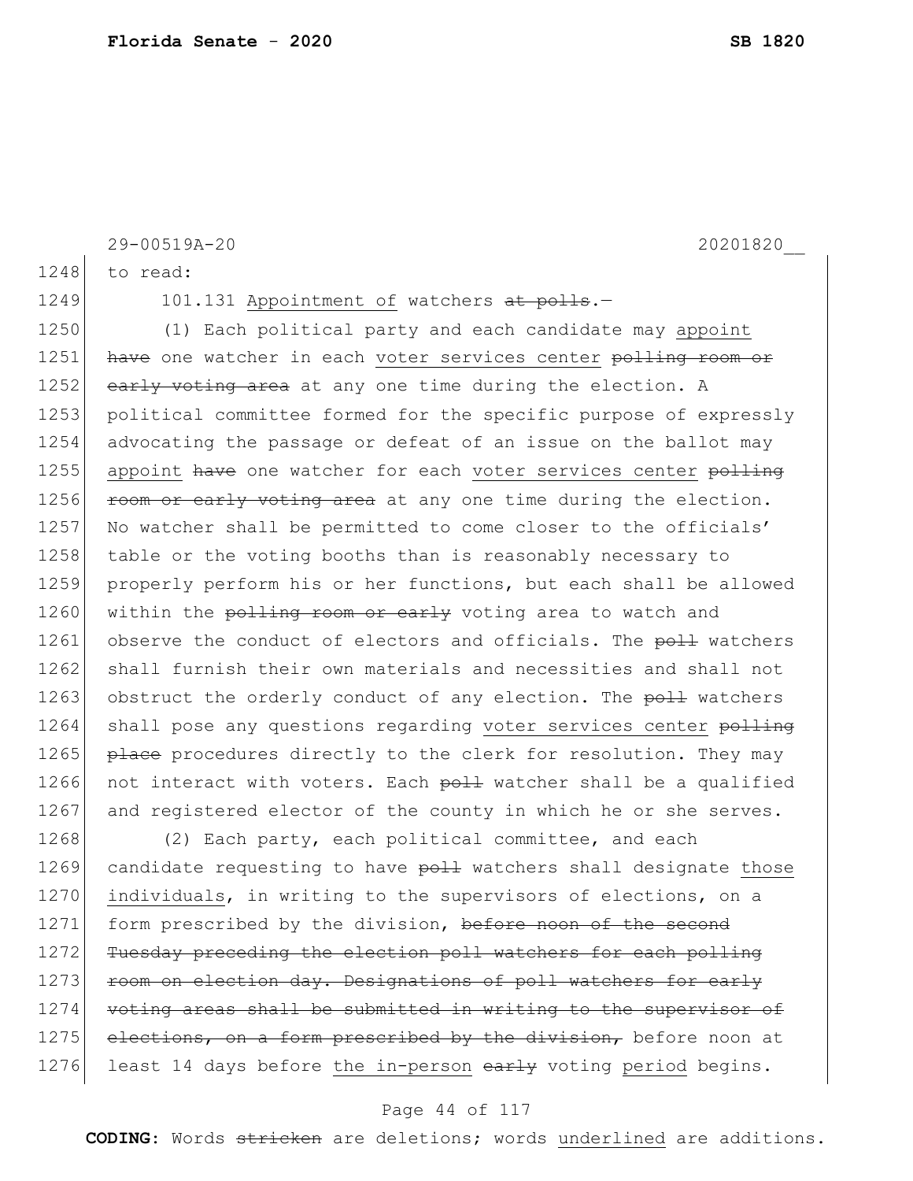29-00519A-20 20201820__

1248 to read:

1249 101.131 Appointment of watchers ~~at polls~~.—

1250 (1) Each political party and each candidate may appoint
1251 ~~have~~ one watcher in each voter services center ~~polling room or~~
1252 ~~early voting area~~ at any one time during the election. A
1253 political committee formed for the specific purpose of expressly
1254 advocating the passage or defeat of an issue on the ballot may
1255 appoint ~~have~~ one watcher for each voter services center ~~polling~~
1256 ~~room or early voting area~~ at any one time during the election.
1257 No watcher shall be permitted to come closer to the officials'
1258 table or the voting booths than is reasonably necessary to
1259 properly perform his or her functions, but each shall be allowed
1260 within the ~~polling room or early~~ voting area to watch and
1261 observe the conduct of electors and officials. The ~~poll~~ watchers
1262 shall furnish their own materials and necessities and shall not
1263 obstruct the orderly conduct of any election. The ~~poll~~ watchers
1264 shall pose any questions regarding voter services center ~~polling~~
1265 ~~place~~ procedures directly to the clerk for resolution. They may
1266 not interact with voters. Each ~~poll~~ watcher shall be a qualified
1267 and registered elector of the county in which he or she serves.

1268 (2) Each party, each political committee, and each
1269 candidate requesting to have ~~poll~~ watchers shall designate those
1270 individuals, in writing to the supervisors of elections, on a
1271 form prescribed by the division, ~~before noon of the second~~
1272 ~~Tuesday preceding the election poll watchers for each polling~~
1273 ~~room on election day. Designations of poll watchers for early~~
1274 ~~voting areas shall be submitted in writing to the supervisor of~~
1275 ~~elections, on a form prescribed by the division,~~ before noon at
1276 least 14 days before the in-person ~~early~~ voting period begins.

**CODING:** Words ~~stricken~~ are deletions; words underlined are additions.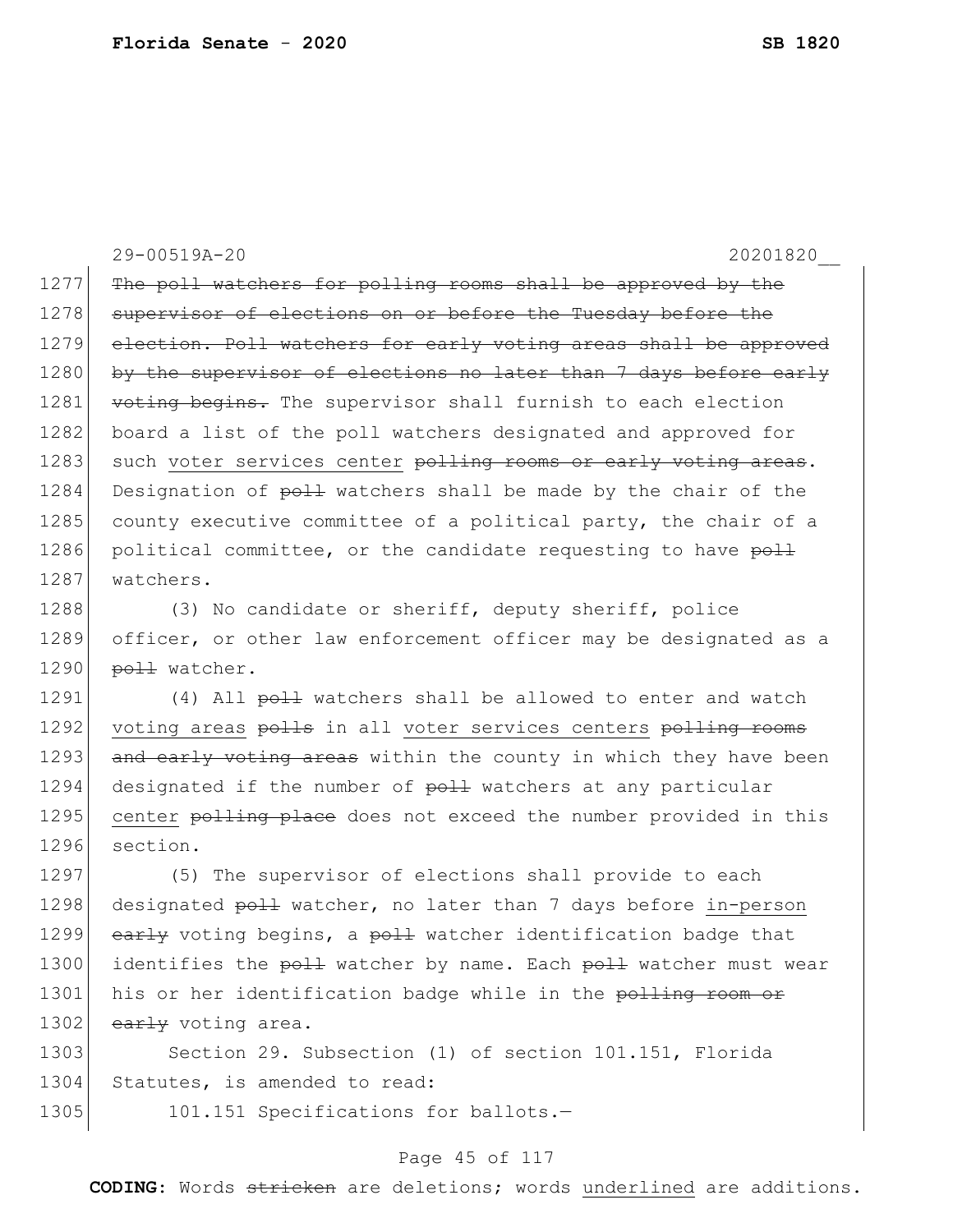The poll watchers for polling rooms shall be approved by the supervisor of elections on or before the Tuesday before the election. Poll watchers for early voting areas shall be approved by the supervisor of elections no later than 7 days before early voting begins. The supervisor shall furnish to each election board a list of the poll watchers designated and approved for such voter services center polling rooms or early voting areas. Designation of poll watchers shall be made by the chair of the county executive committee of a political party, the chair of a political committee, or the candidate requesting to have poll watchers.

(3) No candidate or sheriff, deputy sheriff, police officer, or other law enforcement officer may be designated as a poll watcher.

(4) All poll watchers shall be allowed to enter and watch voting areas polls in all voter services centers polling rooms and early voting areas within the county in which they have been designated if the number of poll watchers at any particular center polling place does not exceed the number provided in this section.

(5) The supervisor of elections shall provide to each designated poll watcher, no later than 7 days before in-person early voting begins, a poll watcher identification badge that identifies the poll watcher by name. Each poll watcher must wear his or her identification badge while in the polling room or early voting area.

Section 29. Subsection (1) of section 101.151, Florida Statutes, is amended to read:

101.151 Specifications for ballots.—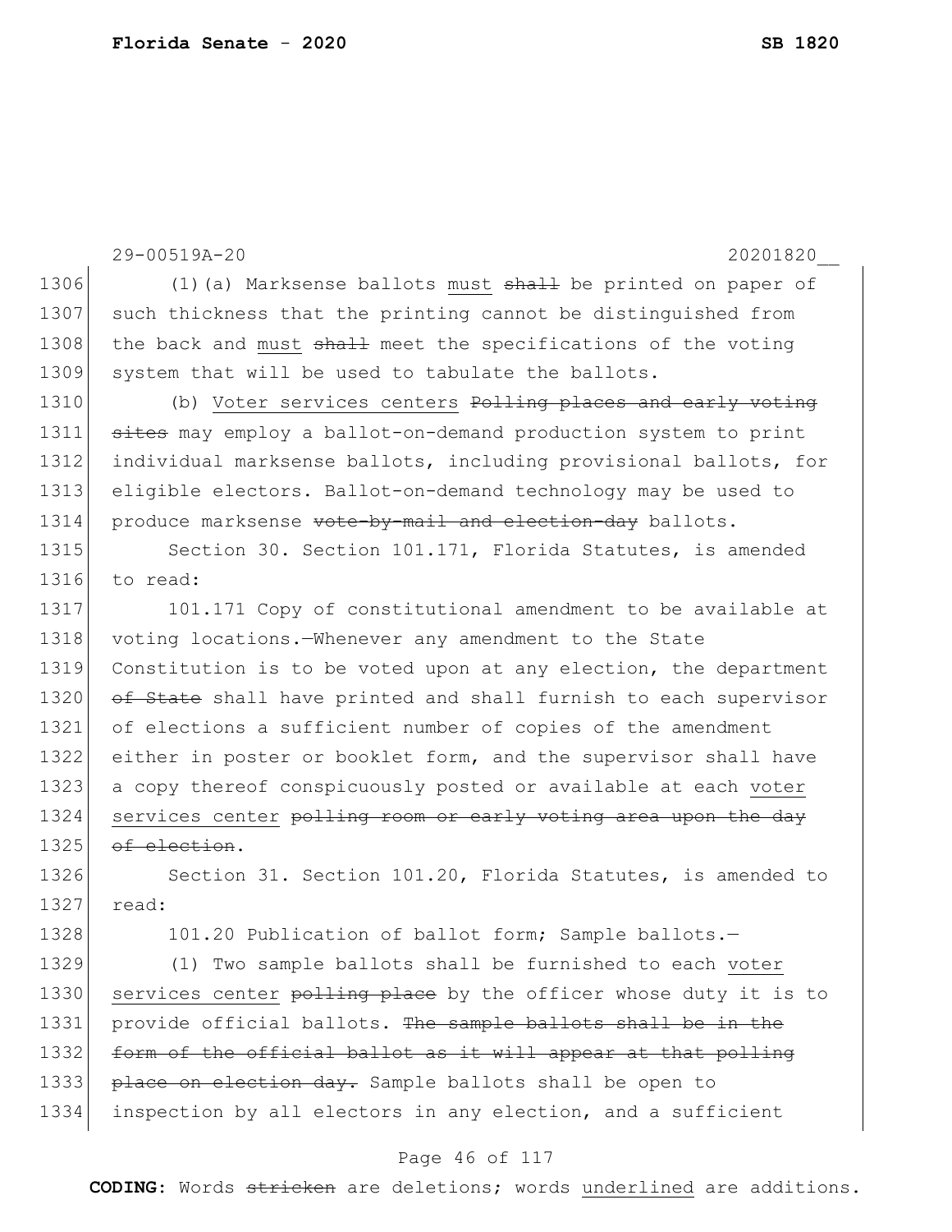29-00519A-20 20201820__

1306 (1)(a) Marksense ballots <u>must</u> ~~shall~~ be printed on paper of
1307 such thickness that the printing cannot be distinguished from
1308 the back and <u>must</u> ~~shall~~ meet the specifications of the voting
1309 system that will be used to tabulate the ballots.

1310 (b) <u>Voter services centers</u> ~~Polling places and early voting~~
1311 ~~sites~~ may employ a ballot-on-demand production system to print
1312 individual marksense ballots, including provisional ballots, for
1313 eligible electors. Ballot-on-demand technology may be used to
1314 produce marksense ~~vote-by-mail and election-day~~ ballots.

1315 Section 30. Section 101.171, Florida Statutes, is amended
1316 to read:

1317 101.171 Copy of constitutional amendment to be available at
1318 voting locations.—Whenever any amendment to the State
1319 Constitution is to be voted upon at any election, the department
1320 ~~of State~~ shall have printed and shall furnish to each supervisor
1321 of elections a sufficient number of copies of the amendment
1322 either in poster or booklet form, and the supervisor shall have
1323 a copy thereof conspicuously posted or available at each <u>voter</u>
1324 <u>services center</u> ~~polling room or early voting area upon the day~~
1325 ~~of election~~.

1326 Section 31. Section 101.20, Florida Statutes, is amended to
1327 read:

1328 101.20 Publication of ballot form; Sample ballots.—

1329 (1) Two sample ballots shall be furnished to each <u>voter</u>
1330 <u>services center</u> ~~polling place~~ by the officer whose duty it is to
1331 provide official ballots. ~~The sample ballots shall be in the~~
1332 ~~form of the official ballot as it will appear at that polling~~
1333 ~~place on election day.~~ Sample ballots shall be open to
1334 inspection by all electors in any election, and a sufficient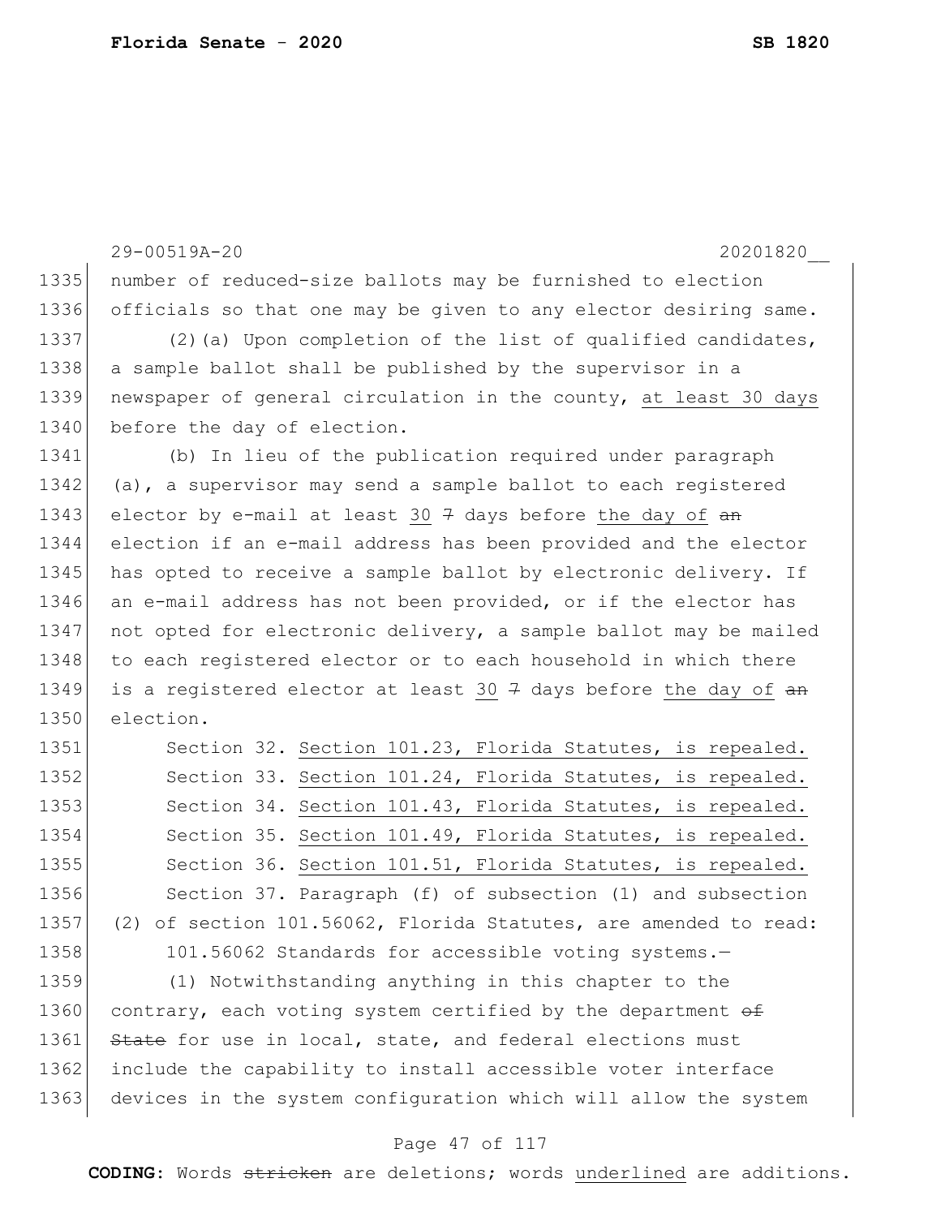number of reduced-size ballots may be furnished to election officials so that one may be given to any elector desiring same.

(2)(a) Upon completion of the list of qualified candidates, a sample ballot shall be published by the supervisor in a newspaper of general circulation in the county, <u>at least 30 days</u> before the day of election.

(b) In lieu of the publication required under paragraph (a), a supervisor may send a sample ballot to each registered elector by e-mail at least <u>30</u> ~~7~~ days before <u>the day of</u> ~~an~~ election if an e-mail address has been provided and the elector has opted to receive a sample ballot by electronic delivery. If an e-mail address has not been provided, or if the elector has not opted for electronic delivery, a sample ballot may be mailed to each registered elector or to each household in which there is a registered elector at least <u>30</u> ~~7~~ days before <u>the day of</u> ~~an~~ election.

Section 32. <u>Section 101.23, Florida Statutes, is repealed.</u>

Section 33. <u>Section 101.24, Florida Statutes, is repealed.</u>

Section 34. <u>Section 101.43, Florida Statutes, is repealed.</u>

Section 35. <u>Section 101.49, Florida Statutes, is repealed.</u>

Section 36. <u>Section 101.51, Florida Statutes, is repealed.</u>

Section 37. Paragraph (f) of subsection (1) and subsection (2) of section 101.56062, Florida Statutes, are amended to read:

101.56062 Standards for accessible voting systems.—

(1) Notwithstanding anything in this chapter to the contrary, each voting system certified by the department ~~of State~~ for use in local, state, and federal elections must include the capability to install accessible voter interface devices in the system configuration which will allow the system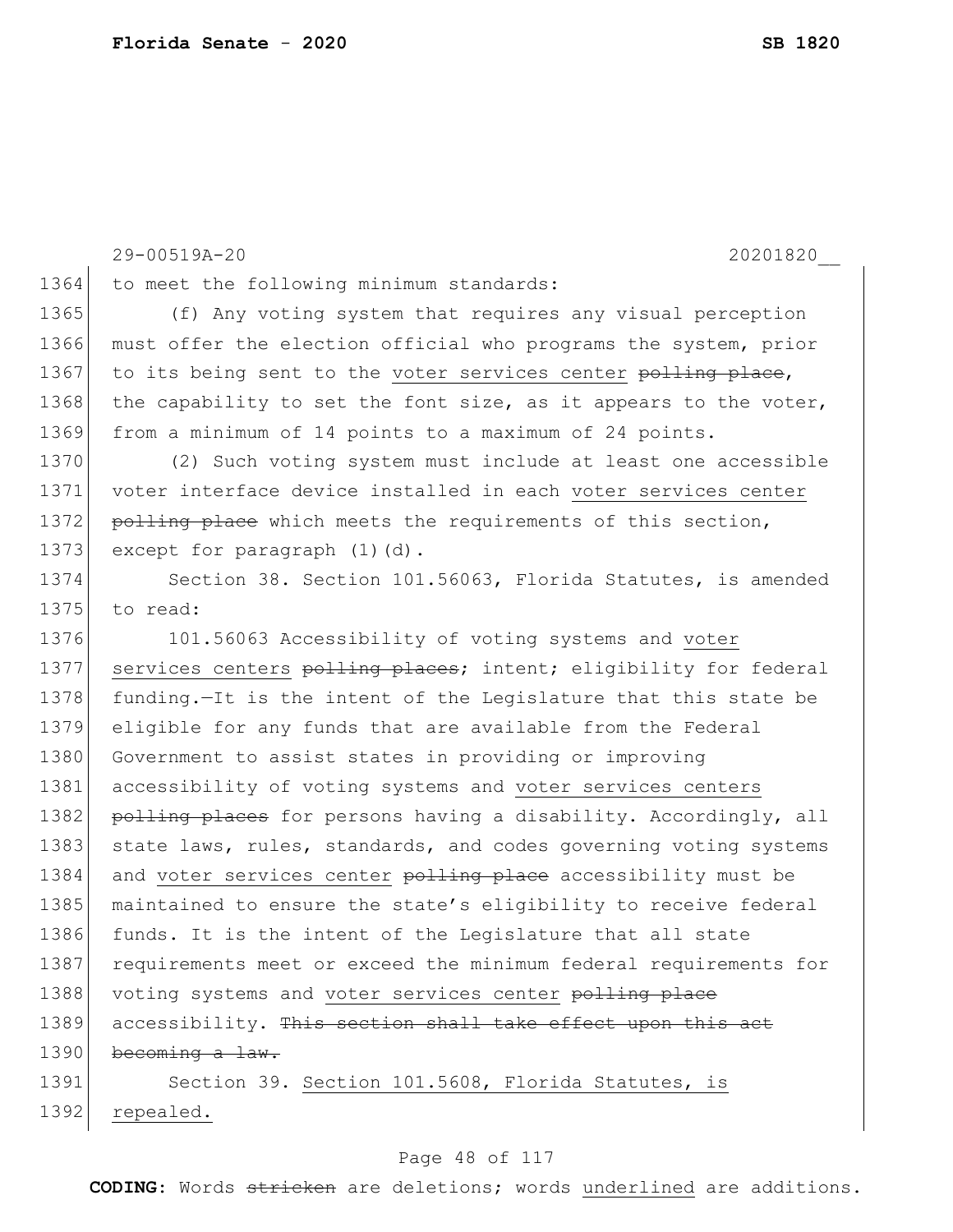29-00519A-20 20201820__

1364 to meet the following minimum standards:

1365 (f) Any voting system that requires any visual perception
1366 must offer the election official who programs the system, prior
1367 to its being sent to the <u>voter services center</u> ~~polling place~~,
1368 the capability to set the font size, as it appears to the voter,
1369 from a minimum of 14 points to a maximum of 24 points.

1370 (2) Such voting system must include at least one accessible
1371 voter interface device installed in each <u>voter services center</u>
1372 ~~polling place~~ which meets the requirements of this section,
1373 except for paragraph (1)(d).

1374 Section 38. Section 101.56063, Florida Statutes, is amended
1375 to read:

1376 101.56063 Accessibility of voting systems and <u>voter</u>
1377 <u>services centers</u> ~~polling places~~; intent; eligibility for federal
1378 funding.—It is the intent of the Legislature that this state be
1379 eligible for any funds that are available from the Federal
1380 Government to assist states in providing or improving
1381 accessibility of voting systems and <u>voter services centers</u>
1382 ~~polling places~~ for persons having a disability. Accordingly, all
1383 state laws, rules, standards, and codes governing voting systems
1384 and <u>voter services center</u> ~~polling place~~ accessibility must be
1385 maintained to ensure the state's eligibility to receive federal
1386 funds. It is the intent of the Legislature that all state
1387 requirements meet or exceed the minimum federal requirements for
1388 voting systems and <u>voter services center</u> ~~polling place~~
1389 accessibility. ~~This section shall take effect upon this act~~
1390 ~~becoming a law.~~

1391 Section 39. <u>Section 101.5608, Florida Statutes, is</u>
1392 <u>repealed.</u>

**CODING:** Words ~~stricken~~ are deletions; words <u>underlined</u> are additions.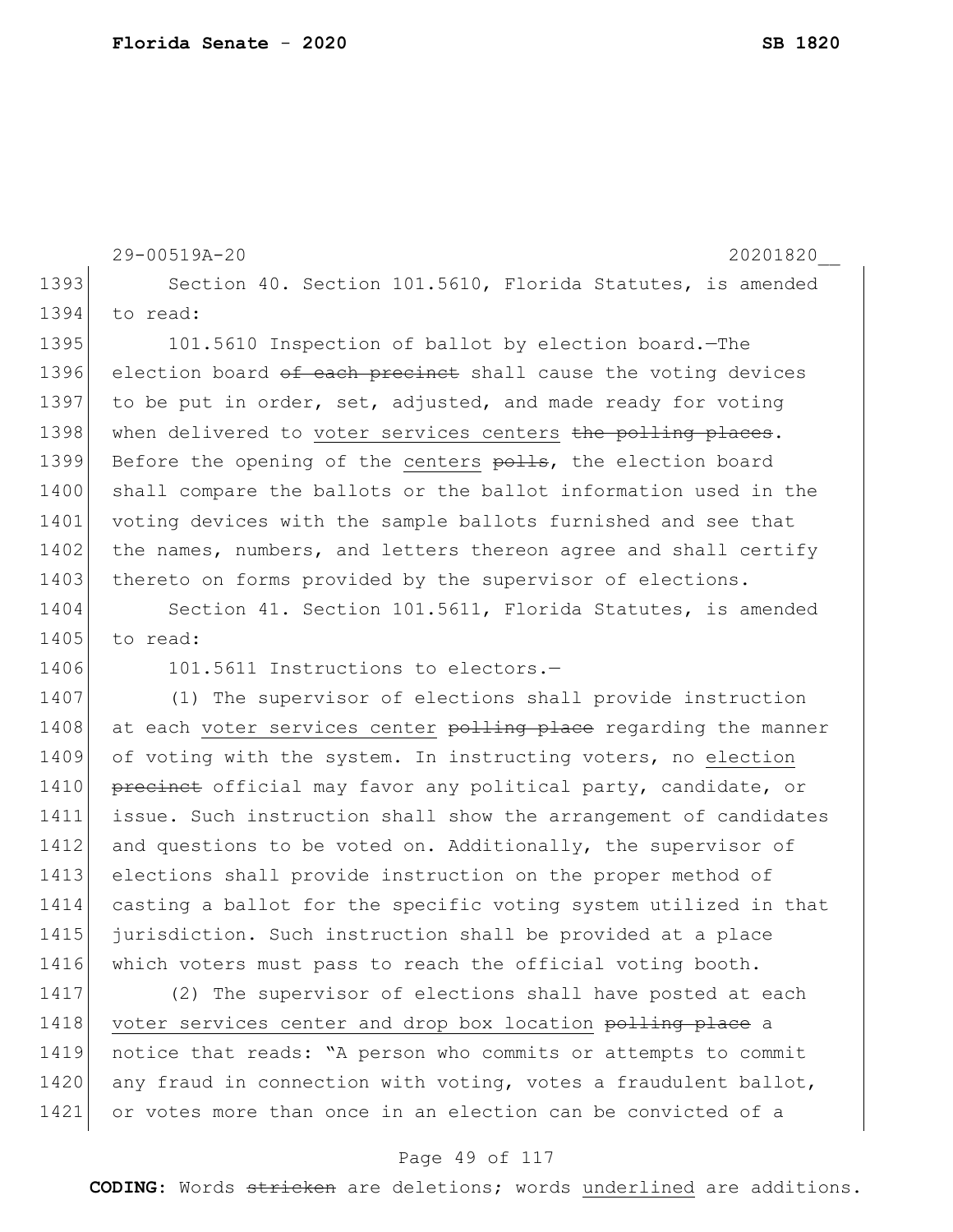Section 40. Section 101.5610, Florida Statutes, is amended to read:

101.5610 Inspection of ballot by election board.—The election board ~~of each precinct~~ shall cause the voting devices to be put in order, set, adjusted, and made ready for voting when delivered to <u>voter services centers</u> ~~the polling places~~. Before the opening of the <u>centers</u> ~~polls~~, the election board shall compare the ballots or the ballot information used in the voting devices with the sample ballots furnished and see that the names, numbers, and letters thereon agree and shall certify thereto on forms provided by the supervisor of elections.

Section 41. Section 101.5611, Florida Statutes, is amended to read:

101.5611 Instructions to electors.—

(1) The supervisor of elections shall provide instruction at each <u>voter services center</u> ~~polling place~~ regarding the manner of voting with the system. In instructing voters, no <u>election</u> ~~precinct~~ official may favor any political party, candidate, or issue. Such instruction shall show the arrangement of candidates and questions to be voted on. Additionally, the supervisor of elections shall provide instruction on the proper method of casting a ballot for the specific voting system utilized in that jurisdiction. Such instruction shall be provided at a place which voters must pass to reach the official voting booth.

(2) The supervisor of elections shall have posted at each <u>voter services center and drop box location</u> ~~polling place~~ a notice that reads: "A person who commits or attempts to commit any fraud in connection with voting, votes a fraudulent ballot, or votes more than once in an election can be convicted of a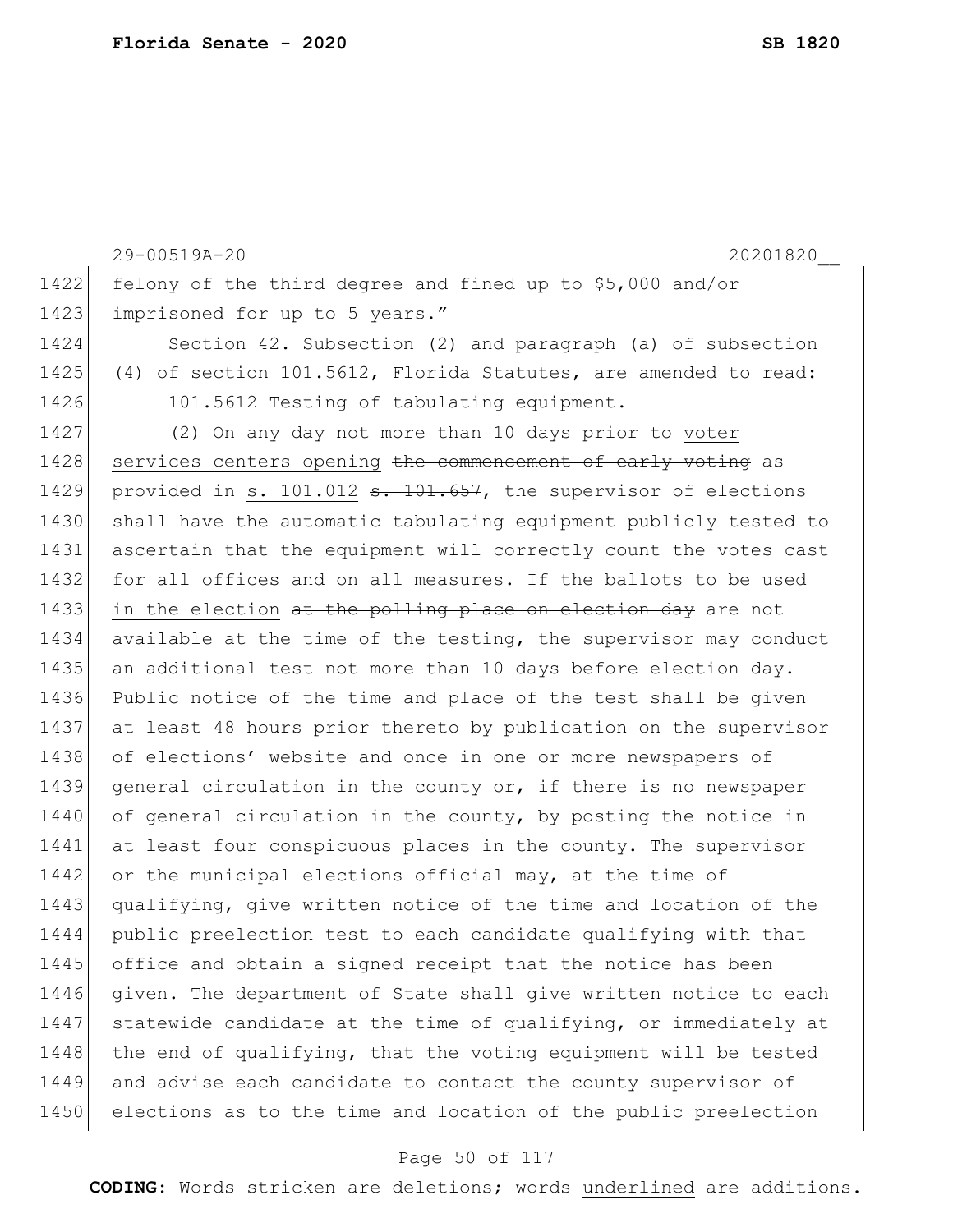felony of the third degree and fined up to $5,000 and/or imprisoned for up to 5 years.”

Section 42. Subsection (2) and paragraph (a) of subsection (4) of section 101.5612, Florida Statutes, are amended to read:

101.5612 Testing of tabulating equipment.—

(2) On any day not more than 10 days prior to <u>voter services centers opening</u> ~~the commencement of early voting~~ as provided in <u>s. 101.012</u> ~~s. 101.657~~, the supervisor of elections shall have the automatic tabulating equipment publicly tested to ascertain that the equipment will correctly count the votes cast for all offices and on all measures. If the ballots to be used <u>in the election</u> ~~at the polling place on election day~~ are not available at the time of the testing, the supervisor may conduct an additional test not more than 10 days before election day. Public notice of the time and place of the test shall be given at least 48 hours prior thereto by publication on the supervisor of elections' website and once in one or more newspapers of general circulation in the county or, if there is no newspaper of general circulation in the county, by posting the notice in at least four conspicuous places in the county. The supervisor or the municipal elections official may, at the time of qualifying, give written notice of the time and location of the public preelection test to each candidate qualifying with that office and obtain a signed receipt that the notice has been given. The department ~~of State~~ shall give written notice to each statewide candidate at the time of qualifying, or immediately at the end of qualifying, that the voting equipment will be tested and advise each candidate to contact the county supervisor of elections as to the time and location of the public preelection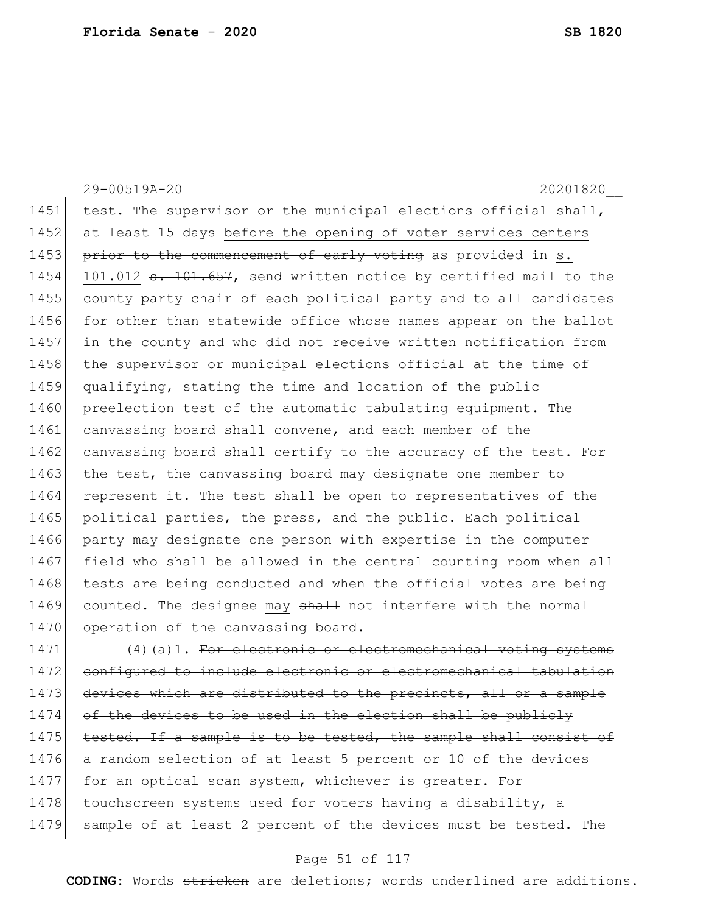test. The supervisor or the municipal elections official shall, at least 15 days before the opening of voter services centers ~~prior to the commencement of early voting~~ as provided in s. 101.012 ~~s. 101.657~~, send written notice by certified mail to the county party chair of each political party and to all candidates for other than statewide office whose names appear on the ballot in the county and who did not receive written notification from the supervisor or municipal elections official at the time of qualifying, stating the time and location of the public preelection test of the automatic tabulating equipment. The canvassing board shall convene, and each member of the canvassing board shall certify to the accuracy of the test. For the test, the canvassing board may designate one member to represent it. The test shall be open to representatives of the political parties, the press, and the public. Each political party may designate one person with expertise in the computer field who shall be allowed in the central counting room when all tests are being conducted and when the official votes are being counted. The designee may ~~shall~~ not interfere with the normal operation of the canvassing board.

(4)(a)1. ~~For electronic or electromechanical voting systems configured to include electronic or electromechanical tabulation devices which are distributed to the precincts, all or a sample of the devices to be used in the election shall be publicly tested. If a sample is to be tested, the sample shall consist of a random selection of at least 5 percent or 10 of the devices for an optical scan system, whichever is greater.~~ For touchscreen systems used for voters having a disability, a sample of at least 2 percent of the devices must be tested. The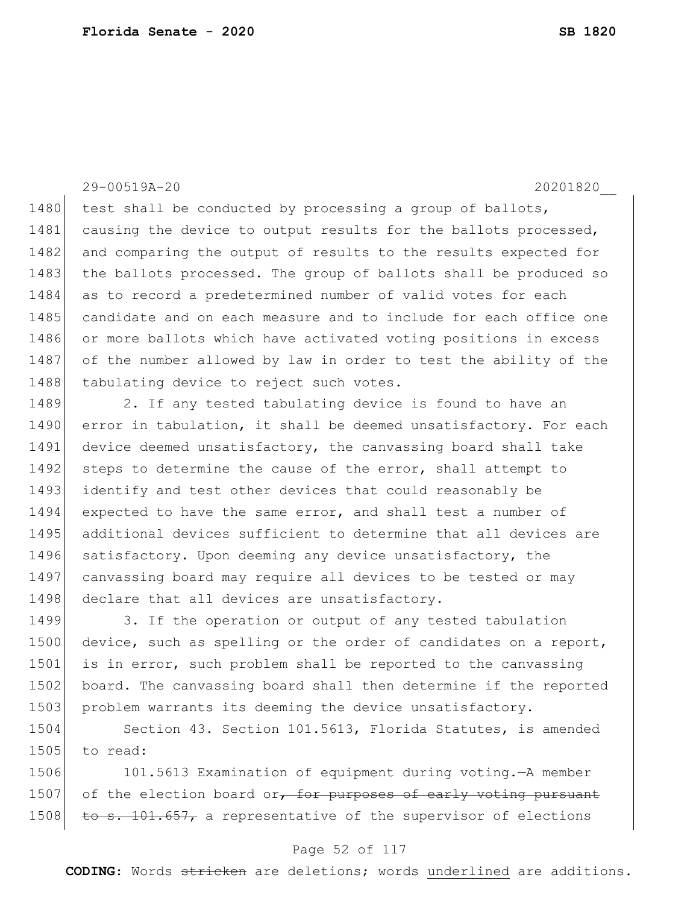test shall be conducted by processing a group of ballots, causing the device to output results for the ballots processed, and comparing the output of results to the results expected for the ballots processed. The group of ballots shall be produced so as to record a predetermined number of valid votes for each candidate and on each measure and to include for each office one or more ballots which have activated voting positions in excess of the number allowed by law in order to test the ability of the tabulating device to reject such votes.

2. If any tested tabulating device is found to have an error in tabulation, it shall be deemed unsatisfactory. For each device deemed unsatisfactory, the canvassing board shall take steps to determine the cause of the error, shall attempt to identify and test other devices that could reasonably be expected to have the same error, and shall test a number of additional devices sufficient to determine that all devices are satisfactory. Upon deeming any device unsatisfactory, the canvassing board may require all devices to be tested or may declare that all devices are unsatisfactory.

3. If the operation or output of any tested tabulation device, such as spelling or the order of candidates on a report, is in error, such problem shall be reported to the canvassing board. The canvassing board shall then determine if the reported problem warrants its deeming the device unsatisfactory.

Section 43. Section 101.5613, Florida Statutes, is amended to read:

101.5613 Examination of equipment during voting.—A member of the election board or~~, for purposes of early voting pursuant to s. 101.657,~~ a representative of the supervisor of elections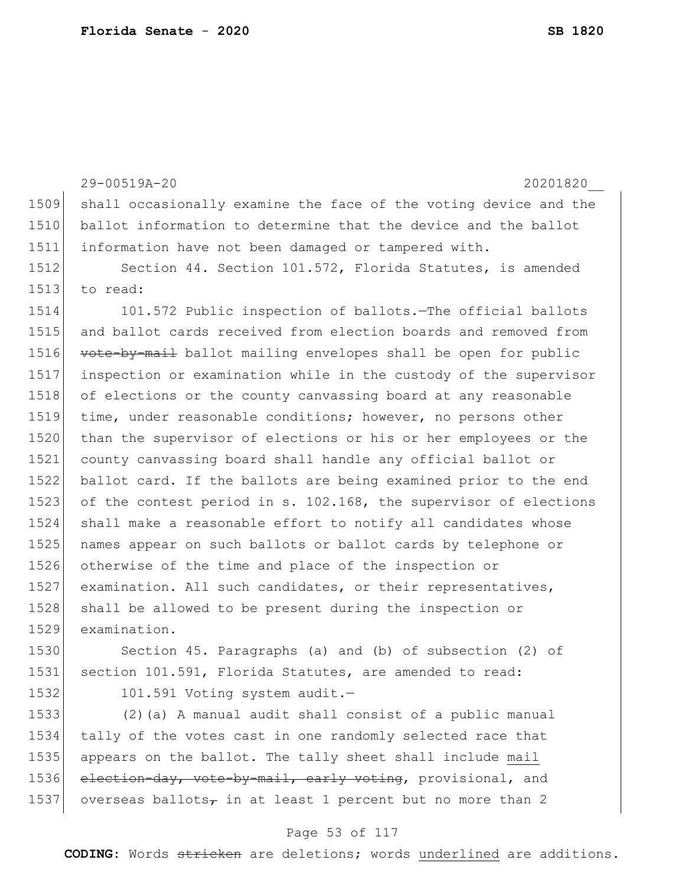29-00519A-20 20201820__

1509 shall occasionally examine the face of the voting device and the
1510 ballot information to determine that the device and the ballot
1511 information have not been damaged or tampered with.

1512 Section 44. Section 101.572, Florida Statutes, is amended
1513 to read:

1514 101.572 Public inspection of ballots.—The official ballots
1515 and ballot cards received from election boards and removed from
1516 ~~vote-by-mail~~ ballot mailing envelopes shall be open for public
1517 inspection or examination while in the custody of the supervisor
1518 of elections or the county canvassing board at any reasonable
1519 time, under reasonable conditions; however, no persons other
1520 than the supervisor of elections or his or her employees or the
1521 county canvassing board shall handle any official ballot or
1522 ballot card. If the ballots are being examined prior to the end
1523 of the contest period in s. 102.168, the supervisor of elections
1524 shall make a reasonable effort to notify all candidates whose
1525 names appear on such ballots or ballot cards by telephone or
1526 otherwise of the time and place of the inspection or
1527 examination. All such candidates, or their representatives,
1528 shall be allowed to be present during the inspection or
1529 examination.

1530 Section 45. Paragraphs (a) and (b) of subsection (2) of
1531 section 101.591, Florida Statutes, are amended to read:

1532 101.591 Voting system audit.—

1533 (2)(a) A manual audit shall consist of a public manual
1534 tally of the votes cast in one randomly selected race that
1535 appears on the ballot. The tally sheet shall include <u>mail</u>
1536 ~~election-day, vote-by-mail, early voting~~, provisional, and
1537 overseas ballots~~,~~ in at least 1 percent but no more than 2

**CODING:** Words ~~stricken~~ are deletions; words <u>underlined</u> are additions.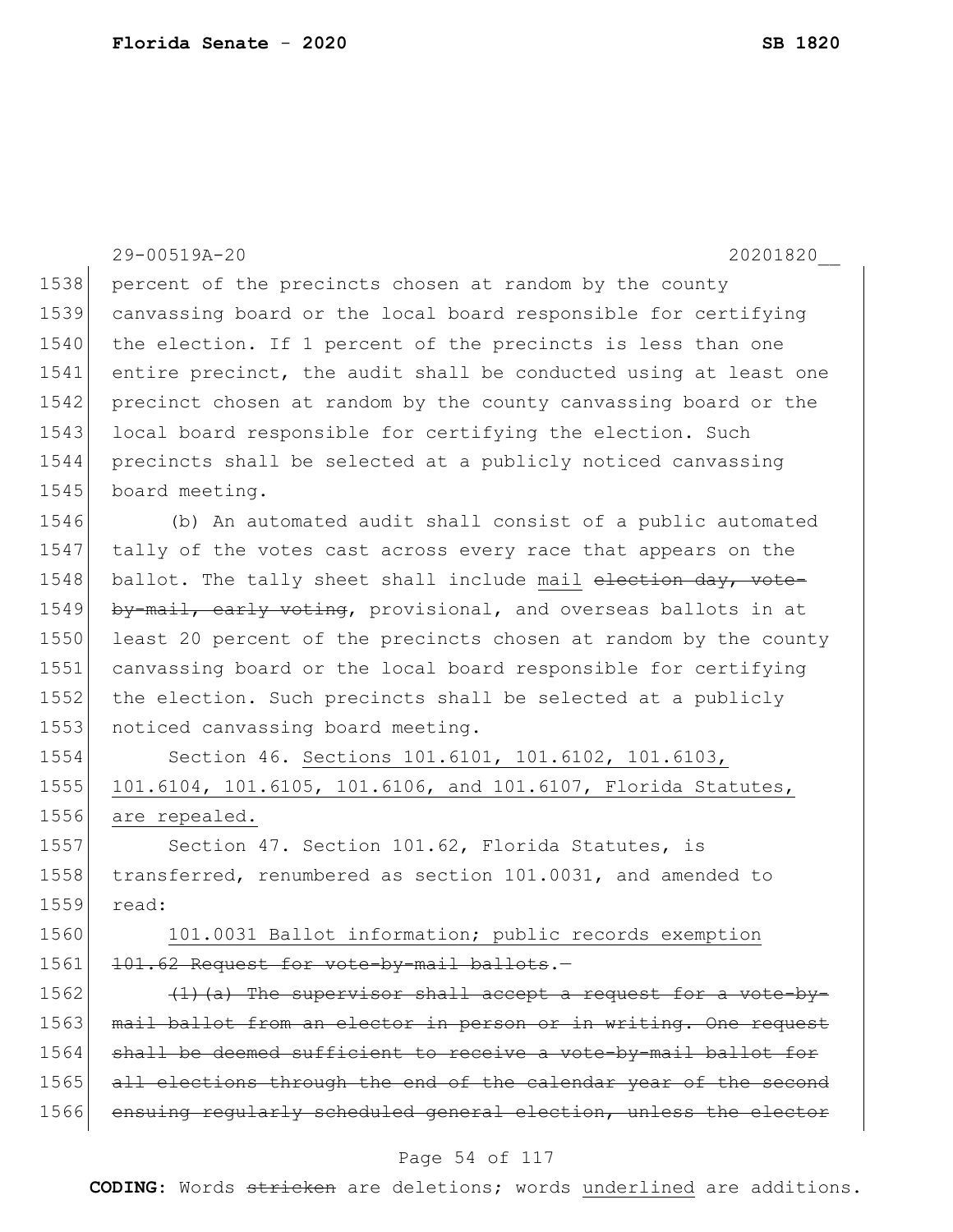29-00519A-20 20201820__

1538 percent of the precincts chosen at random by the county
1539 canvassing board or the local board responsible for certifying
1540 the election. If 1 percent of the precincts is less than one
1541 entire precinct, the audit shall be conducted using at least one
1542 precinct chosen at random by the county canvassing board or the
1543 local board responsible for certifying the election. Such
1544 precincts shall be selected at a publicly noticed canvassing
1545 board meeting.

1546 (b) An automated audit shall consist of a public automated
1547 tally of the votes cast across every race that appears on the
1548 ballot. The tally sheet shall include <u>mail</u> ~~election day, vote-~~
1549 ~~by-mail, early voting~~, provisional, and overseas ballots in at
1550 least 20 percent of the precincts chosen at random by the county
1551 canvassing board or the local board responsible for certifying
1552 the election. Such precincts shall be selected at a publicly
1553 noticed canvassing board meeting.

1554 Section 46. <u>Sections 101.6101, 101.6102, 101.6103,</u>
1555 <u>101.6104, 101.6105, 101.6106, and 101.6107, Florida Statutes,</u>
1556 <u>are repealed.</u>

1557 Section 47. Section 101.62, Florida Statutes, is
1558 transferred, renumbered as section 101.0031, and amended to
1559 read:

1560 <u>101.0031 Ballot information; public records exemption</u>
1561 ~~101.62 Request for vote-by-mail ballots~~.—

1562 ~~(1)(a) The supervisor shall accept a request for a vote-by-~~
1563 ~~mail ballot from an elector in person or in writing. One request~~
1564 ~~shall be deemed sufficient to receive a vote-by-mail ballot for~~
1565 ~~all elections through the end of the calendar year of the second~~
1566 ~~ensuing regularly scheduled general election, unless the elector~~

**CODING:** Words ~~stricken~~ are deletions; words <u>underlined</u> are additions.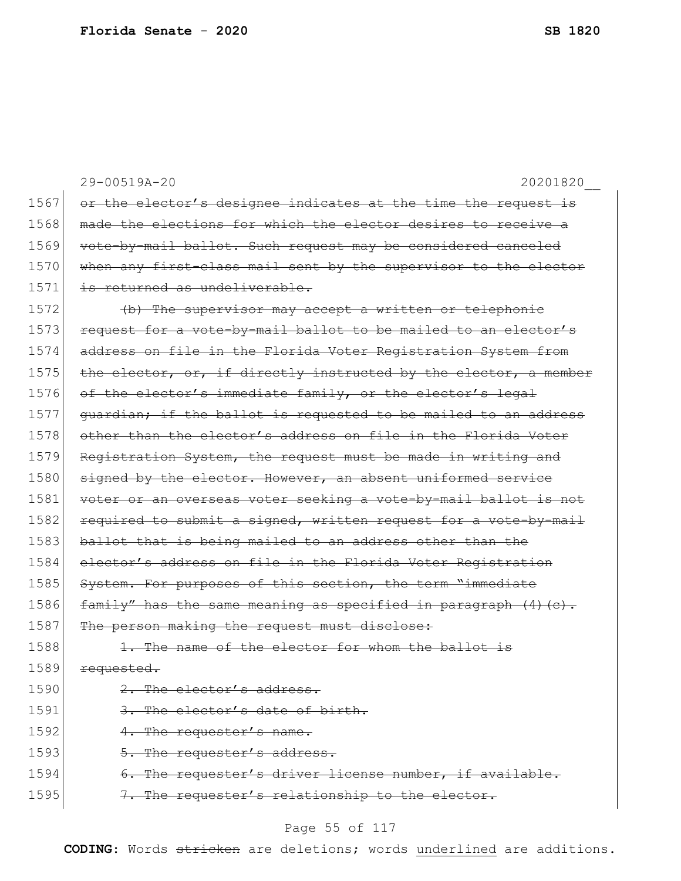29-00519A-20 20201820__

1567 ~~or the elector's designee indicates at the time the request is~~
1568 ~~made the elections for which the elector desires to receive a~~
1569 ~~vote-by-mail ballot. Such request may be considered canceled~~
1570 ~~when any first-class mail sent by the supervisor to the elector~~
1571 ~~is returned as undeliverable.~~

1572 ~~(b) The supervisor may accept a written or telephonic~~
1573 ~~request for a vote-by-mail ballot to be mailed to an elector's~~
1574 ~~address on file in the Florida Voter Registration System from~~
1575 ~~the elector, or, if directly instructed by the elector, a member~~
1576 ~~of the elector's immediate family, or the elector's legal~~
1577 ~~guardian; if the ballot is requested to be mailed to an address~~
1578 ~~other than the elector's address on file in the Florida Voter~~
1579 ~~Registration System, the request must be made in writing and~~
1580 ~~signed by the elector. However, an absent uniformed service~~
1581 ~~voter or an overseas voter seeking a vote-by-mail ballot is not~~
1582 ~~required to submit a signed, written request for a vote-by-mail~~
1583 ~~ballot that is being mailed to an address other than the~~
1584 ~~elector's address on file in the Florida Voter Registration~~
1585 ~~System. For purposes of this section, the term "immediate~~
1586 ~~family" has the same meaning as specified in paragraph (4)(c).~~
1587 ~~The person making the request must disclose:~~

1588 ~~1. The name of the elector for whom the ballot is~~
1589 ~~requested.~~

1590 ~~2. The elector's address.~~

1591 ~~3. The elector's date of birth.~~

1592 ~~4. The requester's name.~~

1593 ~~5. The requester's address.~~

1594 ~~6. The requester's driver license number, if available.~~

1595 ~~7. The requester's relationship to the elector.~~

**CODING:** Words ~~stricken~~ are deletions; words <u>underlined</u> are additions.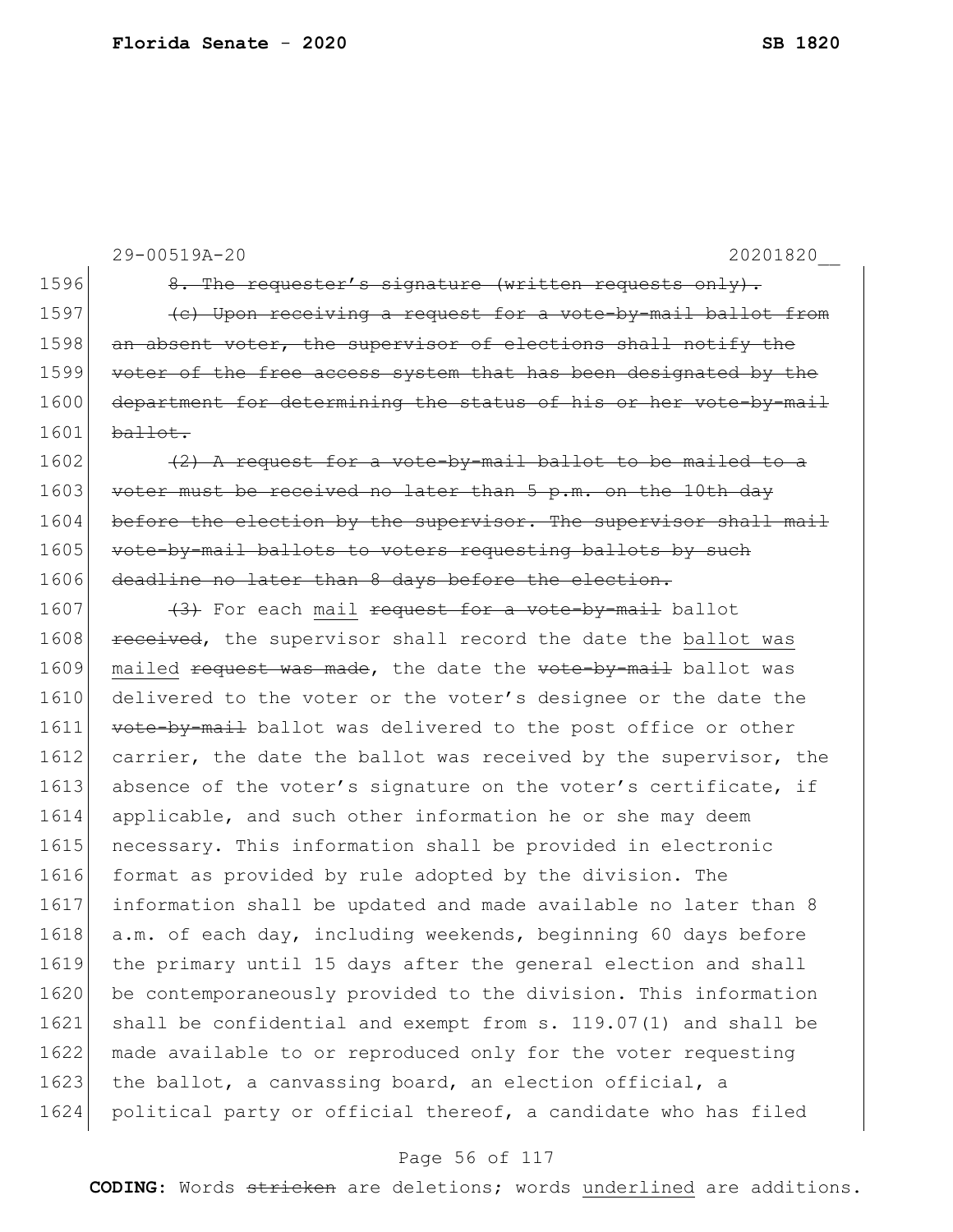29-00519A-20 20201820__

1596 ~~8. The requester's signature (written requests only).~~

1597 ~~(c) Upon receiving a request for a vote-by-mail ballot from~~
1598 ~~an absent voter, the supervisor of elections shall notify the~~
1599 ~~voter of the free access system that has been designated by the~~
1600 ~~department for determining the status of his or her vote-by-mail~~
1601 ~~ballot.~~

1602 ~~(2) A request for a vote-by-mail ballot to be mailed to a~~
1603 ~~voter must be received no later than 5 p.m. on the 10th day~~
1604 ~~before the election by the supervisor. The supervisor shall mail~~
1605 ~~vote-by-mail ballots to voters requesting ballots by such~~
1606 ~~deadline no later than 8 days before the election.~~

1607 ~~(3)~~ For each <u>mail</u> ~~request for a vote-by-mail~~ ballot
1608 ~~received~~, the supervisor shall record the date the <u>ballot was</u>
1609 <u>mailed</u> ~~request was made~~, the date the ~~vote-by-mail~~ ballot was
1610 delivered to the voter or the voter's designee or the date the
1611 ~~vote-by-mail~~ ballot was delivered to the post office or other
1612 carrier, the date the ballot was received by the supervisor, the
1613 absence of the voter's signature on the voter's certificate, if
1614 applicable, and such other information he or she may deem
1615 necessary. This information shall be provided in electronic
1616 format as provided by rule adopted by the division. The
1617 information shall be updated and made available no later than 8
1618 a.m. of each day, including weekends, beginning 60 days before
1619 the primary until 15 days after the general election and shall
1620 be contemporaneously provided to the division. This information
1621 shall be confidential and exempt from s. 119.07(1) and shall be
1622 made available to or reproduced only for the voter requesting
1623 the ballot, a canvassing board, an election official, a
1624 political party or official thereof, a candidate who has filed

**CODING:** Words ~~stricken~~ are deletions; words <u>underlined</u> are additions.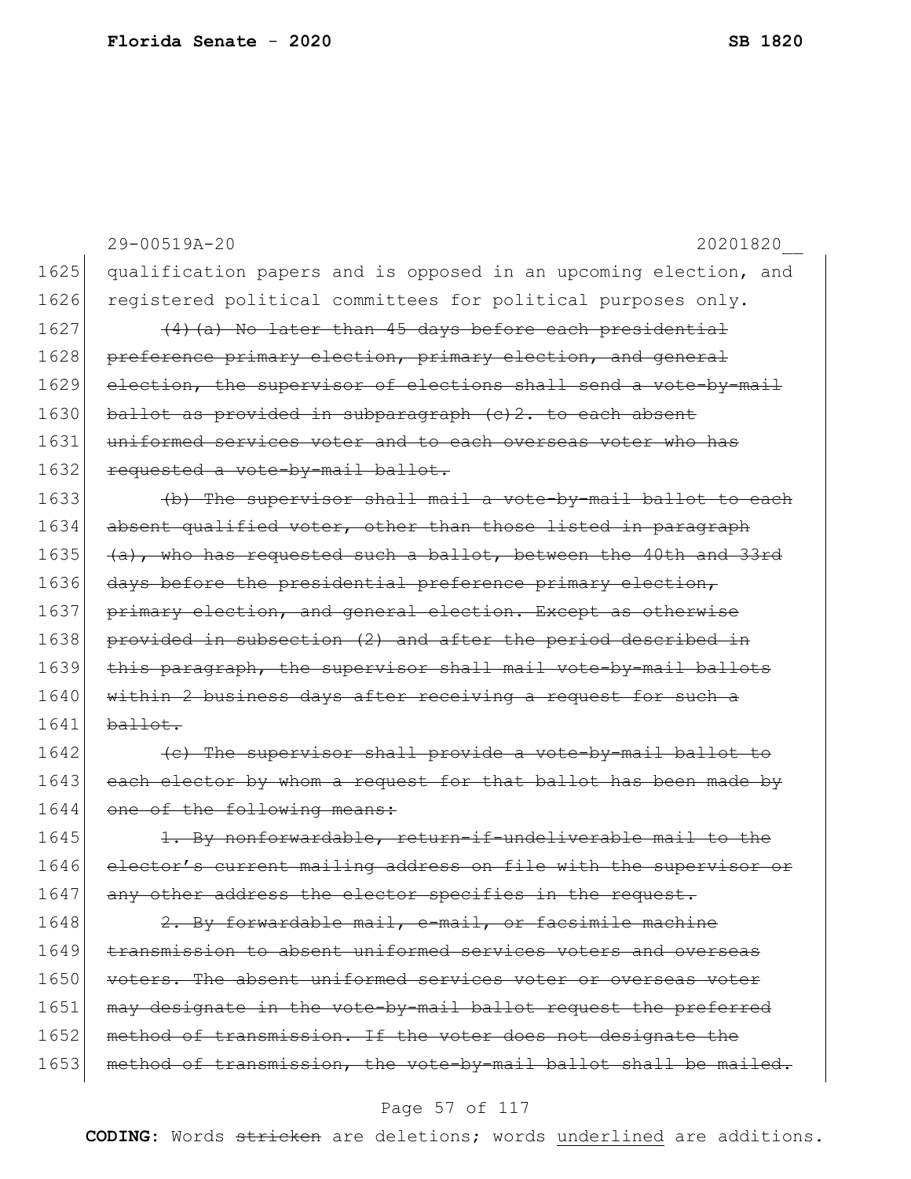29-00519A-20 20201820__

1625 qualification papers and is opposed in an upcoming election, and
1626 registered political committees for political purposes only.

1627 ~~(4)(a) No later than 45 days before each presidential~~
1628 ~~preference primary election, primary election, and general~~
1629 ~~election, the supervisor of elections shall send a vote-by-mail~~
1630 ~~ballot as provided in subparagraph (c)2. to each absent~~
1631 ~~uniformed services voter and to each overseas voter who has~~
1632 ~~requested a vote-by-mail ballot.~~

1633 ~~(b) The supervisor shall mail a vote-by-mail ballot to each~~
1634 ~~absent qualified voter, other than those listed in paragraph~~
1635 ~~(a), who has requested such a ballot, between the 40th and 33rd~~
1636 ~~days before the presidential preference primary election,~~
1637 ~~primary election, and general election. Except as otherwise~~
1638 ~~provided in subsection (2) and after the period described in~~
1639 ~~this paragraph, the supervisor shall mail vote-by-mail ballots~~
1640 ~~within 2 business days after receiving a request for such a~~
1641 ~~ballot.~~

1642 ~~(c) The supervisor shall provide a vote-by-mail ballot to~~
1643 ~~each elector by whom a request for that ballot has been made by~~
1644 ~~one of the following means:~~

1645 ~~1. By nonforwardable, return-if-undeliverable mail to the~~
1646 ~~elector's current mailing address on file with the supervisor or~~
1647 ~~any other address the elector specifies in the request.~~

1648 ~~2. By forwardable mail, e-mail, or facsimile machine~~
1649 ~~transmission to absent uniformed services voters and overseas~~
1650 ~~voters. The absent uniformed services voter or overseas voter~~
1651 ~~may designate in the vote-by-mail ballot request the preferred~~
1652 ~~method of transmission. If the voter does not designate the~~
1653 ~~method of transmission, the vote-by-mail ballot shall be mailed.~~

**CODING:** Words ~~stricken~~ are deletions; words underlined are additions.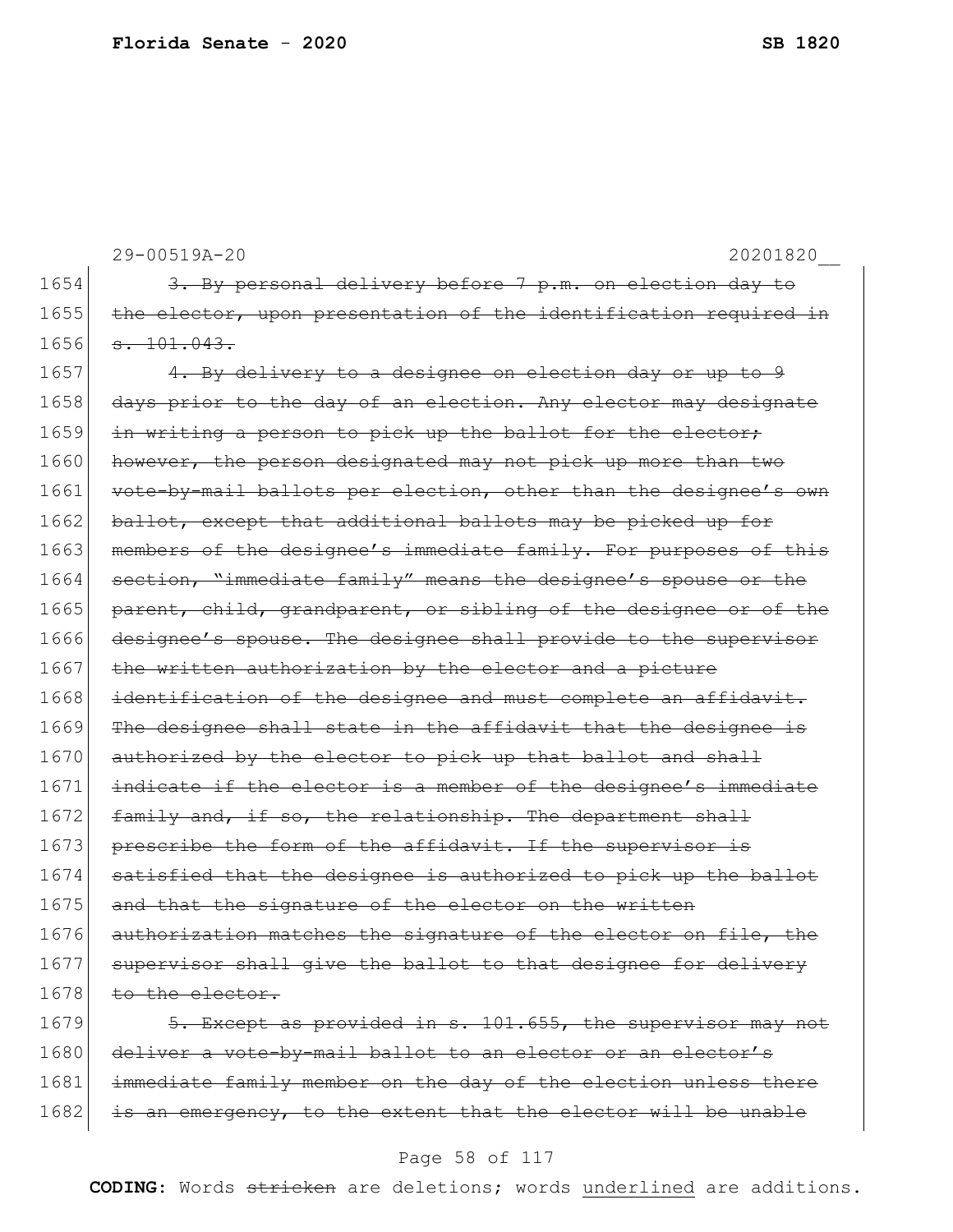29-00519A-20 20201820__

1654 ~~3. By personal delivery before 7 p.m. on election day to~~
1655 ~~the elector, upon presentation of the identification required in~~
1656 ~~s. 101.043.~~

1657 ~~4. By delivery to a designee on election day or up to 9~~
1658 ~~days prior to the day of an election. Any elector may designate~~
1659 ~~in writing a person to pick up the ballot for the elector;~~
1660 ~~however, the person designated may not pick up more than two~~
1661 ~~vote-by-mail ballots per election, other than the designee's own~~
1662 ~~ballot, except that additional ballots may be picked up for~~
1663 ~~members of the designee's immediate family. For purposes of this~~
1664 ~~section, "immediate family" means the designee's spouse or the~~
1665 ~~parent, child, grandparent, or sibling of the designee or of the~~
1666 ~~designee's spouse. The designee shall provide to the supervisor~~
1667 ~~the written authorization by the elector and a picture~~
1668 ~~identification of the designee and must complete an affidavit.~~
1669 ~~The designee shall state in the affidavit that the designee is~~
1670 ~~authorized by the elector to pick up that ballot and shall~~
1671 ~~indicate if the elector is a member of the designee's immediate~~
1672 ~~family and, if so, the relationship. The department shall~~
1673 ~~prescribe the form of the affidavit. If the supervisor is~~
1674 ~~satisfied that the designee is authorized to pick up the ballot~~
1675 ~~and that the signature of the elector on the written~~
1676 ~~authorization matches the signature of the elector on file, the~~
1677 ~~supervisor shall give the ballot to that designee for delivery~~
1678 ~~to the elector.~~

1679 ~~5. Except as provided in s. 101.655, the supervisor may not~~
1680 ~~deliver a vote-by-mail ballot to an elector or an elector's~~
1681 ~~immediate family member on the day of the election unless there~~
1682 ~~is an emergency, to the extent that the elector will be unable~~

**CODING:** Words ~~stricken~~ are deletions; words <u>underlined</u> are additions.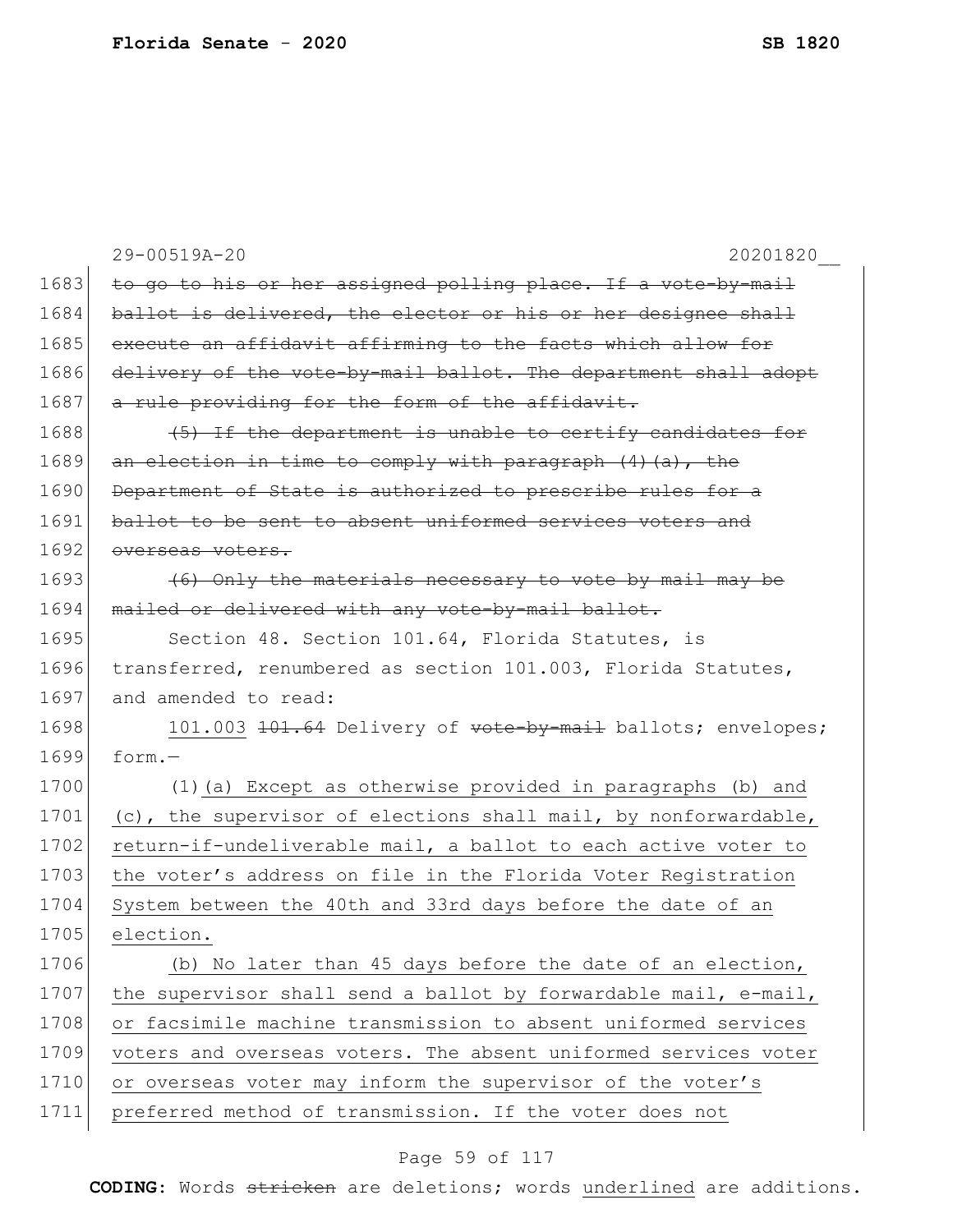~~to go to his or her assigned polling place. If a vote-by-mail ballot is delivered, the elector or his or her designee shall execute an affidavit affirming to the facts which allow for delivery of the vote-by-mail ballot. The department shall adopt a rule providing for the form of the affidavit.~~

~~(5) If the department is unable to certify candidates for an election in time to comply with paragraph (4)(a), the Department of State is authorized to prescribe rules for a ballot to be sent to absent uniformed services voters and overseas voters.~~

~~(6) Only the materials necessary to vote by mail may be mailed or delivered with any vote-by-mail ballot.~~

Section 48. Section 101.64, Florida Statutes, is transferred, renumbered as section 101.003, Florida Statutes, and amended to read:

<u>101.003</u> ~~101.64~~ Delivery of ~~vote-by-mail~~ ballots; envelopes; form.—

(1)<u>(a) Except as otherwise provided in paragraphs (b) and (c), the supervisor of elections shall mail, by nonforwardable, return-if-undeliverable mail, a ballot to each active voter to the voter's address on file in the Florida Voter Registration System between the 40th and 33rd days before the date of an election.</u>

<u>(b) No later than 45 days before the date of an election, the supervisor shall send a ballot by forwardable mail, e-mail, or facsimile machine transmission to absent uniformed services voters and overseas voters. The absent uniformed services voter or overseas voter may inform the supervisor of the voter's preferred method of transmission. If the voter does not</u>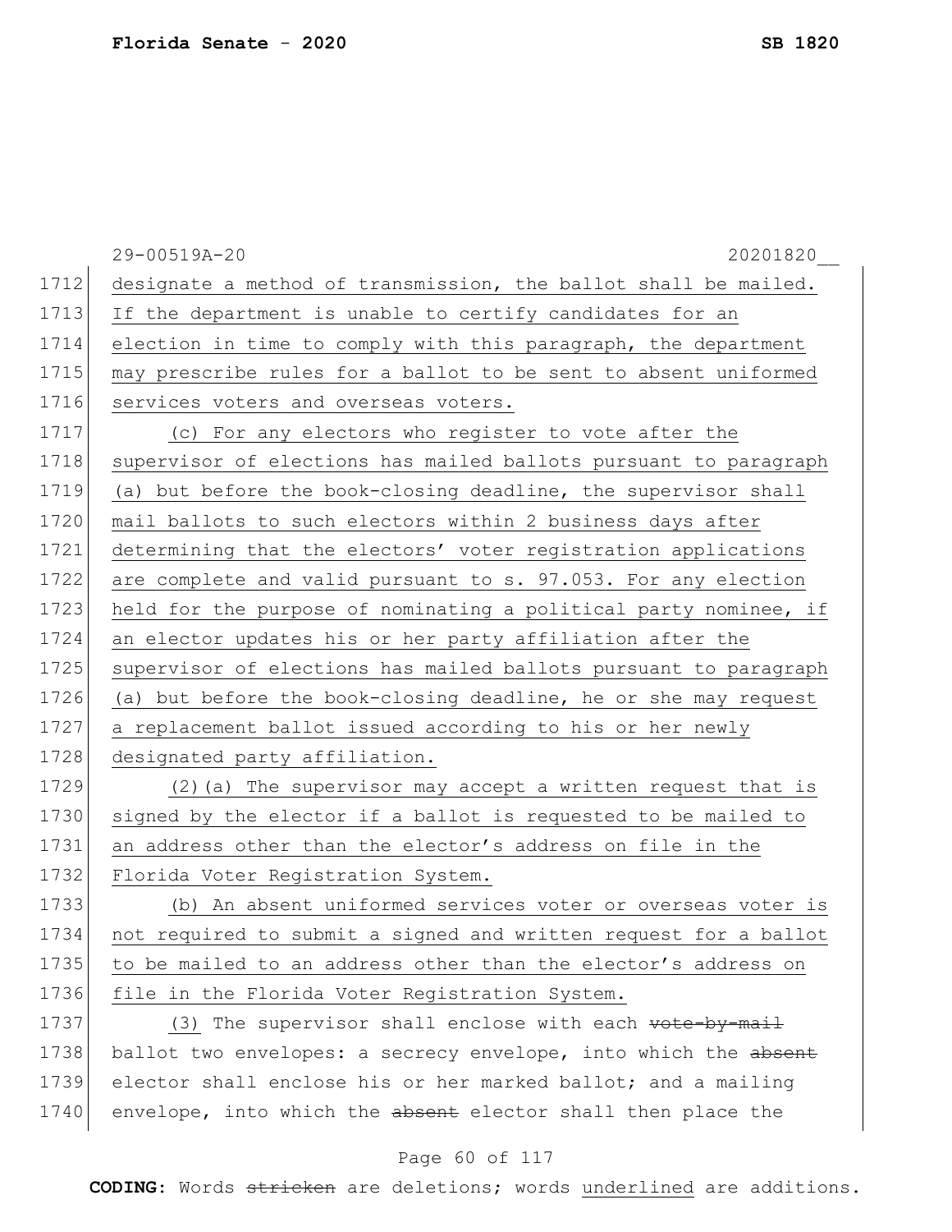designate a method of transmission, the ballot shall be mailed. If the department is unable to certify candidates for an election in time to comply with this paragraph, the department may prescribe rules for a ballot to be sent to absent uniformed services voters and overseas voters.

(c) For any electors who register to vote after the supervisor of elections has mailed ballots pursuant to paragraph (a) but before the book-closing deadline, the supervisor shall mail ballots to such electors within 2 business days after determining that the electors' voter registration applications are complete and valid pursuant to s. 97.053. For any election held for the purpose of nominating a political party nominee, if an elector updates his or her party affiliation after the supervisor of elections has mailed ballots pursuant to paragraph (a) but before the book-closing deadline, he or she may request a replacement ballot issued according to his or her newly designated party affiliation.

(2)(a) The supervisor may accept a written request that is signed by the elector if a ballot is requested to be mailed to an address other than the elector's address on file in the Florida Voter Registration System.

(b) An absent uniformed services voter or overseas voter is not required to submit a signed and written request for a ballot to be mailed to an address other than the elector's address on file in the Florida Voter Registration System.

(3) The supervisor shall enclose with each ~~vote-by-mail~~ ballot two envelopes: a secrecy envelope, into which the ~~absent~~ elector shall enclose his or her marked ballot; and a mailing envelope, into which the ~~absent~~ elector shall then place the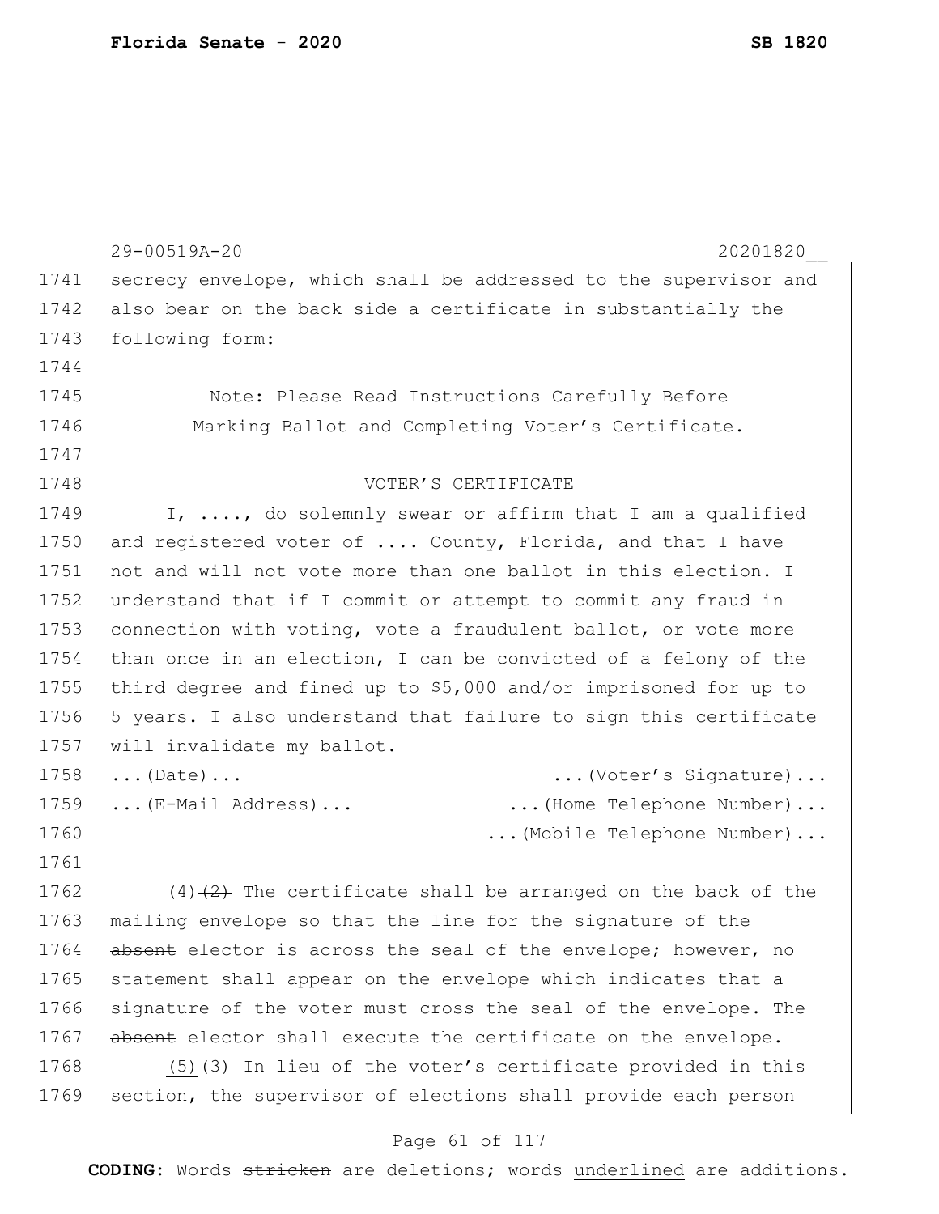secrecy envelope, which shall be addressed to the supervisor and also bear on the back side a certificate in substantially the following form:

Note: Please Read Instructions Carefully Before Marking Ballot and Completing Voter's Certificate.

VOTER'S CERTIFICATE

I, ...., do solemnly swear or affirm that I am a qualified and registered voter of .... County, Florida, and that I have not and will not vote more than one ballot in this election. I understand that if I commit or attempt to commit any fraud in connection with voting, vote a fraudulent ballot, or vote more than once in an election, I can be convicted of a felony of the third degree and fined up to $5,000 and/or imprisoned for up to 5 years. I also understand that failure to sign this certificate will invalidate my ballot.

...(Date)... ...(Voter's Signature)...

...(E-Mail Address)... ...(Home Telephone Number)...

...(Mobile Telephone Number)...

<u>(4)</u>~~(2)~~ The certificate shall be arranged on the back of the mailing envelope so that the line for the signature of the ~~absent~~ elector is across the seal of the envelope; however, no statement shall appear on the envelope which indicates that a signature of the voter must cross the seal of the envelope. The ~~absent~~ elector shall execute the certificate on the envelope.

<u>(5)</u>~~(3)~~ In lieu of the voter's certificate provided in this section, the supervisor of elections shall provide each person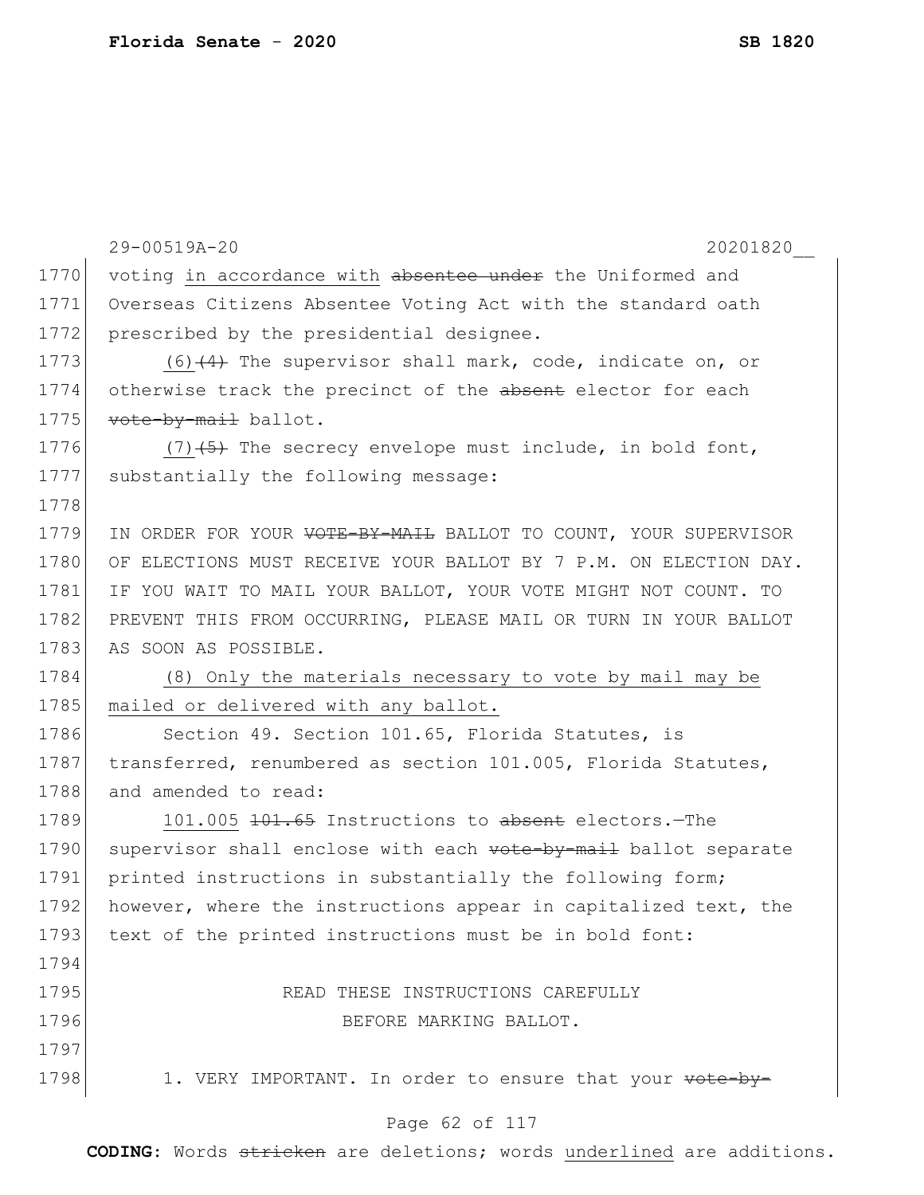29-00519A-20 20201820__

1770 voting in accordance with ~~absentee under~~ the Uniformed and
1771 Overseas Citizens Absentee Voting Act with the standard oath
1772 prescribed by the presidential designee.

1773 (6)~~(4)~~ The supervisor shall mark, code, indicate on, or
1774 otherwise track the precinct of the ~~absent~~ elector for each
1775 ~~vote-by-mail~~ ballot.

1776 (7)~~(5)~~ The secrecy envelope must include, in bold font,
1777 substantially the following message:

1778

1779 IN ORDER FOR YOUR ~~VOTE-BY-MAIL~~ BALLOT TO COUNT, YOUR SUPERVISOR
1780 OF ELECTIONS MUST RECEIVE YOUR BALLOT BY 7 P.M. ON ELECTION DAY.
1781 IF YOU WAIT TO MAIL YOUR BALLOT, YOUR VOTE MIGHT NOT COUNT. TO
1782 PREVENT THIS FROM OCCURRING, PLEASE MAIL OR TURN IN YOUR BALLOT
1783 AS SOON AS POSSIBLE.

1784 <u>(8) Only the materials necessary to vote by mail may be</u>
1785 <u>mailed or delivered with any ballot.</u>

1786 Section 49. Section 101.65, Florida Statutes, is
1787 transferred, renumbered as section 101.005, Florida Statutes,
1788 and amended to read:

1789 <u>101.005</u> ~~101.65~~ Instructions to ~~absent~~ electors.—The
1790 supervisor shall enclose with each ~~vote-by-mail~~ ballot separate
1791 printed instructions in substantially the following form;
1792 however, where the instructions appear in capitalized text, the
1793 text of the printed instructions must be in bold font:

1794

1795 READ THESE INSTRUCTIONS CAREFULLY
1796 BEFORE MARKING BALLOT.

1797

1798 1. VERY IMPORTANT. In order to ensure that your ~~vote-by-~~

**CODING:** Words ~~stricken~~ are deletions; words <u>underlined</u> are additions.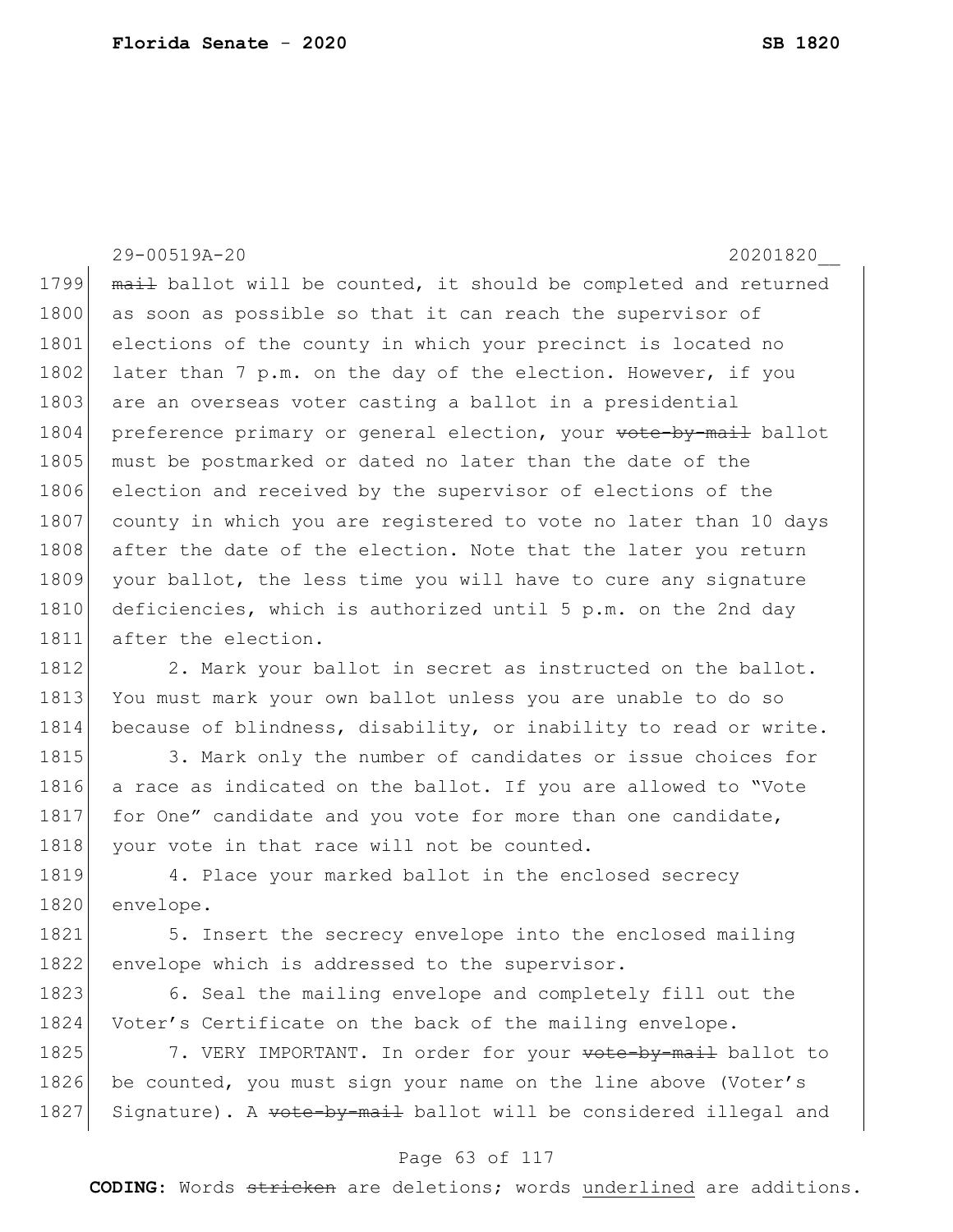~~mail~~ ballot will be counted, it should be completed and returned as soon as possible so that it can reach the supervisor of elections of the county in which your precinct is located no later than 7 p.m. on the day of the election. However, if you are an overseas voter casting a ballot in a presidential preference primary or general election, your ~~vote-by-mail~~ ballot must be postmarked or dated no later than the date of the election and received by the supervisor of elections of the county in which you are registered to vote no later than 10 days after the date of the election. Note that the later you return your ballot, the less time you will have to cure any signature deficiencies, which is authorized until 5 p.m. on the 2nd day after the election.

2. Mark your ballot in secret as instructed on the ballot. You must mark your own ballot unless you are unable to do so because of blindness, disability, or inability to read or write.

3. Mark only the number of candidates or issue choices for a race as indicated on the ballot. If you are allowed to "Vote for One" candidate and you vote for more than one candidate, your vote in that race will not be counted.

4. Place your marked ballot in the enclosed secrecy envelope.

5. Insert the secrecy envelope into the enclosed mailing envelope which is addressed to the supervisor.

6. Seal the mailing envelope and completely fill out the Voter's Certificate on the back of the mailing envelope.

7. VERY IMPORTANT. In order for your ~~vote-by-mail~~ ballot to be counted, you must sign your name on the line above (Voter's Signature). A ~~vote-by-mail~~ ballot will be considered illegal and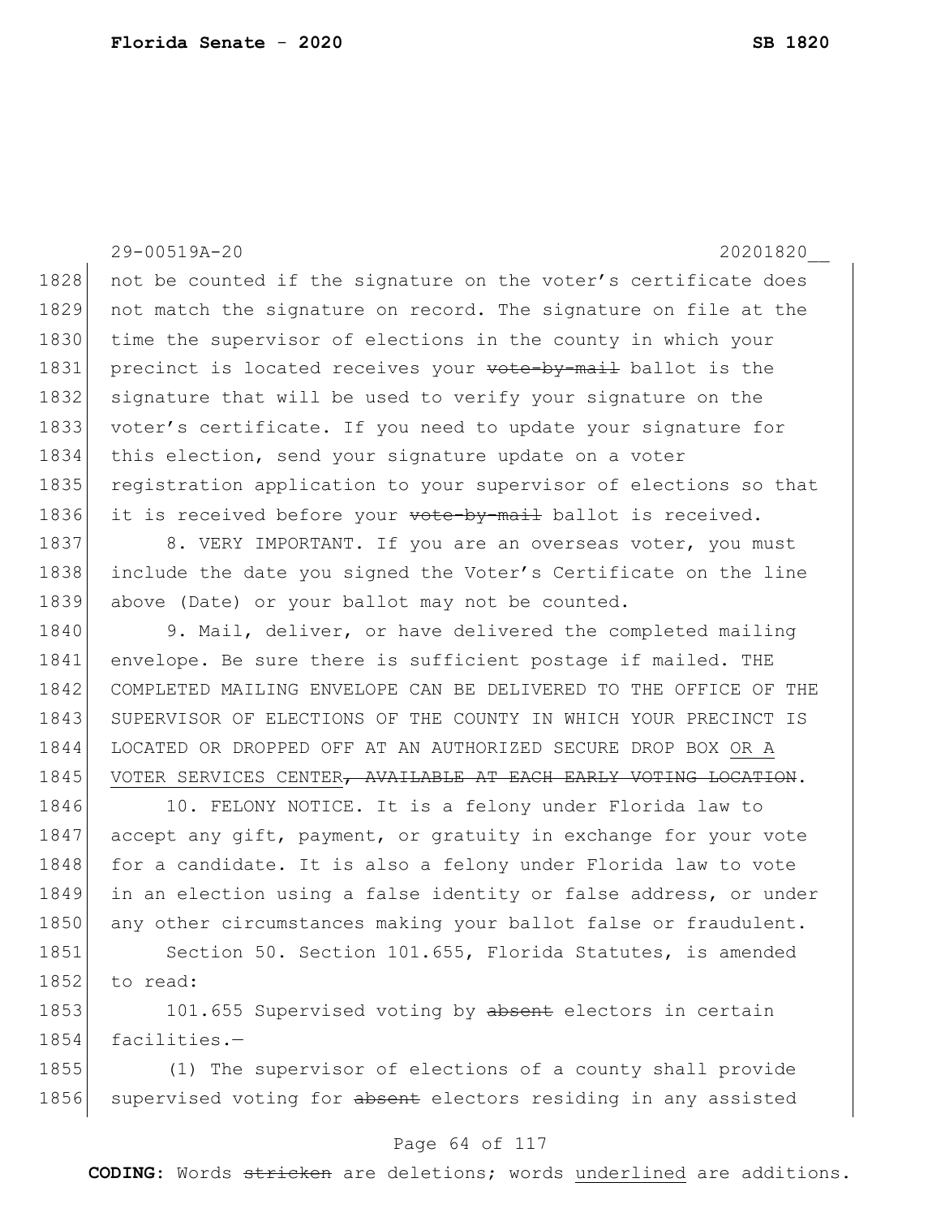29-00519A-20 20201820__

1828 not be counted if the signature on the voter's certificate does
1829 not match the signature on record. The signature on file at the
1830 time the supervisor of elections in the county in which your
1831 precinct is located receives your ~~vote-by-mail~~ ballot is the
1832 signature that will be used to verify your signature on the
1833 voter's certificate. If you need to update your signature for
1834 this election, send your signature update on a voter
1835 registration application to your supervisor of elections so that
1836 it is received before your ~~vote-by-mail~~ ballot is received.

1837 8. VERY IMPORTANT. If you are an overseas voter, you must
1838 include the date you signed the Voter's Certificate on the line
1839 above (Date) or your ballot may not be counted.

1840 9. Mail, deliver, or have delivered the completed mailing
1841 envelope. Be sure there is sufficient postage if mailed. THE
1842 COMPLETED MAILING ENVELOPE CAN BE DELIVERED TO THE OFFICE OF THE
1843 SUPERVISOR OF ELECTIONS OF THE COUNTY IN WHICH YOUR PRECINCT IS
1844 LOCATED OR DROPPED OFF AT AN AUTHORIZED SECURE DROP BOX <u>OR A</u>
1845 <u>VOTER SERVICES CENTER</u>~~, AVAILABLE AT EACH EARLY VOTING LOCATION~~.

1846 10. FELONY NOTICE. It is a felony under Florida law to
1847 accept any gift, payment, or gratuity in exchange for your vote
1848 for a candidate. It is also a felony under Florida law to vote
1849 in an election using a false identity or false address, or under
1850 any other circumstances making your ballot false or fraudulent.

1851 Section 50. Section 101.655, Florida Statutes, is amended
1852 to read:

1853 101.655 Supervised voting by ~~absent~~ electors in certain
1854 facilities.—

1855 (1) The supervisor of elections of a county shall provide
1856 supervised voting for ~~absent~~ electors residing in any assisted

**CODING:** Words ~~stricken~~ are deletions; words <u>underlined</u> are additions.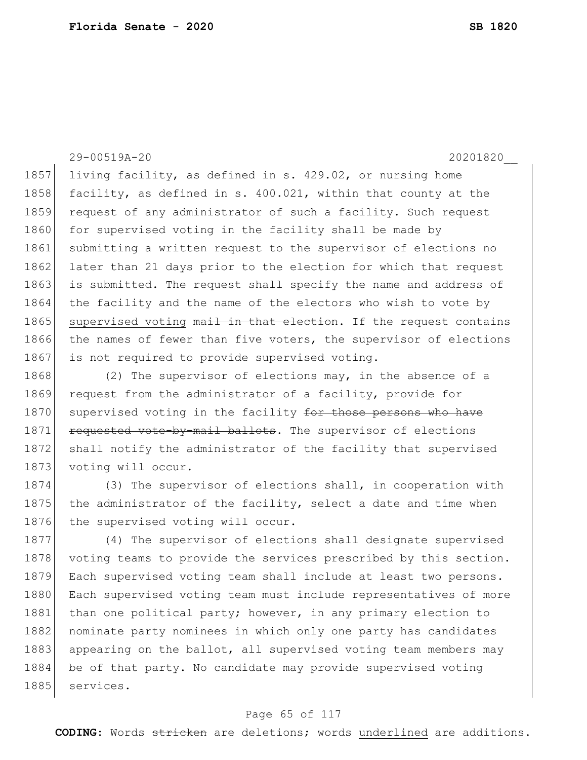living facility, as defined in s. 429.02, or nursing home facility, as defined in s. 400.021, within that county at the request of any administrator of such a facility. Such request for supervised voting in the facility shall be made by submitting a written request to the supervisor of elections no later than 21 days prior to the election for which that request is submitted. The request shall specify the name and address of the facility and the name of the electors who wish to vote by <u>supervised voting</u> ~~mail in that election~~. If the request contains the names of fewer than five voters, the supervisor of elections is not required to provide supervised voting.

(2) The supervisor of elections may, in the absence of a request from the administrator of a facility, provide for supervised voting in the facility ~~for those persons who have requested vote-by-mail ballots~~. The supervisor of elections shall notify the administrator of the facility that supervised voting will occur.

(3) The supervisor of elections shall, in cooperation with the administrator of the facility, select a date and time when the supervised voting will occur.

(4) The supervisor of elections shall designate supervised voting teams to provide the services prescribed by this section. Each supervised voting team shall include at least two persons. Each supervised voting team must include representatives of more than one political party; however, in any primary election to nominate party nominees in which only one party has candidates appearing on the ballot, all supervised voting team members may be of that party. No candidate may provide supervised voting services.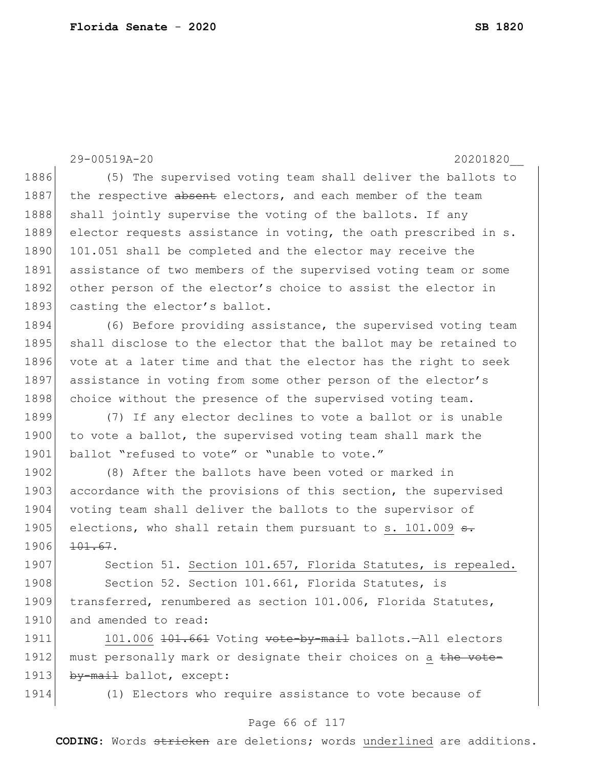29-00519A-20 20201820__

1886 (5) The supervised voting team shall deliver the ballots to
1887 the respective ~~absent~~ electors, and each member of the team
1888 shall jointly supervise the voting of the ballots. If any
1889 elector requests assistance in voting, the oath prescribed in s.
1890 101.051 shall be completed and the elector may receive the
1891 assistance of two members of the supervised voting team or some
1892 other person of the elector's choice to assist the elector in
1893 casting the elector's ballot.

1894 (6) Before providing assistance, the supervised voting team
1895 shall disclose to the elector that the ballot may be retained to
1896 vote at a later time and that the elector has the right to seek
1897 assistance in voting from some other person of the elector's
1898 choice without the presence of the supervised voting team.

1899 (7) If any elector declines to vote a ballot or is unable
1900 to vote a ballot, the supervised voting team shall mark the
1901 ballot "refused to vote" or "unable to vote."

1902 (8) After the ballots have been voted or marked in
1903 accordance with the provisions of this section, the supervised
1904 voting team shall deliver the ballots to the supervisor of
1905 elections, who shall retain them pursuant to <u>s. 101.009</u> ~~s.~~
1906 ~~101.67~~.

1907 Section 51. <u>Section 101.657, Florida Statutes, is repealed.</u>

1908 Section 52. Section 101.661, Florida Statutes, is
1909 transferred, renumbered as section 101.006, Florida Statutes,
1910 and amended to read:

1911 <u>101.006</u> ~~101.661~~ Voting ~~vote-by-mail~~ ballots.—All electors
1912 must personally mark or designate their choices on <u>a</u> ~~the vote-~~
1913 ~~by-mail~~ ballot, except:

1914 (1) Electors who require assistance to vote because of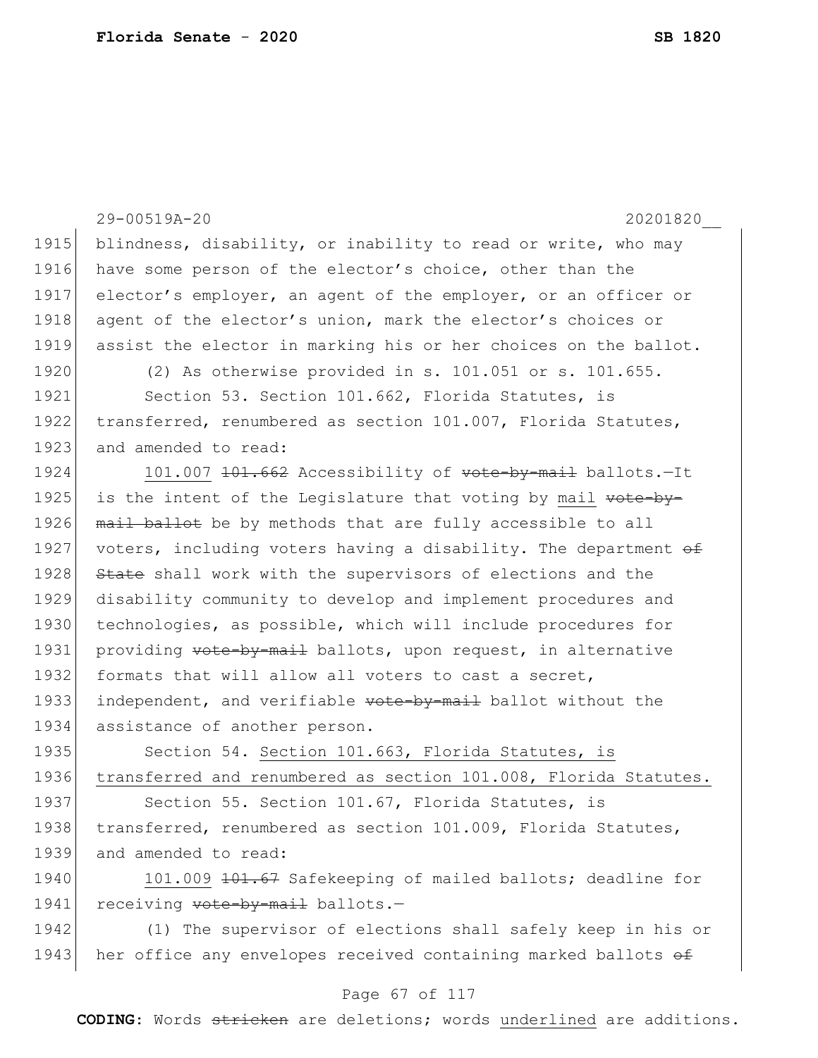blindness, disability, or inability to read or write, who may have some person of the elector's choice, other than the elector's employer, an agent of the employer, or an officer or agent of the elector's union, mark the elector's choices or assist the elector in marking his or her choices on the ballot.

(2) As otherwise provided in s. 101.051 or s. 101.655.

Section 53. Section 101.662, Florida Statutes, is transferred, renumbered as section 101.007, Florida Statutes, and amended to read:

101.007 ~~101.662~~ Accessibility of ~~vote-by-mail~~ ballots.—It is the intent of the Legislature that voting by mail ~~vote-by-mail ballot~~ be by methods that are fully accessible to all voters, including voters having a disability. The department ~~of State~~ shall work with the supervisors of elections and the disability community to develop and implement procedures and technologies, as possible, which will include procedures for providing ~~vote-by-mail~~ ballots, upon request, in alternative formats that will allow all voters to cast a secret, independent, and verifiable ~~vote-by-mail~~ ballot without the assistance of another person.

Section 54. Section 101.663, Florida Statutes, is transferred and renumbered as section 101.008, Florida Statutes.

Section 55. Section 101.67, Florida Statutes, is transferred, renumbered as section 101.009, Florida Statutes, and amended to read:

101.009 ~~101.67~~ Safekeeping of mailed ballots; deadline for receiving ~~vote-by-mail~~ ballots.—

(1) The supervisor of elections shall safely keep in his or her office any envelopes received containing marked ballots ~~of~~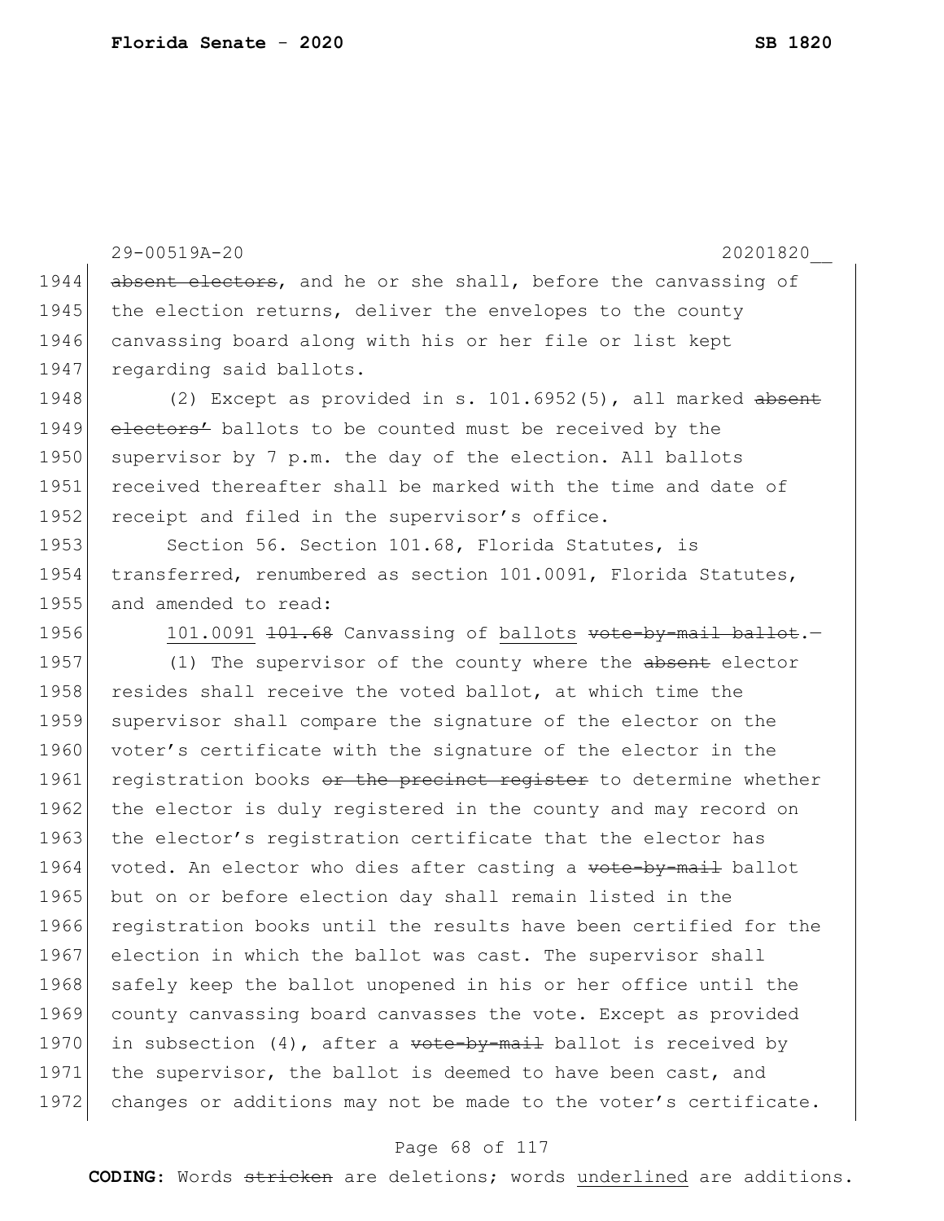absent electors, and he or she shall, before the canvassing of the election returns, deliver the envelopes to the county canvassing board along with his or her file or list kept regarding said ballots.

(2) Except as provided in s. 101.6952(5), all marked ~~absent electors'~~ ballots to be counted must be received by the supervisor by 7 p.m. the day of the election. All ballots received thereafter shall be marked with the time and date of receipt and filed in the supervisor's office.

Section 56. Section 101.68, Florida Statutes, is transferred, renumbered as section 101.0091, Florida Statutes, and amended to read:

101.0091 ~~101.68~~ Canvassing of ballots ~~vote-by-mail ballot~~.—

(1) The supervisor of the county where the ~~absent~~ elector resides shall receive the voted ballot, at which time the supervisor shall compare the signature of the elector on the voter's certificate with the signature of the elector in the registration books ~~or the precinct register~~ to determine whether the elector is duly registered in the county and may record on the elector's registration certificate that the elector has voted. An elector who dies after casting a ~~vote-by-mail~~ ballot but on or before election day shall remain listed in the registration books until the results have been certified for the election in which the ballot was cast. The supervisor shall safely keep the ballot unopened in his or her office until the county canvassing board canvasses the vote. Except as provided in subsection (4), after a ~~vote-by-mail~~ ballot is received by the supervisor, the ballot is deemed to have been cast, and changes or additions may not be made to the voter's certificate.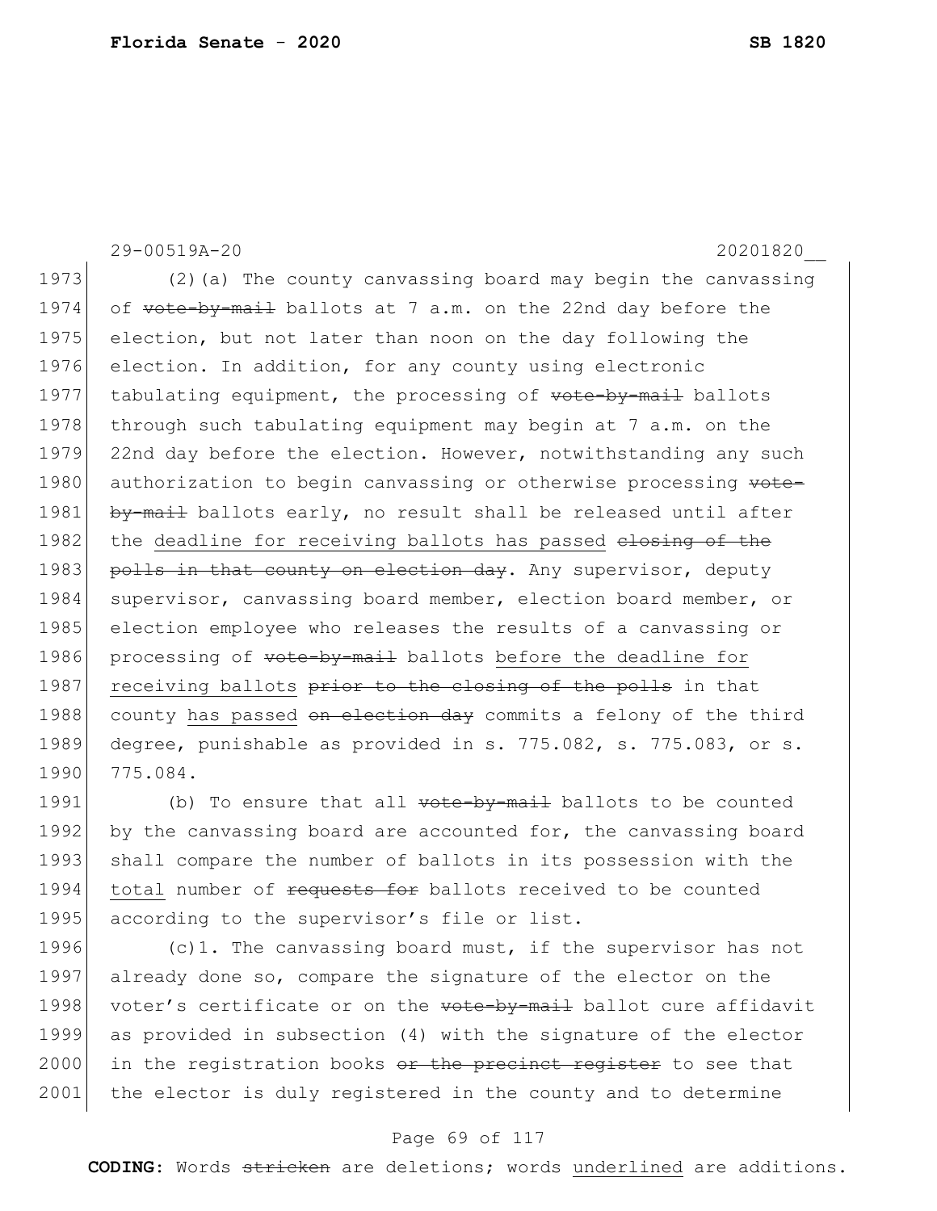(2)(a) The county canvassing board may begin the canvassing of ~~vote-by-mail~~ ballots at 7 a.m. on the 22nd day before the election, but not later than noon on the day following the election. In addition, for any county using electronic tabulating equipment, the processing of ~~vote-by-mail~~ ballots through such tabulating equipment may begin at 7 a.m. on the 22nd day before the election. However, notwithstanding any such authorization to begin canvassing or otherwise processing ~~vote-by-mail~~ ballots early, no result shall be released until after the <u>deadline for receiving ballots has passed</u> ~~closing of the polls in that county on election day~~. Any supervisor, deputy supervisor, canvassing board member, election board member, or election employee who releases the results of a canvassing or processing of ~~vote-by-mail~~ ballots <u>before the deadline for receiving ballots</u> ~~prior to the closing of the polls~~ in that county <u>has passed</u> ~~on election day~~ commits a felony of the third degree, punishable as provided in s. 775.082, s. 775.083, or s. 775.084.

(b) To ensure that all ~~vote-by-mail~~ ballots to be counted by the canvassing board are accounted for, the canvassing board shall compare the number of ballots in its possession with the <u>total</u> number of ~~requests for~~ ballots received to be counted according to the supervisor's file or list.

(c)1. The canvassing board must, if the supervisor has not already done so, compare the signature of the elector on the voter's certificate or on the ~~vote-by-mail~~ ballot cure affidavit as provided in subsection (4) with the signature of the elector in the registration books ~~or the precinct register~~ to see that the elector is duly registered in the county and to determine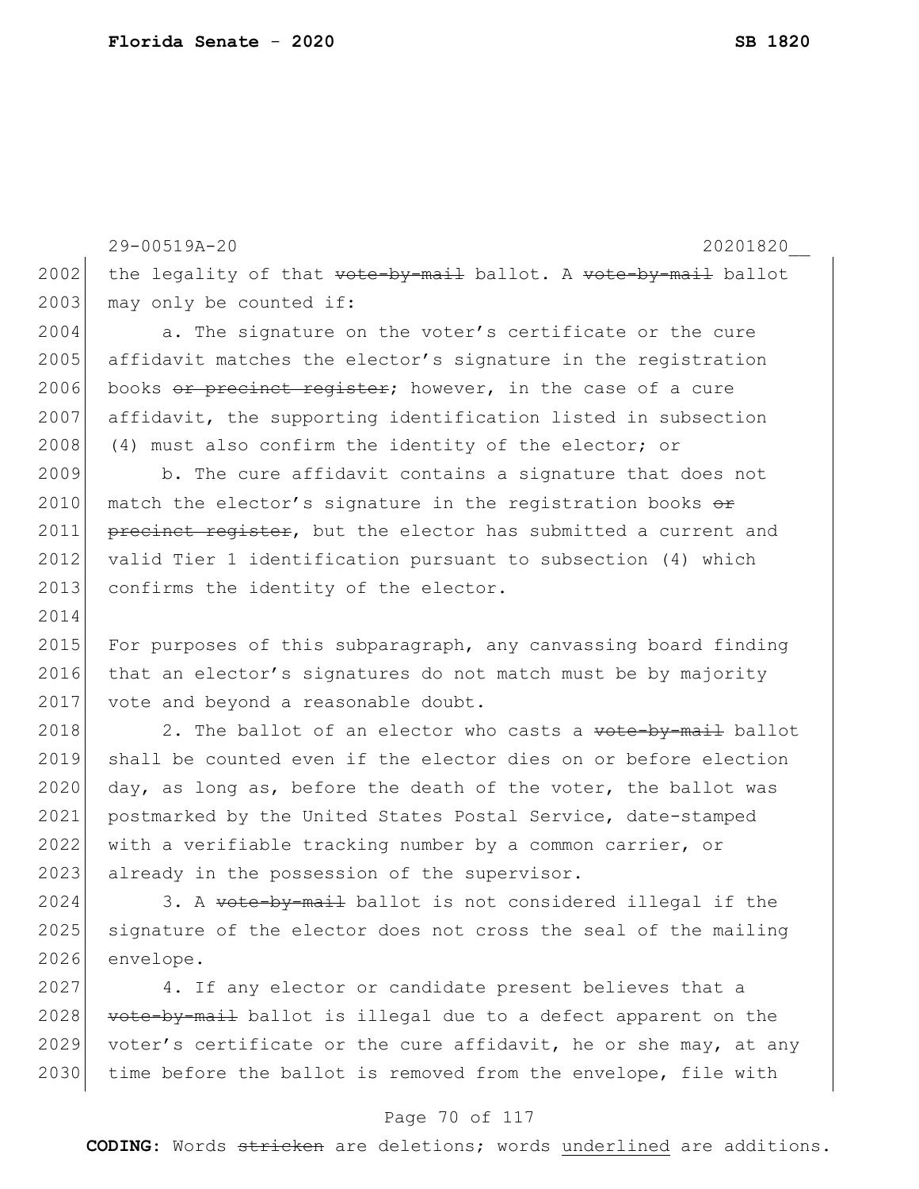the legality of that ~~vote-by-mail~~ ballot. A ~~vote-by-mail~~ ballot may only be counted if:

a. The signature on the voter's certificate or the cure affidavit matches the elector's signature in the registration books ~~or precinct register~~; however, in the case of a cure affidavit, the supporting identification listed in subsection (4) must also confirm the identity of the elector; or

b. The cure affidavit contains a signature that does not match the elector's signature in the registration books ~~or precinct register~~, but the elector has submitted a current and valid Tier 1 identification pursuant to subsection (4) which confirms the identity of the elector.

For purposes of this subparagraph, any canvassing board finding that an elector's signatures do not match must be by majority vote and beyond a reasonable doubt.

2. The ballot of an elector who casts a ~~vote-by-mail~~ ballot shall be counted even if the elector dies on or before election day, as long as, before the death of the voter, the ballot was postmarked by the United States Postal Service, date-stamped with a verifiable tracking number by a common carrier, or already in the possession of the supervisor.

3. A ~~vote-by-mail~~ ballot is not considered illegal if the signature of the elector does not cross the seal of the mailing envelope.

4. If any elector or candidate present believes that a ~~vote-by-mail~~ ballot is illegal due to a defect apparent on the voter's certificate or the cure affidavit, he or she may, at any time before the ballot is removed from the envelope, file with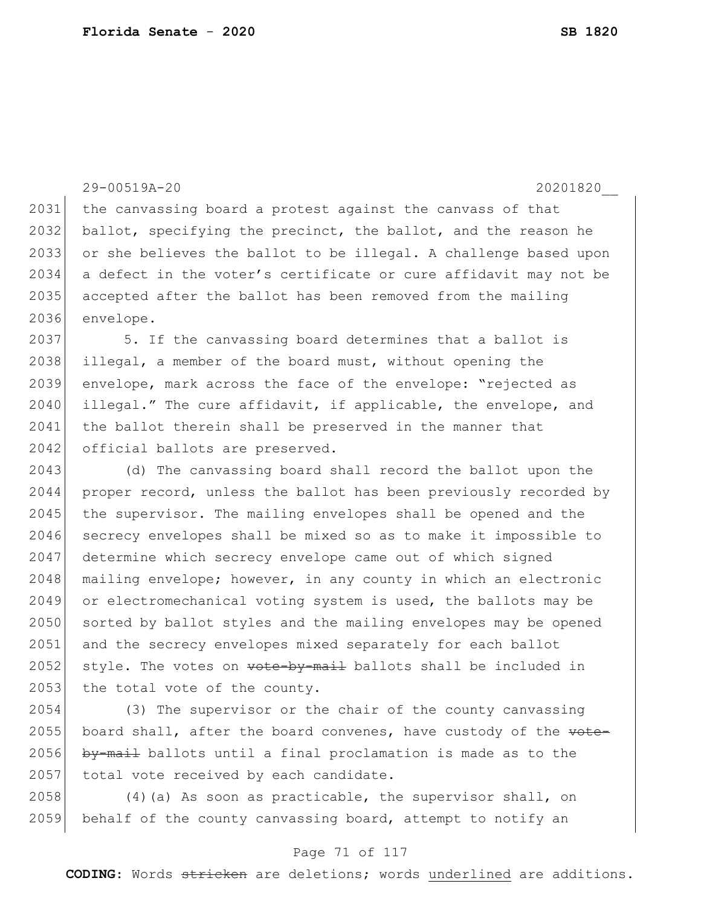the canvassing board a protest against the canvass of that ballot, specifying the precinct, the ballot, and the reason he or she believes the ballot to be illegal. A challenge based upon a defect in the voter's certificate or cure affidavit may not be accepted after the ballot has been removed from the mailing envelope.

5. If the canvassing board determines that a ballot is illegal, a member of the board must, without opening the envelope, mark across the face of the envelope: "rejected as illegal." The cure affidavit, if applicable, the envelope, and the ballot therein shall be preserved in the manner that official ballots are preserved.

(d) The canvassing board shall record the ballot upon the proper record, unless the ballot has been previously recorded by the supervisor. The mailing envelopes shall be opened and the secrecy envelopes shall be mixed so as to make it impossible to determine which secrecy envelope came out of which signed mailing envelope; however, in any county in which an electronic or electromechanical voting system is used, the ballots may be sorted by ballot styles and the mailing envelopes may be opened and the secrecy envelopes mixed separately for each ballot style. The votes on ~~vote-by-mail~~ ballots shall be included in the total vote of the county.

(3) The supervisor or the chair of the county canvassing board shall, after the board convenes, have custody of the ~~vote-by-mail~~ ballots until a final proclamation is made as to the total vote received by each candidate.

(4)(a) As soon as practicable, the supervisor shall, on behalf of the county canvassing board, attempt to notify an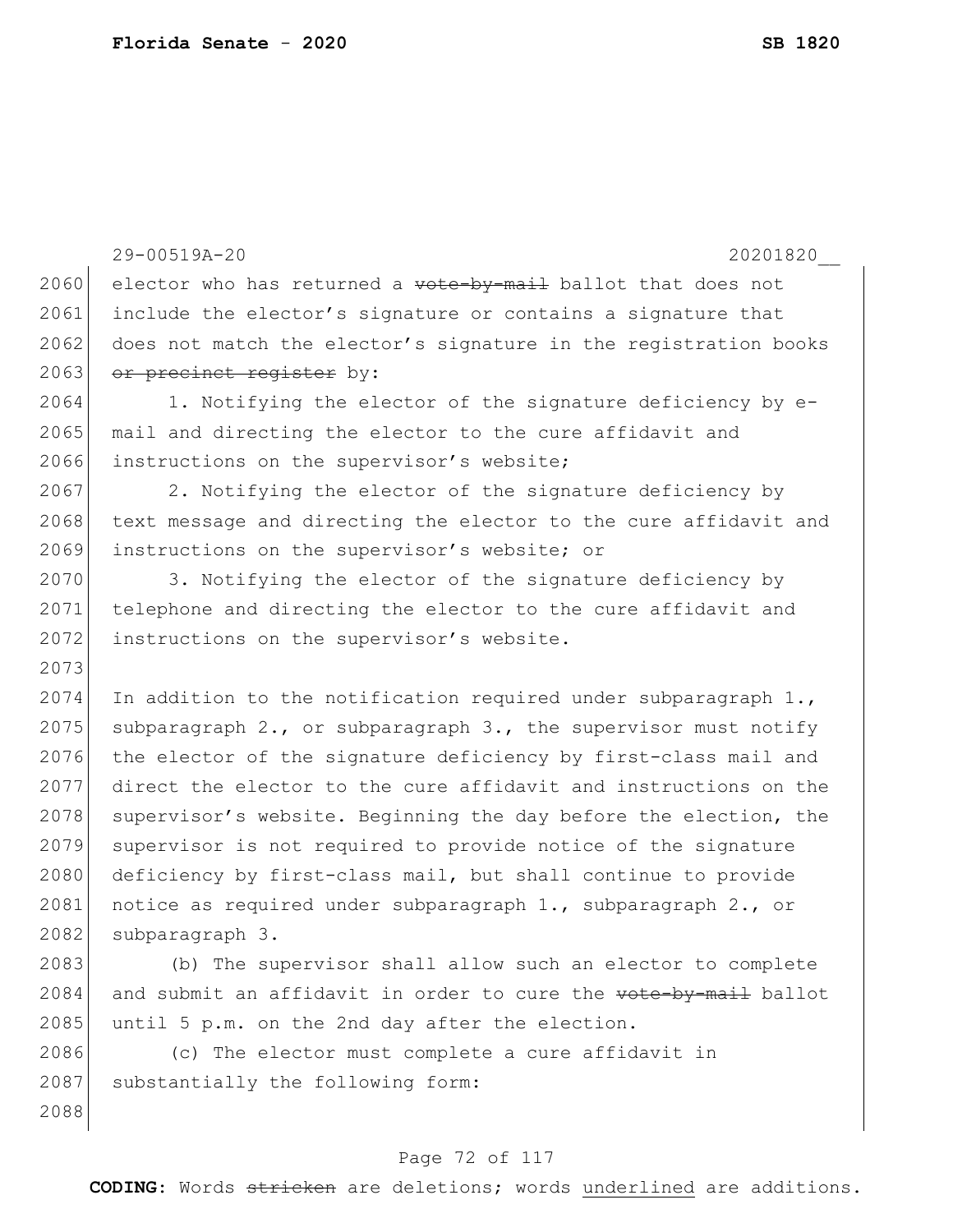electror who has returned a ~~vote-by-mail~~ ballot that does not include the elector's signature or contains a signature that does not match the elector's signature in the registration books ~~or precinct register~~ by:

1. Notifying the elector of the signature deficiency by e-mail and directing the elector to the cure affidavit and instructions on the supervisor's website;

2. Notifying the elector of the signature deficiency by text message and directing the elector to the cure affidavit and instructions on the supervisor's website; or

3. Notifying the elector of the signature deficiency by telephone and directing the elector to the cure affidavit and instructions on the supervisor's website.

In addition to the notification required under subparagraph 1., subparagraph 2., or subparagraph 3., the supervisor must notify the elector of the signature deficiency by first-class mail and direct the elector to the cure affidavit and instructions on the supervisor's website. Beginning the day before the election, the supervisor is not required to provide notice of the signature deficiency by first-class mail, but shall continue to provide notice as required under subparagraph 1., subparagraph 2., or subparagraph 3.

(b) The supervisor shall allow such an elector to complete and submit an affidavit in order to cure the ~~vote-by-mail~~ ballot until 5 p.m. on the 2nd day after the election.

(c) The elector must complete a cure affidavit in substantially the following form: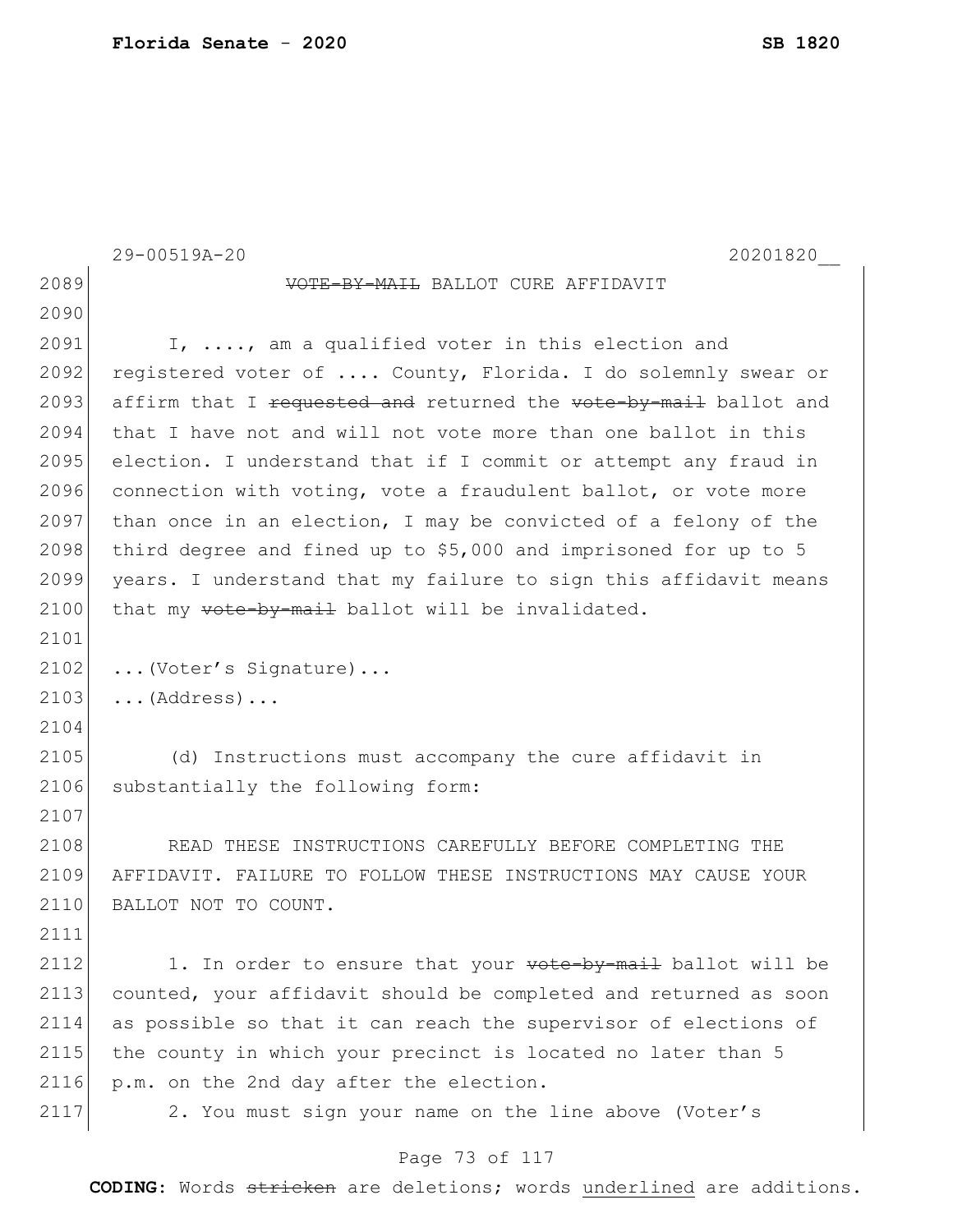~~VOTE-BY-MAIL~~ BALLOT CURE AFFIDAVIT

I, ...., am a qualified voter in this election and registered voter of .... County, Florida. I do solemnly swear or affirm that I ~~requested and~~ returned the ~~vote-by-mail~~ ballot and that I have not and will not vote more than one ballot in this election. I understand that if I commit or attempt any fraud in connection with voting, vote a fraudulent ballot, or vote more than once in an election, I may be convicted of a felony of the third degree and fined up to $5,000 and imprisoned for up to 5 years. I understand that my failure to sign this affidavit means that my ~~vote-by-mail~~ ballot will be invalidated.

...(Voter's Signature)...
...(Address)...

(d) Instructions must accompany the cure affidavit in substantially the following form:

READ THESE INSTRUCTIONS CAREFULLY BEFORE COMPLETING THE AFFIDAVIT. FAILURE TO FOLLOW THESE INSTRUCTIONS MAY CAUSE YOUR BALLOT NOT TO COUNT.

1. In order to ensure that your ~~vote-by-mail~~ ballot will be counted, your affidavit should be completed and returned as soon as possible so that it can reach the supervisor of elections of the county in which your precinct is located no later than 5 p.m. on the 2nd day after the election.

2. You must sign your name on the line above (Voter's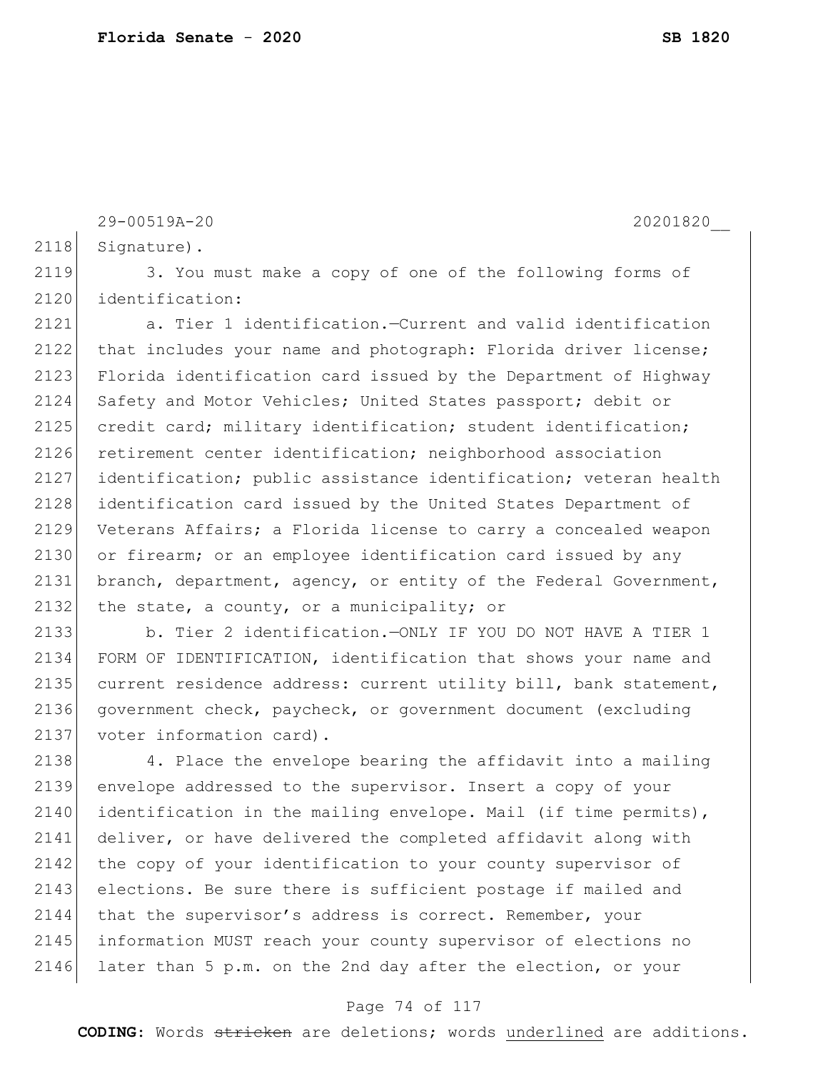Signature).

3. You must make a copy of one of the following forms of identification:

a. Tier 1 identification.—Current and valid identification that includes your name and photograph: Florida driver license; Florida identification card issued by the Department of Highway Safety and Motor Vehicles; United States passport; debit or credit card; military identification; student identification; retirement center identification; neighborhood association identification; public assistance identification; veteran health identification card issued by the United States Department of Veterans Affairs; a Florida license to carry a concealed weapon or firearm; or an employee identification card issued by any branch, department, agency, or entity of the Federal Government, the state, a county, or a municipality; or

b. Tier 2 identification.—ONLY IF YOU DO NOT HAVE A TIER 1 FORM OF IDENTIFICATION, identification that shows your name and current residence address: current utility bill, bank statement, government check, paycheck, or government document (excluding voter information card).

4. Place the envelope bearing the affidavit into a mailing envelope addressed to the supervisor. Insert a copy of your identification in the mailing envelope. Mail (if time permits), deliver, or have delivered the completed affidavit along with the copy of your identification to your county supervisor of elections. Be sure there is sufficient postage if mailed and that the supervisor's address is correct. Remember, your information MUST reach your county supervisor of elections no later than 5 p.m. on the 2nd day after the election, or your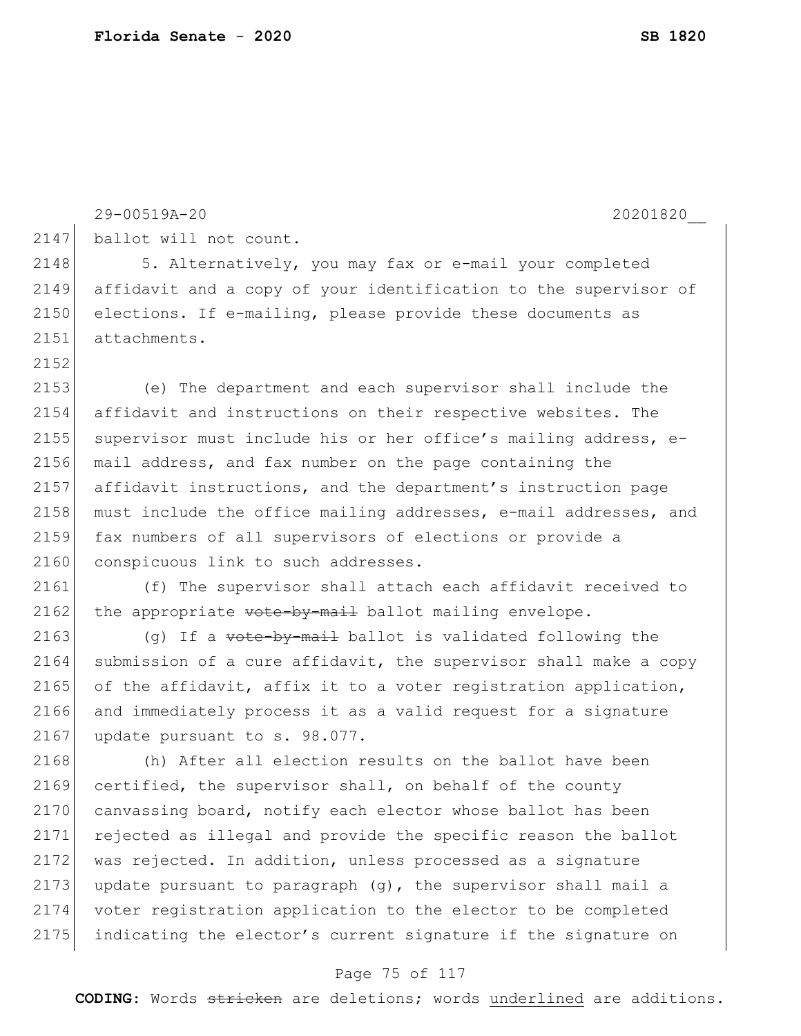ballot will not count.

5. Alternatively, you may fax or e-mail your completed affidavit and a copy of your identification to the supervisor of elections. If e-mailing, please provide these documents as attachments.

(e) The department and each supervisor shall include the affidavit and instructions on their respective websites. The supervisor must include his or her office's mailing address, e-mail address, and fax number on the page containing the affidavit instructions, and the department's instruction page must include the office mailing addresses, e-mail addresses, and fax numbers of all supervisors of elections or provide a conspicuous link to such addresses.

(f) The supervisor shall attach each affidavit received to the appropriate ~~vote-by-mail~~ ballot mailing envelope.

(g) If a ~~vote-by-mail~~ ballot is validated following the submission of a cure affidavit, the supervisor shall make a copy of the affidavit, affix it to a voter registration application, and immediately process it as a valid request for a signature update pursuant to s. 98.077.

(h) After all election results on the ballot have been certified, the supervisor shall, on behalf of the county canvassing board, notify each elector whose ballot has been rejected as illegal and provide the specific reason the ballot was rejected. In addition, unless processed as a signature update pursuant to paragraph (g), the supervisor shall mail a voter registration application to the elector to be completed indicating the elector's current signature if the signature on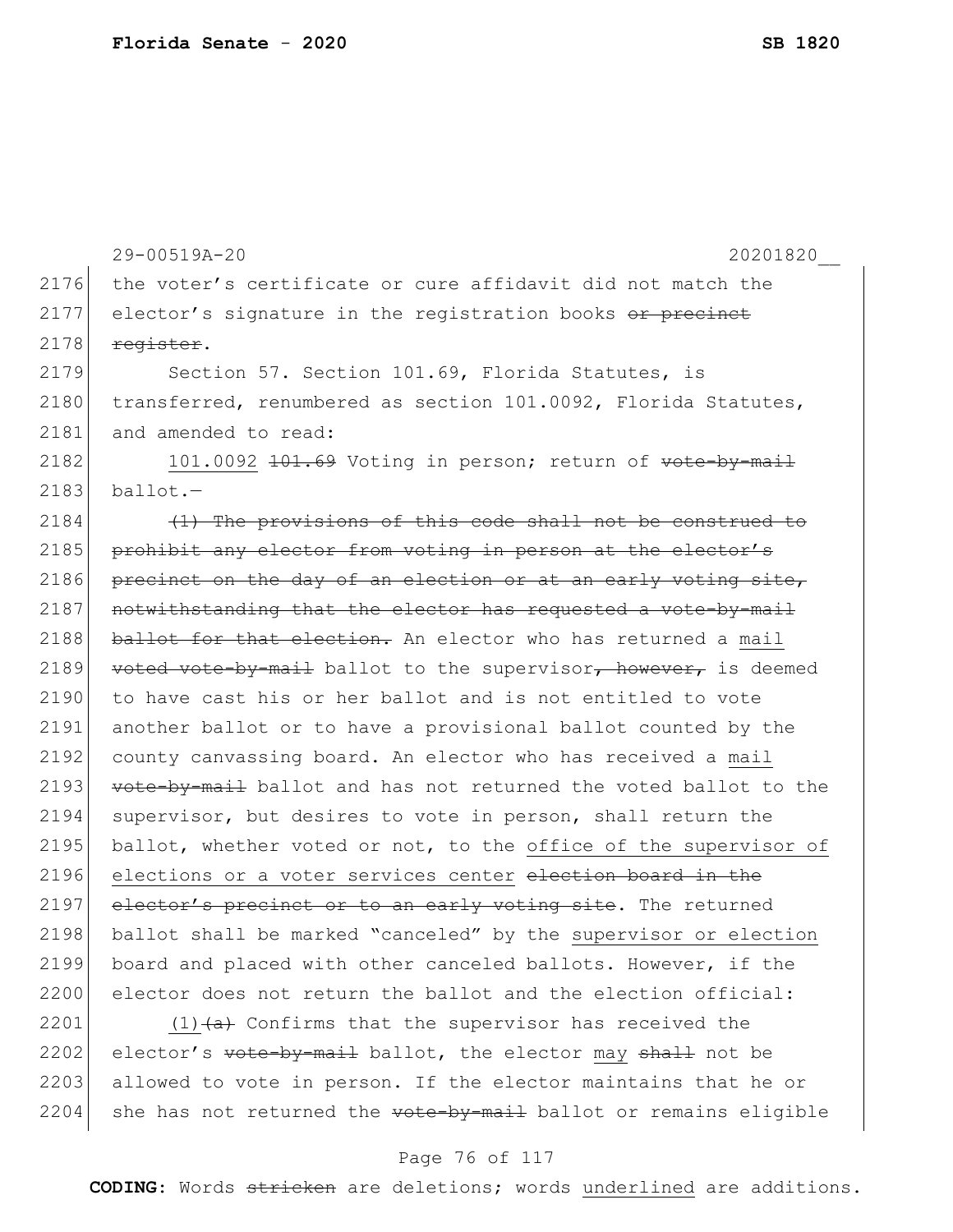the voter's certificate or cure affidavit did not match the elector's signature in the registration books ~~or precinct register~~.

Section 57. Section 101.69, Florida Statutes, is transferred, renumbered as section 101.0092, Florida Statutes, and amended to read:

<u>101.0092</u> ~~101.69~~ Voting in person; return of ~~vote-by-mail~~ ballot.—

~~(1) The provisions of this code shall not be construed to prohibit any elector from voting in person at the elector's precinct on the day of an election or at an early voting site, notwithstanding that the elector has requested a vote-by-mail ballot for that election.~~ An elector who has returned a <u>mail</u> ~~voted vote-by-mail~~ ballot to the supervisor~~, however,~~ is deemed to have cast his or her ballot and is not entitled to vote another ballot or to have a provisional ballot counted by the county canvassing board. An elector who has received a <u>mail</u> ~~vote-by-mail~~ ballot and has not returned the voted ballot to the supervisor, but desires to vote in person, shall return the ballot, whether voted or not, to the <u>office of the supervisor of elections or a voter services center</u> ~~election board in the elector's precinct or to an early voting site~~. The returned ballot shall be marked "canceled" by the <u>supervisor or election</u> board and placed with other canceled ballots. However, if the elector does not return the ballot and the election official:

<u>(1)</u>~~(a)~~ Confirms that the supervisor has received the elector's ~~vote-by-mail~~ ballot, the elector <u>may</u> ~~shall~~ not be allowed to vote in person. If the elector maintains that he or she has not returned the ~~vote-by-mail~~ ballot or remains eligible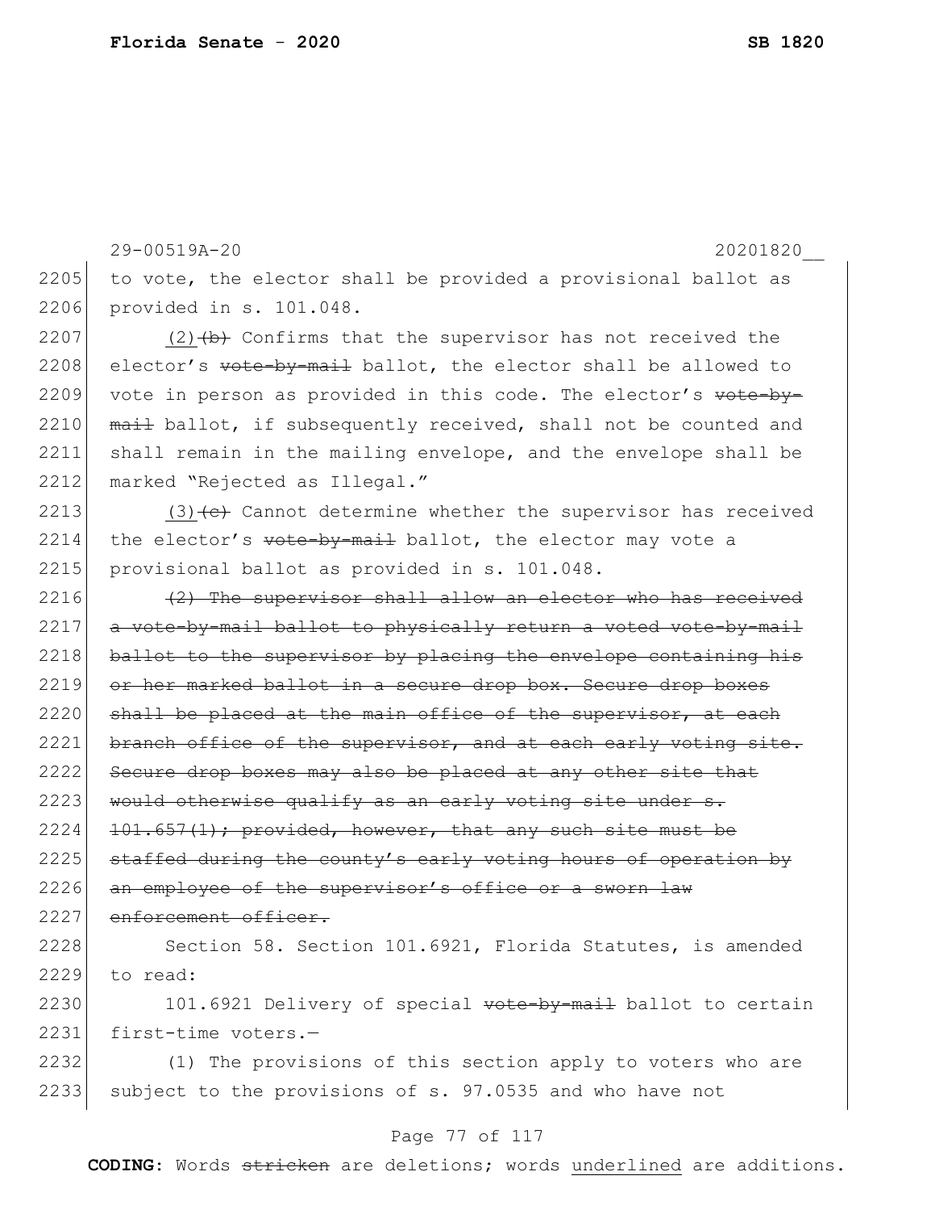29-00519A-20 20201820__

2205 to vote, the elector shall be provided a provisional ballot as
2206 provided in s. 101.048.

2207 (2)~~(b)~~ Confirms that the supervisor has not received the
2208 elector's ~~vote-by-mail~~ ballot, the elector shall be allowed to
2209 vote in person as provided in this code. The elector's ~~vote-by-~~
2210 ~~mail~~ ballot, if subsequently received, shall not be counted and
2211 shall remain in the mailing envelope, and the envelope shall be
2212 marked "Rejected as Illegal."

2213 (3)~~(c)~~ Cannot determine whether the supervisor has received
2214 the elector's ~~vote-by-mail~~ ballot, the elector may vote a
2215 provisional ballot as provided in s. 101.048.

2216 ~~(2) The supervisor shall allow an elector who has received~~
2217 ~~a vote-by-mail ballot to physically return a voted vote-by-mail~~
2218 ~~ballot to the supervisor by placing the envelope containing his~~
2219 ~~or her marked ballot in a secure drop box. Secure drop boxes~~
2220 ~~shall be placed at the main office of the supervisor, at each~~
2221 ~~branch office of the supervisor, and at each early voting site.~~
2222 ~~Secure drop boxes may also be placed at any other site that~~
2223 ~~would otherwise qualify as an early voting site under s.~~
2224 ~~101.657(1); provided, however, that any such site must be~~
2225 ~~staffed during the county's early voting hours of operation by~~
2226 ~~an employee of the supervisor's office or a sworn law~~
2227 ~~enforcement officer.~~

2228 Section 58. Section 101.6921, Florida Statutes, is amended
2229 to read:

2230 101.6921 Delivery of special ~~vote-by-mail~~ ballot to certain
2231 first-time voters.—

2232 (1) The provisions of this section apply to voters who are
2233 subject to the provisions of s. 97.0535 and who have not

**CODING:** Words ~~stricken~~ are deletions; words <u>underlined</u> are additions.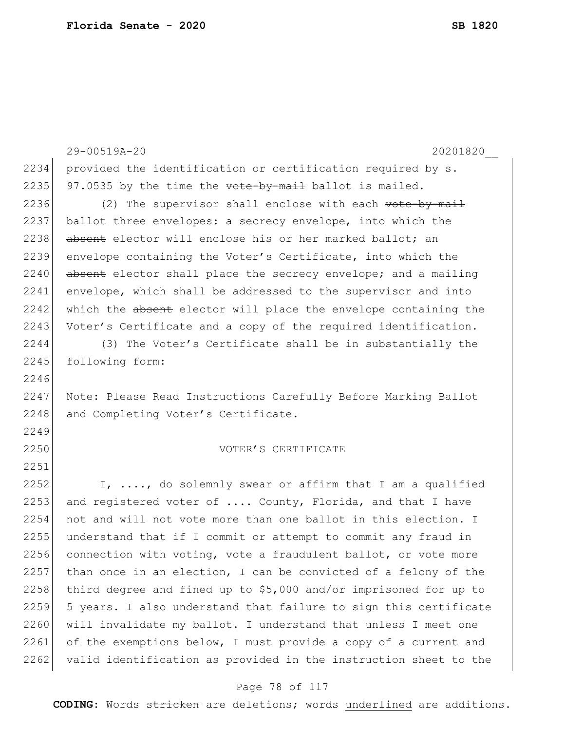29-00519A-20 20201820__

provided the identification or certification required by s. 97.0535 by the time the ~~vote-by-mail~~ ballot is mailed.

(2) The supervisor shall enclose with each ~~vote-by-mail~~ ballot three envelopes: a secrecy envelope, into which the ~~absent~~ elector will enclose his or her marked ballot; an envelope containing the Voter's Certificate, into which the ~~absent~~ elector shall place the secrecy envelope; and a mailing envelope, which shall be addressed to the supervisor and into which the ~~absent~~ elector will place the envelope containing the Voter's Certificate and a copy of the required identification.

(3) The Voter's Certificate shall be in substantially the following form:

Note: Please Read Instructions Carefully Before Marking Ballot and Completing Voter's Certificate.

VOTER'S CERTIFICATE

I, ...., do solemnly swear or affirm that I am a qualified and registered voter of .... County, Florida, and that I have not and will not vote more than one ballot in this election. I understand that if I commit or attempt to commit any fraud in connection with voting, vote a fraudulent ballot, or vote more than once in an election, I can be convicted of a felony of the third degree and fined up to $5,000 and/or imprisoned for up to 5 years. I also understand that failure to sign this certificate will invalidate my ballot. I understand that unless I meet one of the exemptions below, I must provide a copy of a current and valid identification as provided in the instruction sheet to the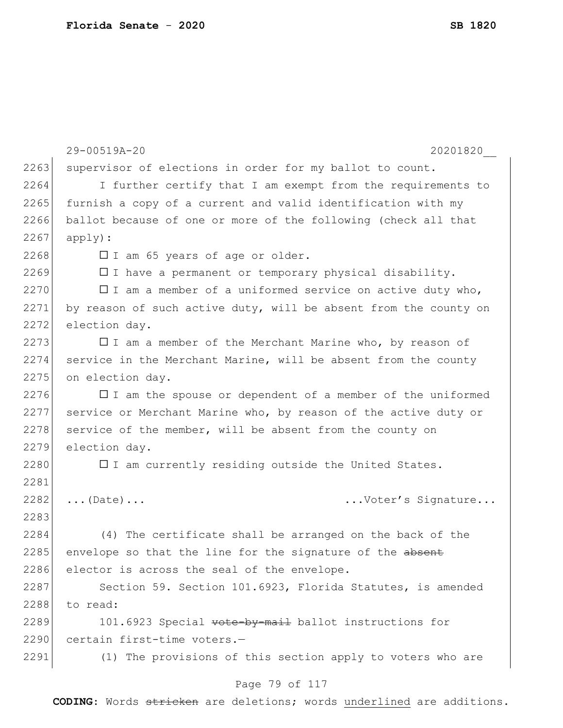supervisor of elections in order for my ballot to count.

I further certify that I am exempt from the requirements to furnish a copy of a current and valid identification with my ballot because of one or more of the following (check all that apply):

☐ I am 65 years of age or older.

☐ I have a permanent or temporary physical disability.

☐ I am a member of a uniformed service on active duty who, by reason of such active duty, will be absent from the county on election day.

☐ I am a member of the Merchant Marine who, by reason of service in the Merchant Marine, will be absent from the county on election day.

☐ I am the spouse or dependent of a member of the uniformed service or Merchant Marine who, by reason of the active duty or service of the member, will be absent from the county on election day.

☐ I am currently residing outside the United States.

...(Date)... ...Voter's Signature...

(4) The certificate shall be arranged on the back of the envelope so that the line for the signature of the ~~absent~~ elector is across the seal of the envelope.

Section 59. Section 101.6923, Florida Statutes, is amended to read:

101.6923 Special ~~vote-by-mail~~ ballot instructions for certain first-time voters.—

(1) The provisions of this section apply to voters who are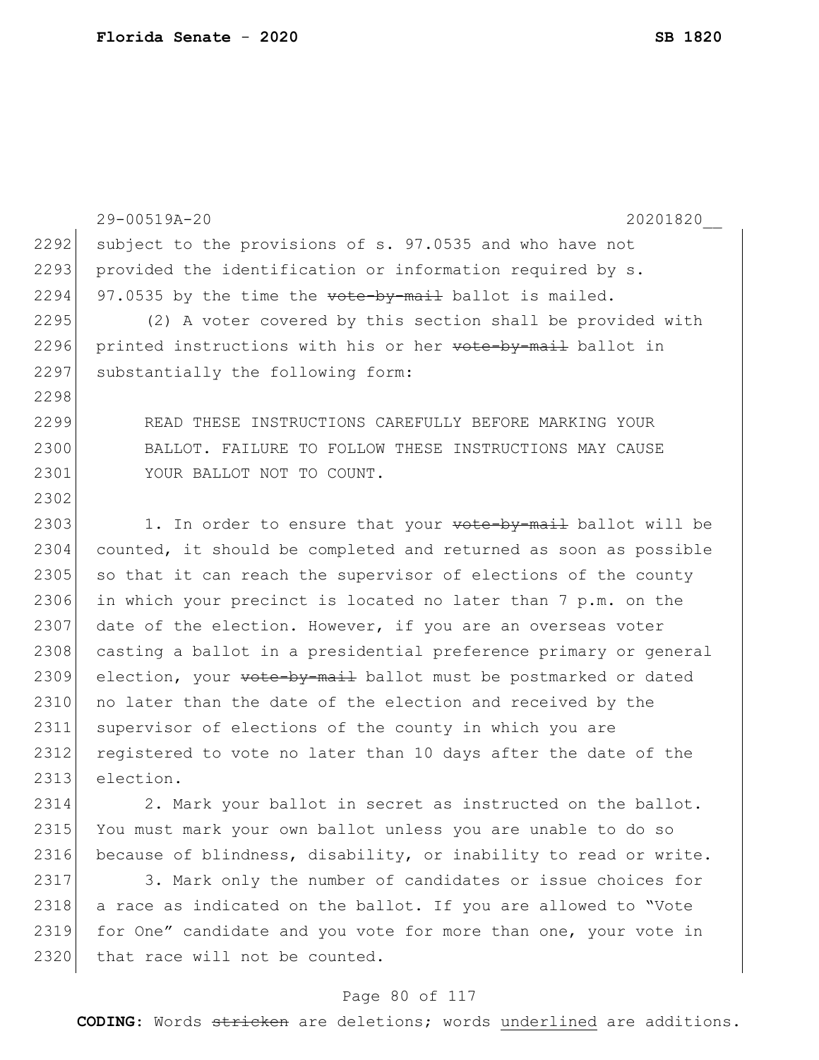subject to the provisions of s. 97.0535 and who have not provided the identification or information required by s. 97.0535 by the time the ~~vote-by-mail~~ ballot is mailed.

(2) A voter covered by this section shall be provided with printed instructions with his or her ~~vote-by-mail~~ ballot in substantially the following form:

READ THESE INSTRUCTIONS CAREFULLY BEFORE MARKING YOUR BALLOT. FAILURE TO FOLLOW THESE INSTRUCTIONS MAY CAUSE YOUR BALLOT NOT TO COUNT.

1. In order to ensure that your ~~vote-by-mail~~ ballot will be counted, it should be completed and returned as soon as possible so that it can reach the supervisor of elections of the county in which your precinct is located no later than 7 p.m. on the date of the election. However, if you are an overseas voter casting a ballot in a presidential preference primary or general election, your ~~vote-by-mail~~ ballot must be postmarked or dated no later than the date of the election and received by the supervisor of elections of the county in which you are registered to vote no later than 10 days after the date of the election.

2. Mark your ballot in secret as instructed on the ballot. You must mark your own ballot unless you are unable to do so because of blindness, disability, or inability to read or write.

3. Mark only the number of candidates or issue choices for a race as indicated on the ballot. If you are allowed to "Vote for One" candidate and you vote for more than one, your vote in that race will not be counted.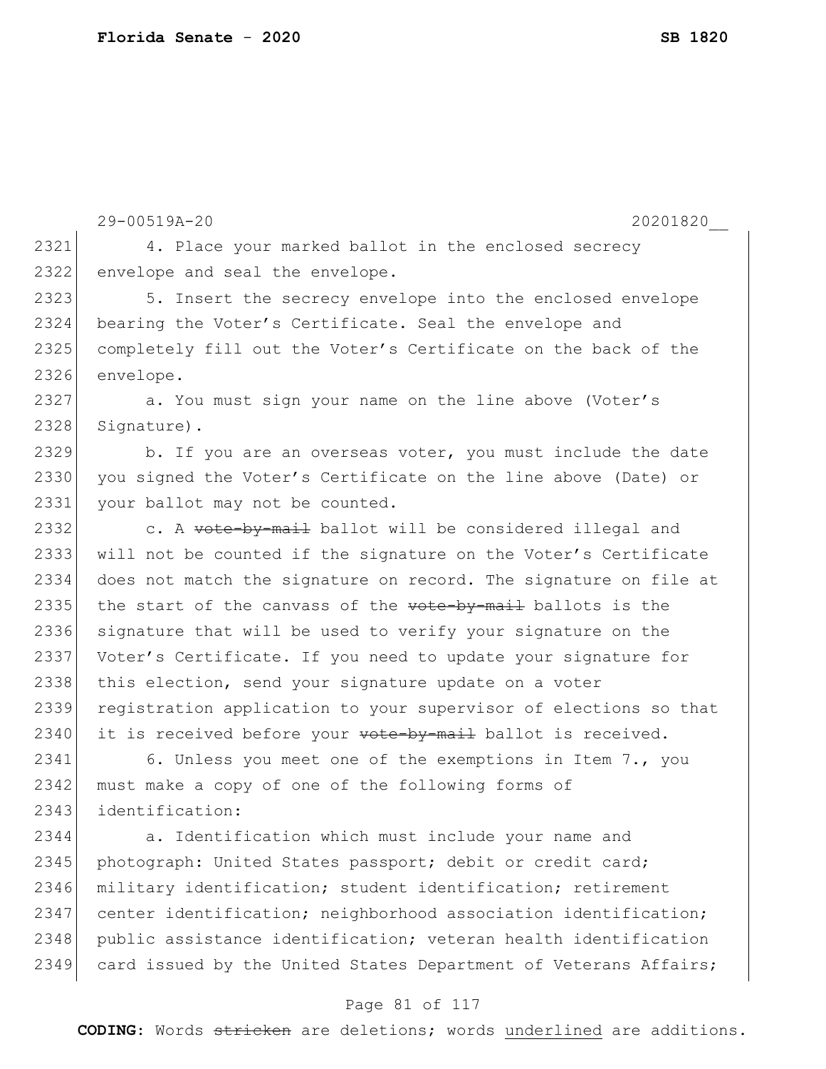4. Place your marked ballot in the enclosed secrecy envelope and seal the envelope.

5. Insert the secrecy envelope into the enclosed envelope bearing the Voter's Certificate. Seal the envelope and completely fill out the Voter's Certificate on the back of the envelope.

a. You must sign your name on the line above (Voter's Signature).

b. If you are an overseas voter, you must include the date you signed the Voter's Certificate on the line above (Date) or your ballot may not be counted.

c. A ~~vote-by-mail~~ ballot will be considered illegal and will not be counted if the signature on the Voter's Certificate does not match the signature on record. The signature on file at the start of the canvass of the ~~vote-by-mail~~ ballots is the signature that will be used to verify your signature on the Voter's Certificate. If you need to update your signature for this election, send your signature update on a voter registration application to your supervisor of elections so that it is received before your ~~vote-by-mail~~ ballot is received.

6. Unless you meet one of the exemptions in Item 7., you must make a copy of one of the following forms of identification:

a. Identification which must include your name and photograph: United States passport; debit or credit card; military identification; student identification; retirement center identification; neighborhood association identification; public assistance identification; veteran health identification card issued by the United States Department of Veterans Affairs;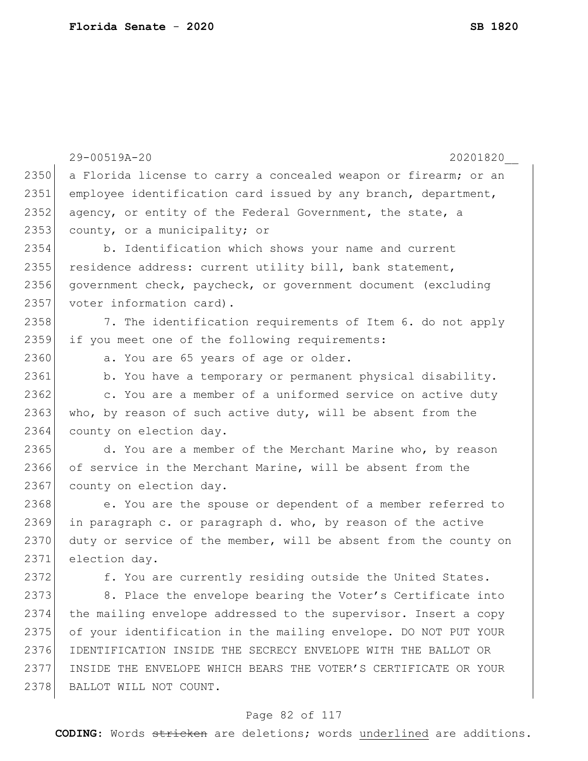a Florida license to carry a concealed weapon or firearm; or an employee identification card issued by any branch, department, agency, or entity of the Federal Government, the state, a county, or a municipality; or

b. Identification which shows your name and current residence address: current utility bill, bank statement, government check, paycheck, or government document (excluding voter information card).

7. The identification requirements of Item 6. do not apply if you meet one of the following requirements:

a. You are 65 years of age or older.

b. You have a temporary or permanent physical disability.

c. You are a member of a uniformed service on active duty who, by reason of such active duty, will be absent from the county on election day.

d. You are a member of the Merchant Marine who, by reason of service in the Merchant Marine, will be absent from the county on election day.

e. You are the spouse or dependent of a member referred to in paragraph c. or paragraph d. who, by reason of the active duty or service of the member, will be absent from the county on election day.

f. You are currently residing outside the United States.

8. Place the envelope bearing the Voter's Certificate into the mailing envelope addressed to the supervisor. Insert a copy of your identification in the mailing envelope. DO NOT PUT YOUR IDENTIFICATION INSIDE THE SECRECY ENVELOPE WITH THE BALLOT OR INSIDE THE ENVELOPE WHICH BEARS THE VOTER'S CERTIFICATE OR YOUR BALLOT WILL NOT COUNT.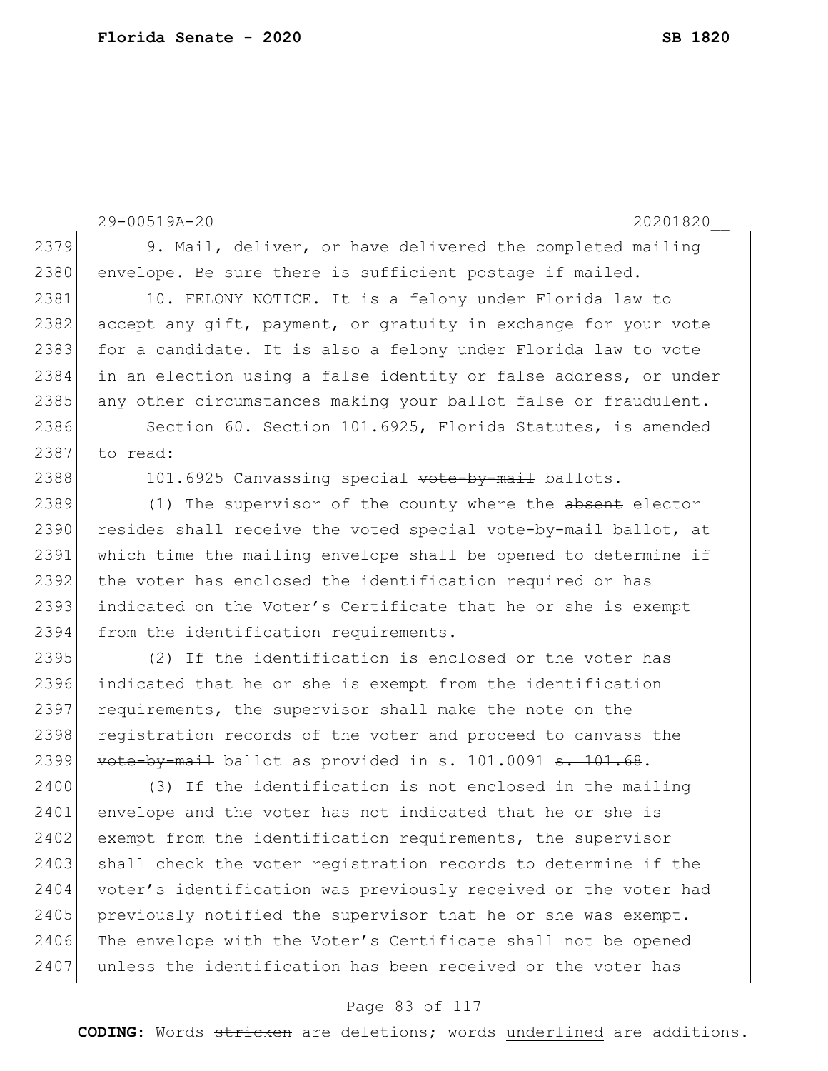9. Mail, deliver, or have delivered the completed mailing envelope. Be sure there is sufficient postage if mailed.

10. FELONY NOTICE. It is a felony under Florida law to accept any gift, payment, or gratuity in exchange for your vote for a candidate. It is also a felony under Florida law to vote in an election using a false identity or false address, or under any other circumstances making your ballot false or fraudulent.

Section 60. Section 101.6925, Florida Statutes, is amended to read:

101.6925 Canvassing special ~~vote-by-mail~~ ballots.—

(1) The supervisor of the county where the ~~absent~~ elector resides shall receive the voted special ~~vote-by-mail~~ ballot, at which time the mailing envelope shall be opened to determine if the voter has enclosed the identification required or has indicated on the Voter's Certificate that he or she is exempt from the identification requirements.

(2) If the identification is enclosed or the voter has indicated that he or she is exempt from the identification requirements, the supervisor shall make the note on the registration records of the voter and proceed to canvass the ~~vote-by-mail~~ ballot as provided in <u>s. 101.0091</u> ~~s. 101.68~~.

(3) If the identification is not enclosed in the mailing envelope and the voter has not indicated that he or she is exempt from the identification requirements, the supervisor shall check the voter registration records to determine if the voter's identification was previously received or the voter had previously notified the supervisor that he or she was exempt. The envelope with the Voter's Certificate shall not be opened unless the identification has been received or the voter has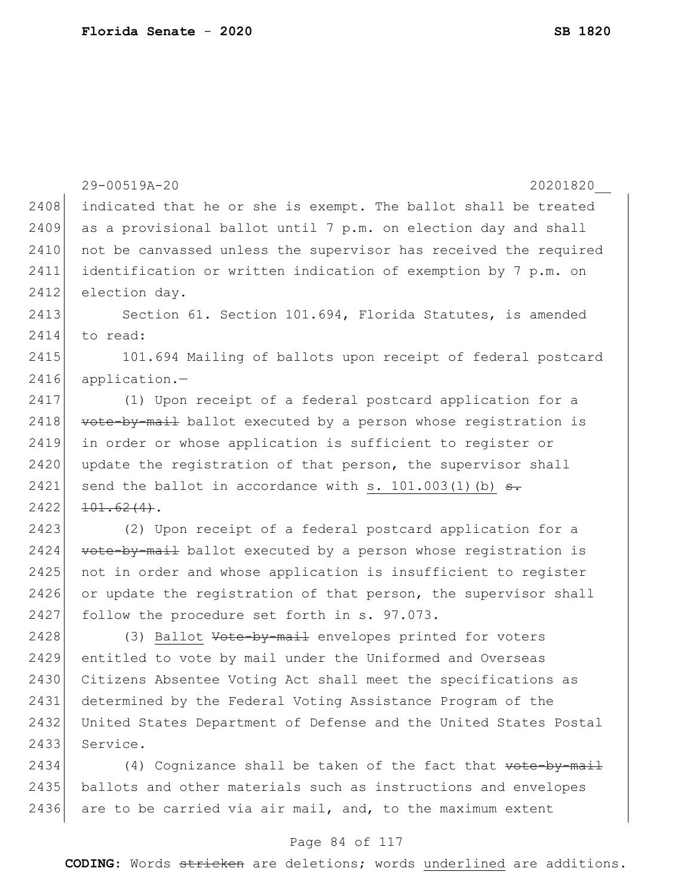indicated that he or she is exempt. The ballot shall be treated as a provisional ballot until 7 p.m. on election day and shall not be canvassed unless the supervisor has received the required identification or written indication of exemption by 7 p.m. on election day.

Section 61. Section 101.694, Florida Statutes, is amended to read:

101.694 Mailing of ballots upon receipt of federal postcard application.—

(1) Upon receipt of a federal postcard application for a ~~vote-by-mail~~ ballot executed by a person whose registration is in order or whose application is sufficient to register or update the registration of that person, the supervisor shall send the ballot in accordance with <u>s. 101.003(1)(b)</u> ~~s. 101.62(4)~~.

(2) Upon receipt of a federal postcard application for a ~~vote-by-mail~~ ballot executed by a person whose registration is not in order and whose application is insufficient to register or update the registration of that person, the supervisor shall follow the procedure set forth in s. 97.073.

(3) <u>Ballot</u> ~~Vote-by-mail~~ envelopes printed for voters entitled to vote by mail under the Uniformed and Overseas Citizens Absentee Voting Act shall meet the specifications as determined by the Federal Voting Assistance Program of the United States Department of Defense and the United States Postal Service.

(4) Cognizance shall be taken of the fact that ~~vote-by-mail~~ ballots and other materials such as instructions and envelopes are to be carried via air mail, and, to the maximum extent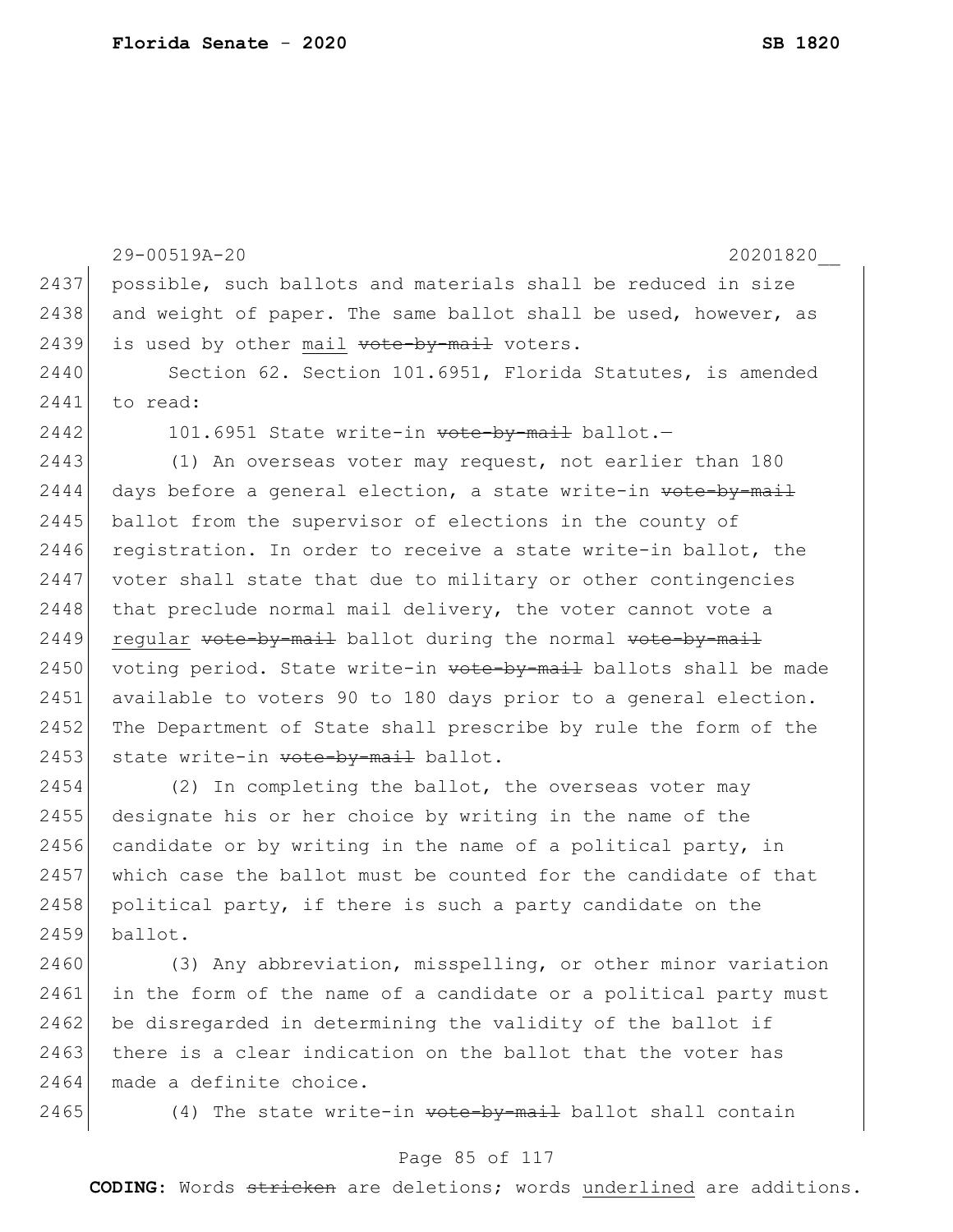possible, such ballots and materials shall be reduced in size and weight of paper. The same ballot shall be used, however, as is used by other <u>mail</u> ~~vote-by-mail~~ voters.

Section 62. Section 101.6951, Florida Statutes, is amended to read:

101.6951 State write-in ~~vote-by-mail~~ ballot.—

(1) An overseas voter may request, not earlier than 180 days before a general election, a state write-in ~~vote-by-mail~~ ballot from the supervisor of elections in the county of registration. In order to receive a state write-in ballot, the voter shall state that due to military or other contingencies that preclude normal mail delivery, the voter cannot vote a <u>regular</u> ~~vote-by-mail~~ ballot during the normal ~~vote-by-mail~~ voting period. State write-in ~~vote-by-mail~~ ballots shall be made available to voters 90 to 180 days prior to a general election. The Department of State shall prescribe by rule the form of the state write-in ~~vote-by-mail~~ ballot.

(2) In completing the ballot, the overseas voter may designate his or her choice by writing in the name of the candidate or by writing in the name of a political party, in which case the ballot must be counted for the candidate of that political party, if there is such a party candidate on the ballot.

(3) Any abbreviation, misspelling, or other minor variation in the form of the name of a candidate or a political party must be disregarded in determining the validity of the ballot if there is a clear indication on the ballot that the voter has made a definite choice.

(4) The state write-in ~~vote-by-mail~~ ballot shall contain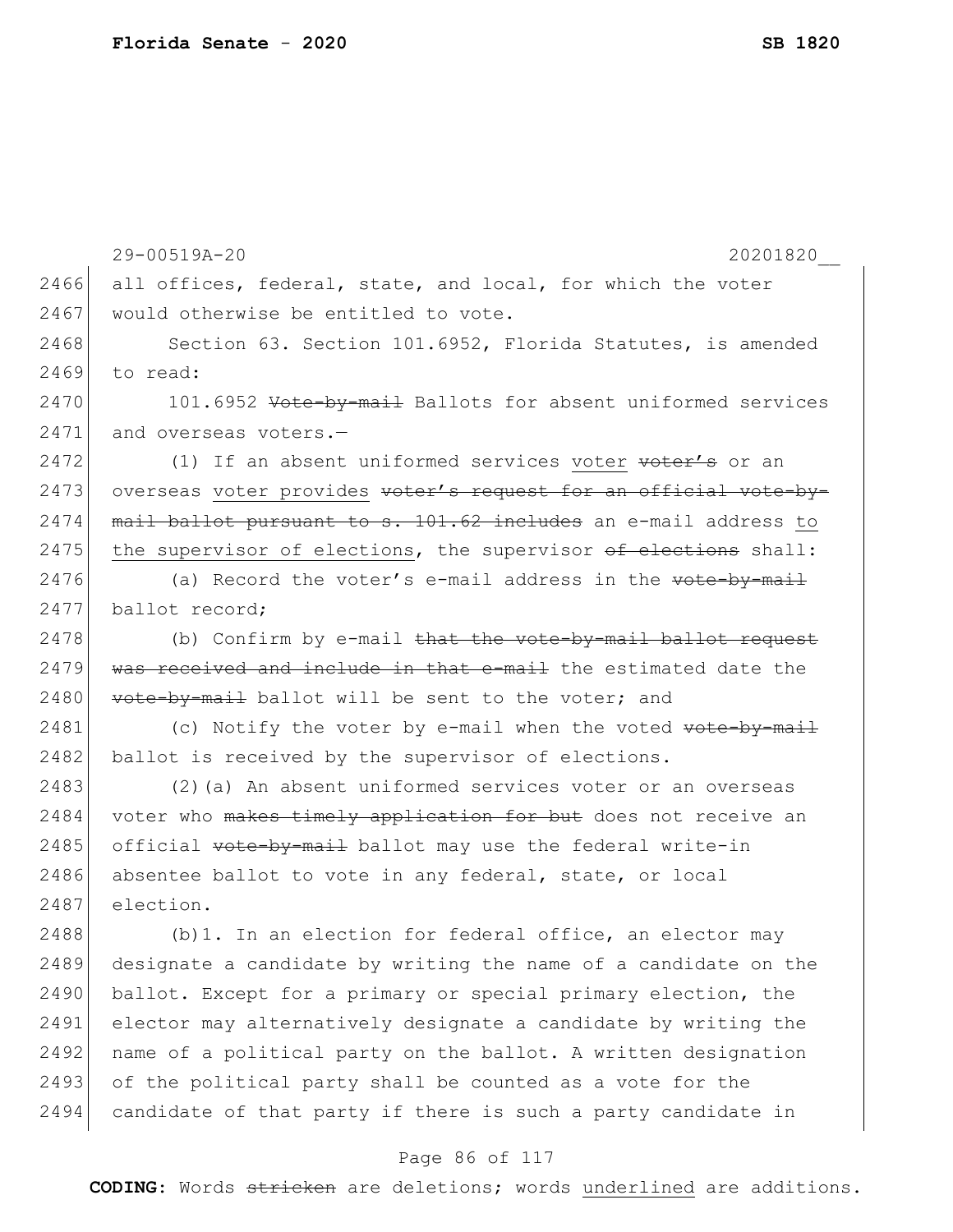29-00519A-20 20201820__

2466 all offices, federal, state, and local, for which the voter
2467 would otherwise be entitled to vote.

2468 Section 63. Section 101.6952, Florida Statutes, is amended
2469 to read:

2470 101.6952 ~~Vote-by-mail~~ Ballots for absent uniformed services
2471 and overseas voters.—

2472 (1) If an absent uniformed services <u>voter</u> ~~voter's~~ or an
2473 overseas <u>voter provides</u> ~~voter's request for an official vote-by-~~
2474 ~~mail ballot pursuant to s. 101.62 includes~~ an e-mail address <u>to</u>
2475 <u>the supervisor of elections</u>, the supervisor ~~of elections~~ shall:

2476 (a) Record the voter's e-mail address in the ~~vote-by-mail~~
2477 ballot record;

2478 (b) Confirm by e-mail ~~that the vote-by-mail ballot request~~
2479 ~~was received and include in that e-mail~~ the estimated date the
2480 ~~vote-by-mail~~ ballot will be sent to the voter; and

2481 (c) Notify the voter by e-mail when the voted ~~vote-by-mail~~
2482 ballot is received by the supervisor of elections.

2483 (2)(a) An absent uniformed services voter or an overseas
2484 voter who ~~makes timely application for but~~ does not receive an
2485 official ~~vote-by-mail~~ ballot may use the federal write-in
2486 absentee ballot to vote in any federal, state, or local
2487 election.

2488 (b)1. In an election for federal office, an elector may
2489 designate a candidate by writing the name of a candidate on the
2490 ballot. Except for a primary or special primary election, the
2491 elector may alternatively designate a candidate by writing the
2492 name of a political party on the ballot. A written designation
2493 of the political party shall be counted as a vote for the
2494 candidate of that party if there is such a party candidate in

**CODING:** Words ~~stricken~~ are deletions; words <u>underlined</u> are additions.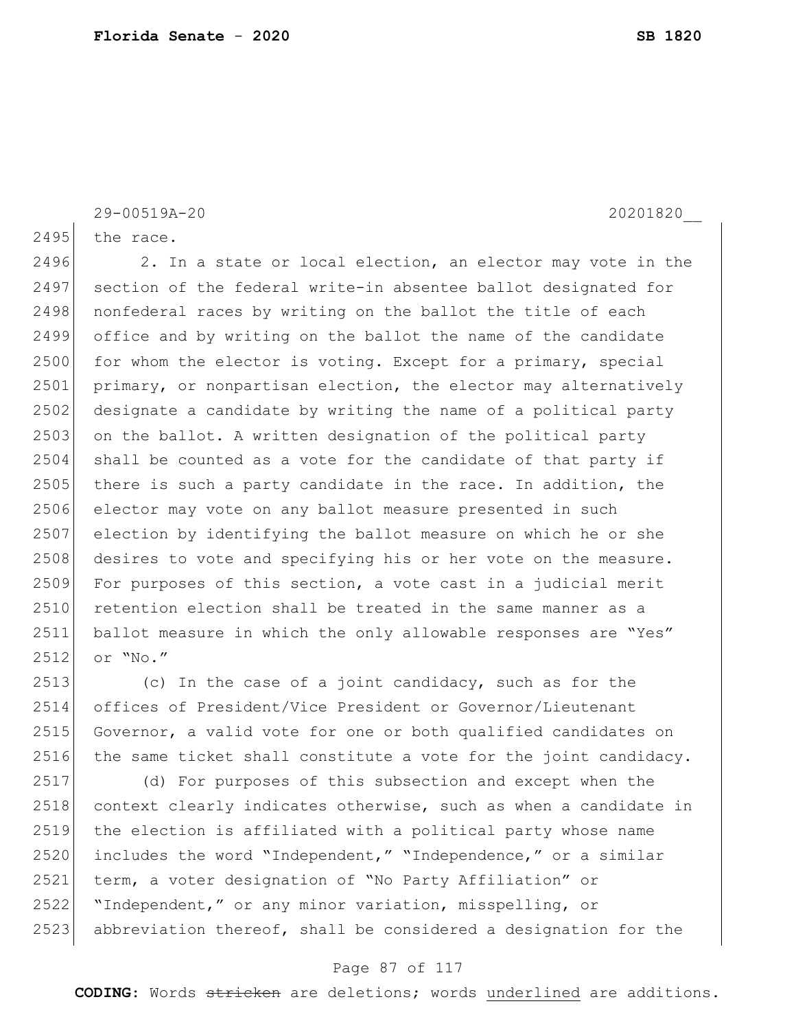the race.

2. In a state or local election, an elector may vote in the section of the federal write-in absentee ballot designated for nonfederal races by writing on the ballot the title of each office and by writing on the ballot the name of the candidate for whom the elector is voting. Except for a primary, special primary, or nonpartisan election, the elector may alternatively designate a candidate by writing the name of a political party on the ballot. A written designation of the political party shall be counted as a vote for the candidate of that party if there is such a party candidate in the race. In addition, the elector may vote on any ballot measure presented in such election by identifying the ballot measure on which he or she desires to vote and specifying his or her vote on the measure. For purposes of this section, a vote cast in a judicial merit retention election shall be treated in the same manner as a ballot measure in which the only allowable responses are "Yes" or "No."

(c) In the case of a joint candidacy, such as for the offices of President/Vice President or Governor/Lieutenant Governor, a valid vote for one or both qualified candidates on the same ticket shall constitute a vote for the joint candidacy.

(d) For purposes of this subsection and except when the context clearly indicates otherwise, such as when a candidate in the election is affiliated with a political party whose name includes the word "Independent," "Independence," or a similar term, a voter designation of "No Party Affiliation" or "Independent," or any minor variation, misspelling, or abbreviation thereof, shall be considered a designation for the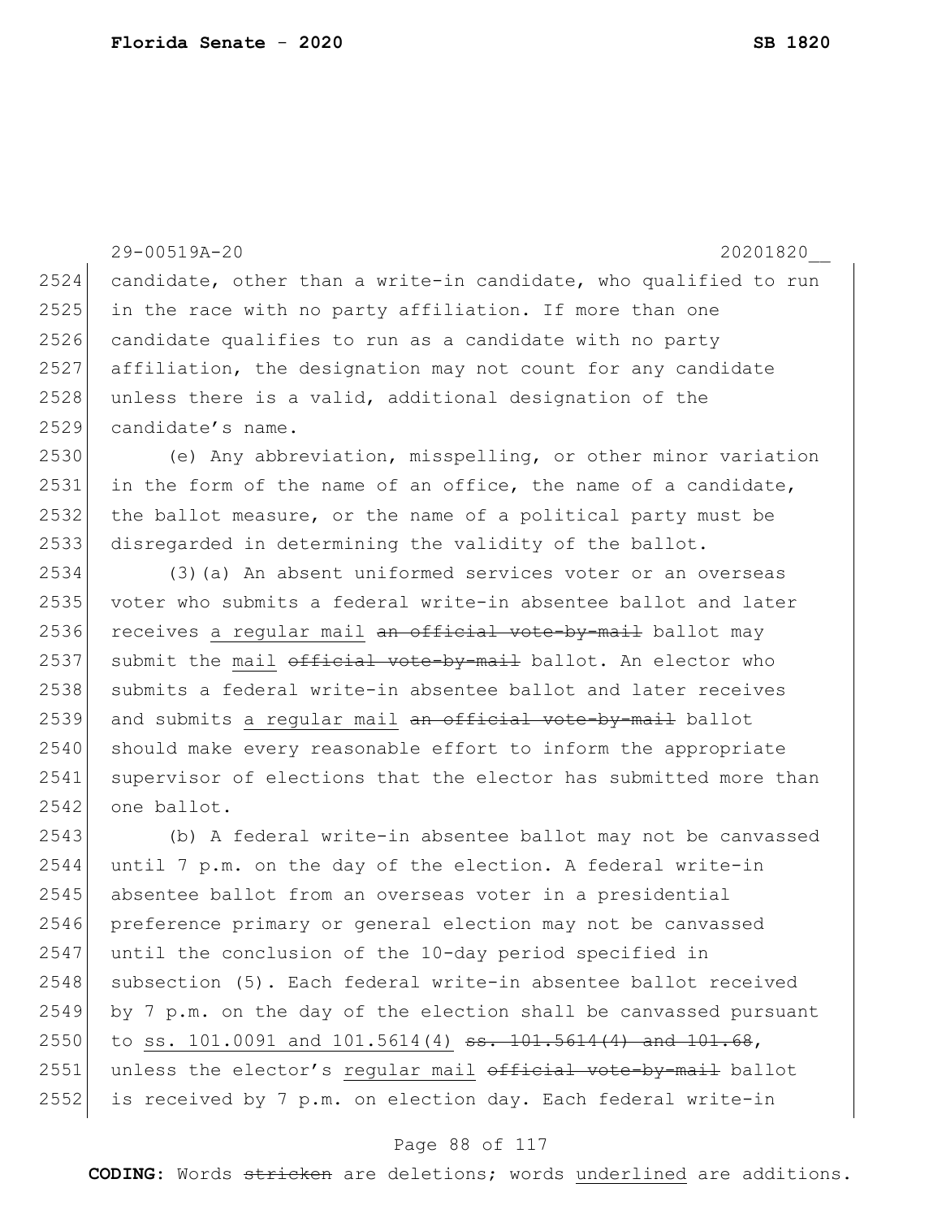candidate, other than a write-in candidate, who qualified to run in the race with no party affiliation. If more than one candidate qualifies to run as a candidate with no party affiliation, the designation may not count for any candidate unless there is a valid, additional designation of the candidate's name.

(e) Any abbreviation, misspelling, or other minor variation in the form of the name of an office, the name of a candidate, the ballot measure, or the name of a political party must be disregarded in determining the validity of the ballot.

(3)(a) An absent uniformed services voter or an overseas voter who submits a federal write-in absentee ballot and later receives <u>a regular mail</u> ~~an official vote-by-mail~~ ballot may submit the <u>mail</u> ~~official vote-by-mail~~ ballot. An elector who submits a federal write-in absentee ballot and later receives and submits <u>a regular mail</u> ~~an official vote-by-mail~~ ballot should make every reasonable effort to inform the appropriate supervisor of elections that the elector has submitted more than one ballot.

(b) A federal write-in absentee ballot may not be canvassed until 7 p.m. on the day of the election. A federal write-in absentee ballot from an overseas voter in a presidential preference primary or general election may not be canvassed until the conclusion of the 10-day period specified in subsection (5). Each federal write-in absentee ballot received by 7 p.m. on the day of the election shall be canvassed pursuant to <u>ss. 101.0091 and 101.5614(4)</u> ~~ss. 101.5614(4) and 101.68~~, unless the elector's <u>regular mail</u> ~~official vote-by-mail~~ ballot is received by 7 p.m. on election day. Each federal write-in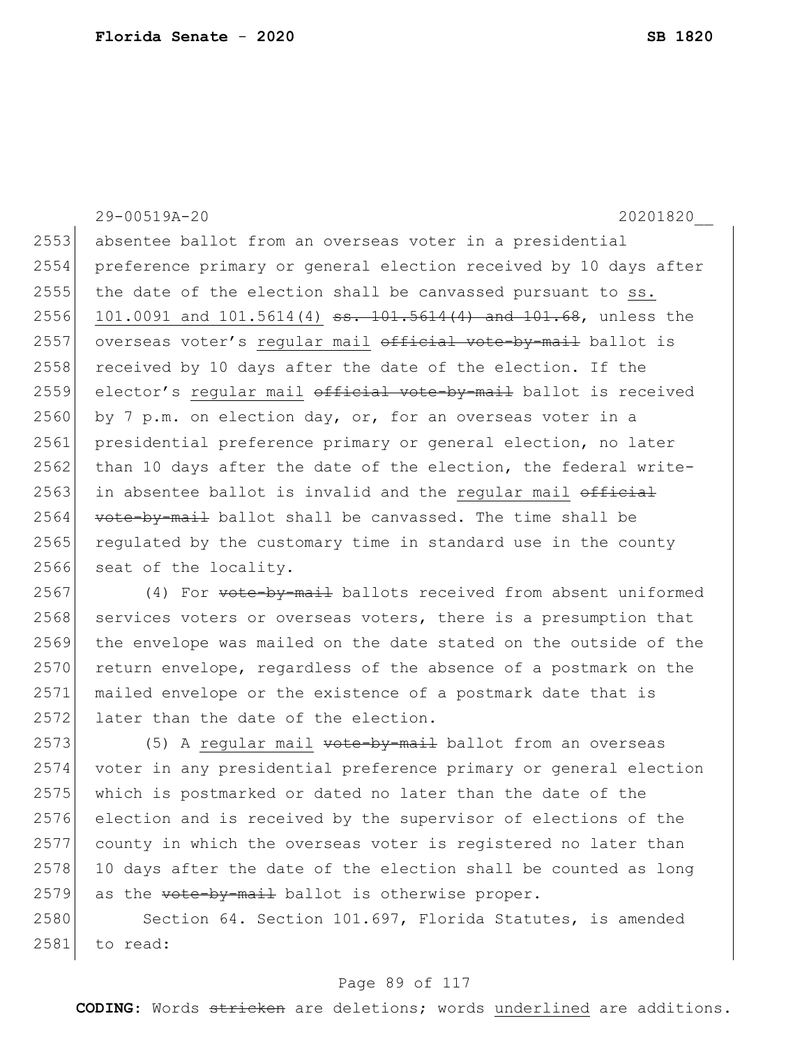absentee ballot from an overseas voter in a presidential preference primary or general election received by 10 days after the date of the election shall be canvassed pursuant to <u>ss. 101.0091 and 101.5614(4)</u> ~~ss. 101.5614(4) and 101.68~~, unless the overseas voter's <u>regular mail</u> ~~official vote-by-mail~~ ballot is received by 10 days after the date of the election. If the elector's <u>regular mail</u> ~~official vote-by-mail~~ ballot is received by 7 p.m. on election day, or, for an overseas voter in a presidential preference primary or general election, no later than 10 days after the date of the election, the federal write-in absentee ballot is invalid and the <u>regular mail</u> ~~official vote-by-mail~~ ballot shall be canvassed. The time shall be regulated by the customary time in standard use in the county seat of the locality.

(4) For ~~vote-by-mail~~ ballots received from absent uniformed services voters or overseas voters, there is a presumption that the envelope was mailed on the date stated on the outside of the return envelope, regardless of the absence of a postmark on the mailed envelope or the existence of a postmark date that is later than the date of the election.

(5) A <u>regular mail</u> ~~vote-by-mail~~ ballot from an overseas voter in any presidential preference primary or general election which is postmarked or dated no later than the date of the election and is received by the supervisor of elections of the county in which the overseas voter is registered no later than 10 days after the date of the election shall be counted as long as the ~~vote-by-mail~~ ballot is otherwise proper.

Section 64. Section 101.697, Florida Statutes, is amended to read: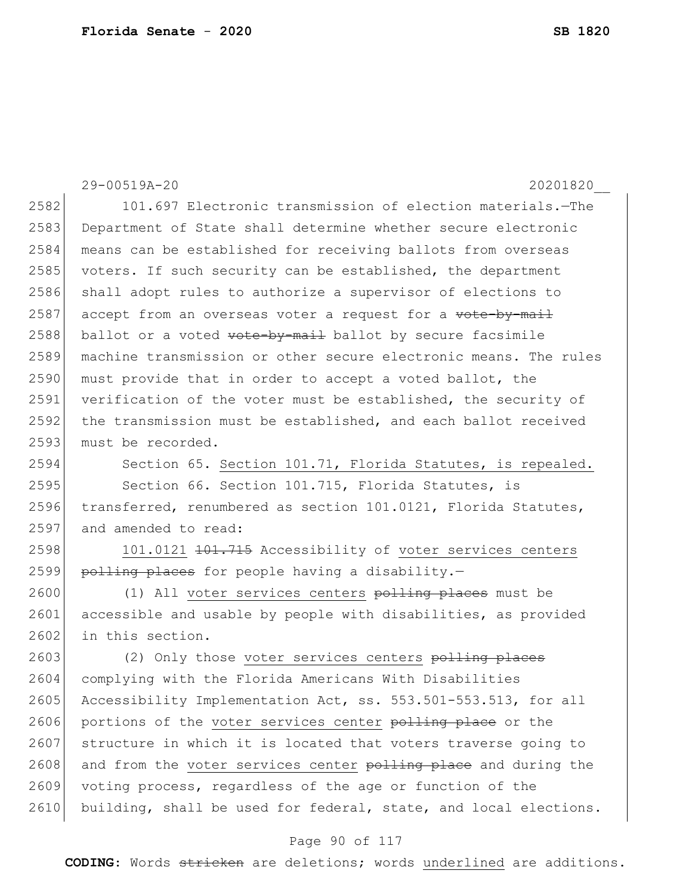101.697 Electronic transmission of election materials.—The Department of State shall determine whether secure electronic means can be established for receiving ballots from overseas voters. If such security can be established, the department shall adopt rules to authorize a supervisor of elections to accept from an overseas voter a request for a ~~vote-by-mail~~ ballot or a voted ~~vote-by-mail~~ ballot by secure facsimile machine transmission or other secure electronic means. The rules must provide that in order to accept a voted ballot, the verification of the voter must be established, the security of the transmission must be established, and each ballot received must be recorded.

Section 65. <u>Section 101.71, Florida Statutes, is repealed.</u>

Section 66. Section 101.715, Florida Statutes, is transferred, renumbered as section 101.0121, Florida Statutes, and amended to read:

<u>101.0121</u> ~~101.715~~ Accessibility of <u>voter services centers</u> ~~polling places~~ for people having a disability.—

(1) All <u>voter services centers</u> ~~polling places~~ must be accessible and usable by people with disabilities, as provided in this section.

(2) Only those <u>voter services centers</u> ~~polling places~~ complying with the Florida Americans With Disabilities Accessibility Implementation Act, ss. 553.501-553.513, for all portions of the <u>voter services center</u> ~~polling place~~ or the structure in which it is located that voters traverse going to and from the <u>voter services center</u> ~~polling place~~ and during the voting process, regardless of the age or function of the building, shall be used for federal, state, and local elections.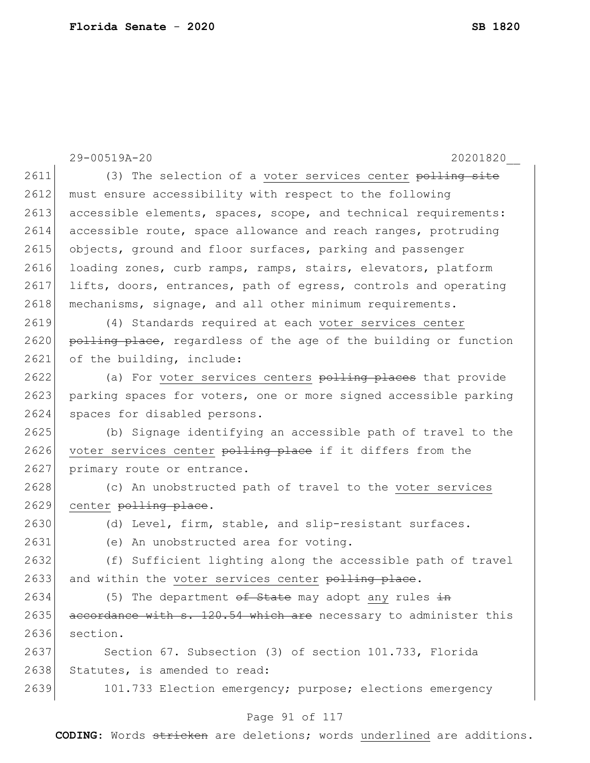(3) The selection of a <u>voter services center</u> ~~polling site~~ must ensure accessibility with respect to the following accessible elements, spaces, scope, and technical requirements: accessible route, space allowance and reach ranges, protruding objects, ground and floor surfaces, parking and passenger loading zones, curb ramps, ramps, stairs, elevators, platform lifts, doors, entrances, path of egress, controls and operating mechanisms, signage, and all other minimum requirements.

(4) Standards required at each <u>voter services center</u> ~~polling place~~, regardless of the age of the building or function of the building, include:

(a) For <u>voter services centers</u> ~~polling places~~ that provide parking spaces for voters, one or more signed accessible parking spaces for disabled persons.

(b) Signage identifying an accessible path of travel to the <u>voter services center</u> ~~polling place~~ if it differs from the primary route or entrance.

(c) An unobstructed path of travel to the <u>voter services center</u> ~~polling place~~.

(d) Level, firm, stable, and slip-resistant surfaces.

(e) An unobstructed area for voting.

(f) Sufficient lighting along the accessible path of travel and within the <u>voter services center</u> ~~polling place~~.

(5) The department ~~of State~~ may adopt <u>any</u> rules ~~in accordance with s. 120.54 which are~~ necessary to administer this section.

Section 67. Subsection (3) of section 101.733, Florida Statutes, is amended to read:

101.733 Election emergency; purpose; elections emergency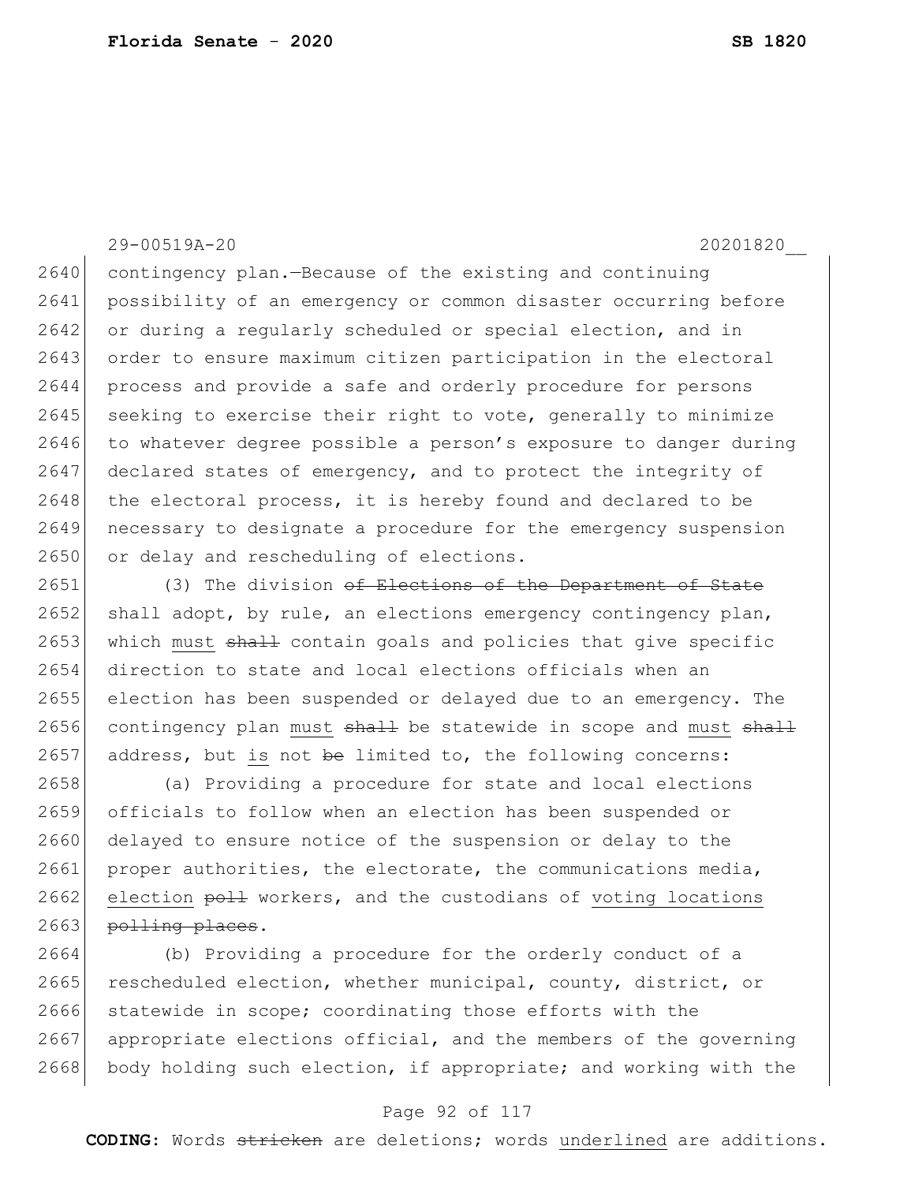29-00519A-20 20201820__

2640 contingency plan.—Because of the existing and continuing
2641 possibility of an emergency or common disaster occurring before
2642 or during a regularly scheduled or special election, and in
2643 order to ensure maximum citizen participation in the electoral
2644 process and provide a safe and orderly procedure for persons
2645 seeking to exercise their right to vote, generally to minimize
2646 to whatever degree possible a person's exposure to danger during
2647 declared states of emergency, and to protect the integrity of
2648 the electoral process, it is hereby found and declared to be
2649 necessary to designate a procedure for the emergency suspension
2650 or delay and rescheduling of elections.

2651 (3) The division ~~of Elections of the Department of State~~
2652 shall adopt, by rule, an elections emergency contingency plan,
2653 which <u>must</u> ~~shall~~ contain goals and policies that give specific
2654 direction to state and local elections officials when an
2655 election has been suspended or delayed due to an emergency. The
2656 contingency plan <u>must</u> ~~shall~~ be statewide in scope and <u>must</u> ~~shall~~
2657 address, but <u>is</u> not ~~be~~ limited to, the following concerns:

2658 (a) Providing a procedure for state and local elections
2659 officials to follow when an election has been suspended or
2660 delayed to ensure notice of the suspension or delay to the
2661 proper authorities, the electorate, the communications media,
2662 <u>election</u> ~~poll~~ workers, and the custodians of <u>voting locations</u>
2663 ~~polling places~~.

2664 (b) Providing a procedure for the orderly conduct of a
2665 rescheduled election, whether municipal, county, district, or
2666 statewide in scope; coordinating those efforts with the
2667 appropriate elections official, and the members of the governing
2668 body holding such election, if appropriate; and working with the

**CODING:** Words ~~stricken~~ are deletions; words <u>underlined</u> are additions.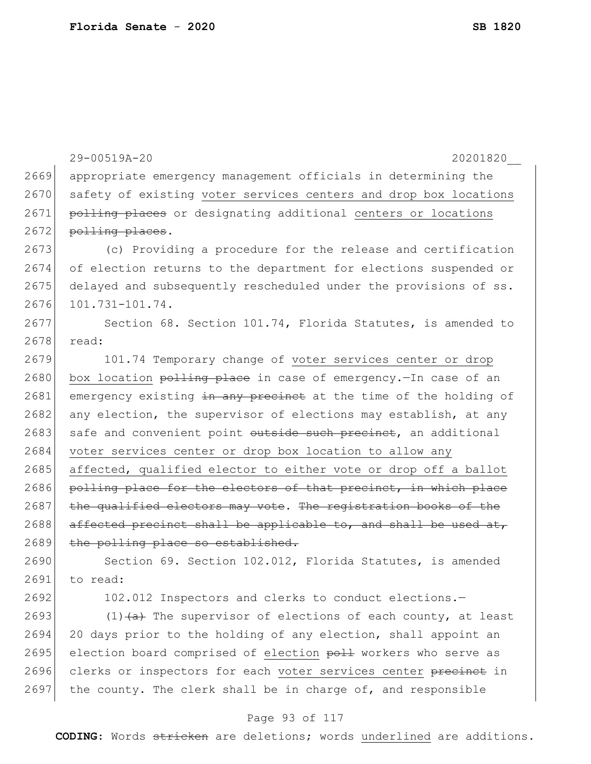29-00519A-20 20201820__

appropriate emergency management officials in determining the safety of existing <u>voter services centers and drop box locations</u> ~~polling places~~ or designating additional <u>centers or locations</u> ~~polling places~~.

(c) Providing a procedure for the release and certification of election returns to the department for elections suspended or delayed and subsequently rescheduled under the provisions of ss. 101.731-101.74.

Section 68. Section 101.74, Florida Statutes, is amended to read:

101.74 Temporary change of <u>voter services center or drop box location</u> ~~polling place~~ in case of emergency.—In case of an emergency existing ~~in any precinct~~ at the time of the holding of any election, the supervisor of elections may establish, at any safe and convenient point ~~outside such precinct~~, an additional <u>voter services center or drop box location to allow any affected, qualified elector to either vote or drop off a ballot</u> ~~polling place for the electors of that precinct, in which place the qualified electors may vote~~. ~~The registration books of the affected precinct shall be applicable to, and shall be used at, the polling place so established.~~

Section 69. Section 102.012, Florida Statutes, is amended to read:

102.012 Inspectors and clerks to conduct elections.—

(1)~~(a)~~ The supervisor of elections of each county, at least 20 days prior to the holding of any election, shall appoint an election board comprised of <u>election</u> ~~poll~~ workers who serve as clerks or inspectors for each <u>voter services center</u> ~~precinct~~ in the county. The clerk shall be in charge of, and responsible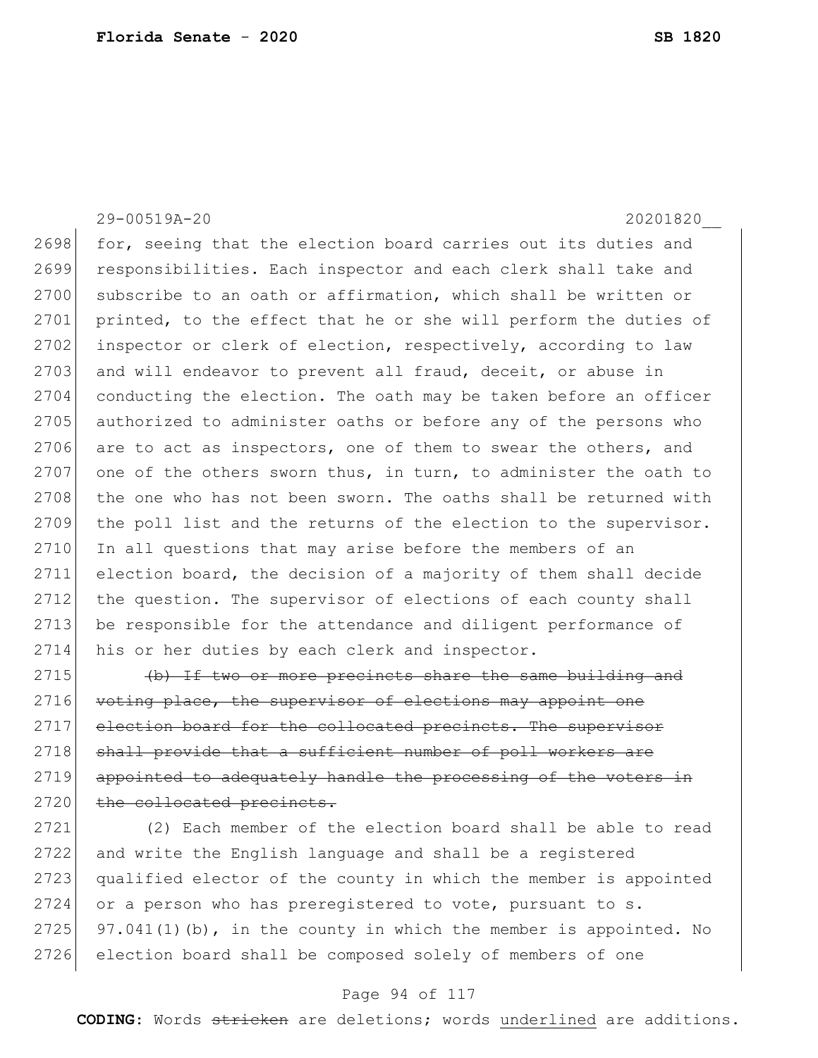for, seeing that the election board carries out its duties and responsibilities. Each inspector and each clerk shall take and subscribe to an oath or affirmation, which shall be written or printed, to the effect that he or she will perform the duties of inspector or clerk of election, respectively, according to law and will endeavor to prevent all fraud, deceit, or abuse in conducting the election. The oath may be taken before an officer authorized to administer oaths or before any of the persons who are to act as inspectors, one of them to swear the others, and one of the others sworn thus, in turn, to administer the oath to the one who has not been sworn. The oaths shall be returned with the poll list and the returns of the election to the supervisor. In all questions that may arise before the members of an election board, the decision of a majority of them shall decide the question. The supervisor of elections of each county shall be responsible for the attendance and diligent performance of his or her duties by each clerk and inspector.

~~(b) If two or more precincts share the same building and voting place, the supervisor of elections may appoint one election board for the collocated precincts. The supervisor shall provide that a sufficient number of poll workers are appointed to adequately handle the processing of the voters in the collocated precincts.~~

(2) Each member of the election board shall be able to read and write the English language and shall be a registered qualified elector of the county in which the member is appointed or a person who has preregistered to vote, pursuant to s. 97.041(1)(b), in the county in which the member is appointed. No election board shall be composed solely of members of one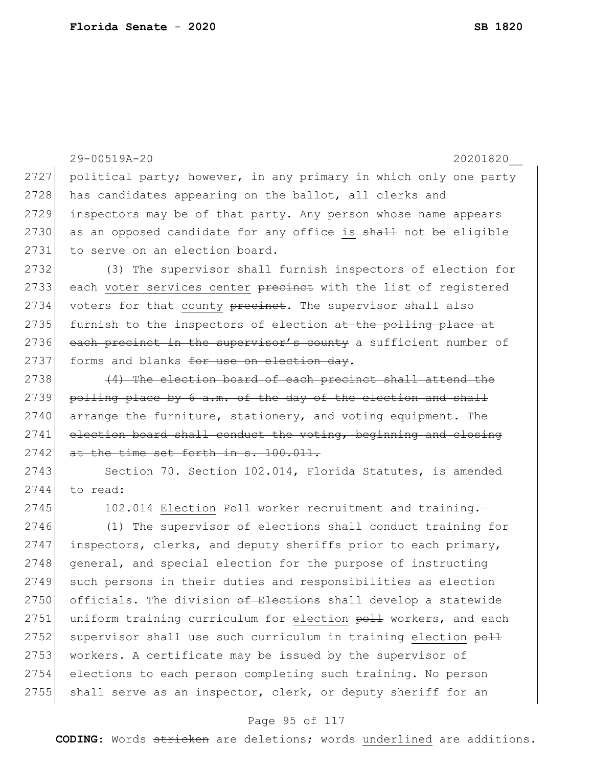political party; however, in any primary in which only one party has candidates appearing on the ballot, all clerks and inspectors may be of that party. Any person whose name appears as an opposed candidate for any office <u>is</u> ~~shall~~ not ~~be~~ eligible to serve on an election board.

(3) The supervisor shall furnish inspectors of election for each <u>voter services center</u> ~~precinct~~ with the list of registered voters for that <u>county</u> ~~precinct~~. The supervisor shall also furnish to the inspectors of election ~~at the polling place at each precinct in the supervisor's county~~ a sufficient number of forms and blanks ~~for use on election day~~.

~~(4) The election board of each precinct shall attend the polling place by 6 a.m. of the day of the election and shall arrange the furniture, stationery, and voting equipment. The election board shall conduct the voting, beginning and closing at the time set forth in s. 100.011.~~

Section 70. Section 102.014, Florida Statutes, is amended to read:

102.014 <u>Election</u> ~~Poll~~ worker recruitment and training.—

(1) The supervisor of elections shall conduct training for inspectors, clerks, and deputy sheriffs prior to each primary, general, and special election for the purpose of instructing such persons in their duties and responsibilities as election officials. The division ~~of Elections~~ shall develop a statewide uniform training curriculum for <u>election</u> ~~poll~~ workers, and each supervisor shall use such curriculum in training <u>election</u> ~~poll~~ workers. A certificate may be issued by the supervisor of elections to each person completing such training. No person shall serve as an inspector, clerk, or deputy sheriff for an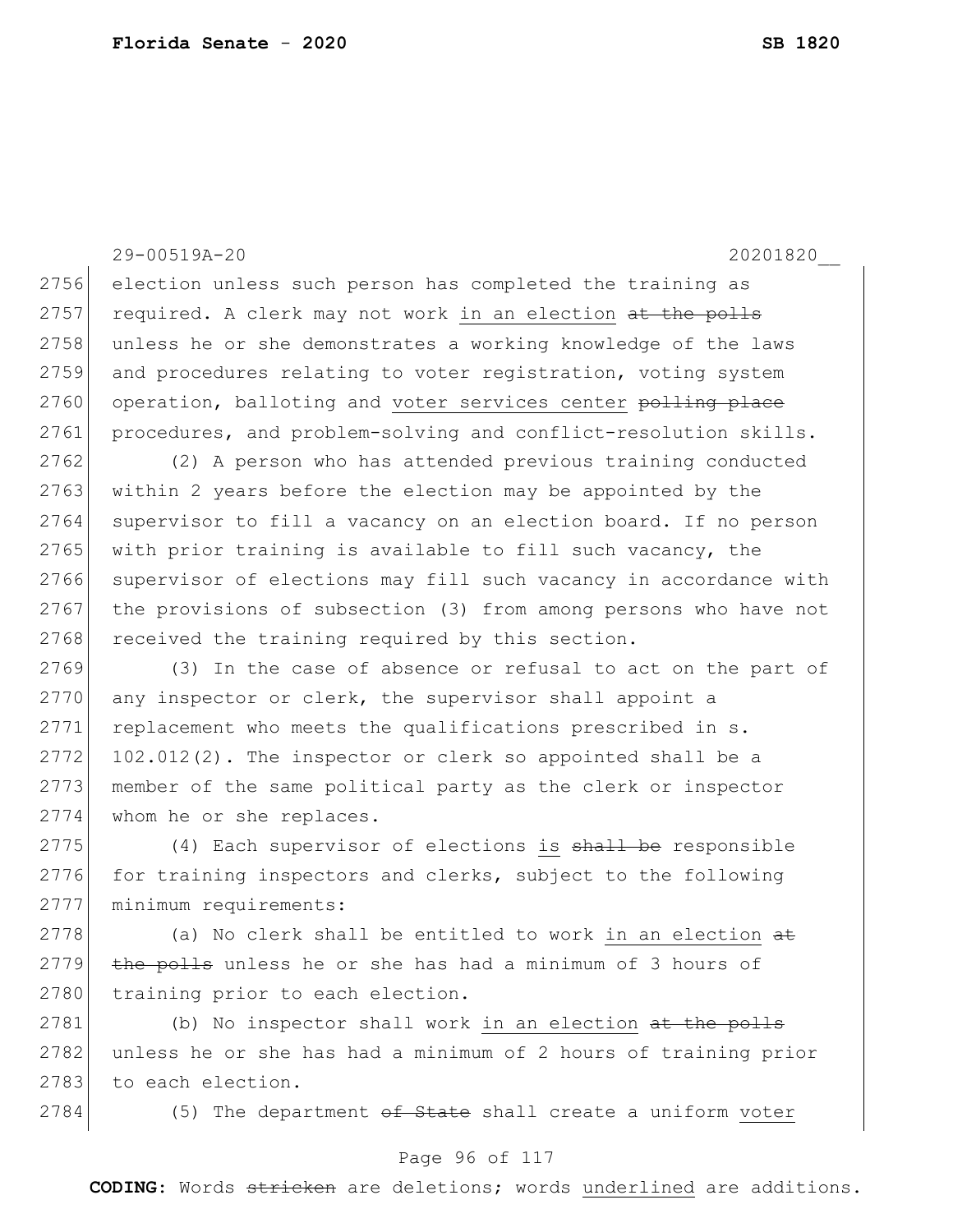election unless such person has completed the training as required. A clerk may not work <u>in an election</u> ~~at the polls~~ unless he or she demonstrates a working knowledge of the laws and procedures relating to voter registration, voting system operation, balloting and <u>voter services center</u> ~~polling place~~ procedures, and problem-solving and conflict-resolution skills.

(2) A person who has attended previous training conducted within 2 years before the election may be appointed by the supervisor to fill a vacancy on an election board. If no person with prior training is available to fill such vacancy, the supervisor of elections may fill such vacancy in accordance with the provisions of subsection (3) from among persons who have not received the training required by this section.

(3) In the case of absence or refusal to act on the part of any inspector or clerk, the supervisor shall appoint a replacement who meets the qualifications prescribed in s. 102.012(2). The inspector or clerk so appointed shall be a member of the same political party as the clerk or inspector whom he or she replaces.

(4) Each supervisor of elections <u>is</u> ~~shall be~~ responsible for training inspectors and clerks, subject to the following minimum requirements:

(a) No clerk shall be entitled to work <u>in an election</u> ~~at the polls~~ unless he or she has had a minimum of 3 hours of training prior to each election.

(b) No inspector shall work <u>in an election</u> ~~at the polls~~ unless he or she has had a minimum of 2 hours of training prior to each election.

(5) The department ~~of State~~ shall create a uniform <u>voter</u>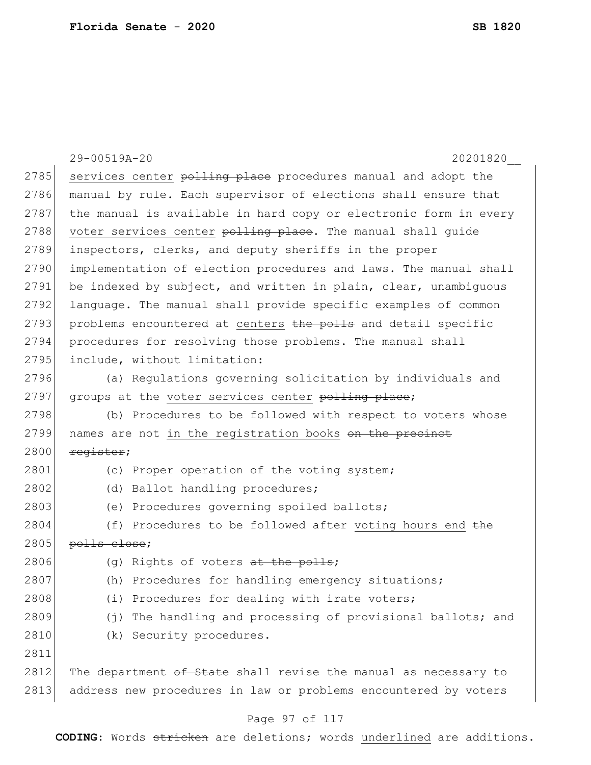29-00519A-20 20201820__

services center ~~polling place~~ procedures manual and adopt the manual by rule. Each supervisor of elections shall ensure that the manual is available in hard copy or electronic form in every voter services center ~~polling place~~. The manual shall guide inspectors, clerks, and deputy sheriffs in the proper implementation of election procedures and laws. The manual shall be indexed by subject, and written in plain, clear, unambiguous language. The manual shall provide specific examples of common problems encountered at centers ~~the polls~~ and detail specific procedures for resolving those problems. The manual shall include, without limitation:

(a) Regulations governing solicitation by individuals and groups at the voter services center ~~polling place~~;

(b) Procedures to be followed with respect to voters whose names are not in the registration books ~~on the precinct register~~;

(c) Proper operation of the voting system;

(d) Ballot handling procedures;

(e) Procedures governing spoiled ballots;

(f) Procedures to be followed after voting hours end ~~the polls close~~;

(g) Rights of voters ~~at the polls~~;

(h) Procedures for handling emergency situations;

(i) Procedures for dealing with irate voters;

(j) The handling and processing of provisional ballots; and

(k) Security procedures.

The department ~~of State~~ shall revise the manual as necessary to address new procedures in law or problems encountered by voters

**CODING:** Words ~~stricken~~ are deletions; words underlined are additions.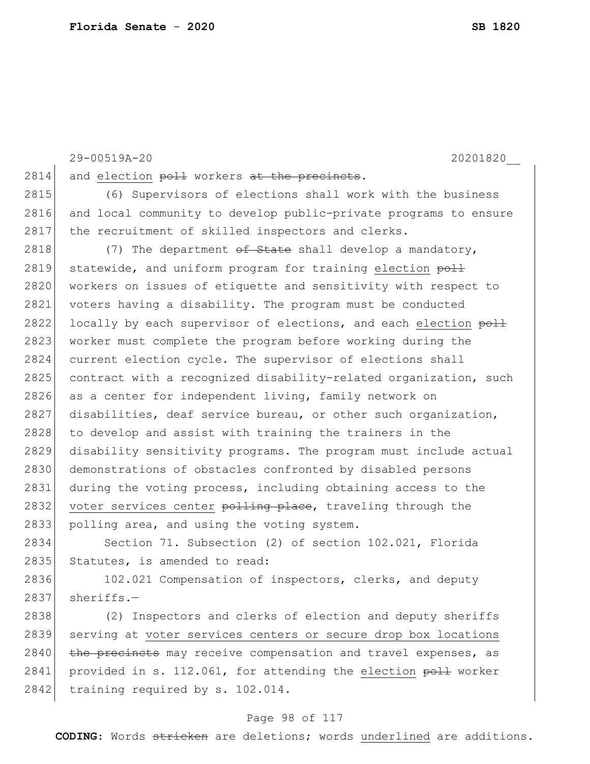and election ~~poll~~ workers ~~at the precincts~~.

(6) Supervisors of elections shall work with the business and local community to develop public-private programs to ensure the recruitment of skilled inspectors and clerks.

(7) The department ~~of State~~ shall develop a mandatory, statewide, and uniform program for training election ~~poll~~ workers on issues of etiquette and sensitivity with respect to voters having a disability. The program must be conducted locally by each supervisor of elections, and each election ~~poll~~ worker must complete the program before working during the current election cycle. The supervisor of elections shall contract with a recognized disability-related organization, such as a center for independent living, family network on disabilities, deaf service bureau, or other such organization, to develop and assist with training the trainers in the disability sensitivity programs. The program must include actual demonstrations of obstacles confronted by disabled persons during the voting process, including obtaining access to the voter services center ~~polling place~~, traveling through the polling area, and using the voting system.

Section 71. Subsection (2) of section 102.021, Florida Statutes, is amended to read:

102.021 Compensation of inspectors, clerks, and deputy sheriffs.—

(2) Inspectors and clerks of election and deputy sheriffs serving at voter services centers or secure drop box locations ~~the precincts~~ may receive compensation and travel expenses, as provided in s. 112.061, for attending the election ~~poll~~ worker training required by s. 102.014.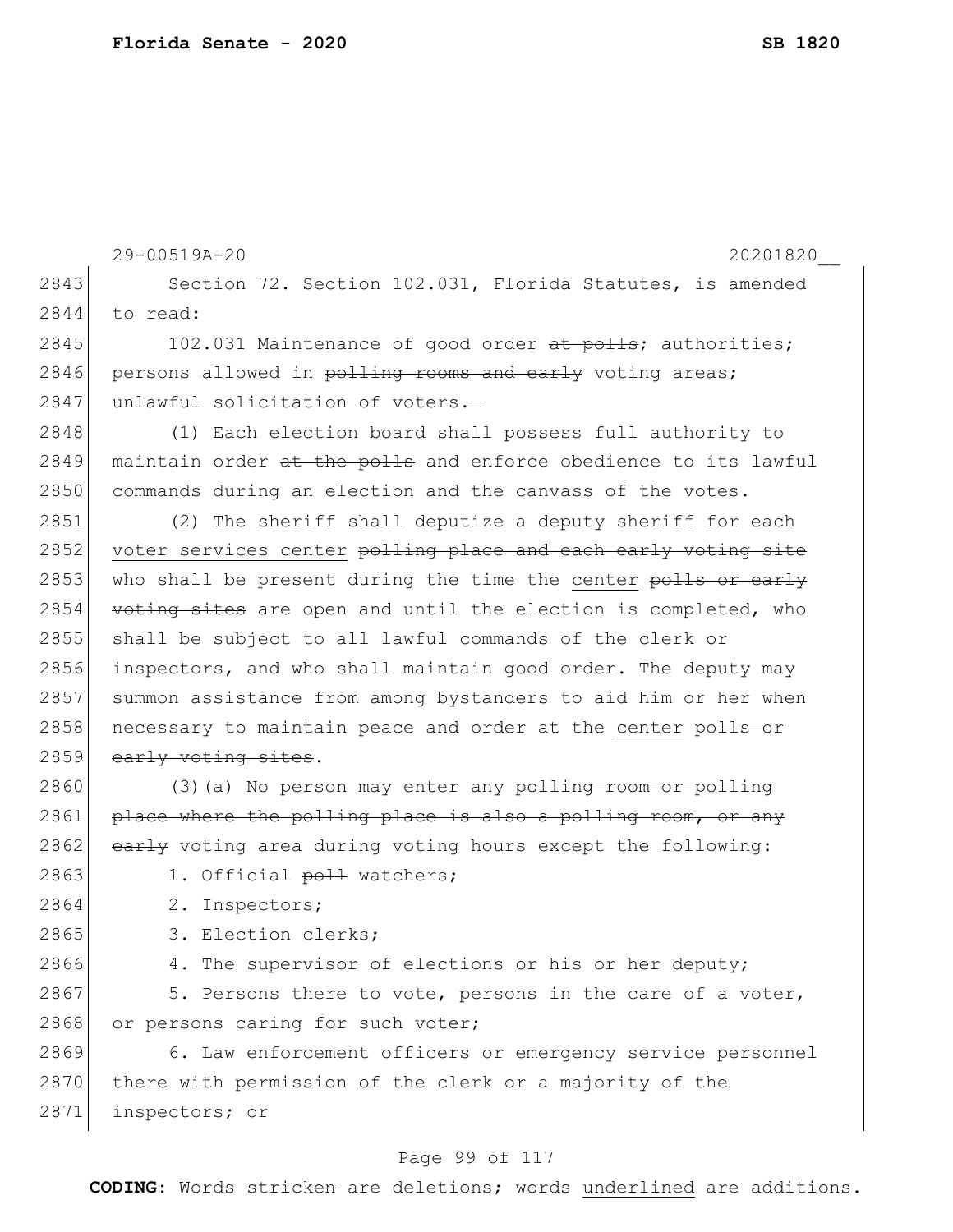29-00519A-20 20201820__

2843 Section 72. Section 102.031, Florida Statutes, is amended
2844 to read:

2845 102.031 Maintenance of good order ~~at polls~~; authorities;
2846 persons allowed in ~~polling rooms and early~~ voting areas;
2847 unlawful solicitation of voters.—

2848 (1) Each election board shall possess full authority to
2849 maintain order ~~at the polls~~ and enforce obedience to its lawful
2850 commands during an election and the canvass of the votes.

2851 (2) The sheriff shall deputize a deputy sheriff for each
2852 <u>voter services center</u> ~~polling place and each early voting site~~
2853 who shall be present during the time the <u>center</u> ~~polls or early~~
2854 ~~voting sites~~ are open and until the election is completed, who
2855 shall be subject to all lawful commands of the clerk or
2856 inspectors, and who shall maintain good order. The deputy may
2857 summon assistance from among bystanders to aid him or her when
2858 necessary to maintain peace and order at the <u>center</u> ~~polls or~~
2859 ~~early voting sites~~.

2860 (3)(a) No person may enter any ~~polling room or polling~~
2861 ~~place where the polling place is also a polling room, or any~~
2862 ~~early~~ voting area during voting hours except the following:

2863 1. Official ~~poll~~ watchers;

2864 2. Inspectors;

2865 3. Election clerks;

2866 4. The supervisor of elections or his or her deputy;

2867 5. Persons there to vote, persons in the care of a voter,
2868 or persons caring for such voter;

2869 6. Law enforcement officers or emergency service personnel
2870 there with permission of the clerk or a majority of the
2871 inspectors; or

**CODING:** Words ~~stricken~~ are deletions; words <u>underlined</u> are additions.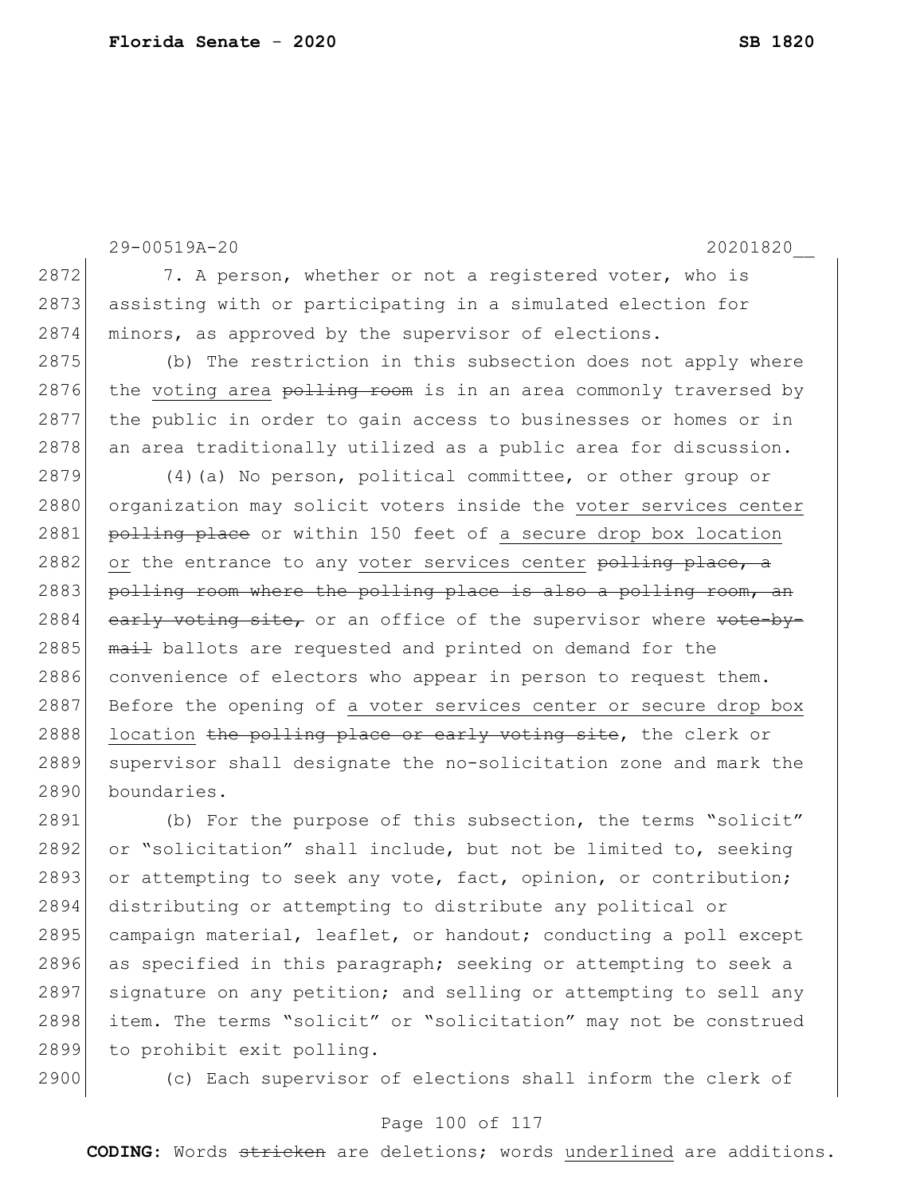7. A person, whether or not a registered voter, who is assisting with or participating in a simulated election for minors, as approved by the supervisor of elections.

(b) The restriction in this subsection does not apply where the voting area ~~polling room~~ is in an area commonly traversed by the public in order to gain access to businesses or homes or in an area traditionally utilized as a public area for discussion.

(4)(a) No person, political committee, or other group or organization may solicit voters inside the voter services center ~~polling place~~ or within 150 feet of a secure drop box location or the entrance to any voter services center ~~polling place, a polling room where the polling place is also a polling room, an early voting site,~~ or an office of the supervisor where ~~vote-by-mail~~ ballots are requested and printed on demand for the convenience of electors who appear in person to request them. Before the opening of a voter services center or secure drop box location ~~the polling place or early voting site~~, the clerk or supervisor shall designate the no-solicitation zone and mark the boundaries.

(b) For the purpose of this subsection, the terms "solicit" or "solicitation" shall include, but not be limited to, seeking or attempting to seek any vote, fact, opinion, or contribution; distributing or attempting to distribute any political or campaign material, leaflet, or handout; conducting a poll except as specified in this paragraph; seeking or attempting to seek a signature on any petition; and selling or attempting to sell any item. The terms "solicit" or "solicitation" may not be construed to prohibit exit polling.

(c) Each supervisor of elections shall inform the clerk of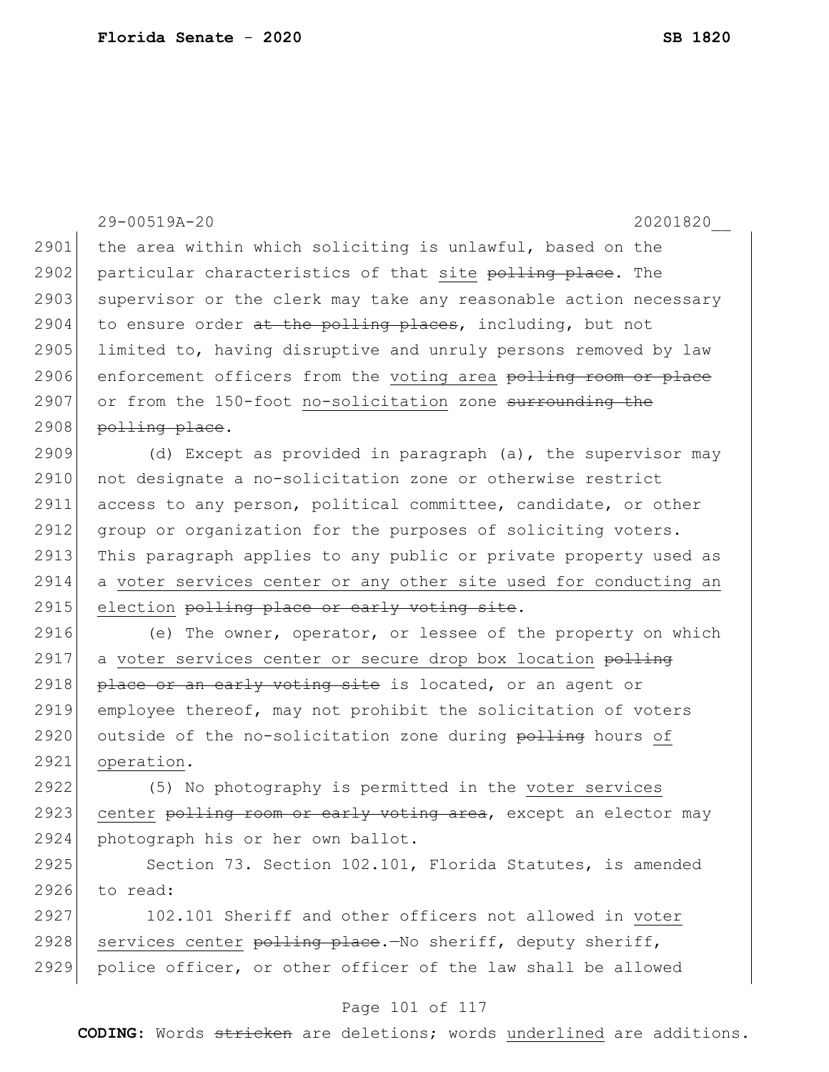the area within which soliciting is unlawful, based on the particular characteristics of that <u>site</u> ~~polling place~~. The supervisor or the clerk may take any reasonable action necessary to ensure order ~~at the polling places~~, including, but not limited to, having disruptive and unruly persons removed by law enforcement officers from the <u>voting area</u> ~~polling room or place~~ or from the 150-foot <u>no-solicitation</u> zone ~~surrounding the polling place~~.

(d) Except as provided in paragraph (a), the supervisor may not designate a no-solicitation zone or otherwise restrict access to any person, political committee, candidate, or other group or organization for the purposes of soliciting voters. This paragraph applies to any public or private property used as a <u>voter services center or any other site used for conducting an election</u> ~~polling place or early voting site~~.

(e) The owner, operator, or lessee of the property on which a <u>voter services center or secure drop box location</u> ~~polling place or an early voting site~~ is located, or an agent or employee thereof, may not prohibit the solicitation of voters outside of the no-solicitation zone during ~~polling~~ hours <u>of operation</u>.

(5) No photography is permitted in the <u>voter services center</u> ~~polling room or early voting area~~, except an elector may photograph his or her own ballot.

Section 73. Section 102.101, Florida Statutes, is amended to read:

102.101 Sheriff and other officers not allowed in <u>voter services center</u> ~~polling place~~.—No sheriff, deputy sheriff, police officer, or other officer of the law shall be allowed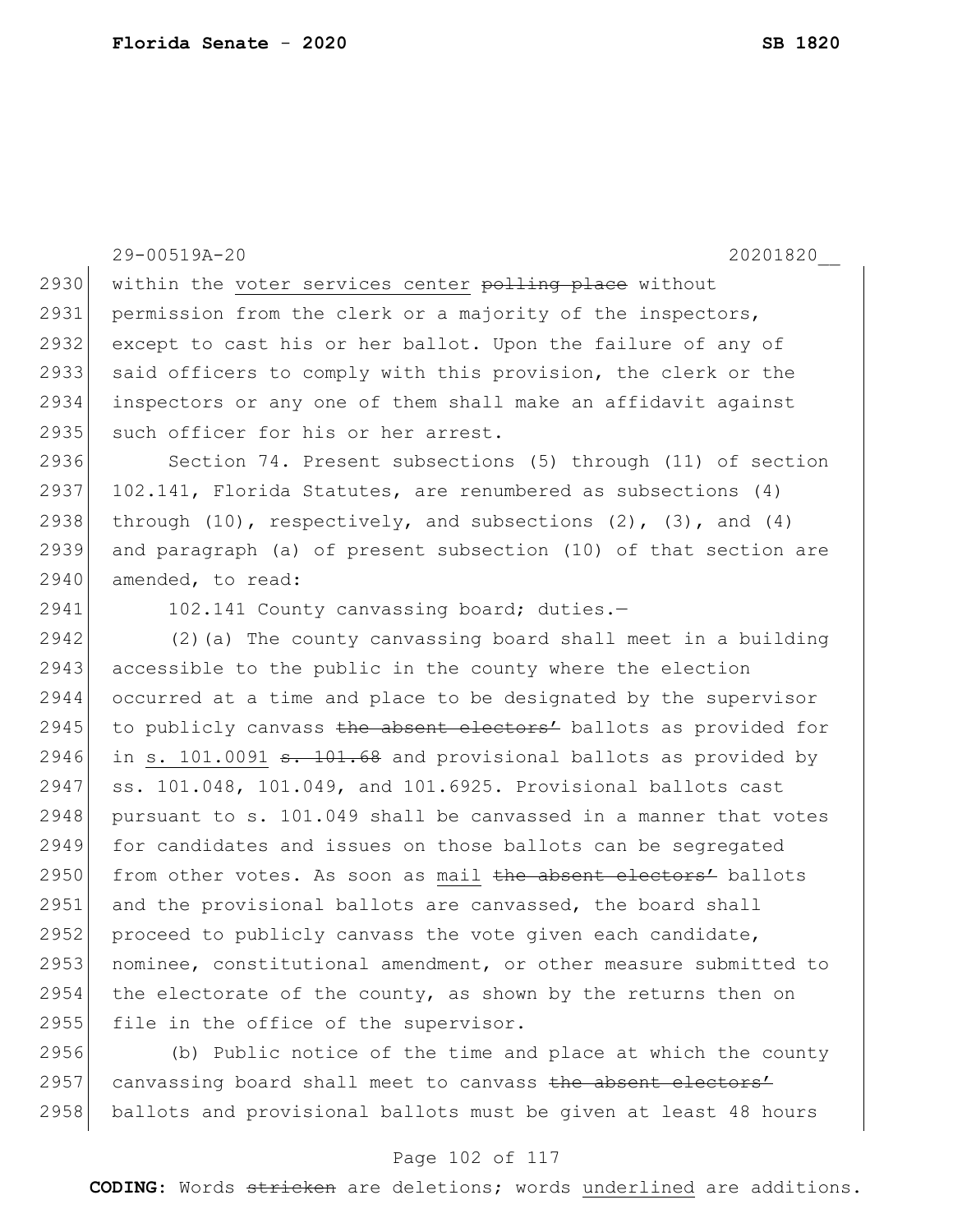within the voter services center ~~polling place~~ without permission from the clerk or a majority of the inspectors, except to cast his or her ballot. Upon the failure of any of said officers to comply with this provision, the clerk or the inspectors or any one of them shall make an affidavit against such officer for his or her arrest.

Section 74. Present subsections (5) through (11) of section 102.141, Florida Statutes, are renumbered as subsections (4) through (10), respectively, and subsections (2), (3), and (4) and paragraph (a) of present subsection (10) of that section are amended, to read:

102.141 County canvassing board; duties.—

(2)(a) The county canvassing board shall meet in a building accessible to the public in the county where the election occurred at a time and place to be designated by the supervisor to publicly canvass ~~the absent electors'~~ ballots as provided for in s. 101.0091 ~~s. 101.68~~ and provisional ballots as provided by ss. 101.048, 101.049, and 101.6925. Provisional ballots cast pursuant to s. 101.049 shall be canvassed in a manner that votes for candidates and issues on those ballots can be segregated from other votes. As soon as mail ~~the absent electors'~~ ballots and the provisional ballots are canvassed, the board shall proceed to publicly canvass the vote given each candidate, nominee, constitutional amendment, or other measure submitted to the electorate of the county, as shown by the returns then on file in the office of the supervisor.

(b) Public notice of the time and place at which the county canvassing board shall meet to canvass ~~the absent electors'~~ ballots and provisional ballots must be given at least 48 hours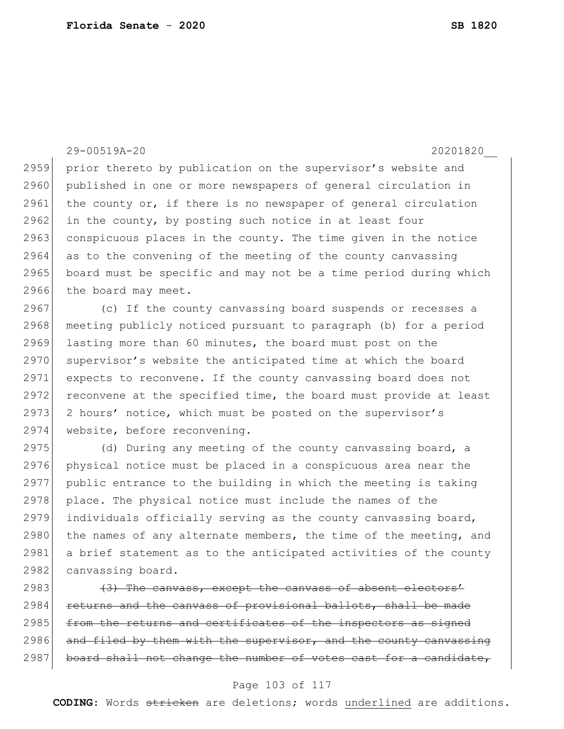29-00519A-20 20201820__

prior thereto by publication on the supervisor's website and published in one or more newspapers of general circulation in the county or, if there is no newspaper of general circulation in the county, by posting such notice in at least four conspicuous places in the county. The time given in the notice as to the convening of the meeting of the county canvassing board must be specific and may not be a time period during which the board may meet.

(c) If the county canvassing board suspends or recesses a meeting publicly noticed pursuant to paragraph (b) for a period lasting more than 60 minutes, the board must post on the supervisor's website the anticipated time at which the board expects to reconvene. If the county canvassing board does not reconvene at the specified time, the board must provide at least 2 hours' notice, which must be posted on the supervisor's website, before reconvening.

(d) During any meeting of the county canvassing board, a physical notice must be placed in a conspicuous area near the public entrance to the building in which the meeting is taking place. The physical notice must include the names of the individuals officially serving as the county canvassing board, the names of any alternate members, the time of the meeting, and a brief statement as to the anticipated activities of the county canvassing board.

~~(3) The canvass, except the canvass of absent electors' returns and the canvass of provisional ballots, shall be made from the returns and certificates of the inspectors as signed and filed by them with the supervisor, and the county canvassing board shall not change the number of votes cast for a candidate,~~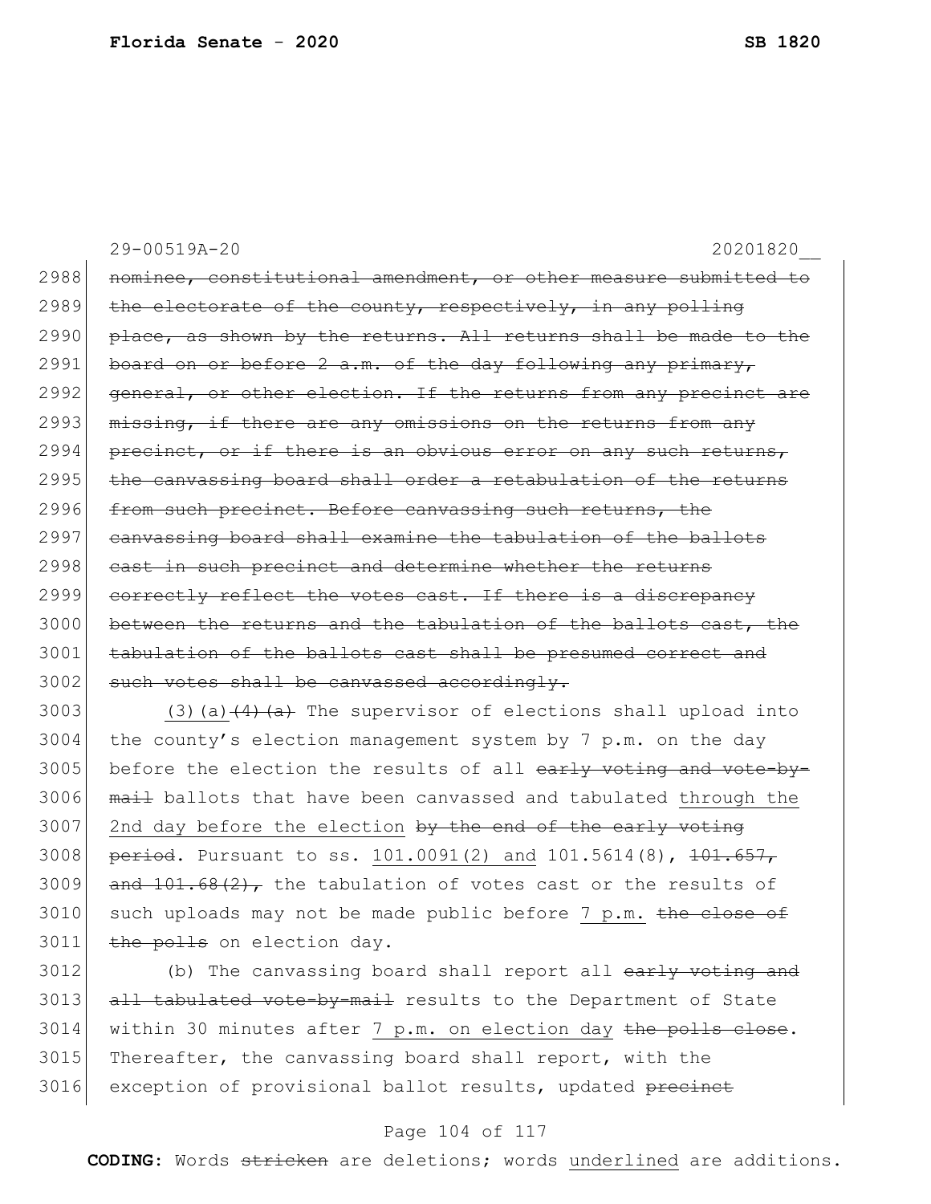29-00519A-20 20201820__

2988 ~~nominee, constitutional amendment, or other measure submitted to~~
2989 ~~the electorate of the county, respectively, in any polling~~
2990 ~~place, as shown by the returns. All returns shall be made to the~~
2991 ~~board on or before 2 a.m. of the day following any primary,~~
2992 ~~general, or other election. If the returns from any precinct are~~
2993 ~~missing, if there are any omissions on the returns from any~~
2994 ~~precinct, or if there is an obvious error on any such returns,~~
2995 ~~the canvassing board shall order a retabulation of the returns~~
2996 ~~from such precinct. Before canvassing such returns, the~~
2997 ~~canvassing board shall examine the tabulation of the ballots~~
2998 ~~cast in such precinct and determine whether the returns~~
2999 ~~correctly reflect the votes cast. If there is a discrepancy~~
3000 ~~between the returns and the tabulation of the ballots cast, the~~
3001 ~~tabulation of the ballots cast shall be presumed correct and~~
3002 ~~such votes shall be canvassed accordingly.~~

3003 <u>(3)(a)</u>~~(4)(a)~~ The supervisor of elections shall upload into
3004 the county's election management system by 7 p.m. on the day
3005 before the election the results of all ~~early voting and vote-by-~~
3006 ~~mail~~ ballots that have been canvassed and tabulated <u>through the</u>
3007 <u>2nd day before the election</u> ~~by the end of the early voting~~
3008 ~~period~~. Pursuant to ss. <u>101.0091(2) and</u> 101.5614(8), ~~101.657,~~
3009 ~~and 101.68(2),~~ the tabulation of votes cast or the results of
3010 such uploads may not be made public before <u>7 p.m.</u> ~~the close of~~
3011 ~~the polls~~ on election day.

3012 (b) The canvassing board shall report all ~~early voting and~~
3013 ~~all tabulated vote-by-mail~~ results to the Department of State
3014 within 30 minutes after <u>7 p.m. on election day</u> ~~the polls close~~.
3015 Thereafter, the canvassing board shall report, with the
3016 exception of provisional ballot results, updated ~~precinct~~

**CODING:** Words ~~stricken~~ are deletions; words <u>underlined</u> are additions.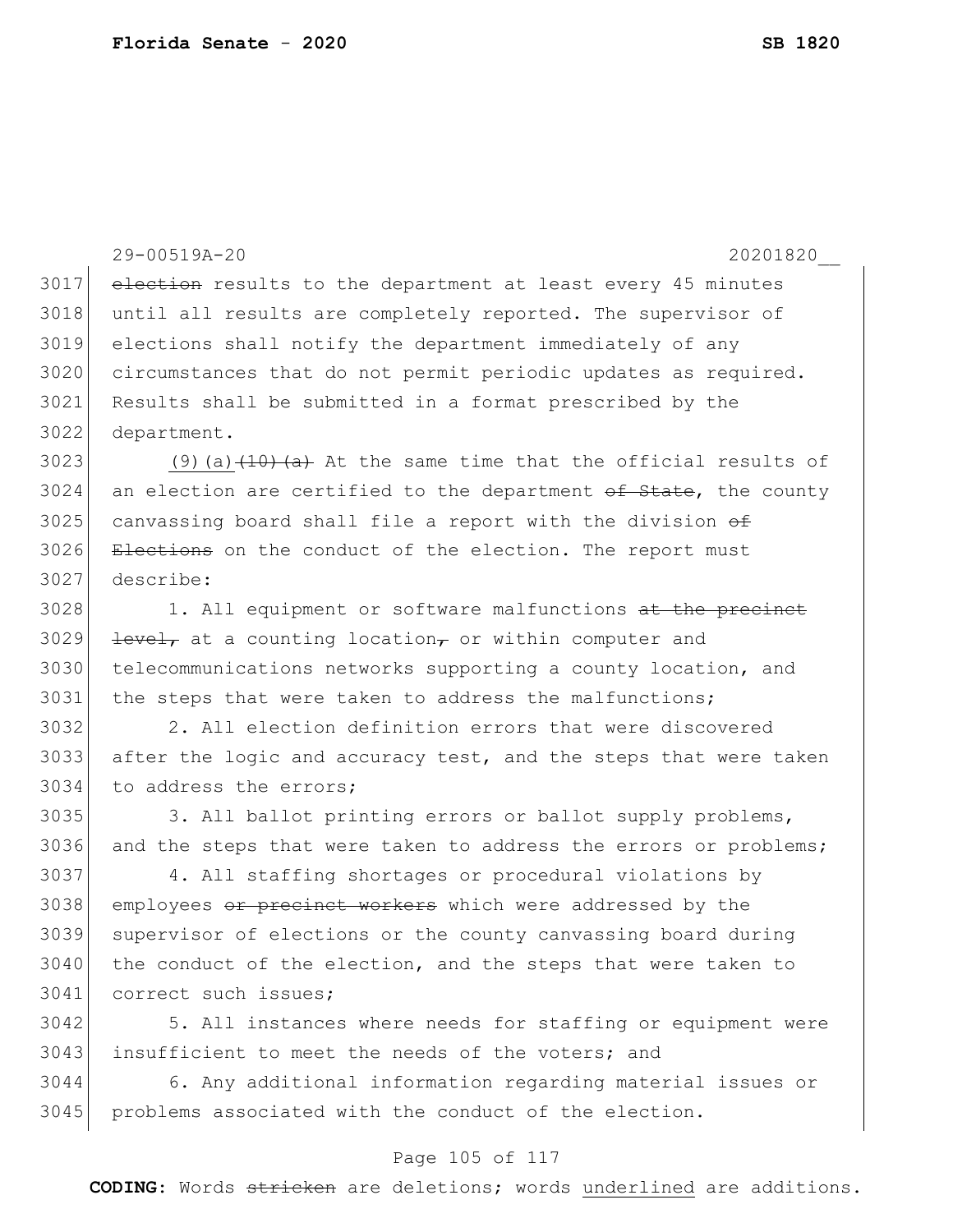~~election~~ results to the department at least every 45 minutes until all results are completely reported. The supervisor of elections shall notify the department immediately of any circumstances that do not permit periodic updates as required. Results shall be submitted in a format prescribed by the department.

<u>(9)(a)</u>~~(10)(a)~~ At the same time that the official results of an election are certified to the department ~~of State~~, the county canvassing board shall file a report with the division ~~of Elections~~ on the conduct of the election. The report must describe:

1. All equipment or software malfunctions ~~at the precinct level,~~ at a counting location~~,~~ or within computer and telecommunications networks supporting a county location, and the steps that were taken to address the malfunctions;

2. All election definition errors that were discovered after the logic and accuracy test, and the steps that were taken to address the errors;

3. All ballot printing errors or ballot supply problems, and the steps that were taken to address the errors or problems;

4. All staffing shortages or procedural violations by employees ~~or precinct workers~~ which were addressed by the supervisor of elections or the county canvassing board during the conduct of the election, and the steps that were taken to correct such issues;

5. All instances where needs for staffing or equipment were insufficient to meet the needs of the voters; and

6. Any additional information regarding material issues or problems associated with the conduct of the election.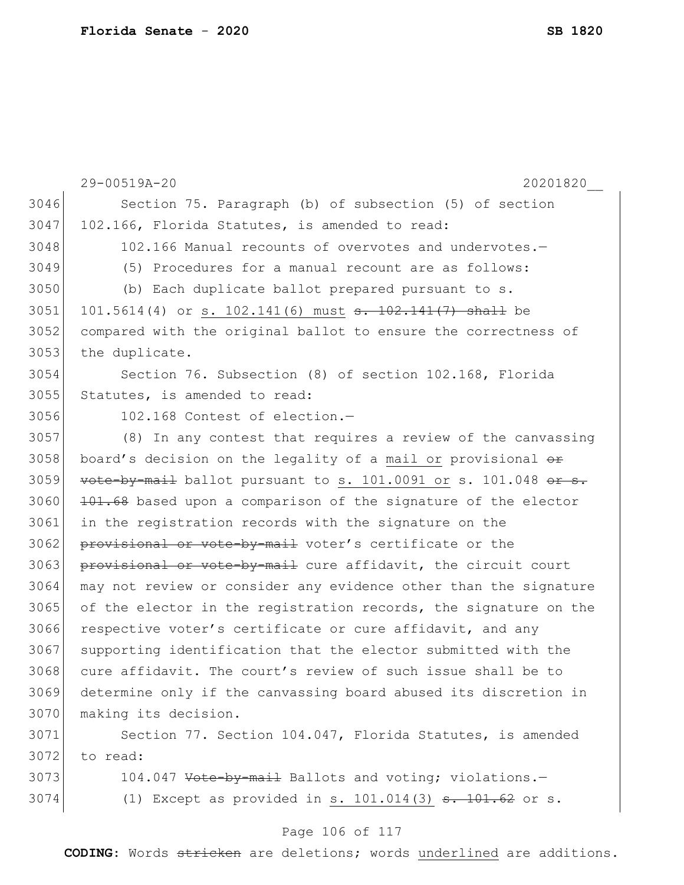29-00519A-20 20201820__

Section 75. Paragraph (b) of subsection (5) of section 102.166, Florida Statutes, is amended to read:

102.166 Manual recounts of overvotes and undervotes.—

(5) Procedures for a manual recount are as follows:

(b) Each duplicate ballot prepared pursuant to s. 101.5614(4) or <u>s. 102.141(6) must</u> ~~s. 102.141(7) shall~~ be compared with the original ballot to ensure the correctness of the duplicate.

Section 76. Subsection (8) of section 102.168, Florida Statutes, is amended to read:

102.168 Contest of election.—

(8) In any contest that requires a review of the canvassing board's decision on the legality of a <u>mail or</u> provisional ~~or vote-by-mail~~ ballot pursuant to <u>s. 101.0091 or</u> s. 101.048 ~~or s. 101.68~~ based upon a comparison of the signature of the elector in the registration records with the signature on the ~~provisional or vote-by-mail~~ voter's certificate or the ~~provisional or vote-by-mail~~ cure affidavit, the circuit court may not review or consider any evidence other than the signature of the elector in the registration records, the signature on the respective voter's certificate or cure affidavit, and any supporting identification that the elector submitted with the cure affidavit. The court's review of such issue shall be to determine only if the canvassing board abused its discretion in making its decision.

Section 77. Section 104.047, Florida Statutes, is amended to read:

104.047 ~~Vote-by-mail~~ Ballots and voting; violations.—

(1) Except as provided in <u>s. 101.014(3)</u> ~~s. 101.62~~ or s.

**CODING:** Words ~~stricken~~ are deletions; words <u>underlined</u> are additions.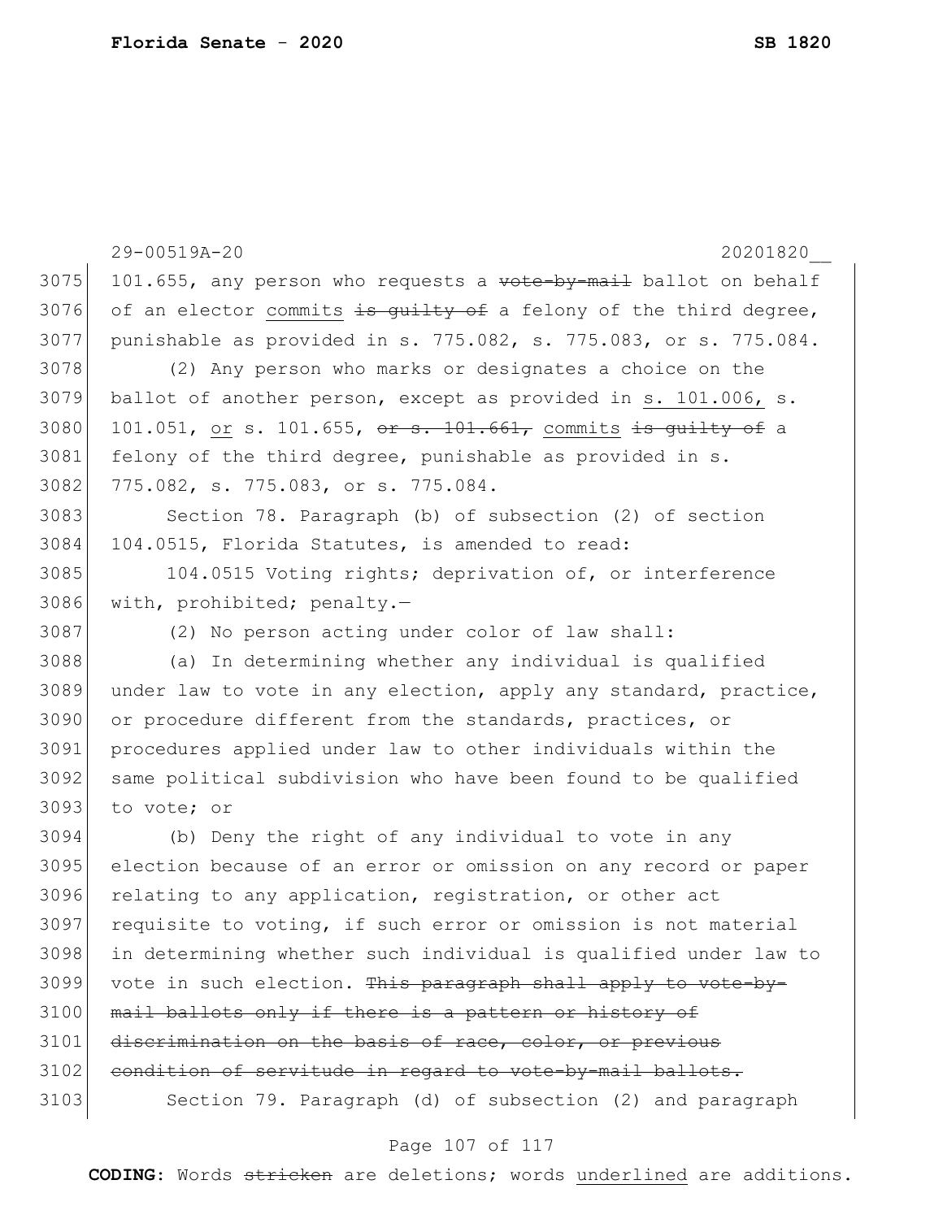101.655, any person who requests a ~~vote-by-mail~~ ballot on behalf of an elector <u>commits</u> ~~is guilty of~~ a felony of the third degree, punishable as provided in s. 775.082, s. 775.083, or s. 775.084.

(2) Any person who marks or designates a choice on the ballot of another person, except as provided in <u>s. 101.006,</u> s. 101.051, <u>or</u> s. 101.655, ~~or s. 101.661,~~ <u>commits</u> ~~is guilty of~~ a felony of the third degree, punishable as provided in s. 775.082, s. 775.083, or s. 775.084.

Section 78. Paragraph (b) of subsection (2) of section 104.0515, Florida Statutes, is amended to read:

104.0515 Voting rights; deprivation of, or interference with, prohibited; penalty.—

(2) No person acting under color of law shall:

(a) In determining whether any individual is qualified under law to vote in any election, apply any standard, practice, or procedure different from the standards, practices, or procedures applied under law to other individuals within the same political subdivision who have been found to be qualified to vote; or

(b) Deny the right of any individual to vote in any election because of an error or omission on any record or paper relating to any application, registration, or other act requisite to voting, if such error or omission is not material in determining whether such individual is qualified under law to vote in such election. ~~This paragraph shall apply to vote-by-mail ballots only if there is a pattern or history of discrimination on the basis of race, color, or previous condition of servitude in regard to vote-by-mail ballots.~~

Section 79. Paragraph (d) of subsection (2) and paragraph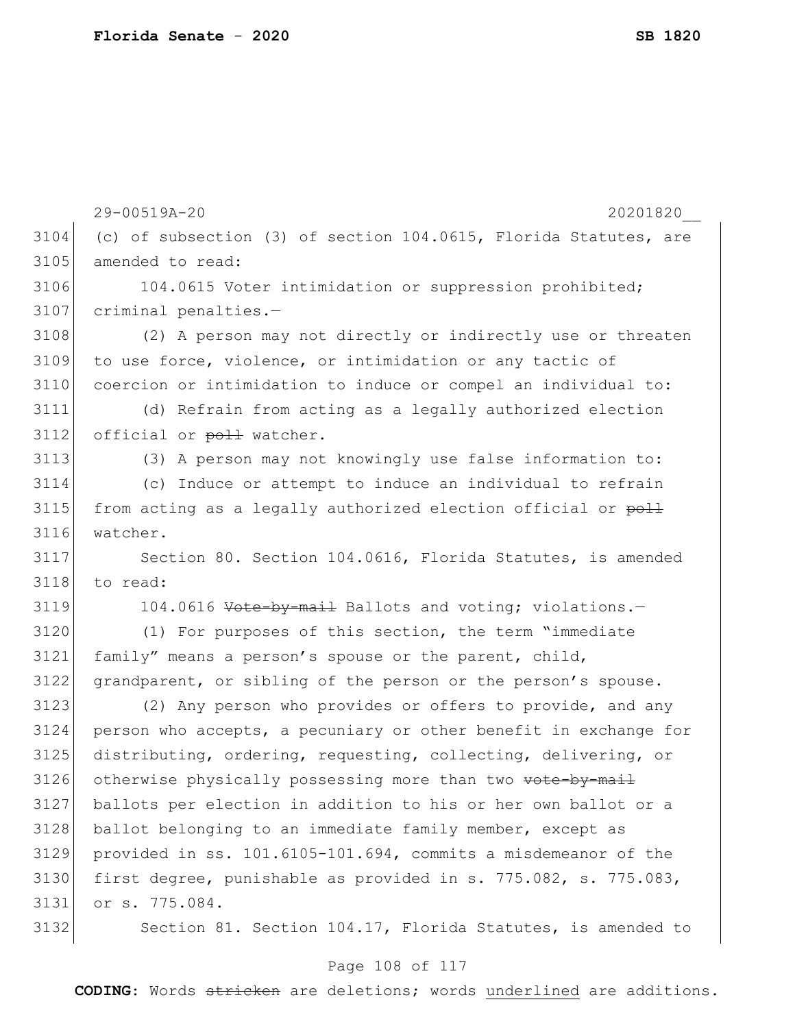(c) of subsection (3) of section 104.0615, Florida Statutes, are amended to read:

104.0615 Voter intimidation or suppression prohibited; criminal penalties.—

(2) A person may not directly or indirectly use or threaten to use force, violence, or intimidation or any tactic of coercion or intimidation to induce or compel an individual to:

(d) Refrain from acting as a legally authorized election official or ~~poll~~ watcher.

(3) A person may not knowingly use false information to:

(c) Induce or attempt to induce an individual to refrain from acting as a legally authorized election official or ~~poll~~ watcher.

Section 80. Section 104.0616, Florida Statutes, is amended to read:

104.0616 ~~Vote-by-mail~~ Ballots and voting; violations.—

(1) For purposes of this section, the term "immediate family" means a person's spouse or the parent, child, grandparent, or sibling of the person or the person's spouse.

(2) Any person who provides or offers to provide, and any person who accepts, a pecuniary or other benefit in exchange for distributing, ordering, requesting, collecting, delivering, or otherwise physically possessing more than two ~~vote-by-mail~~ ballots per election in addition to his or her own ballot or a ballot belonging to an immediate family member, except as provided in ss. 101.6105-101.694, commits a misdemeanor of the first degree, punishable as provided in s. 775.082, s. 775.083, or s. 775.084.

Section 81. Section 104.17, Florida Statutes, is amended to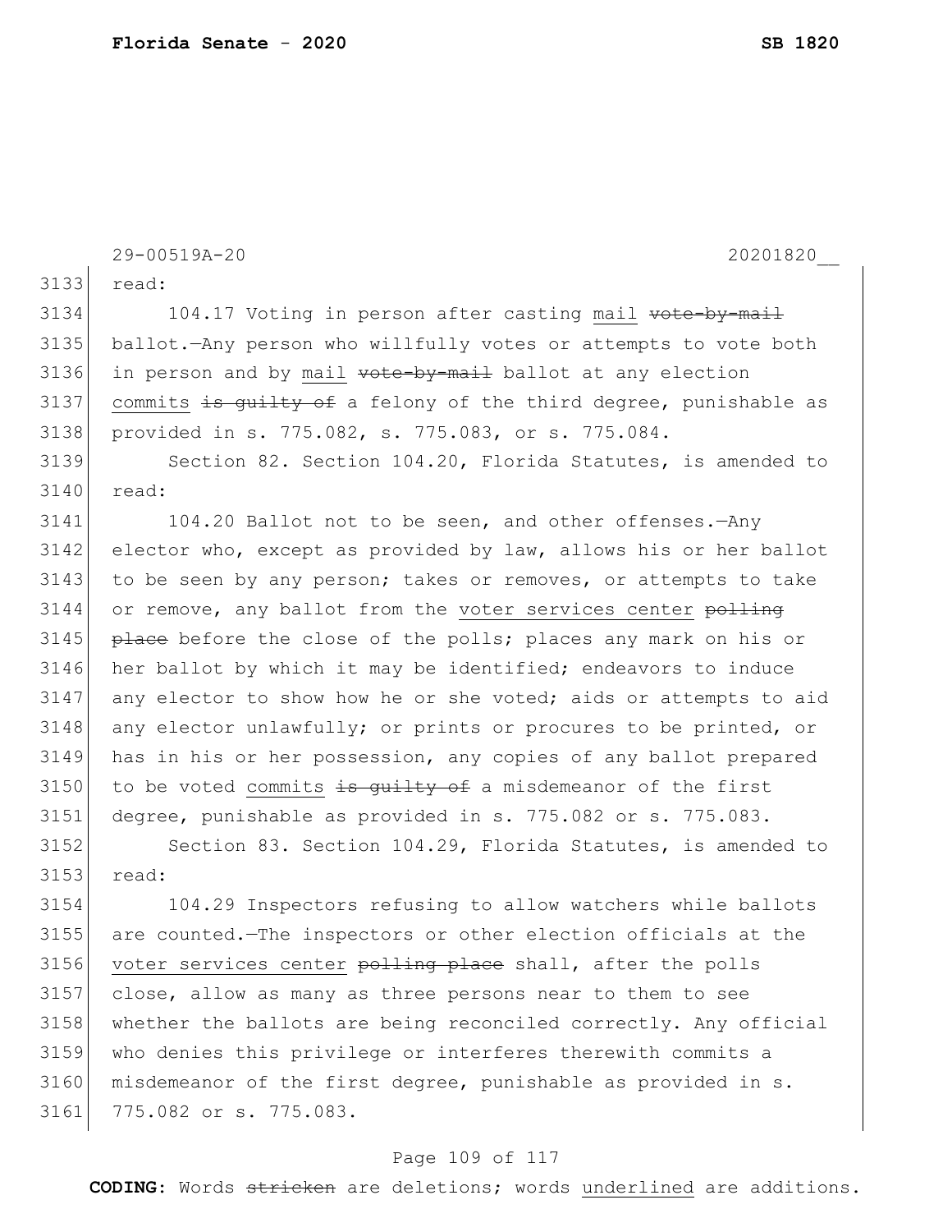29-00519A-20 20201820__

read:

104.17 Voting in person after casting <u>mail</u> ~~vote-by-mail~~ ballot.—Any person who willfully votes or attempts to vote both in person and by <u>mail</u> ~~vote-by-mail~~ ballot at any election <u>commits</u> ~~is guilty of~~ a felony of the third degree, punishable as provided in s. 775.082, s. 775.083, or s. 775.084.

Section 82. Section 104.20, Florida Statutes, is amended to read:

104.20 Ballot not to be seen, and other offenses.—Any elector who, except as provided by law, allows his or her ballot to be seen by any person; takes or removes, or attempts to take or remove, any ballot from the <u>voter services center</u> ~~polling place~~ before the close of the polls; places any mark on his or her ballot by which it may be identified; endeavors to induce any elector to show how he or she voted; aids or attempts to aid any elector unlawfully; or prints or procures to be printed, or has in his or her possession, any copies of any ballot prepared to be voted <u>commits</u> ~~is guilty of~~ a misdemeanor of the first degree, punishable as provided in s. 775.082 or s. 775.083.

Section 83. Section 104.29, Florida Statutes, is amended to read:

104.29 Inspectors refusing to allow watchers while ballots are counted.—The inspectors or other election officials at the <u>voter services center</u> ~~polling place~~ shall, after the polls close, allow as many as three persons near to them to see whether the ballots are being reconciled correctly. Any official who denies this privilege or interferes therewith commits a misdemeanor of the first degree, punishable as provided in s. 775.082 or s. 775.083.

**CODING:** Words ~~stricken~~ are deletions; words <u>underlined</u> are additions.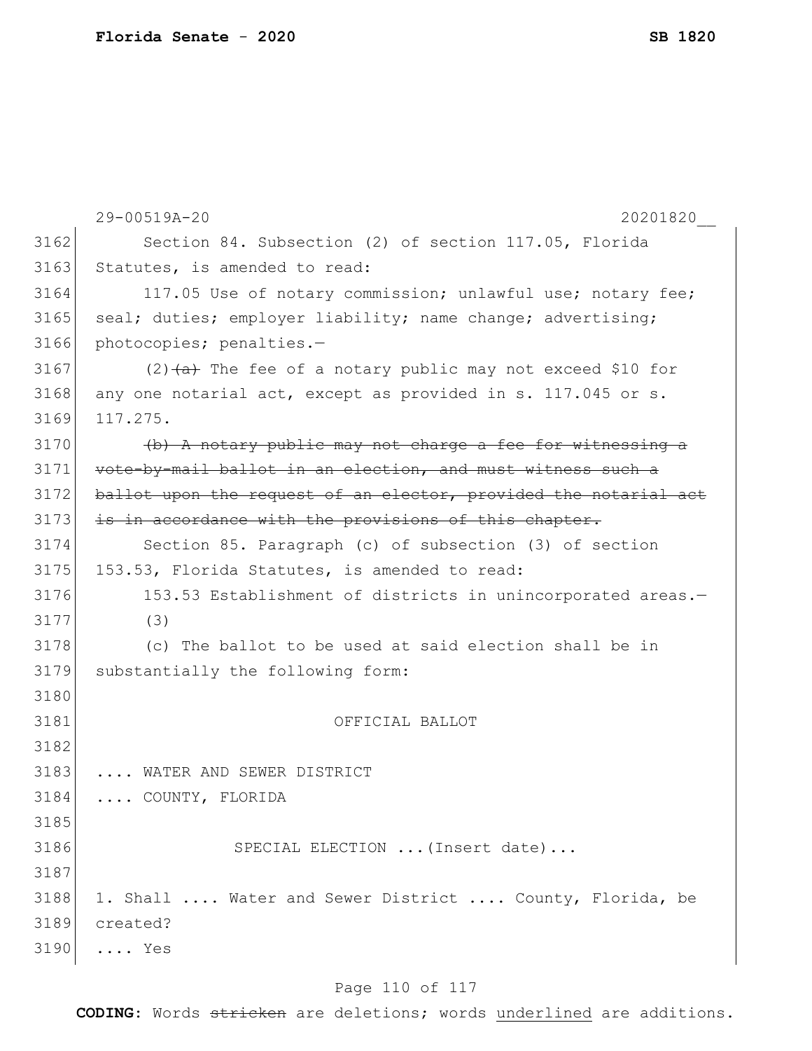29-00519A-20 20201820__

3162 Section 84. Subsection (2) of section 117.05, Florida
3163 Statutes, is amended to read:
3164 117.05 Use of notary commission; unlawful use; notary fee;
3165 seal; duties; employer liability; name change; advertising;
3166 photocopies; penalties.—
3167 (2)~~(a)~~ The fee of a notary public may not exceed $10 for
3168 any one notarial act, except as provided in s. 117.045 or s.
3169 117.275.
3170 ~~(b) A notary public may not charge a fee for witnessing a~~
3171 ~~vote-by-mail ballot in an election, and must witness such a~~
3172 ~~ballot upon the request of an elector, provided the notarial act~~
3173 ~~is in accordance with the provisions of this chapter.~~
3174 Section 85. Paragraph (c) of subsection (3) of section
3175 153.53, Florida Statutes, is amended to read:
3176 153.53 Establishment of districts in unincorporated areas.—
3177 (3)
3178 (c) The ballot to be used at said election shall be in
3179 substantially the following form:
3180
3181 OFFICIAL BALLOT
3182
3183 .... WATER AND SEWER DISTRICT
3184 .... COUNTY, FLORIDA
3185
3186 SPECIAL ELECTION ...(Insert date)...
3187
3188 1. Shall .... Water and Sewer District .... County, Florida, be
3189 created?
3190 .... Yes

CODING: Words ~~stricken~~ are deletions; words underlined are additions.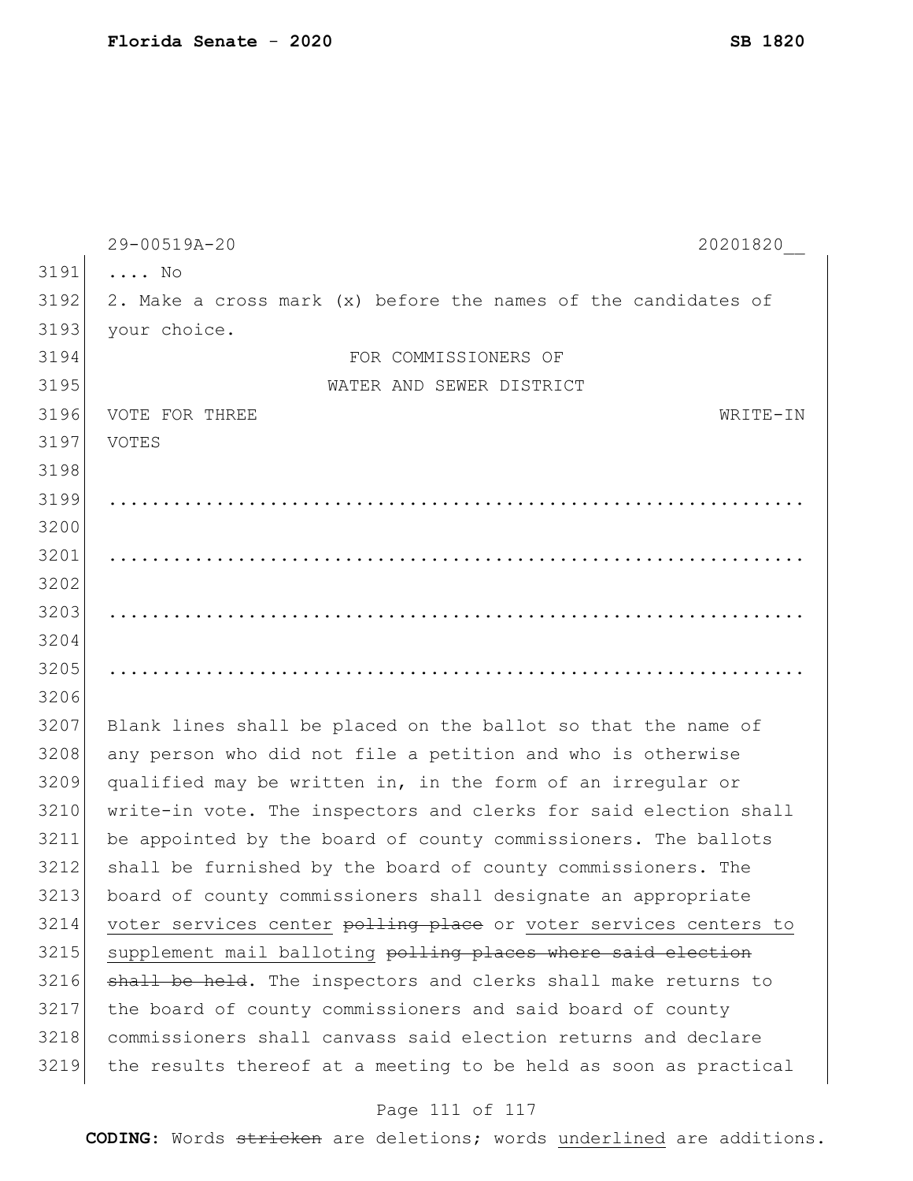.... No

2. Make a cross mark (x) before the names of the candidates of your choice.

FOR COMMISSIONERS OF
WATER AND SEWER DISTRICT

VOTE FOR THREE WRITE-IN VOTES

..................................................................

..................................................................

..................................................................

..................................................................

Blank lines shall be placed on the ballot so that the name of any person who did not file a petition and who is otherwise qualified may be written in, in the form of an irregular or write-in vote. The inspectors and clerks for said election shall be appointed by the board of county commissioners. The ballots shall be furnished by the board of county commissioners. The board of county commissioners shall designate an appropriate <u>voter services center</u> ~~polling place~~ or <u>voter services centers to supplement mail balloting</u> ~~polling places where said election shall be held~~. The inspectors and clerks shall make returns to the board of county commissioners and said board of county commissioners shall canvass said election returns and declare the results thereof at a meeting to be held as soon as practical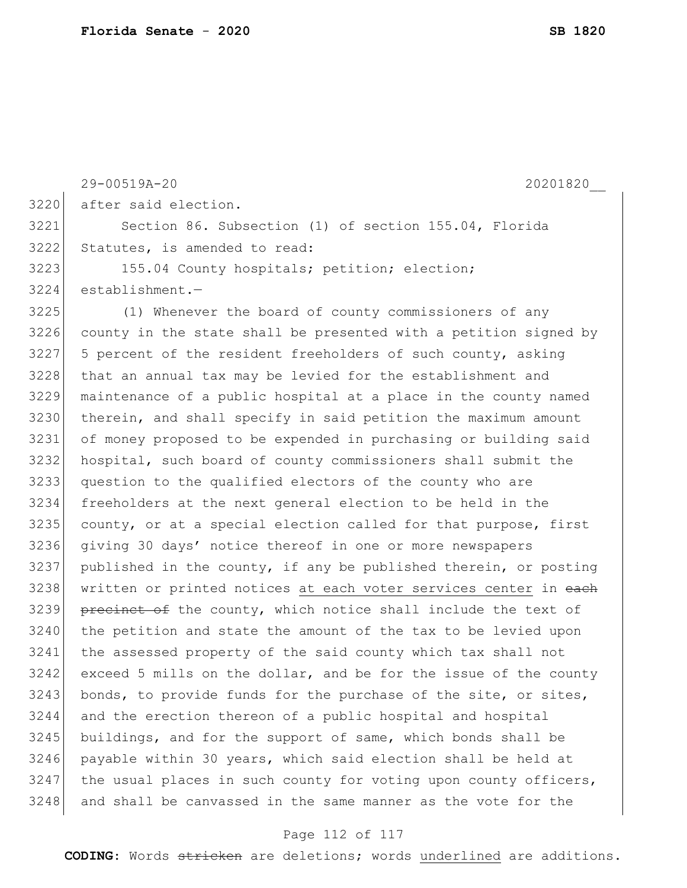after said election.

Section 86. Subsection (1) of section 155.04, Florida Statutes, is amended to read:

155.04 County hospitals; petition; election; establishment.—

(1) Whenever the board of county commissioners of any county in the state shall be presented with a petition signed by 5 percent of the resident freeholders of such county, asking that an annual tax may be levied for the establishment and maintenance of a public hospital at a place in the county named therein, and shall specify in said petition the maximum amount of money proposed to be expended in purchasing or building said hospital, such board of county commissioners shall submit the question to the qualified electors of the county who are freeholders at the next general election to be held in the county, or at a special election called for that purpose, first giving 30 days' notice thereof in one or more newspapers published in the county, if any be published therein, or posting written or printed notices <u>at each voter services center</u> in ~~each precinct of~~ the county, which notice shall include the text of the petition and state the amount of the tax to be levied upon the assessed property of the said county which tax shall not exceed 5 mills on the dollar, and be for the issue of the county bonds, to provide funds for the purchase of the site, or sites, and the erection thereon of a public hospital and hospital buildings, and for the support of same, which bonds shall be payable within 30 years, which said election shall be held at the usual places in such county for voting upon county officers, and shall be canvassed in the same manner as the vote for the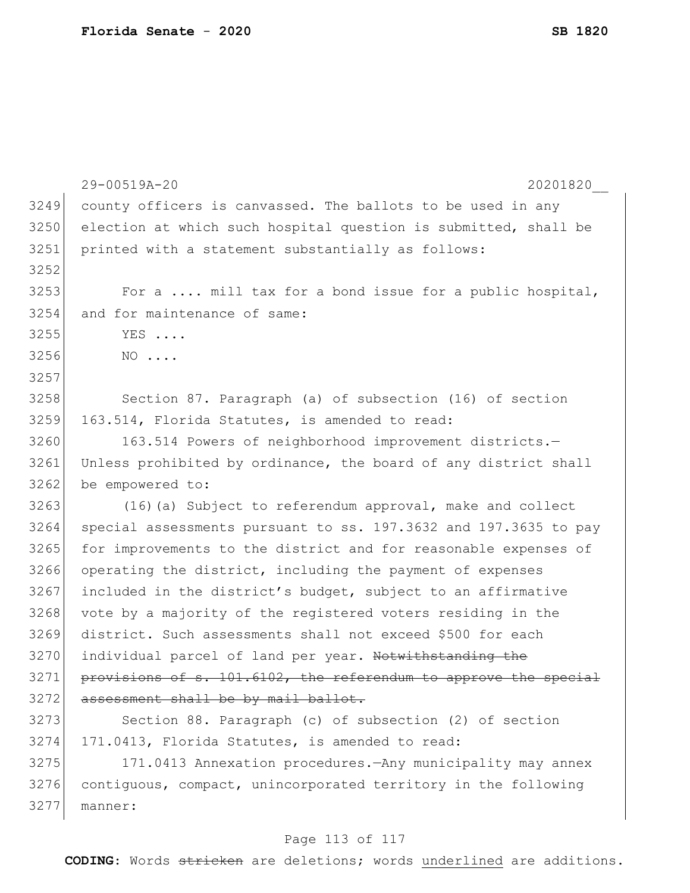county officers is canvassed. The ballots to be used in any election at which such hospital question is submitted, shall be printed with a statement substantially as follows:

For a .... mill tax for a bond issue for a public hospital, and for maintenance of same:

YES ....

NO ....

Section 87. Paragraph (a) of subsection (16) of section 163.514, Florida Statutes, is amended to read:

163.514 Powers of neighborhood improvement districts.—Unless prohibited by ordinance, the board of any district shall be empowered to:

(16)(a) Subject to referendum approval, make and collect special assessments pursuant to ss. 197.3632 and 197.3635 to pay for improvements to the district and for reasonable expenses of operating the district, including the payment of expenses included in the district's budget, subject to an affirmative vote by a majority of the registered voters residing in the district. Such assessments shall not exceed $500 for each individual parcel of land per year. ~~Notwithstanding the provisions of s. 101.6102, the referendum to approve the special assessment shall be by mail ballot.~~

Section 88. Paragraph (c) of subsection (2) of section 171.0413, Florida Statutes, is amended to read:

171.0413 Annexation procedures.—Any municipality may annex contiguous, compact, unincorporated territory in the following manner: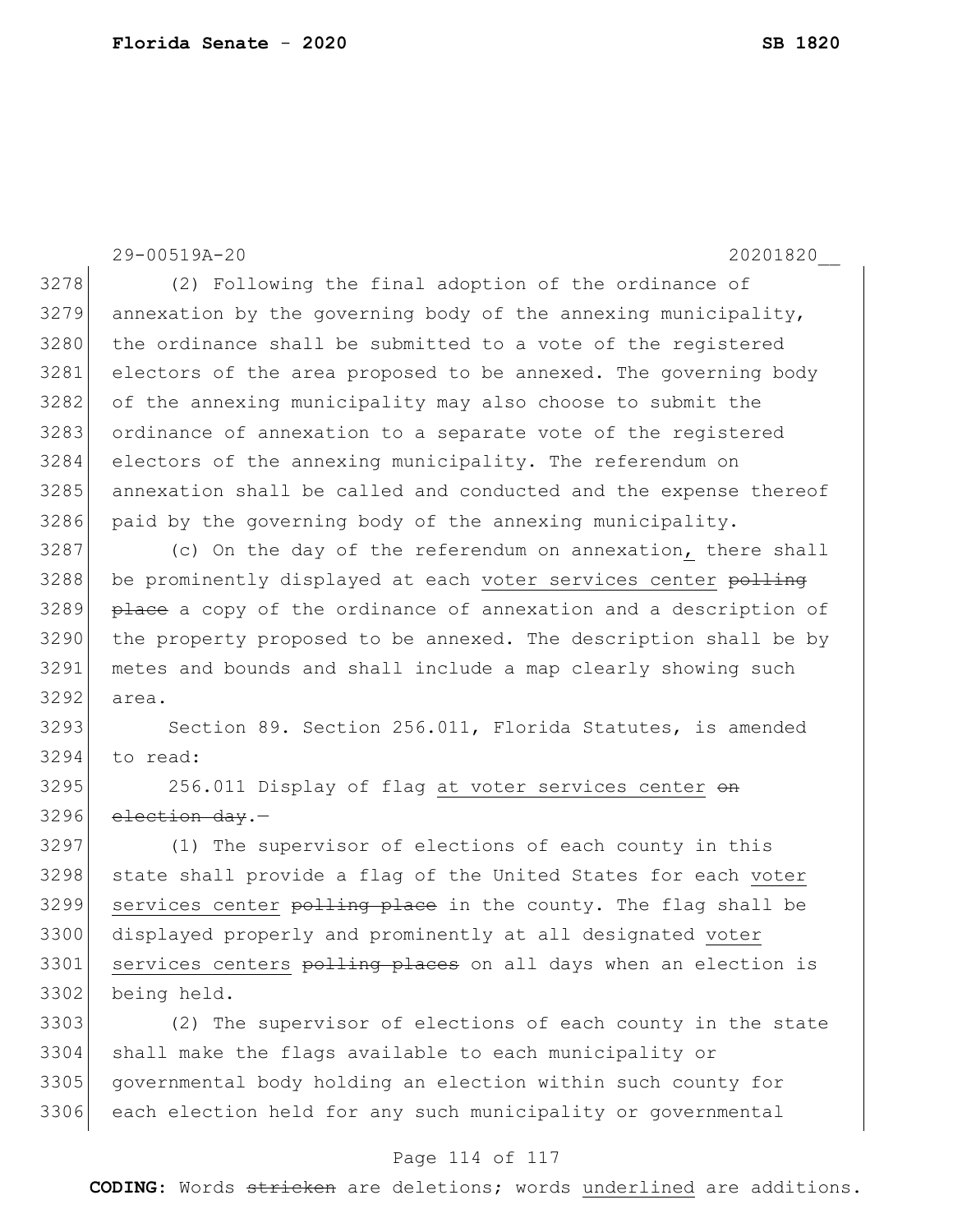(2) Following the final adoption of the ordinance of annexation by the governing body of the annexing municipality, the ordinance shall be submitted to a vote of the registered electors of the area proposed to be annexed. The governing body of the annexing municipality may also choose to submit the ordinance of annexation to a separate vote of the registered electors of the annexing municipality. The referendum on annexation shall be called and conducted and the expense thereof paid by the governing body of the annexing municipality.

(c) On the day of the referendum on annexation, there shall be prominently displayed at each voter services center ~~polling place~~ a copy of the ordinance of annexation and a description of the property proposed to be annexed. The description shall be by metes and bounds and shall include a map clearly showing such area.

Section 89. Section 256.011, Florida Statutes, is amended to read:

256.011 Display of flag at voter services center ~~on election day~~.—

(1) The supervisor of elections of each county in this state shall provide a flag of the United States for each voter services center ~~polling place~~ in the county. The flag shall be displayed properly and prominently at all designated voter services centers ~~polling places~~ on all days when an election is being held.

(2) The supervisor of elections of each county in the state shall make the flags available to each municipality or governmental body holding an election within such county for each election held for any such municipality or governmental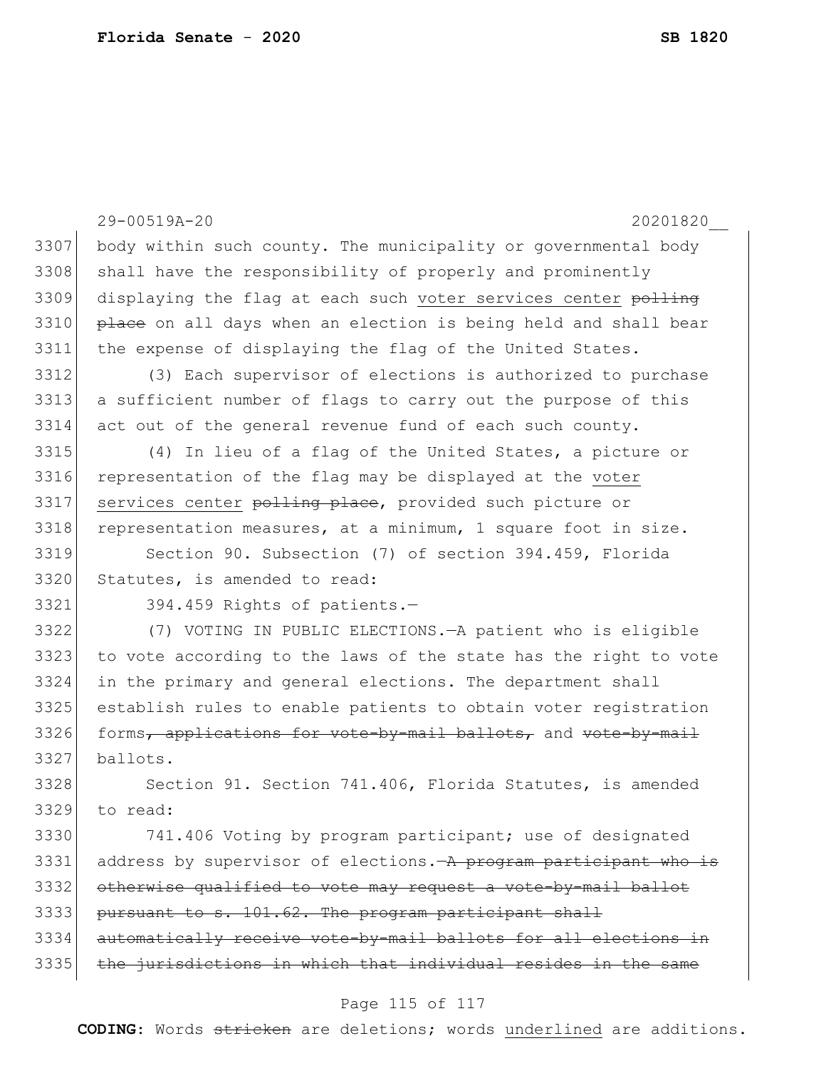body within such county. The municipality or governmental body shall have the responsibility of properly and prominently displaying the flag at each such <u>voter services center</u> ~~polling place~~ on all days when an election is being held and shall bear the expense of displaying the flag of the United States.

(3) Each supervisor of elections is authorized to purchase a sufficient number of flags to carry out the purpose of this act out of the general revenue fund of each such county.

(4) In lieu of a flag of the United States, a picture or representation of the flag may be displayed at the <u>voter services center</u> ~~polling place~~, provided such picture or representation measures, at a minimum, 1 square foot in size.

Section 90. Subsection (7) of section 394.459, Florida Statutes, is amended to read:

394.459 Rights of patients.—

(7) VOTING IN PUBLIC ELECTIONS.—A patient who is eligible to vote according to the laws of the state has the right to vote in the primary and general elections. The department shall establish rules to enable patients to obtain voter registration forms~~, applications for vote-by-mail ballots,~~ and ~~vote-by-mail~~ ballots.

Section 91. Section 741.406, Florida Statutes, is amended to read:

741.406 Voting by program participant; use of designated address by supervisor of elections.—~~A program participant who is otherwise qualified to vote may request a vote-by-mail ballot pursuant to s. 101.62. The program participant shall automatically receive vote-by-mail ballots for all elections in the jurisdictions in which that individual resides in the same~~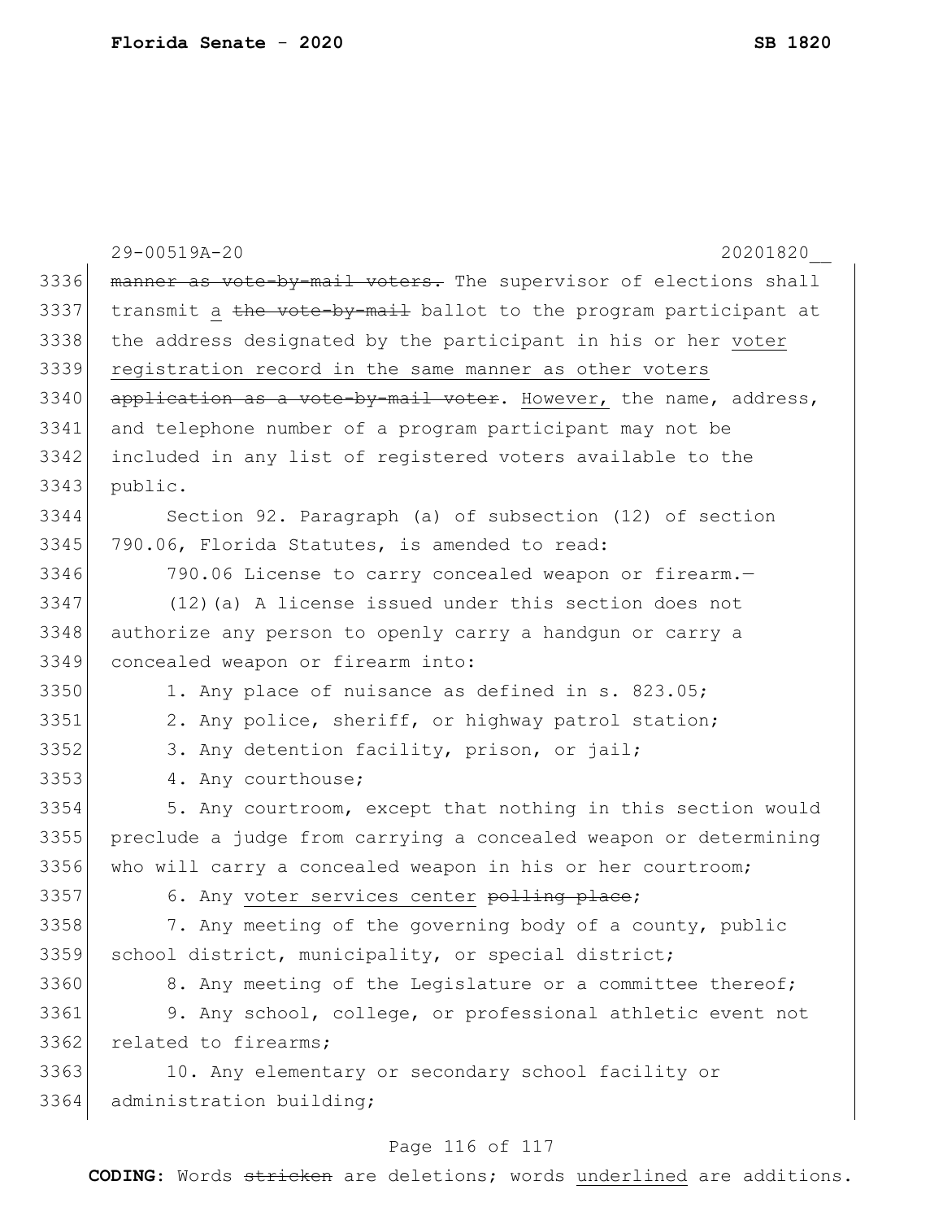29-00519A-20 20201820__

~~manner as vote-by-mail voters.~~ The supervisor of elections shall transmit a ~~the vote-by-mail~~ ballot to the program participant at the address designated by the participant in his or her <u>voter registration record in the same manner as other voters</u> ~~application as a vote-by-mail voter~~. <u>However,</u> the name, address, and telephone number of a program participant may not be included in any list of registered voters available to the public.

Section 92. Paragraph (a) of subsection (12) of section 790.06, Florida Statutes, is amended to read:

790.06 License to carry concealed weapon or firearm.—

(12)(a) A license issued under this section does not authorize any person to openly carry a handgun or carry a concealed weapon or firearm into:

1. Any place of nuisance as defined in s. 823.05;

2. Any police, sheriff, or highway patrol station;

3. Any detention facility, prison, or jail;

4. Any courthouse;

5. Any courtroom, except that nothing in this section would preclude a judge from carrying a concealed weapon or determining who will carry a concealed weapon in his or her courtroom;

6. Any <u>voter services center</u> ~~polling place~~;

7. Any meeting of the governing body of a county, public school district, municipality, or special district;

8. Any meeting of the Legislature or a committee thereof;

9. Any school, college, or professional athletic event not related to firearms;

10. Any elementary or secondary school facility or administration building;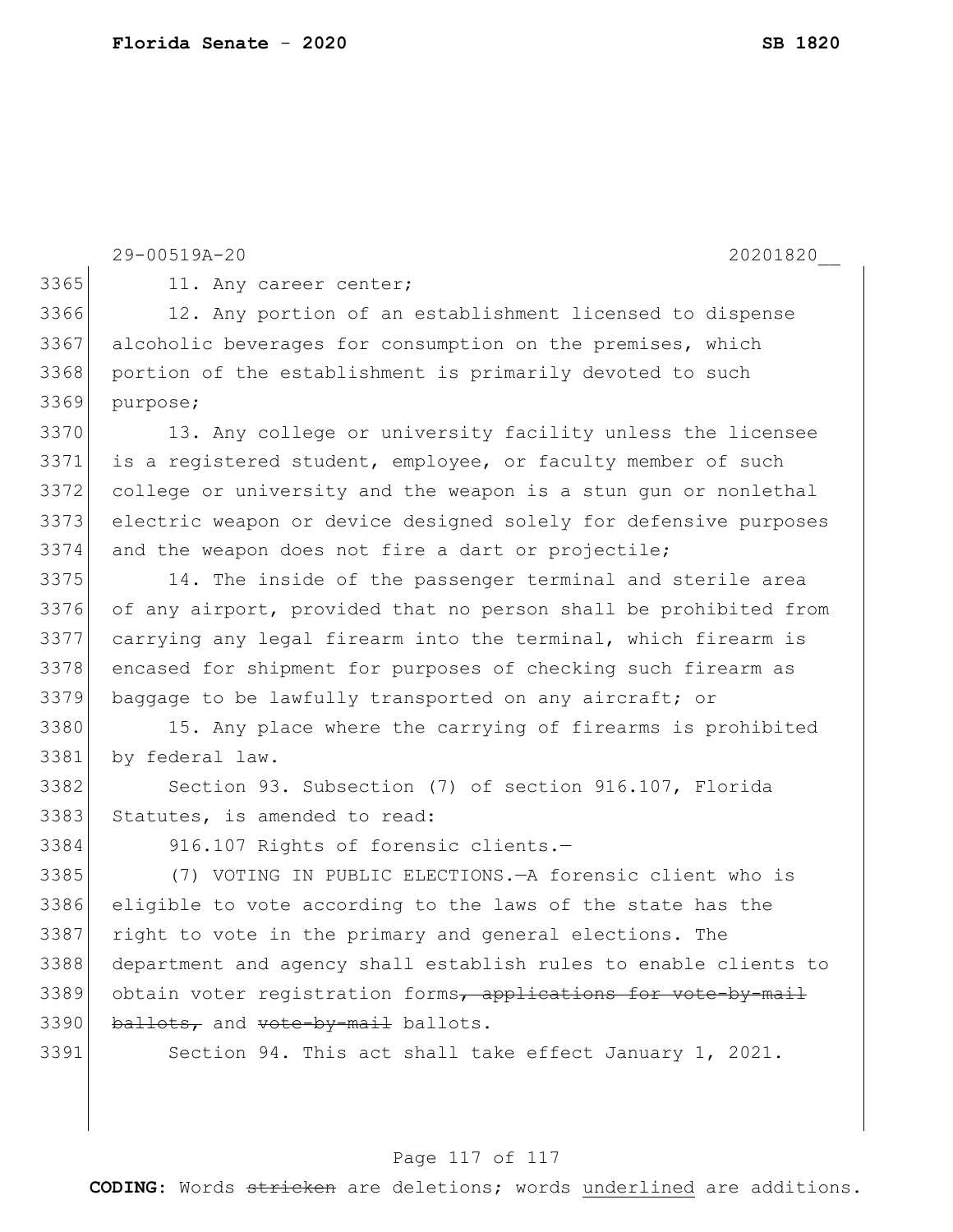11. Any career center;

12. Any portion of an establishment licensed to dispense alcoholic beverages for consumption on the premises, which portion of the establishment is primarily devoted to such purpose;

13. Any college or university facility unless the licensee is a registered student, employee, or faculty member of such college or university and the weapon is a stun gun or nonlethal electric weapon or device designed solely for defensive purposes and the weapon does not fire a dart or projectile;

14. The inside of the passenger terminal and sterile area of any airport, provided that no person shall be prohibited from carrying any legal firearm into the terminal, which firearm is encased for shipment for purposes of checking such firearm as baggage to be lawfully transported on any aircraft; or

15. Any place where the carrying of firearms is prohibited by federal law.

Section 93. Subsection (7) of section 916.107, Florida Statutes, is amended to read:

916.107 Rights of forensic clients.—

(7) VOTING IN PUBLIC ELECTIONS.—A forensic client who is eligible to vote according to the laws of the state has the right to vote in the primary and general elections. The department and agency shall establish rules to enable clients to obtain voter registration forms~~, applications for vote-by-mail ballots,~~ and ~~vote-by-mail~~ ballots.

Section 94. This act shall take effect January 1, 2021.